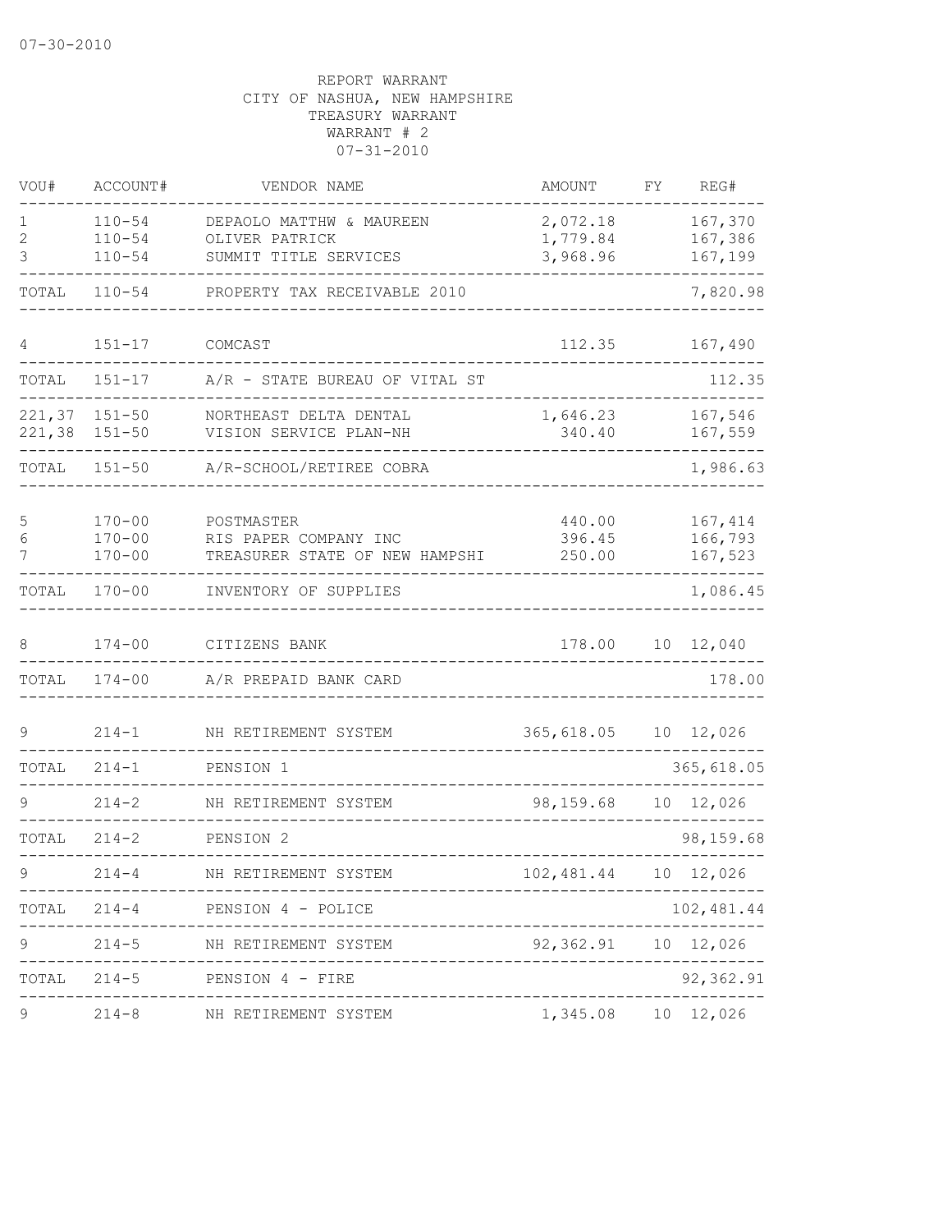07-30-2010

REPORT WARRANT
CITY OF NASHUA, NEW HAMPSHIRE
TREASURY WARRANT
WARRANT # 2
07-31-2010

| VOU# | ACCOUNT# | VENDOR NAME | AMOUNT | FY | REG# |
|---|---|---|---|---|---|
| 1 | 110-54 | DEPAOLO MATTHW & MAUREEN | 2,072.18 | | 167,370 |
| 2 | 110-54 | OLIVER PATRICK | 1,779.84 | | 167,386 |
| 3 | 110-54 | SUMMIT TITLE SERVICES | 3,968.96 | | 167,199 |
| TOTAL | 110-54 | PROPERTY TAX RECEIVABLE 2010 | | | 7,820.98 |
| 4 | 151-17 | COMCAST | 112.35 | | 167,490 |
| TOTAL | 151-17 | A/R - STATE BUREAU OF VITAL ST | | | 112.35 |
| 221,37 | 151-50 | NORTHEAST DELTA DENTAL | 1,646.23 | | 167,546 |
| 221,38 | 151-50 | VISION SERVICE PLAN-NH | 340.40 | | 167,559 |
| TOTAL | 151-50 | A/R-SCHOOL/RETIREE COBRA | | | 1,986.63 |
| 5 | 170-00 | POSTMASTER | 440.00 | | 167,414 |
| 6 | 170-00 | RIS PAPER COMPANY INC | 396.45 | | 166,793 |
| 7 | 170-00 | TREASURER STATE OF NEW HAMPSHI | 250.00 | | 167,523 |
| TOTAL | 170-00 | INVENTORY OF SUPPLIES | | | 1,086.45 |
| 8 | 174-00 | CITIZENS BANK | 178.00 | 10 | 12,040 |
| TOTAL | 174-00 | A/R PREPAID BANK CARD | | | 178.00 |
| 9 | 214-1 | NH RETIREMENT SYSTEM | 365,618.05 | 10 | 12,026 |
| TOTAL | 214-1 | PENSION 1 | | | 365,618.05 |
| 9 | 214-2 | NH RETIREMENT SYSTEM | 98,159.68 | 10 | 12,026 |
| TOTAL | 214-2 | PENSION 2 | | | 98,159.68 |
| 9 | 214-4 | NH RETIREMENT SYSTEM | 102,481.44 | 10 | 12,026 |
| TOTAL | 214-4 | PENSION 4 - POLICE | | | 102,481.44 |
| 9 | 214-5 | NH RETIREMENT SYSTEM | 92,362.91 | 10 | 12,026 |
| TOTAL | 214-5 | PENSION 4 - FIRE | | | 92,362.91 |
| 9 | 214-8 | NH RETIREMENT SYSTEM | 1,345.08 | 10 | 12,026 |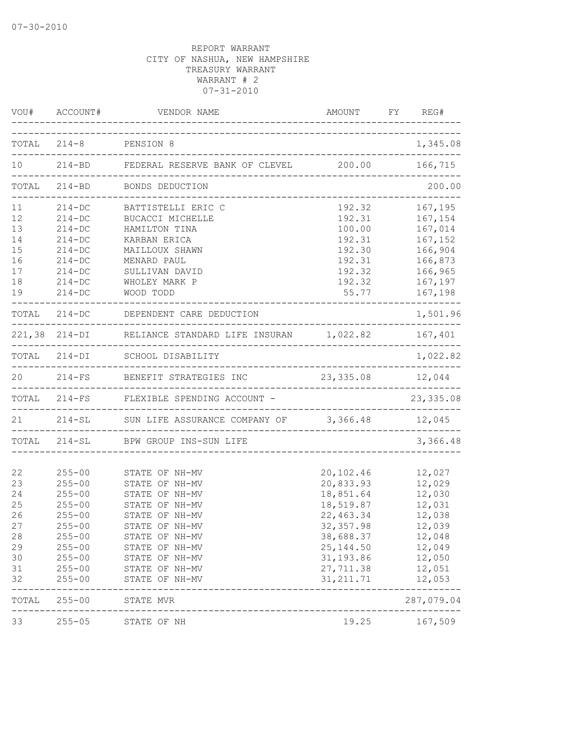07-30-2010

REPORT WARRANT
CITY OF NASHUA, NEW HAMPSHIRE
TREASURY WARRANT
WARRANT # 2
07-31-2010

| VOU# | ACCOUNT# | VENDOR NAME | AMOUNT | FY | REG# |
|---|---|---|---|---|---|
| TOTAL | 214-8 | PENSION 8 | | | 1,345.08 |
| 10 | 214-BD | FEDERAL RESERVE BANK OF CLEVEL | 200.00 | | 166,715 |
| TOTAL | 214-BD | BONDS DEDUCTION | | | 200.00 |
| 11 | 214-DC | BATTISTELLI ERIC C | 192.32 | | 167,195 |
| 12 | 214-DC | BUCACCI MICHELLE | 192.31 | | 167,154 |
| 13 | 214-DC | HAMILTON TINA | 100.00 | | 167,014 |
| 14 | 214-DC | KARBAN ERICA | 192.31 | | 167,152 |
| 15 | 214-DC | MAILLOUX SHAWN | 192.30 | | 166,904 |
| 16 | 214-DC | MENARD PAUL | 192.31 | | 166,873 |
| 17 | 214-DC | SULLIVAN DAVID | 192.32 | | 166,965 |
| 18 | 214-DC | WHOLEY MARK P | 192.32 | | 167,197 |
| 19 | 214-DC | WOOD TODD | 55.77 | | 167,198 |
| TOTAL | 214-DC | DEPENDENT CARE DEDUCTION | | | 1,501.96 |
| 221,38 | 214-DI | RELIANCE STANDARD LIFE INSURAN | 1,022.82 | | 167,401 |
| TOTAL | 214-DI | SCHOOL DISABILITY | | | 1,022.82 |
| 20 | 214-FS | BENEFIT STRATEGIES INC | 23,335.08 | | 12,044 |
| TOTAL | 214-FS | FLEXIBLE SPENDING ACCOUNT - | | | 23,335.08 |
| 21 | 214-SL | SUN LIFE ASSURANCE COMPANY OF | 3,366.48 | | 12,045 |
| TOTAL | 214-SL | BPW GROUP INS-SUN LIFE | | | 3,366.48 |
| 22 | 255-00 | STATE OF NH-MV | 20,102.46 | | 12,027 |
| 23 | 255-00 | STATE OF NH-MV | 20,833.93 | | 12,029 |
| 24 | 255-00 | STATE OF NH-MV | 18,851.64 | | 12,030 |
| 25 | 255-00 | STATE OF NH-MV | 18,519.87 | | 12,031 |
| 26 | 255-00 | STATE OF NH-MV | 22,463.34 | | 12,038 |
| 27 | 255-00 | STATE OF NH-MV | 32,357.98 | | 12,039 |
| 28 | 255-00 | STATE OF NH-MV | 38,688.37 | | 12,048 |
| 29 | 255-00 | STATE OF NH-MV | 25,144.50 | | 12,049 |
| 30 | 255-00 | STATE OF NH-MV | 31,193.86 | | 12,050 |
| 31 | 255-00 | STATE OF NH-MV | 27,711.38 | | 12,051 |
| 32 | 255-00 | STATE OF NH-MV | 31,211.71 | | 12,053 |
| TOTAL | 255-00 | STATE MVR | | | 287,079.04 |
| 33 | 255-05 | STATE OF NH | 19.25 | | 167,509 |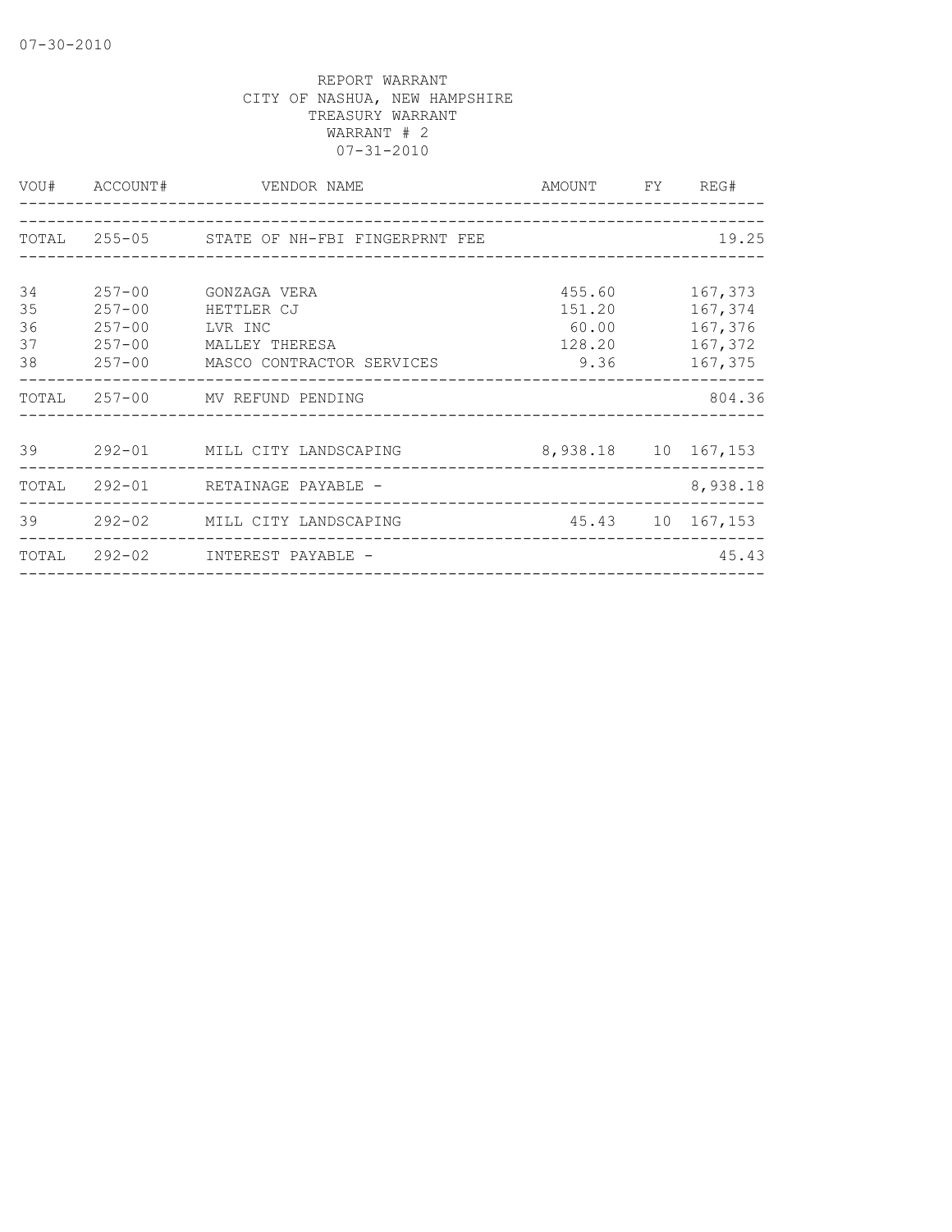07-30-2010

REPORT WARRANT
CITY OF NASHUA, NEW HAMPSHIRE
TREASURY WARRANT
WARRANT # 2
07-31-2010

| VOU# | ACCOUNT# | VENDOR NAME | AMOUNT | FY | REG# |
|---|---|---|---|---|---|
| TOTAL | 255-05 | STATE OF NH-FBI FINGERPRNT FEE | | | 19.25 |
| 34 | 257-00 | GONZAGA VERA | 455.60 | | 167,373 |
| 35 | 257-00 | HETTLER CJ | 151.20 | | 167,374 |
| 36 | 257-00 | LVR INC | 60.00 | | 167,376 |
| 37 | 257-00 | MALLEY THERESA | 128.20 | | 167,372 |
| 38 | 257-00 | MASCO CONTRACTOR SERVICES | 9.36 | | 167,375 |
| TOTAL | 257-00 | MV REFUND PENDING | | | 804.36 |
| 39 | 292-01 | MILL CITY LANDSCAPING | 8,938.18 | 10 | 167,153 |
| TOTAL | 292-01 | RETAINAGE PAYABLE - | | | 8,938.18 |
| 39 | 292-02 | MILL CITY LANDSCAPING | 45.43 | 10 | 167,153 |
| TOTAL | 292-02 | INTEREST PAYABLE - | | | 45.43 |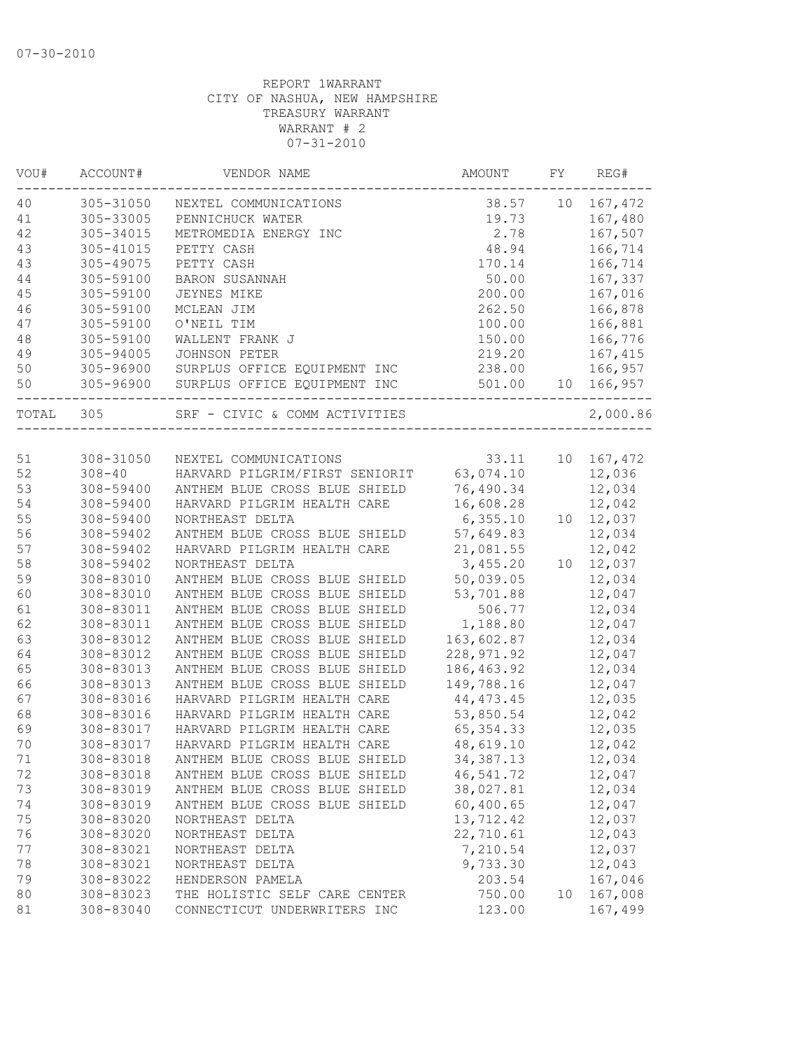07-30-2010

REPORT 1WARRANT
CITY OF NASHUA, NEW HAMPSHIRE
TREASURY WARRANT
WARRANT # 2
07-31-2010

| VOU# | ACCOUNT# | VENDOR NAME | AMOUNT | FY | REG# |
|---|---|---|---|---|---|
| 40 | 305-31050 | NEXTEL COMMUNICATIONS | 38.57 | 10 | 167,472 |
| 41 | 305-33005 | PENNICHUCK WATER | 19.73 | | 167,480 |
| 42 | 305-34015 | METROMEDIA ENERGY INC | 2.78 | | 167,507 |
| 43 | 305-41015 | PETTY CASH | 48.94 | | 166,714 |
| 43 | 305-49075 | PETTY CASH | 170.14 | | 166,714 |
| 44 | 305-59100 | BARON SUSANNAH | 50.00 | | 167,337 |
| 45 | 305-59100 | JEYNES MIKE | 200.00 | | 167,016 |
| 46 | 305-59100 | MCLEAN JIM | 262.50 | | 166,878 |
| 47 | 305-59100 | O'NEIL TIM | 100.00 | | 166,881 |
| 48 | 305-59100 | WALLENT FRANK J | 150.00 | | 166,776 |
| 49 | 305-94005 | JOHNSON PETER | 219.20 | | 167,415 |
| 50 | 305-96900 | SURPLUS OFFICE EQUIPMENT INC | 238.00 | | 166,957 |
| 50 | 305-96900 | SURPLUS OFFICE EQUIPMENT INC | 501.00 | 10 | 166,957 |
| TOTAL | 305 | SRF - CIVIC & COMM ACTIVITIES | | | 2,000.86 |
| 51 | 308-31050 | NEXTEL COMMUNICATIONS | 33.11 | 10 | 167,472 |
| 52 | 308-40 | HARVARD PILGRIM/FIRST SENIORIT | 63,074.10 | | 12,036 |
| 53 | 308-59400 | ANTHEM BLUE CROSS BLUE SHIELD | 76,490.34 | | 12,034 |
| 54 | 308-59400 | HARVARD PILGRIM HEALTH CARE | 16,608.28 | | 12,042 |
| 55 | 308-59400 | NORTHEAST DELTA | 6,355.10 | 10 | 12,037 |
| 56 | 308-59402 | ANTHEM BLUE CROSS BLUE SHIELD | 57,649.83 | | 12,034 |
| 57 | 308-59402 | HARVARD PILGRIM HEALTH CARE | 21,081.55 | | 12,042 |
| 58 | 308-59402 | NORTHEAST DELTA | 3,455.20 | 10 | 12,037 |
| 59 | 308-83010 | ANTHEM BLUE CROSS BLUE SHIELD | 50,039.05 | | 12,034 |
| 60 | 308-83010 | ANTHEM BLUE CROSS BLUE SHIELD | 53,701.88 | | 12,047 |
| 61 | 308-83011 | ANTHEM BLUE CROSS BLUE SHIELD | 506.77 | | 12,034 |
| 62 | 308-83011 | ANTHEM BLUE CROSS BLUE SHIELD | 1,188.80 | | 12,047 |
| 63 | 308-83012 | ANTHEM BLUE CROSS BLUE SHIELD | 163,602.87 | | 12,034 |
| 64 | 308-83012 | ANTHEM BLUE CROSS BLUE SHIELD | 228,971.92 | | 12,047 |
| 65 | 308-83013 | ANTHEM BLUE CROSS BLUE SHIELD | 186,463.92 | | 12,034 |
| 66 | 308-83013 | ANTHEM BLUE CROSS BLUE SHIELD | 149,788.16 | | 12,047 |
| 67 | 308-83016 | HARVARD PILGRIM HEALTH CARE | 44,473.45 | | 12,035 |
| 68 | 308-83016 | HARVARD PILGRIM HEALTH CARE | 53,850.54 | | 12,042 |
| 69 | 308-83017 | HARVARD PILGRIM HEALTH CARE | 65,354.33 | | 12,035 |
| 70 | 308-83017 | HARVARD PILGRIM HEALTH CARE | 48,619.10 | | 12,042 |
| 71 | 308-83018 | ANTHEM BLUE CROSS BLUE SHIELD | 34,387.13 | | 12,034 |
| 72 | 308-83018 | ANTHEM BLUE CROSS BLUE SHIELD | 46,541.72 | | 12,047 |
| 73 | 308-83019 | ANTHEM BLUE CROSS BLUE SHIELD | 38,027.81 | | 12,034 |
| 74 | 308-83019 | ANTHEM BLUE CROSS BLUE SHIELD | 60,400.65 | | 12,047 |
| 75 | 308-83020 | NORTHEAST DELTA | 13,712.42 | | 12,037 |
| 76 | 308-83020 | NORTHEAST DELTA | 22,710.61 | | 12,043 |
| 77 | 308-83021 | NORTHEAST DELTA | 7,210.54 | | 12,037 |
| 78 | 308-83021 | NORTHEAST DELTA | 9,733.30 | | 12,043 |
| 79 | 308-83022 | HENDERSON PAMELA | 203.54 | | 167,046 |
| 80 | 308-83023 | THE HOLISTIC SELF CARE CENTER | 750.00 | 10 | 167,008 |
| 81 | 308-83040 | CONNECTICUT UNDERWRITERS INC | 123.00 | | 167,499 |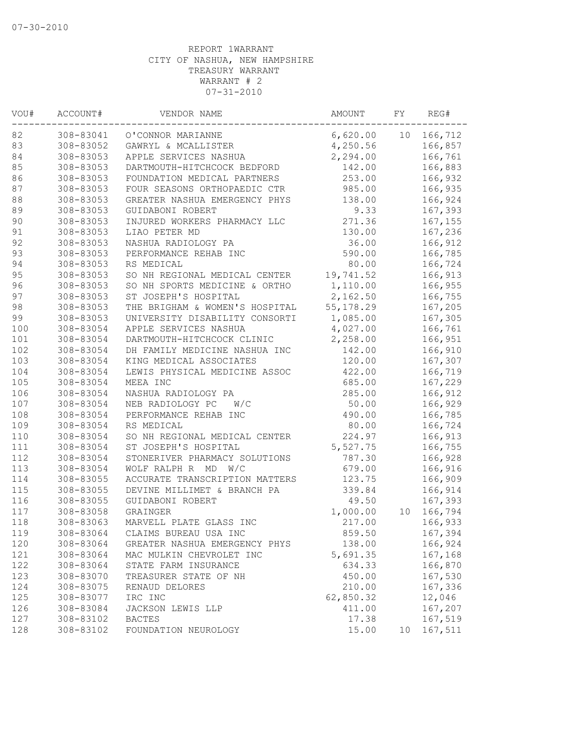07-30-2010

REPORT 1WARRANT
CITY OF NASHUA, NEW HAMPSHIRE
TREASURY WARRANT
WARRANT # 2
07-31-2010

| VOU# | ACCOUNT# | VENDOR NAME | AMOUNT | FY | REG# |
|---|---|---|---|---|---|
| 82 | 308-83041 | O'CONNOR MARIANNE | 6,620.00 | 10 | 166,712 |
| 83 | 308-83052 | GAWRYL & MCALLISTER | 4,250.56 | | 166,857 |
| 84 | 308-83053 | APPLE SERVICES NASHUA | 2,294.00 | | 166,761 |
| 85 | 308-83053 | DARTMOUTH-HITCHCOCK BEDFORD | 142.00 | | 166,883 |
| 86 | 308-83053 | FOUNDATION MEDICAL PARTNERS | 253.00 | | 166,932 |
| 87 | 308-83053 | FOUR SEASONS ORTHOPAEDIC CTR | 985.00 | | 166,935 |
| 88 | 308-83053 | GREATER NASHUA EMERGENCY PHYS | 138.00 | | 166,924 |
| 89 | 308-83053 | GUIDABONI ROBERT | 9.33 | | 167,393 |
| 90 | 308-83053 | INJURED WORKERS PHARMACY LLC | 271.36 | | 167,155 |
| 91 | 308-83053 | LIAO PETER MD | 130.00 | | 167,236 |
| 92 | 308-83053 | NASHUA RADIOLOGY PA | 36.00 | | 166,912 |
| 93 | 308-83053 | PERFORMANCE REHAB INC | 590.00 | | 166,785 |
| 94 | 308-83053 | RS MEDICAL | 80.00 | | 166,724 |
| 95 | 308-83053 | SO NH REGIONAL MEDICAL CENTER | 19,741.52 | | 166,913 |
| 96 | 308-83053 | SO NH SPORTS MEDICINE & ORTHO | 1,110.00 | | 166,955 |
| 97 | 308-83053 | ST JOSEPH'S HOSPITAL | 2,162.50 | | 166,755 |
| 98 | 308-83053 | THE BRIGHAM & WOMEN'S HOSPITAL | 55,178.29 | | 167,205 |
| 99 | 308-83053 | UNIVERSITY DISABILITY CONSORTI | 1,085.00 | | 167,305 |
| 100 | 308-83054 | APPLE SERVICES NASHUA | 4,027.00 | | 166,761 |
| 101 | 308-83054 | DARTMOUTH-HITCHCOCK CLINIC | 2,258.00 | | 166,951 |
| 102 | 308-83054 | DH FAMILY MEDICINE NASHUA INC | 142.00 | | 166,910 |
| 103 | 308-83054 | KING MEDICAL ASSOCIATES | 120.00 | | 167,307 |
| 104 | 308-83054 | LEWIS PHYSICAL MEDICINE ASSOC | 422.00 | | 166,719 |
| 105 | 308-83054 | MEEA INC | 685.00 | | 167,229 |
| 106 | 308-83054 | NASHUA RADIOLOGY PA | 285.00 | | 166,912 |
| 107 | 308-83054 | NEB RADIOLOGY PC W/C | 50.00 | | 166,929 |
| 108 | 308-83054 | PERFORMANCE REHAB INC | 490.00 | | 166,785 |
| 109 | 308-83054 | RS MEDICAL | 80.00 | | 166,724 |
| 110 | 308-83054 | SO NH REGIONAL MEDICAL CENTER | 224.97 | | 166,913 |
| 111 | 308-83054 | ST JOSEPH'S HOSPITAL | 5,527.75 | | 166,755 |
| 112 | 308-83054 | STONERIVER PHARMACY SOLUTIONS | 787.30 | | 166,928 |
| 113 | 308-83054 | WOLF RALPH R MD W/C | 679.00 | | 166,916 |
| 114 | 308-83055 | ACCURATE TRANSCRIPTION MATTERS | 123.75 | | 166,909 |
| 115 | 308-83055 | DEVINE MILLIMET & BRANCH PA | 339.84 | | 166,914 |
| 116 | 308-83055 | GUIDABONI ROBERT | 49.50 | | 167,393 |
| 117 | 308-83058 | GRAINGER | 1,000.00 | 10 | 166,794 |
| 118 | 308-83063 | MARVELL PLATE GLASS INC | 217.00 | | 166,933 |
| 119 | 308-83064 | CLAIMS BUREAU USA INC | 859.50 | | 167,394 |
| 120 | 308-83064 | GREATER NASHUA EMERGENCY PHYS | 138.00 | | 166,924 |
| 121 | 308-83064 | MAC MULKIN CHEVROLET INC | 5,691.35 | | 167,168 |
| 122 | 308-83064 | STATE FARM INSURANCE | 634.33 | | 166,870 |
| 123 | 308-83070 | TREASURER STATE OF NH | 450.00 | | 167,530 |
| 124 | 308-83075 | RENAUD DELORES | 210.00 | | 167,336 |
| 125 | 308-83077 | IRC INC | 62,850.32 | | 12,046 |
| 126 | 308-83084 | JACKSON LEWIS LLP | 411.00 | | 167,207 |
| 127 | 308-83102 | BACTES | 17.38 | | 167,519 |
| 128 | 308-83102 | FOUNDATION NEUROLOGY | 15.00 | 10 | 167,511 |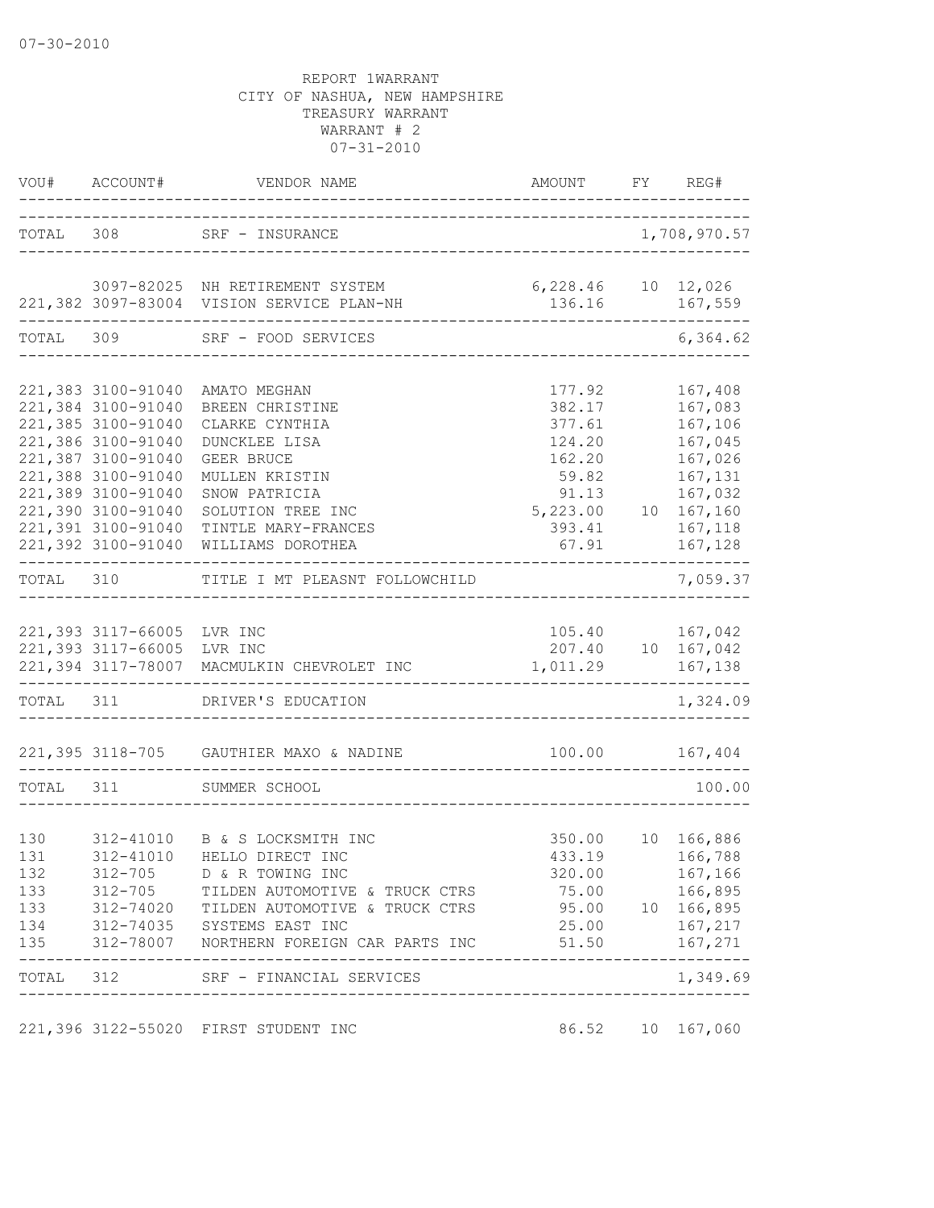07-30-2010

REPORT 1WARRANT
CITY OF NASHUA, NEW HAMPSHIRE
TREASURY WARRANT
WARRANT # 2
07-31-2010

| VOU# | ACCOUNT# | VENDOR NAME | AMOUNT | FY | REG# |
|---|---|---|---|---|---|
| TOTAL | 308 | SRF - INSURANCE | | | 1,708,970.57 |
| | 3097-82025 | NH RETIREMENT SYSTEM | 6,228.46 | 10 | 12,026 |
| 221,382 | 3097-83004 | VISION SERVICE PLAN-NH | 136.16 | | 167,559 |
| TOTAL | 309 | SRF - FOOD SERVICES | | | 6,364.62 |
| 221,383 | 3100-91040 | AMATO MEGHAN | 177.92 | | 167,408 |
| 221,384 | 3100-91040 | BREEN CHRISTINE | 382.17 | | 167,083 |
| 221,385 | 3100-91040 | CLARKE CYNTHIA | 377.61 | | 167,106 |
| 221,386 | 3100-91040 | DUNCKLEE LISA | 124.20 | | 167,045 |
| 221,387 | 3100-91040 | GEER BRUCE | 162.20 | | 167,026 |
| 221,388 | 3100-91040 | MULLEN KRISTIN | 59.82 | | 167,131 |
| 221,389 | 3100-91040 | SNOW PATRICIA | 91.13 | | 167,032 |
| 221,390 | 3100-91040 | SOLUTION TREE INC | 5,223.00 | 10 | 167,160 |
| 221,391 | 3100-91040 | TINTLE MARY-FRANCES | 393.41 | | 167,118 |
| 221,392 | 3100-91040 | WILLIAMS DOROTHEA | 67.91 | | 167,128 |
| TOTAL | 310 | TITLE I MT PLEASNT FOLLOWCHILD | | | 7,059.37 |
| 221,393 | 3117-66005 | LVR INC | 105.40 | | 167,042 |
| 221,393 | 3117-66005 | LVR INC | 207.40 | 10 | 167,042 |
| 221,394 | 3117-78007 | MACMULKIN CHEVROLET INC | 1,011.29 | | 167,138 |
| TOTAL | 311 | DRIVER'S EDUCATION | | | 1,324.09 |
| 221,395 | 3118-705 | GAUTHIER MAXO & NADINE | 100.00 | | 167,404 |
| TOTAL | 311 | SUMMER SCHOOL | | | 100.00 |
| 130 | 312-41010 | B & S LOCKSMITH INC | 350.00 | 10 | 166,886 |
| 131 | 312-41010 | HELLO DIRECT INC | 433.19 | | 166,788 |
| 132 | 312-705 | D & R TOWING INC | 320.00 | | 167,166 |
| 133 | 312-705 | TILDEN AUTOMOTIVE & TRUCK CTRS | 75.00 | | 166,895 |
| 133 | 312-74020 | TILDEN AUTOMOTIVE & TRUCK CTRS | 95.00 | 10 | 166,895 |
| 134 | 312-74035 | SYSTEMS EAST INC | 25.00 | | 167,217 |
| 135 | 312-78007 | NORTHERN FOREIGN CAR PARTS INC | 51.50 | | 167,271 |
| TOTAL | 312 | SRF - FINANCIAL SERVICES | | | 1,349.69 |
| 221,396 | 3122-55020 | FIRST STUDENT INC | 86.52 | 10 | 167,060 |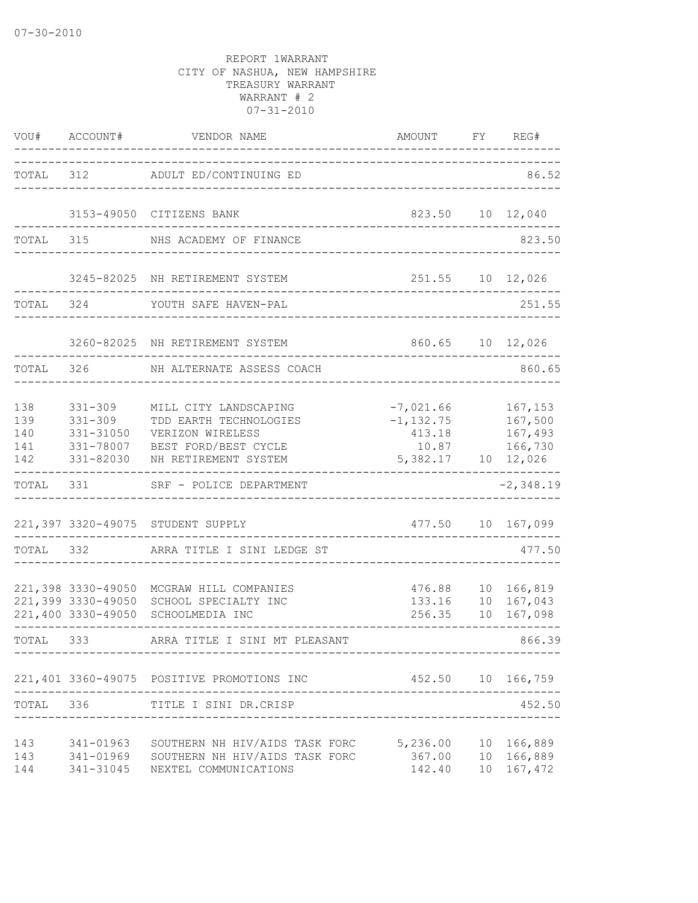07-30-2010

REPORT 1WARRANT
CITY OF NASHUA, NEW HAMPSHIRE
TREASURY WARRANT
WARRANT # 2
07-31-2010

| VOU# | ACCOUNT# | VENDOR NAME | AMOUNT | FY | REG# |
|---|---|---|---|---|---|
| TOTAL | 312 | ADULT ED/CONTINUING ED | | | 86.52 |
| | 3153-49050 | CITIZENS BANK | 823.50 | 10 | 12,040 |
| TOTAL | 315 | NHS ACADEMY OF FINANCE | | | 823.50 |
| | 3245-82025 | NH RETIREMENT SYSTEM | 251.55 | 10 | 12,026 |
| TOTAL | 324 | YOUTH SAFE HAVEN-PAL | | | 251.55 |
| | 3260-82025 | NH RETIREMENT SYSTEM | 860.65 | 10 | 12,026 |
| TOTAL | 326 | NH ALTERNATE ASSESS COACH | | | 860.65 |
| 138 | 331-309 | MILL CITY LANDSCAPING | -7,021.66 | | 167,153 |
| 139 | 331-309 | TDD EARTH TECHNOLOGIES | -1,132.75 | | 167,500 |
| 140 | 331-31050 | VERIZON WIRELESS | 413.18 | | 167,493 |
| 141 | 331-78007 | BEST FORD/BEST CYCLE | 10.87 | | 166,730 |
| 142 | 331-82030 | NH RETIREMENT SYSTEM | 5,382.17 | 10 | 12,026 |
| TOTAL | 331 | SRF - POLICE DEPARTMENT | | | -2,348.19 |
| 221,397 | 3320-49075 | STUDENT SUPPLY | 477.50 | 10 | 167,099 |
| TOTAL | 332 | ARRA TITLE I SINI LEDGE ST | | | 477.50 |
| 221,398 | 3330-49050 | MCGRAW HILL COMPANIES | 476.88 | 10 | 166,819 |
| 221,399 | 3330-49050 | SCHOOL SPECIALTY INC | 133.16 | 10 | 167,043 |
| 221,400 | 3330-49050 | SCHOOLMEDIA INC | 256.35 | 10 | 167,098 |
| TOTAL | 333 | ARRA TITLE I SINI MT PLEASANT | | | 866.39 |
| 221,401 | 3360-49075 | POSITIVE PROMOTIONS INC | 452.50 | 10 | 166,759 |
| TOTAL | 336 | TITLE I SINI DR.CRISP | | | 452.50 |
| 143 | 341-01963 | SOUTHERN NH HIV/AIDS TASK FORC | 5,236.00 | 10 | 166,889 |
| 143 | 341-01969 | SOUTHERN NH HIV/AIDS TASK FORC | 367.00 | 10 | 166,889 |
| 144 | 341-31045 | NEXTEL COMMUNICATIONS | 142.40 | 10 | 167,472 |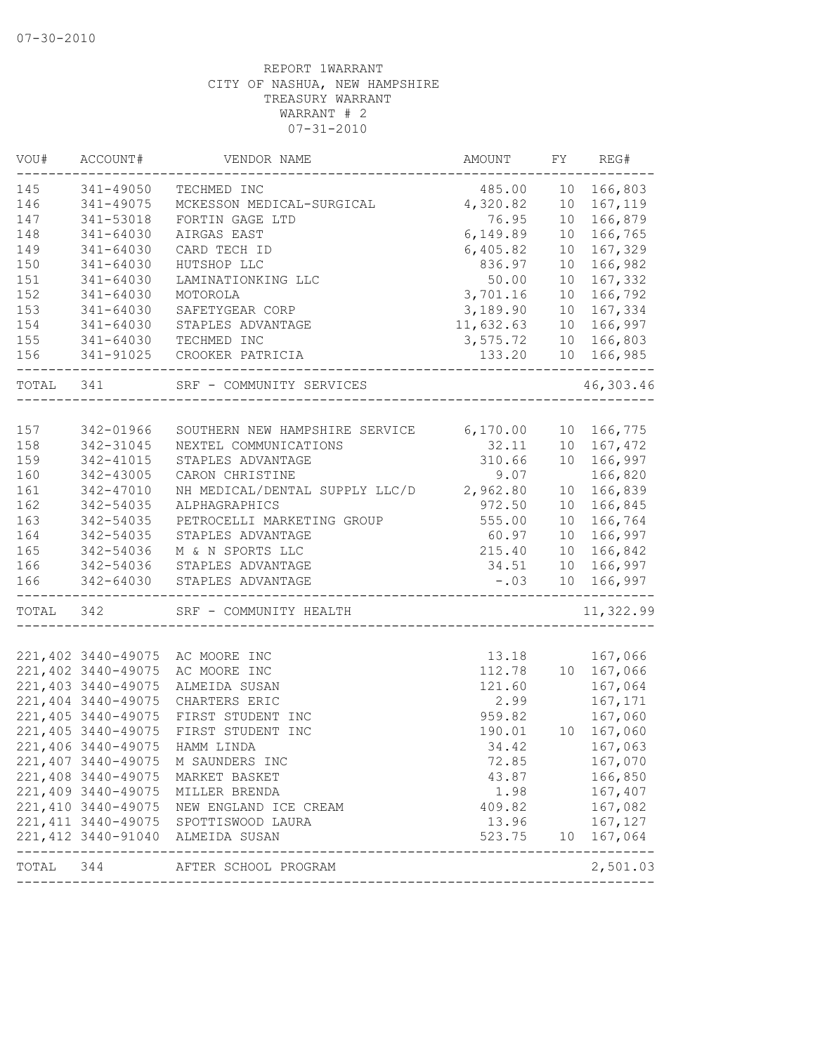07-30-2010

REPORT 1WARRANT
CITY OF NASHUA, NEW HAMPSHIRE
TREASURY WARRANT
WARRANT # 2
07-31-2010

| VOU# | ACCOUNT# | VENDOR NAME | AMOUNT | FY | REG# |
|---|---|---|---|---|---|
| 145 | 341-49050 | TECHMED INC | 485.00 | 10 | 166,803 |
| 146 | 341-49075 | MCKESSON MEDICAL-SURGICAL | 4,320.82 | 10 | 167,119 |
| 147 | 341-53018 | FORTIN GAGE LTD | 76.95 | 10 | 166,879 |
| 148 | 341-64030 | AIRGAS EAST | 6,149.89 | 10 | 166,765 |
| 149 | 341-64030 | CARD TECH ID | 6,405.82 | 10 | 167,329 |
| 150 | 341-64030 | HUTSHOP LLC | 836.97 | 10 | 166,982 |
| 151 | 341-64030 | LAMINATIONKING LLC | 50.00 | 10 | 167,332 |
| 152 | 341-64030 | MOTOROLA | 3,701.16 | 10 | 166,792 |
| 153 | 341-64030 | SAFETYGEAR CORP | 3,189.90 | 10 | 167,334 |
| 154 | 341-64030 | STAPLES ADVANTAGE | 11,632.63 | 10 | 166,997 |
| 155 | 341-64030 | TECHMED INC | 3,575.72 | 10 | 166,803 |
| 156 | 341-91025 | CROOKER PATRICIA | 133.20 | 10 | 166,985 |
| TOTAL | 341 | SRF - COMMUNITY SERVICES | | | 46,303.46 |

| VOU# | ACCOUNT# | VENDOR NAME | AMOUNT | FY | REG# |
|---|---|---|---|---|---|
| 157 | 342-01966 | SOUTHERN NEW HAMPSHIRE SERVICE | 6,170.00 | 10 | 166,775 |
| 158 | 342-31045 | NEXTEL COMMUNICATIONS | 32.11 | 10 | 167,472 |
| 159 | 342-41015 | STAPLES ADVANTAGE | 310.66 | 10 | 166,997 |
| 160 | 342-43005 | CARON CHRISTINE | 9.07 | | 166,820 |
| 161 | 342-47010 | NH MEDICAL/DENTAL SUPPLY LLC/D | 2,962.80 | 10 | 166,839 |
| 162 | 342-54035 | ALPHAGRAPHICS | 972.50 | 10 | 166,845 |
| 163 | 342-54035 | PETROCELLI MARKETING GROUP | 555.00 | 10 | 166,764 |
| 164 | 342-54035 | STAPLES ADVANTAGE | 60.97 | 10 | 166,997 |
| 165 | 342-54036 | M & N SPORTS LLC | 215.40 | 10 | 166,842 |
| 166 | 342-54036 | STAPLES ADVANTAGE | 34.51 | 10 | 166,997 |
| 166 | 342-64030 | STAPLES ADVANTAGE | -.03 | 10 | 166,997 |
| TOTAL | 342 | SRF - COMMUNITY HEALTH | | | 11,322.99 |

| VOU# | ACCOUNT# | VENDOR NAME | AMOUNT | FY | REG# |
|---|---|---|---|---|---|
| 221,402 | 3440-49075 | AC MOORE INC | 13.18 | | 167,066 |
| 221,402 | 3440-49075 | AC MOORE INC | 112.78 | 10 | 167,066 |
| 221,403 | 3440-49075 | ALMEIDA SUSAN | 121.60 | | 167,064 |
| 221,404 | 3440-49075 | CHARTERS ERIC | 2.99 | | 167,171 |
| 221,405 | 3440-49075 | FIRST STUDENT INC | 959.82 | | 167,060 |
| 221,405 | 3440-49075 | FIRST STUDENT INC | 190.01 | 10 | 167,060 |
| 221,406 | 3440-49075 | HAMM LINDA | 34.42 | | 167,063 |
| 221,407 | 3440-49075 | M SAUNDERS INC | 72.85 | | 167,070 |
| 221,408 | 3440-49075 | MARKET BASKET | 43.87 | | 166,850 |
| 221,409 | 3440-49075 | MILLER BRENDA | 1.98 | | 167,407 |
| 221,410 | 3440-49075 | NEW ENGLAND ICE CREAM | 409.82 | | 167,082 |
| 221,411 | 3440-49075 | SPOTTISWOOD LAURA | 13.96 | | 167,127 |
| 221,412 | 3440-91040 | ALMEIDA SUSAN | 523.75 | 10 | 167,064 |
| TOTAL | 344 | AFTER SCHOOL PROGRAM | | | 2,501.03 |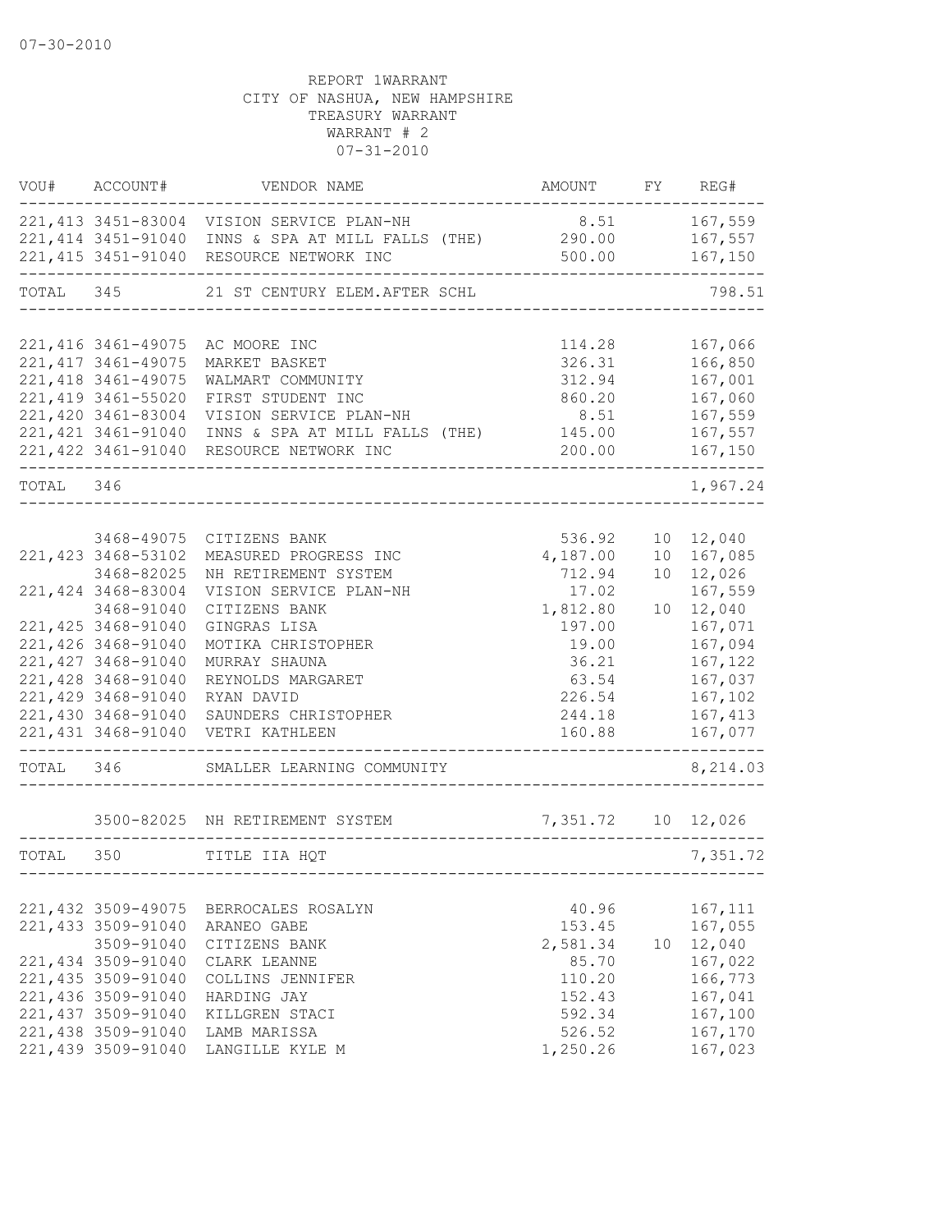07-30-2010

REPORT 1WARRANT
CITY OF NASHUA, NEW HAMPSHIRE
TREASURY WARRANT
WARRANT # 2
07-31-2010

| VOU# | ACCOUNT# | VENDOR NAME | AMOUNT | FY | REG# |
|---|---|---|---|---|---|
| 221,413 | 3451-83004 | VISION SERVICE PLAN-NH | 8.51 | | 167,559 |
| 221,414 | 3451-91040 | INNS & SPA AT MILL FALLS (THE) | 290.00 | | 167,557 |
| 221,415 | 3451-91040 | RESOURCE NETWORK INC | 500.00 | | 167,150 |
| TOTAL | 345 | 21 ST CENTURY ELEM.AFTER SCHL | | | 798.51 |
| 221,416 | 3461-49075 | AC MOORE INC | 114.28 | | 167,066 |
| 221,417 | 3461-49075 | MARKET BASKET | 326.31 | | 166,850 |
| 221,418 | 3461-49075 | WALMART COMMUNITY | 312.94 | | 167,001 |
| 221,419 | 3461-55020 | FIRST STUDENT INC | 860.20 | | 167,060 |
| 221,420 | 3461-83004 | VISION SERVICE PLAN-NH | 8.51 | | 167,559 |
| 221,421 | 3461-91040 | INNS & SPA AT MILL FALLS (THE) | 145.00 | | 167,557 |
| 221,422 | 3461-91040 | RESOURCE NETWORK INC | 200.00 | | 167,150 |
| TOTAL | 346 | | | | 1,967.24 |
| | 3468-49075 | CITIZENS BANK | 536.92 | 10 | 12,040 |
| 221,423 | 3468-53102 | MEASURED PROGRESS INC | 4,187.00 | 10 | 167,085 |
| | 3468-82025 | NH RETIREMENT SYSTEM | 712.94 | 10 | 12,026 |
| 221,424 | 3468-83004 | VISION SERVICE PLAN-NH | 17.02 | | 167,559 |
| | 3468-91040 | CITIZENS BANK | 1,812.80 | 10 | 12,040 |
| 221,425 | 3468-91040 | GINGRAS LISA | 197.00 | | 167,071 |
| 221,426 | 3468-91040 | MOTIKA CHRISTOPHER | 19.00 | | 167,094 |
| 221,427 | 3468-91040 | MURRAY SHAUNA | 36.21 | | 167,122 |
| 221,428 | 3468-91040 | REYNOLDS MARGARET | 63.54 | | 167,037 |
| 221,429 | 3468-91040 | RYAN DAVID | 226.54 | | 167,102 |
| 221,430 | 3468-91040 | SAUNDERS CHRISTOPHER | 244.18 | | 167,413 |
| 221,431 | 3468-91040 | VETRI KATHLEEN | 160.88 | | 167,077 |
| TOTAL | 346 | SMALLER LEARNING COMMUNITY | | | 8,214.03 |
| | 3500-82025 | NH RETIREMENT SYSTEM | 7,351.72 | 10 | 12,026 |
| TOTAL | 350 | TITLE IIA HQT | | | 7,351.72 |
| 221,432 | 3509-49075 | BERROCALES ROSALYN | 40.96 | | 167,111 |
| 221,433 | 3509-91040 | ARANEO GABE | 153.45 | | 167,055 |
| | 3509-91040 | CITIZENS BANK | 2,581.34 | 10 | 12,040 |
| 221,434 | 3509-91040 | CLARK LEANNE | 85.70 | | 167,022 |
| 221,435 | 3509-91040 | COLLINS JENNIFER | 110.20 | | 166,773 |
| 221,436 | 3509-91040 | HARDING JAY | 152.43 | | 167,041 |
| 221,437 | 3509-91040 | KILLGREN STACI | 592.34 | | 167,100 |
| 221,438 | 3509-91040 | LAMB MARISSA | 526.52 | | 167,170 |
| 221,439 | 3509-91040 | LANGILLE KYLE M | 1,250.26 | | 167,023 |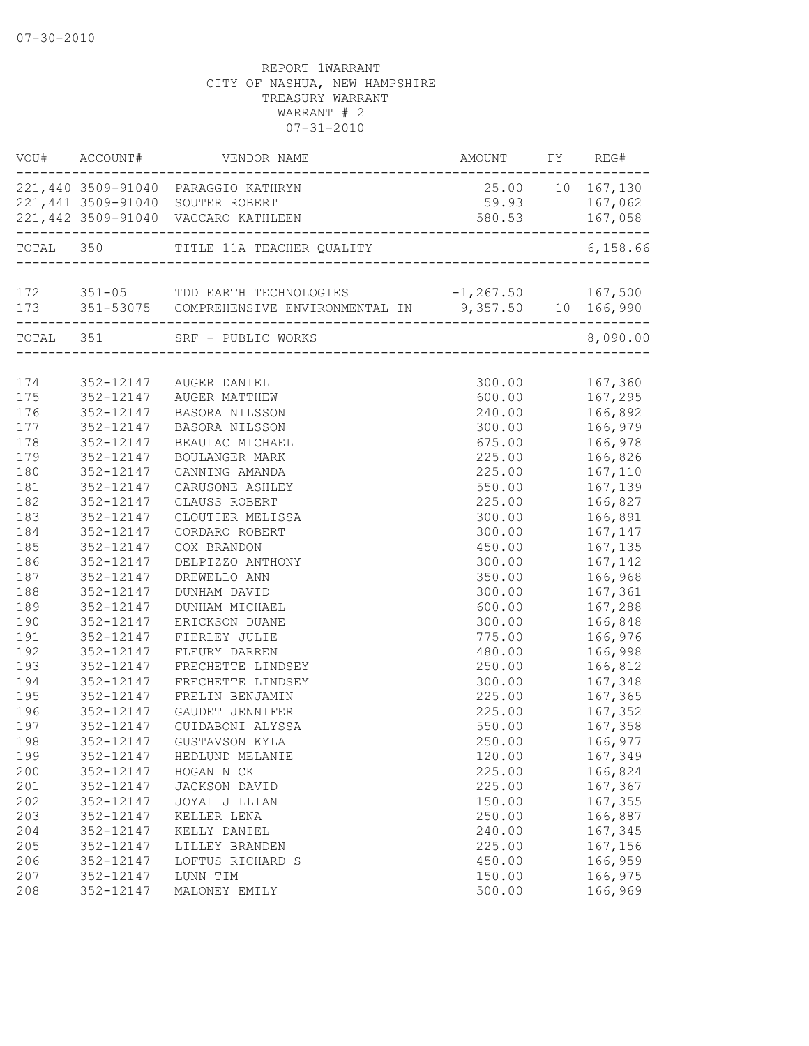07-30-2010

REPORT 1WARRANT
CITY OF NASHUA, NEW HAMPSHIRE
TREASURY WARRANT
WARRANT # 2
07-31-2010

| VOU# | ACCOUNT# | VENDOR NAME | AMOUNT | FY | REG# |
|---|---|---|---|---|---|
| 221,440 | 3509-91040 | PARAGGIO KATHRYN | 25.00 | 10 | 167,130 |
| 221,441 | 3509-91040 | SOUTER ROBERT | 59.93 | | 167,062 |
| 221,442 | 3509-91040 | VACCARO KATHLEEN | 580.53 | | 167,058 |
| TOTAL | 350 | TITLE 11A TEACHER QUALITY | | | 6,158.66 |
| 172 | 351-05 | TDD EARTH TECHNOLOGIES | -1,267.50 | | 167,500 |
| 173 | 351-53075 | COMPREHENSIVE ENVIRONMENTAL IN | 9,357.50 | 10 | 166,990 |
| TOTAL | 351 | SRF - PUBLIC WORKS | | | 8,090.00 |
| 174 | 352-12147 | AUGER DANIEL | 300.00 | | 167,360 |
| 175 | 352-12147 | AUGER MATTHEW | 600.00 | | 167,295 |
| 176 | 352-12147 | BASORA NILSSON | 240.00 | | 166,892 |
| 177 | 352-12147 | BASORA NILSSON | 300.00 | | 166,979 |
| 178 | 352-12147 | BEAULAC MICHAEL | 675.00 | | 166,978 |
| 179 | 352-12147 | BOULANGER MARK | 225.00 | | 166,826 |
| 180 | 352-12147 | CANNING AMANDA | 225.00 | | 167,110 |
| 181 | 352-12147 | CARUSONE ASHLEY | 550.00 | | 167,139 |
| 182 | 352-12147 | CLAUSS ROBERT | 225.00 | | 166,827 |
| 183 | 352-12147 | CLOUTIER MELISSA | 300.00 | | 166,891 |
| 184 | 352-12147 | CORDARO ROBERT | 300.00 | | 167,147 |
| 185 | 352-12147 | COX BRANDON | 450.00 | | 167,135 |
| 186 | 352-12147 | DELPIZZO ANTHONY | 300.00 | | 167,142 |
| 187 | 352-12147 | DREWELLO ANN | 350.00 | | 166,968 |
| 188 | 352-12147 | DUNHAM DAVID | 300.00 | | 167,361 |
| 189 | 352-12147 | DUNHAM MICHAEL | 600.00 | | 167,288 |
| 190 | 352-12147 | ERICKSON DUANE | 300.00 | | 166,848 |
| 191 | 352-12147 | FIERLEY JULIE | 775.00 | | 166,976 |
| 192 | 352-12147 | FLEURY DARREN | 480.00 | | 166,998 |
| 193 | 352-12147 | FRECHETTE LINDSEY | 250.00 | | 166,812 |
| 194 | 352-12147 | FRECHETTE LINDSEY | 300.00 | | 167,348 |
| 195 | 352-12147 | FRELIN BENJAMIN | 225.00 | | 167,365 |
| 196 | 352-12147 | GAUDET JENNIFER | 225.00 | | 167,352 |
| 197 | 352-12147 | GUIDABONI ALYSSA | 550.00 | | 167,358 |
| 198 | 352-12147 | GUSTAVSON KYLA | 250.00 | | 166,977 |
| 199 | 352-12147 | HEDLUND MELANIE | 120.00 | | 167,349 |
| 200 | 352-12147 | HOGAN NICK | 225.00 | | 166,824 |
| 201 | 352-12147 | JACKSON DAVID | 225.00 | | 167,367 |
| 202 | 352-12147 | JOYAL JILLIAN | 150.00 | | 167,355 |
| 203 | 352-12147 | KELLER LENA | 250.00 | | 166,887 |
| 204 | 352-12147 | KELLY DANIEL | 240.00 | | 167,345 |
| 205 | 352-12147 | LILLEY BRANDEN | 225.00 | | 167,156 |
| 206 | 352-12147 | LOFTUS RICHARD S | 450.00 | | 166,959 |
| 207 | 352-12147 | LUNN TIM | 150.00 | | 166,975 |
| 208 | 352-12147 | MALONEY EMILY | 500.00 | | 166,969 |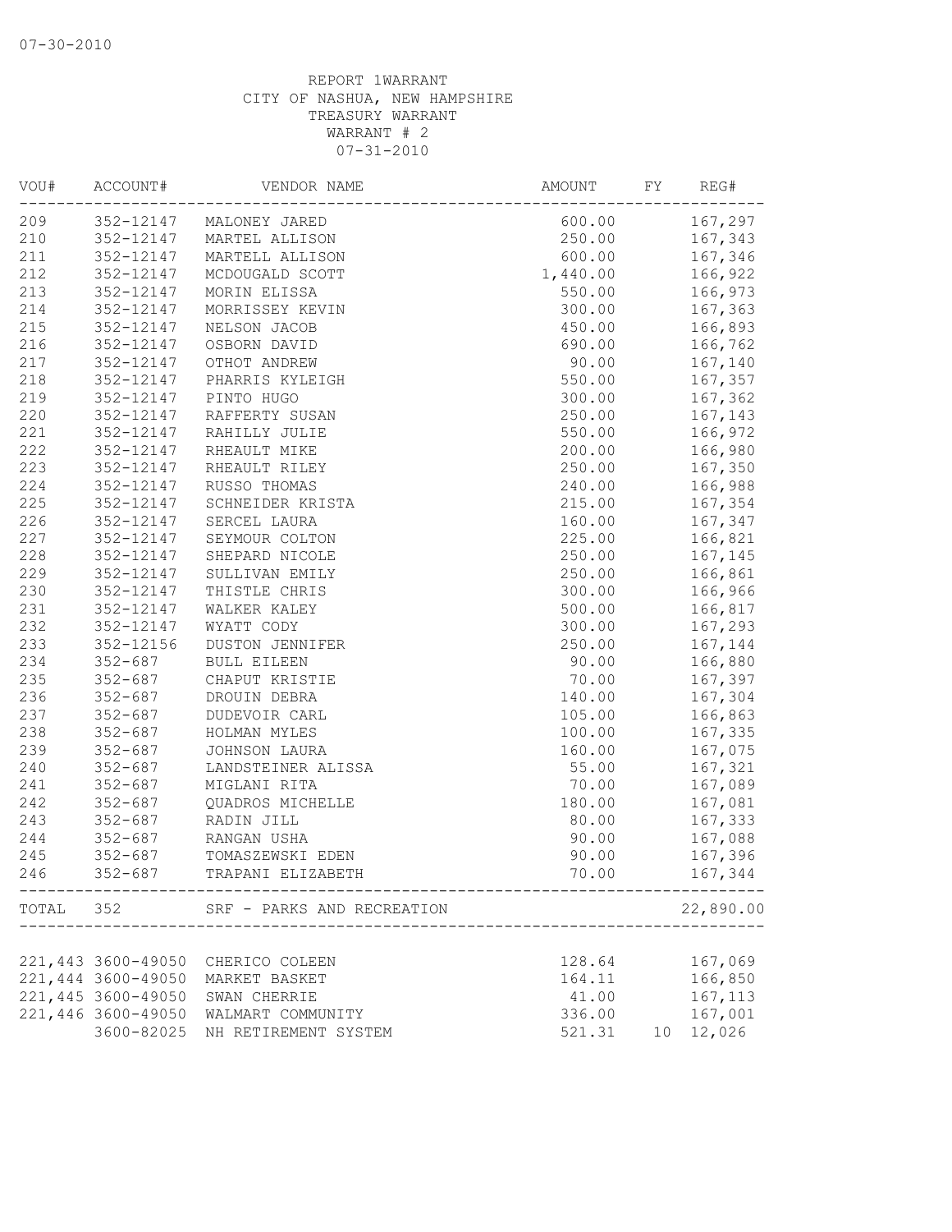07-30-2010

REPORT 1WARRANT
CITY OF NASHUA, NEW HAMPSHIRE
TREASURY WARRANT
WARRANT # 2
07-31-2010

| VOU# | ACCOUNT# | VENDOR NAME | AMOUNT | FY | REG# |
|---|---|---|---|---|---|
| 209 | 352-12147 | MALONEY JARED | 600.00 | | 167,297 |
| 210 | 352-12147 | MARTEL ALLISON | 250.00 | | 167,343 |
| 211 | 352-12147 | MARTELL ALLISON | 600.00 | | 167,346 |
| 212 | 352-12147 | MCDOUGALD SCOTT | 1,440.00 | | 166,922 |
| 213 | 352-12147 | MORIN ELISSA | 550.00 | | 166,973 |
| 214 | 352-12147 | MORRISSEY KEVIN | 300.00 | | 167,363 |
| 215 | 352-12147 | NELSON JACOB | 450.00 | | 166,893 |
| 216 | 352-12147 | OSBORN DAVID | 690.00 | | 166,762 |
| 217 | 352-12147 | OTHOT ANDREW | 90.00 | | 167,140 |
| 218 | 352-12147 | PHARRIS KYLEIGH | 550.00 | | 167,357 |
| 219 | 352-12147 | PINTO HUGO | 300.00 | | 167,362 |
| 220 | 352-12147 | RAFFERTY SUSAN | 250.00 | | 167,143 |
| 221 | 352-12147 | RAHILLY JULIE | 550.00 | | 166,972 |
| 222 | 352-12147 | RHEAULT MIKE | 200.00 | | 166,980 |
| 223 | 352-12147 | RHEAULT RILEY | 250.00 | | 167,350 |
| 224 | 352-12147 | RUSSO THOMAS | 240.00 | | 166,988 |
| 225 | 352-12147 | SCHNEIDER KRISTA | 215.00 | | 167,354 |
| 226 | 352-12147 | SERCEL LAURA | 160.00 | | 167,347 |
| 227 | 352-12147 | SEYMOUR COLTON | 225.00 | | 166,821 |
| 228 | 352-12147 | SHEPARD NICOLE | 250.00 | | 167,145 |
| 229 | 352-12147 | SULLIVAN EMILY | 250.00 | | 166,861 |
| 230 | 352-12147 | THISTLE CHRIS | 300.00 | | 166,966 |
| 231 | 352-12147 | WALKER KALEY | 500.00 | | 166,817 |
| 232 | 352-12147 | WYATT CODY | 300.00 | | 167,293 |
| 233 | 352-12156 | DUSTON JENNIFER | 250.00 | | 167,144 |
| 234 | 352-687 | BULL EILEEN | 90.00 | | 166,880 |
| 235 | 352-687 | CHAPUT KRISTIE | 70.00 | | 167,397 |
| 236 | 352-687 | DROUIN DEBRA | 140.00 | | 167,304 |
| 237 | 352-687 | DUDEVOIR CARL | 105.00 | | 166,863 |
| 238 | 352-687 | HOLMAN MYLES | 100.00 | | 167,335 |
| 239 | 352-687 | JOHNSON LAURA | 160.00 | | 167,075 |
| 240 | 352-687 | LANDSTEINER ALISSA | 55.00 | | 167,321 |
| 241 | 352-687 | MIGLANI RITA | 70.00 | | 167,089 |
| 242 | 352-687 | QUADROS MICHELLE | 180.00 | | 167,081 |
| 243 | 352-687 | RADIN JILL | 80.00 | | 167,333 |
| 244 | 352-687 | RANGAN USHA | 90.00 | | 167,088 |
| 245 | 352-687 | TOMASZEWSKI EDEN | 90.00 | | 167,396 |
| 246 | 352-687 | TRAPANI ELIZABETH | 70.00 | | 167,344 |
| TOTAL | 352 | SRF - PARKS AND RECREATION | | | 22,890.00 |

| VOU# | ACCOUNT# | VENDOR NAME | AMOUNT | FY | REG# |
|---|---|---|---|---|---|
| 221,443 | 3600-49050 | CHERICO COLEEN | 128.64 | | 167,069 |
| 221,444 | 3600-49050 | MARKET BASKET | 164.11 | | 166,850 |
| 221,445 | 3600-49050 | SWAN CHERRIE | 41.00 | | 167,113 |
| 221,446 | 3600-49050 | WALMART COMMUNITY | 336.00 | | 167,001 |
| | 3600-82025 | NH RETIREMENT SYSTEM | 521.31 | 10 | 12,026 |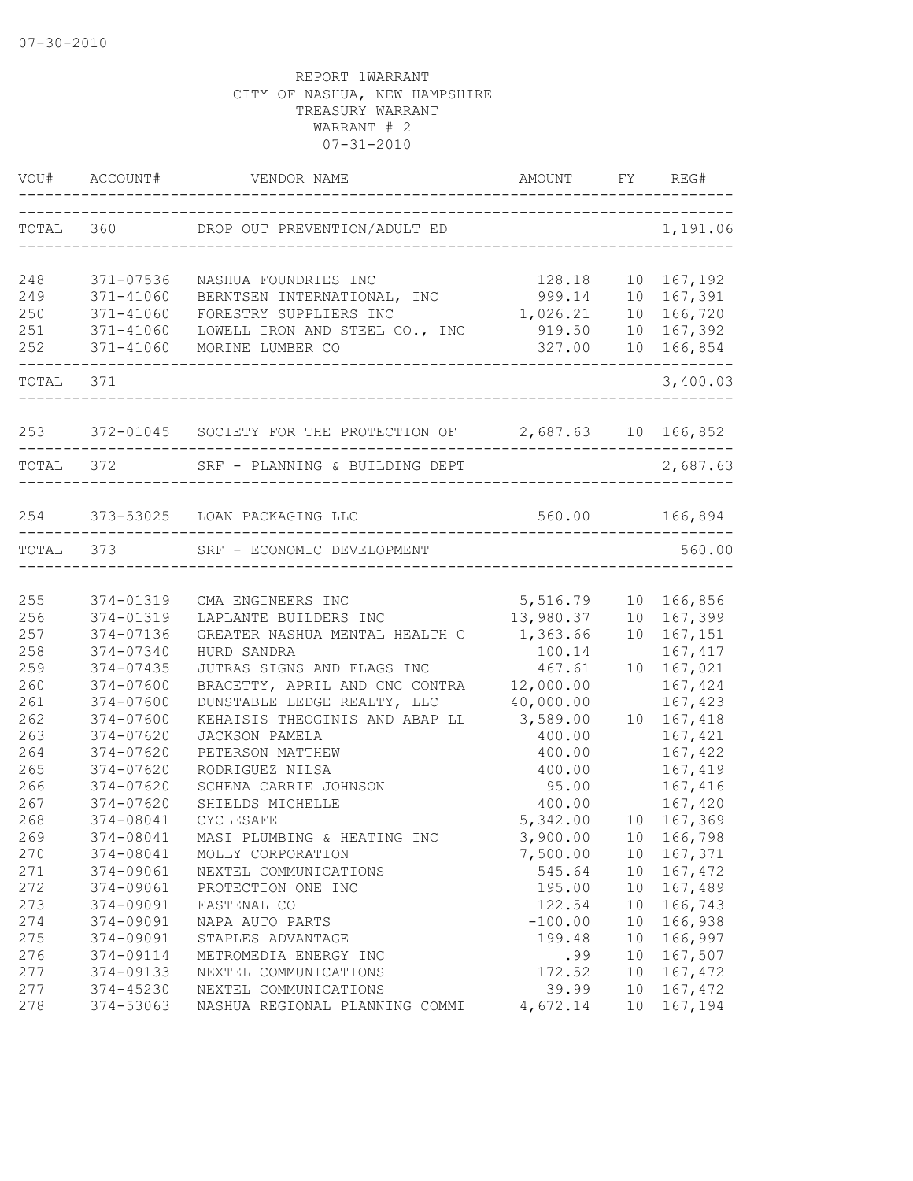07-30-2010

REPORT 1WARRANT
CITY OF NASHUA, NEW HAMPSHIRE
TREASURY WARRANT
WARRANT # 2
07-31-2010

| VOU# | ACCOUNT# | VENDOR NAME | AMOUNT | FY | REG# |
|---|---|---|---|---|---|
| TOTAL | 360 | DROP OUT PREVENTION/ADULT ED | | | 1,191.06 |
| 248 | 371-07536 | NASHUA FOUNDRIES INC | 128.18 | 10 | 167,192 |
| 249 | 371-41060 | BERNTSEN INTERNATIONAL, INC | 999.14 | 10 | 167,391 |
| 250 | 371-41060 | FORESTRY SUPPLIERS INC | 1,026.21 | 10 | 166,720 |
| 251 | 371-41060 | LOWELL IRON AND STEEL CO., INC | 919.50 | 10 | 167,392 |
| 252 | 371-41060 | MORINE LUMBER CO | 327.00 | 10 | 166,854 |
| TOTAL | 371 | | | | 3,400.03 |
| 253 | 372-01045 | SOCIETY FOR THE PROTECTION OF | 2,687.63 | 10 | 166,852 |
| TOTAL | 372 | SRF - PLANNING & BUILDING DEPT | | | 2,687.63 |
| 254 | 373-53025 | LOAN PACKAGING LLC | 560.00 | | 166,894 |
| TOTAL | 373 | SRF - ECONOMIC DEVELOPMENT | | | 560.00 |
| 255 | 374-01319 | CMA ENGINEERS INC | 5,516.79 | 10 | 166,856 |
| 256 | 374-01319 | LAPLANTE BUILDERS INC | 13,980.37 | 10 | 167,399 |
| 257 | 374-07136 | GREATER NASHUA MENTAL HEALTH C | 1,363.66 | 10 | 167,151 |
| 258 | 374-07340 | HURD SANDRA | 100.14 | | 167,417 |
| 259 | 374-07435 | JUTRAS SIGNS AND FLAGS INC | 467.61 | 10 | 167,021 |
| 260 | 374-07600 | BRACETTY, APRIL AND CNC CONTRA | 12,000.00 | | 167,424 |
| 261 | 374-07600 | DUNSTABLE LEDGE REALTY, LLC | 40,000.00 | | 167,423 |
| 262 | 374-07600 | KEHAISIS THEOGINIS AND ABAP LL | 3,589.00 | 10 | 167,418 |
| 263 | 374-07620 | JACKSON PAMELA | 400.00 | | 167,421 |
| 264 | 374-07620 | PETERSON MATTHEW | 400.00 | | 167,422 |
| 265 | 374-07620 | RODRIGUEZ NILSA | 400.00 | | 167,419 |
| 266 | 374-07620 | SCHENA CARRIE JOHNSON | 95.00 | | 167,416 |
| 267 | 374-07620 | SHIELDS MICHELLE | 400.00 | | 167,420 |
| 268 | 374-08041 | CYCLESAFE | 5,342.00 | 10 | 167,369 |
| 269 | 374-08041 | MASI PLUMBING & HEATING INC | 3,900.00 | 10 | 166,798 |
| 270 | 374-08041 | MOLLY CORPORATION | 7,500.00 | 10 | 167,371 |
| 271 | 374-09061 | NEXTEL COMMUNICATIONS | 545.64 | 10 | 167,472 |
| 272 | 374-09061 | PROTECTION ONE INC | 195.00 | 10 | 167,489 |
| 273 | 374-09091 | FASTENAL CO | 122.54 | 10 | 166,743 |
| 274 | 374-09091 | NAPA AUTO PARTS | -100.00 | 10 | 166,938 |
| 275 | 374-09091 | STAPLES ADVANTAGE | 199.48 | 10 | 166,997 |
| 276 | 374-09114 | METROMEDIA ENERGY INC | .99 | 10 | 167,507 |
| 277 | 374-09133 | NEXTEL COMMUNICATIONS | 172.52 | 10 | 167,472 |
| 277 | 374-45230 | NEXTEL COMMUNICATIONS | 39.99 | 10 | 167,472 |
| 278 | 374-53063 | NASHUA REGIONAL PLANNING COMMI | 4,672.14 | 10 | 167,194 |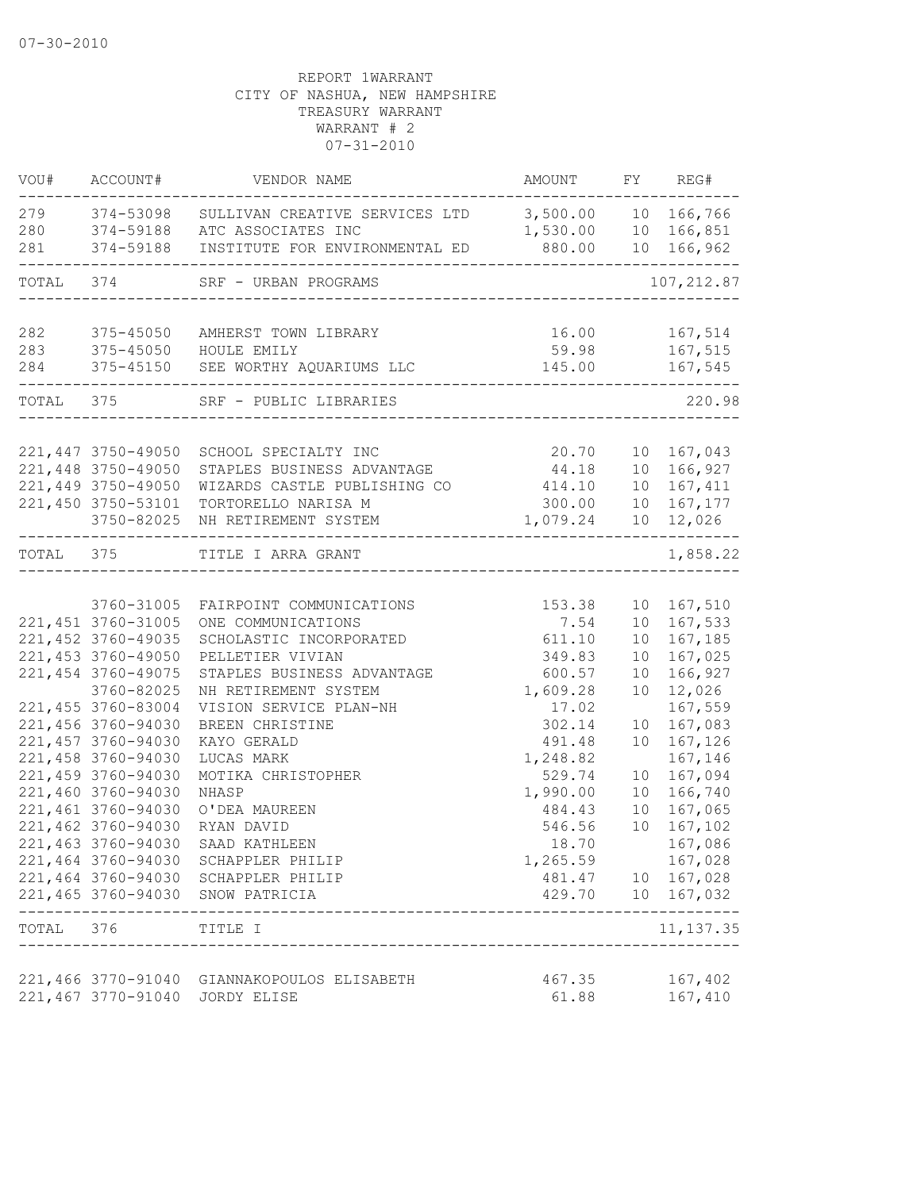07-30-2010

REPORT 1WARRANT
CITY OF NASHUA, NEW HAMPSHIRE
TREASURY WARRANT
WARRANT # 2
07-31-2010

| VOU# | ACCOUNT# | VENDOR NAME | AMOUNT | FY | REG# |
|---|---|---|---|---|---|
| 279 | 374-53098 | SULLIVAN CREATIVE SERVICES LTD | 3,500.00 | 10 | 166,766 |
| 280 | 374-59188 | ATC ASSOCIATES INC | 1,530.00 | 10 | 166,851 |
| 281 | 374-59188 | INSTITUTE FOR ENVIRONMENTAL ED | 880.00 | 10 | 166,962 |
| TOTAL | 374 | SRF - URBAN PROGRAMS | | | 107,212.87 |
| 282 | 375-45050 | AMHERST TOWN LIBRARY | 16.00 | | 167,514 |
| 283 | 375-45050 | HOULE EMILY | 59.98 | | 167,515 |
| 284 | 375-45150 | SEE WORTHY AQUARIUMS LLC | 145.00 | | 167,545 |
| TOTAL | 375 | SRF - PUBLIC LIBRARIES | | | 220.98 |
| 221,447 | 3750-49050 | SCHOOL SPECIALTY INC | 20.70 | 10 | 167,043 |
| 221,448 | 3750-49050 | STAPLES BUSINESS ADVANTAGE | 44.18 | 10 | 166,927 |
| 221,449 | 3750-49050 | WIZARDS CASTLE PUBLISHING CO | 414.10 | 10 | 167,411 |
| 221,450 | 3750-53101 | TORTORELLO NARISA M | 300.00 | 10 | 167,177 |
| | 3750-82025 | NH RETIREMENT SYSTEM | 1,079.24 | 10 | 12,026 |
| TOTAL | 375 | TITLE I ARRA GRANT | | | 1,858.22 |
| | 3760-31005 | FAIRPOINT COMMUNICATIONS | 153.38 | 10 | 167,510 |
| 221,451 | 3760-31005 | ONE COMMUNICATIONS | 7.54 | 10 | 167,533 |
| 221,452 | 3760-49035 | SCHOLASTIC INCORPORATED | 611.10 | 10 | 167,185 |
| 221,453 | 3760-49050 | PELLETIER VIVIAN | 349.83 | 10 | 167,025 |
| 221,454 | 3760-49075 | STAPLES BUSINESS ADVANTAGE | 600.57 | 10 | 166,927 |
| | 3760-82025 | NH RETIREMENT SYSTEM | 1,609.28 | 10 | 12,026 |
| 221,455 | 3760-83004 | VISION SERVICE PLAN-NH | 17.02 | | 167,559 |
| 221,456 | 3760-94030 | BREEN CHRISTINE | 302.14 | 10 | 167,083 |
| 221,457 | 3760-94030 | KAYO GERALD | 491.48 | 10 | 167,126 |
| 221,458 | 3760-94030 | LUCAS MARK | 1,248.82 | | 167,146 |
| 221,459 | 3760-94030 | MOTIKA CHRISTOPHER | 529.74 | 10 | 167,094 |
| 221,460 | 3760-94030 | NHASP | 1,990.00 | 10 | 166,740 |
| 221,461 | 3760-94030 | O'DEA MAUREEN | 484.43 | 10 | 167,065 |
| 221,462 | 3760-94030 | RYAN DAVID | 546.56 | 10 | 167,102 |
| 221,463 | 3760-94030 | SAAD KATHLEEN | 18.70 | | 167,086 |
| 221,464 | 3760-94030 | SCHAPPLER PHILIP | 1,265.59 | | 167,028 |
| 221,464 | 3760-94030 | SCHAPPLER PHILIP | 481.47 | 10 | 167,028 |
| 221,465 | 3760-94030 | SNOW PATRICIA | 429.70 | 10 | 167,032 |
| TOTAL | 376 | TITLE I | | | 11,137.35 |
| 221,466 | 3770-91040 | GIANNAKOPOULOS ELISABETH | 467.35 | | 167,402 |
| 221,467 | 3770-91040 | JORDY ELISE | 61.88 | | 167,410 |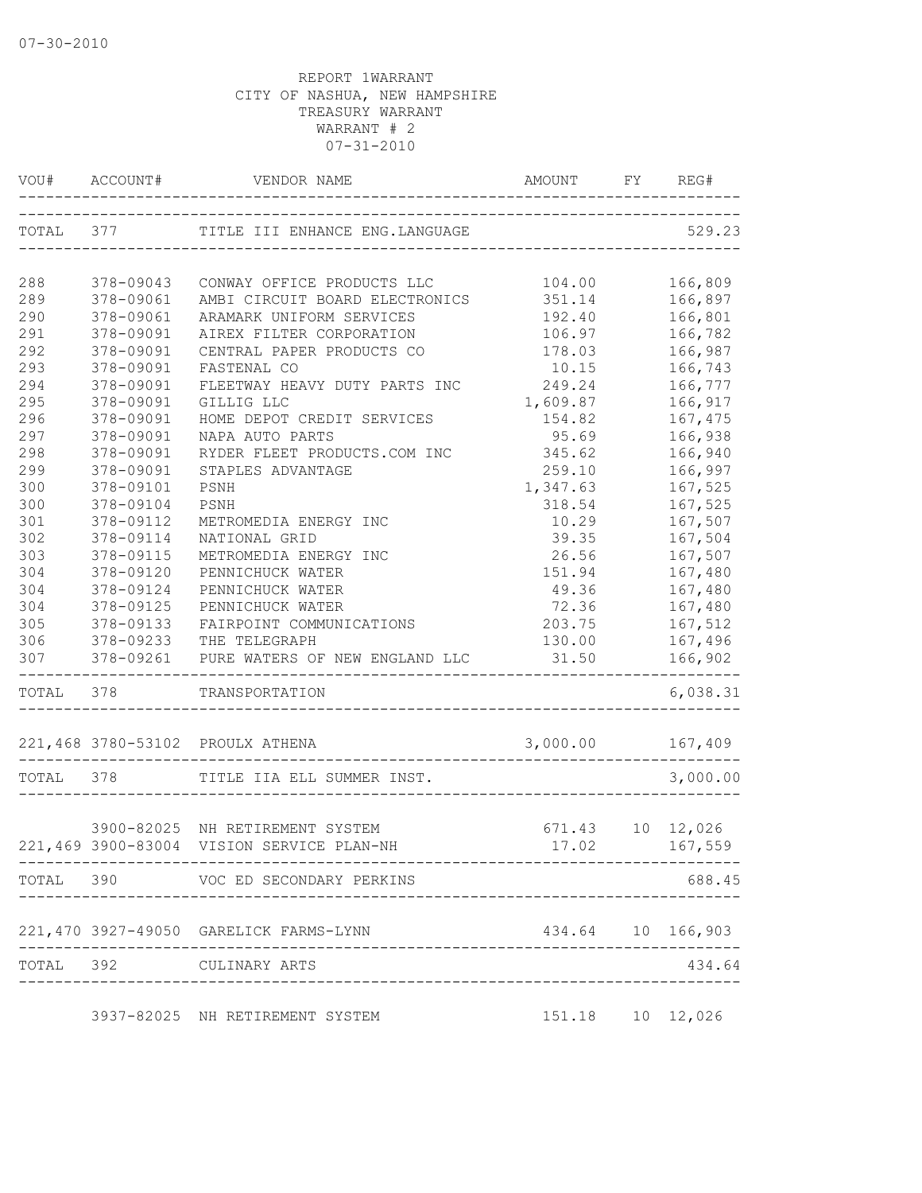07-30-2010

REPORT 1WARRANT
CITY OF NASHUA, NEW HAMPSHIRE
TREASURY WARRANT
WARRANT # 2
07-31-2010

| VOU# | ACCOUNT# | VENDOR NAME | AMOUNT | FY | REG# |
|---|---|---|---|---|---|
| TOTAL | 377 | TITLE III ENHANCE ENG.LANGUAGE | | | 529.23 |
| 288 | 378-09043 | CONWAY OFFICE PRODUCTS LLC | 104.00 | | 166,809 |
| 289 | 378-09061 | AMBI CIRCUIT BOARD ELECTRONICS | 351.14 | | 166,897 |
| 290 | 378-09061 | ARAMARK UNIFORM SERVICES | 192.40 | | 166,801 |
| 291 | 378-09091 | AIREX FILTER CORPORATION | 106.97 | | 166,782 |
| 292 | 378-09091 | CENTRAL PAPER PRODUCTS CO | 178.03 | | 166,987 |
| 293 | 378-09091 | FASTENAL CO | 10.15 | | 166,743 |
| 294 | 378-09091 | FLEETWAY HEAVY DUTY PARTS INC | 249.24 | | 166,777 |
| 295 | 378-09091 | GILLIG LLC | 1,609.87 | | 166,917 |
| 296 | 378-09091 | HOME DEPOT CREDIT SERVICES | 154.82 | | 167,475 |
| 297 | 378-09091 | NAPA AUTO PARTS | 95.69 | | 166,938 |
| 298 | 378-09091 | RYDER FLEET PRODUCTS.COM INC | 345.62 | | 166,940 |
| 299 | 378-09091 | STAPLES ADVANTAGE | 259.10 | | 166,997 |
| 300 | 378-09101 | PSNH | 1,347.63 | | 167,525 |
| 300 | 378-09104 | PSNH | 318.54 | | 167,525 |
| 301 | 378-09112 | METROMEDIA ENERGY INC | 10.29 | | 167,507 |
| 302 | 378-09114 | NATIONAL GRID | 39.35 | | 167,504 |
| 303 | 378-09115 | METROMEDIA ENERGY INC | 26.56 | | 167,507 |
| 304 | 378-09120 | PENNICHUCK WATER | 151.94 | | 167,480 |
| 304 | 378-09124 | PENNICHUCK WATER | 49.36 | | 167,480 |
| 304 | 378-09125 | PENNICHUCK WATER | 72.36 | | 167,480 |
| 305 | 378-09133 | FAIRPOINT COMMUNICATIONS | 203.75 | | 167,512 |
| 306 | 378-09233 | THE TELEGRAPH | 130.00 | | 167,496 |
| 307 | 378-09261 | PURE WATERS OF NEW ENGLAND LLC | 31.50 | | 166,902 |
| TOTAL | 378 | TRANSPORTATION | | | 6,038.31 |
| 221,468 | 3780-53102 | PROULX ATHENA | 3,000.00 | | 167,409 |
| TOTAL | 378 | TITLE IIA ELL SUMMER INST. | | | 3,000.00 |
| | 3900-82025 | NH RETIREMENT SYSTEM | 671.43 | 10 | 12,026 |
| 221,469 | 3900-83004 | VISION SERVICE PLAN-NH | 17.02 | | 167,559 |
| TOTAL | 390 | VOC ED SECONDARY PERKINS | | | 688.45 |
| 221,470 | 3927-49050 | GARELICK FARMS-LYNN | 434.64 | 10 | 166,903 |
| TOTAL | 392 | CULINARY ARTS | | | 434.64 |
| | 3937-82025 | NH RETIREMENT SYSTEM | 151.18 | 10 | 12,026 |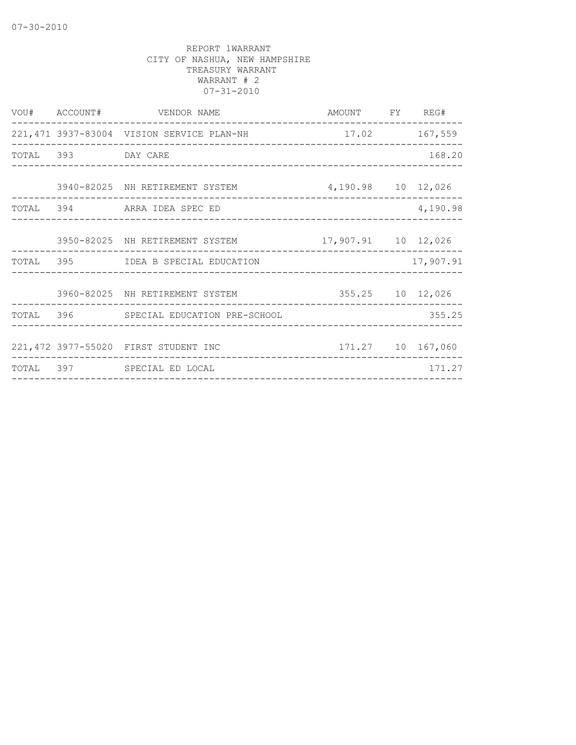REPORT 1WARRANT
CITY OF NASHUA, NEW HAMPSHIRE
TREASURY WARRANT
WARRANT # 2
07-31-2010

| VOU# | ACCOUNT# | VENDOR NAME | AMOUNT | FY | REG# |
|---|---|---|---|---|---|
| 221,471 | 3937-83004 | VISION SERVICE PLAN-NH | 17.02 | | 167,559 |
| TOTAL | 393 | DAY CARE | | | 168.20 |
| | 3940-82025 | NH RETIREMENT SYSTEM | 4,190.98 | 10 | 12,026 |
| TOTAL | 394 | ARRA IDEA SPEC ED | | | 4,190.98 |
| | 3950-82025 | NH RETIREMENT SYSTEM | 17,907.91 | 10 | 12,026 |
| TOTAL | 395 | IDEA B SPECIAL EDUCATION | | | 17,907.91 |
| | 3960-82025 | NH RETIREMENT SYSTEM | 355.25 | 10 | 12,026 |
| TOTAL | 396 | SPECIAL EDUCATION PRE-SCHOOL | | | 355.25 |
| 221,472 | 3977-55020 | FIRST STUDENT INC | 171.27 | 10 | 167,060 |
| TOTAL | 397 | SPECIAL ED LOCAL | | | 171.27 |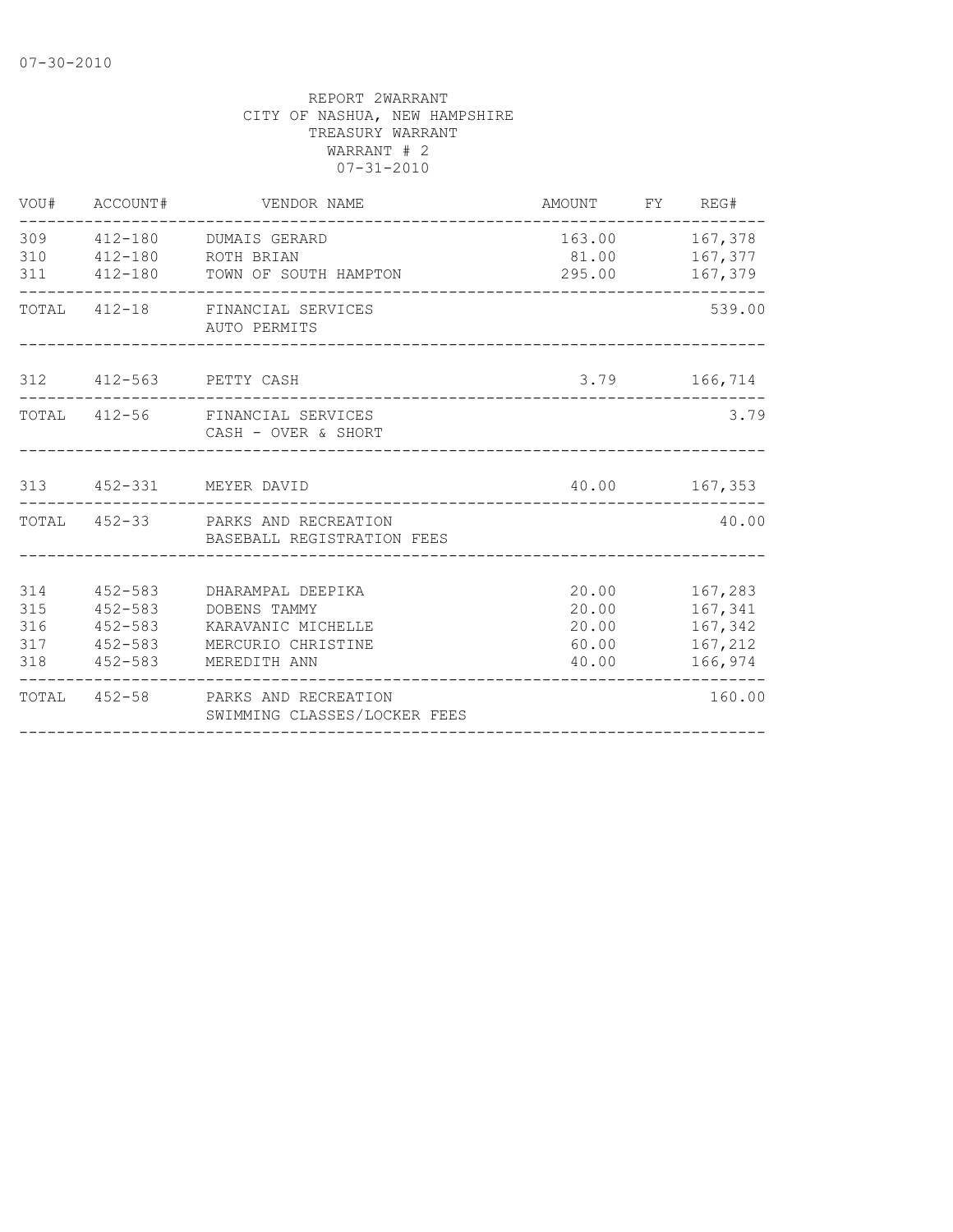07-30-2010

REPORT 2WARRANT
CITY OF NASHUA, NEW HAMPSHIRE
TREASURY WARRANT
WARRANT # 2
07-31-2010

| VOU# | ACCOUNT# | VENDOR NAME | AMOUNT | FY | REG# |
|---|---|---|---|---|---|
| 309 | 412-180 | DUMAIS GERARD | 163.00 | | 167,378 |
| 310 | 412-180 | ROTH BRIAN | 81.00 | | 167,377 |
| 311 | 412-180 | TOWN OF SOUTH HAMPTON | 295.00 | | 167,379 |
| TOTAL | 412-18 | FINANCIAL SERVICES AUTO PERMITS | | | 539.00 |
| 312 | 412-563 | PETTY CASH | 3.79 | | 166,714 |
| TOTAL | 412-56 | FINANCIAL SERVICES CASH - OVER & SHORT | | | 3.79 |
| 313 | 452-331 | MEYER DAVID | 40.00 | | 167,353 |
| TOTAL | 452-33 | PARKS AND RECREATION BASEBALL REGISTRATION FEES | | | 40.00 |
| 314 | 452-583 | DHARAMPAL DEEPIKA | 20.00 | | 167,283 |
| 315 | 452-583 | DOBENS TAMMY | 20.00 | | 167,341 |
| 316 | 452-583 | KARAVANIC MICHELLE | 20.00 | | 167,342 |
| 317 | 452-583 | MERCURIO CHRISTINE | 60.00 | | 167,212 |
| 318 | 452-583 | MEREDITH ANN | 40.00 | | 166,974 |
| TOTAL | 452-58 | PARKS AND RECREATION SWIMMING CLASSES/LOCKER FEES | | | 160.00 |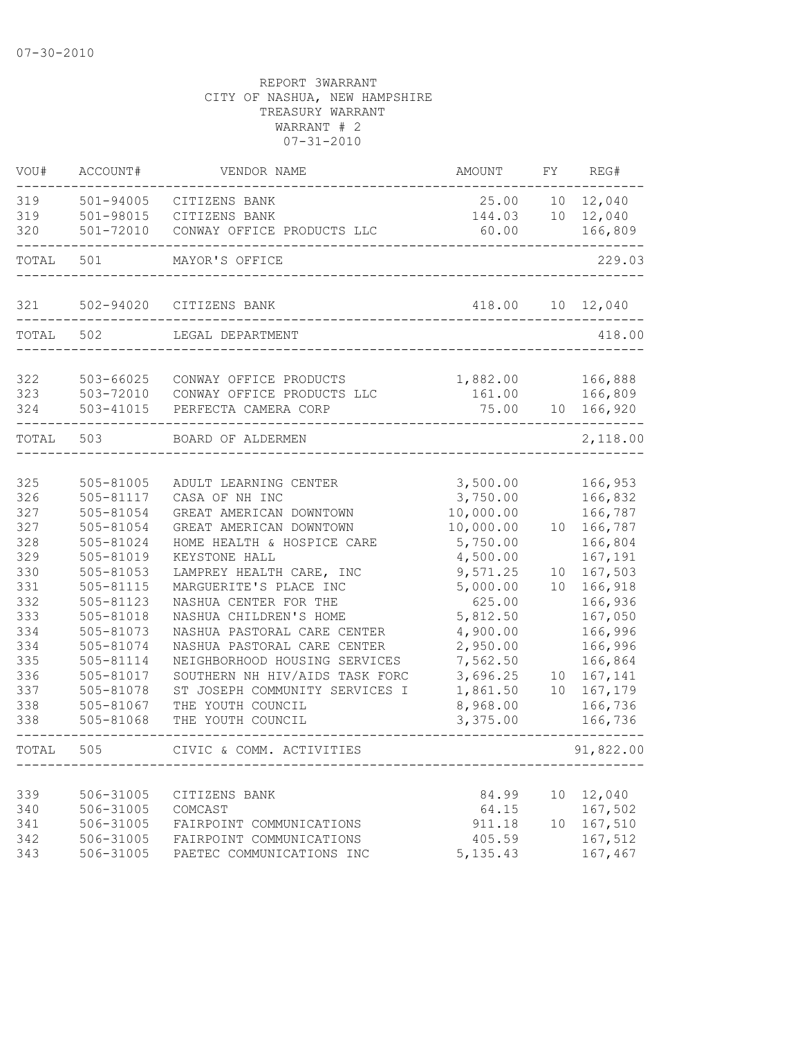07-30-2010

REPORT 3WARRANT
CITY OF NASHUA, NEW HAMPSHIRE
TREASURY WARRANT
WARRANT # 2
07-31-2010

| VOU# | ACCOUNT# | VENDOR NAME | AMOUNT | FY | REG# |
|---|---|---|---|---|---|
| 319 | 501-94005 | CITIZENS BANK | 25.00 | 10 | 12,040 |
| 319 | 501-98015 | CITIZENS BANK | 144.03 | 10 | 12,040 |
| 320 | 501-72010 | CONWAY OFFICE PRODUCTS LLC | 60.00 | | 166,809 |
| TOTAL | 501 | MAYOR'S OFFICE | | | 229.03 |
| 321 | 502-94020 | CITIZENS BANK | 418.00 | 10 | 12,040 |
| TOTAL | 502 | LEGAL DEPARTMENT | | | 418.00 |
| 322 | 503-66025 | CONWAY OFFICE PRODUCTS | 1,882.00 | | 166,888 |
| 323 | 503-72010 | CONWAY OFFICE PRODUCTS LLC | 161.00 | | 166,809 |
| 324 | 503-41015 | PERFECTA CAMERA CORP | 75.00 | 10 | 166,920 |
| TOTAL | 503 | BOARD OF ALDERMEN | | | 2,118.00 |
| 325 | 505-81005 | ADULT LEARNING CENTER | 3,500.00 | | 166,953 |
| 326 | 505-81117 | CASA OF NH INC | 3,750.00 | | 166,832 |
| 327 | 505-81054 | GREAT AMERICAN DOWNTOWN | 10,000.00 | | 166,787 |
| 327 | 505-81054 | GREAT AMERICAN DOWNTOWN | 10,000.00 | 10 | 166,787 |
| 328 | 505-81024 | HOME HEALTH & HOSPICE CARE | 5,750.00 | | 166,804 |
| 329 | 505-81019 | KEYSTONE HALL | 4,500.00 | | 167,191 |
| 330 | 505-81053 | LAMPREY HEALTH CARE, INC | 9,571.25 | 10 | 167,503 |
| 331 | 505-81115 | MARGUERITE'S PLACE INC | 5,000.00 | 10 | 166,918 |
| 332 | 505-81123 | NASHUA CENTER FOR THE | 625.00 | | 166,936 |
| 333 | 505-81018 | NASHUA CHILDREN'S HOME | 5,812.50 | | 167,050 |
| 334 | 505-81073 | NASHUA PASTORAL CARE CENTER | 4,900.00 | | 166,996 |
| 334 | 505-81074 | NASHUA PASTORAL CARE CENTER | 2,950.00 | | 166,996 |
| 335 | 505-81114 | NEIGHBORHOOD HOUSING SERVICES | 7,562.50 | | 166,864 |
| 336 | 505-81017 | SOUTHERN NH HIV/AIDS TASK FORC | 3,696.25 | 10 | 167,141 |
| 337 | 505-81078 | ST JOSEPH COMMUNITY SERVICES I | 1,861.50 | 10 | 167,179 |
| 338 | 505-81067 | THE YOUTH COUNCIL | 8,968.00 | | 166,736 |
| 338 | 505-81068 | THE YOUTH COUNCIL | 3,375.00 | | 166,736 |
| TOTAL | 505 | CIVIC & COMM. ACTIVITIES | | | 91,822.00 |
| 339 | 506-31005 | CITIZENS BANK | 84.99 | 10 | 12,040 |
| 340 | 506-31005 | COMCAST | 64.15 | | 167,502 |
| 341 | 506-31005 | FAIRPOINT COMMUNICATIONS | 911.18 | 10 | 167,510 |
| 342 | 506-31005 | FAIRPOINT COMMUNICATIONS | 405.59 | | 167,512 |
| 343 | 506-31005 | PAETEC COMMUNICATIONS INC | 5,135.43 | | 167,467 |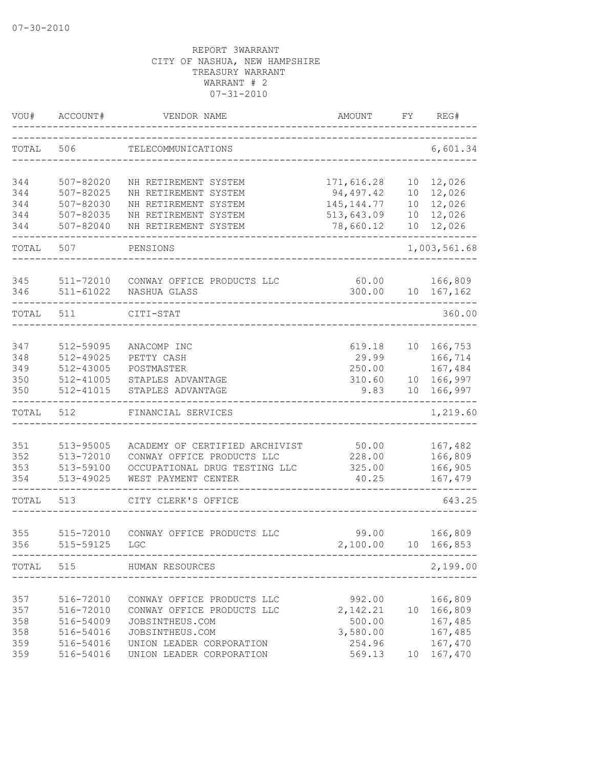07-30-2010

REPORT 3WARRANT
CITY OF NASHUA, NEW HAMPSHIRE
TREASURY WARRANT
WARRANT # 2
07-31-2010

| VOU# | ACCOUNT# | VENDOR NAME | AMOUNT | FY | REG# |
|---|---|---|---|---|---|
| TOTAL | 506 | TELECOMMUNICATIONS | | | 6,601.34 |
| 344 | 507-82020 | NH RETIREMENT SYSTEM | 171,616.28 | 10 | 12,026 |
| 344 | 507-82025 | NH RETIREMENT SYSTEM | 94,497.42 | 10 | 12,026 |
| 344 | 507-82030 | NH RETIREMENT SYSTEM | 145,144.77 | 10 | 12,026 |
| 344 | 507-82035 | NH RETIREMENT SYSTEM | 513,643.09 | 10 | 12,026 |
| 344 | 507-82040 | NH RETIREMENT SYSTEM | 78,660.12 | 10 | 12,026 |
| TOTAL | 507 | PENSIONS | | | 1,003,561.68 |
| 345 | 511-72010 | CONWAY OFFICE PRODUCTS LLC | 60.00 | | 166,809 |
| 346 | 511-61022 | NASHUA GLASS | 300.00 | 10 | 167,162 |
| TOTAL | 511 | CITI-STAT | | | 360.00 |
| 347 | 512-59095 | ANACOMP INC | 619.18 | 10 | 166,753 |
| 348 | 512-49025 | PETTY CASH | 29.99 | | 166,714 |
| 349 | 512-43005 | POSTMASTER | 250.00 | | 167,484 |
| 350 | 512-41005 | STAPLES ADVANTAGE | 310.60 | 10 | 166,997 |
| 350 | 512-41015 | STAPLES ADVANTAGE | 9.83 | 10 | 166,997 |
| TOTAL | 512 | FINANCIAL SERVICES | | | 1,219.60 |
| 351 | 513-95005 | ACADEMY OF CERTIFIED ARCHIVIST | 50.00 | | 167,482 |
| 352 | 513-72010 | CONWAY OFFICE PRODUCTS LLC | 228.00 | | 166,809 |
| 353 | 513-59100 | OCCUPATIONAL DRUG TESTING LLC | 325.00 | | 166,905 |
| 354 | 513-49025 | WEST PAYMENT CENTER | 40.25 | | 167,479 |
| TOTAL | 513 | CITY CLERK'S OFFICE | | | 643.25 |
| 355 | 515-72010 | CONWAY OFFICE PRODUCTS LLC | 99.00 | | 166,809 |
| 356 | 515-59125 | LGC | 2,100.00 | 10 | 166,853 |
| TOTAL | 515 | HUMAN RESOURCES | | | 2,199.00 |
| 357 | 516-72010 | CONWAY OFFICE PRODUCTS LLC | 992.00 | | 166,809 |
| 357 | 516-72010 | CONWAY OFFICE PRODUCTS LLC | 2,142.21 | 10 | 166,809 |
| 358 | 516-54009 | JOBSINTHEUS.COM | 500.00 | | 167,485 |
| 358 | 516-54016 | JOBSINTHEUS.COM | 3,580.00 | | 167,485 |
| 359 | 516-54016 | UNION LEADER CORPORATION | 254.96 | | 167,470 |
| 359 | 516-54016 | UNION LEADER CORPORATION | 569.13 | 10 | 167,470 |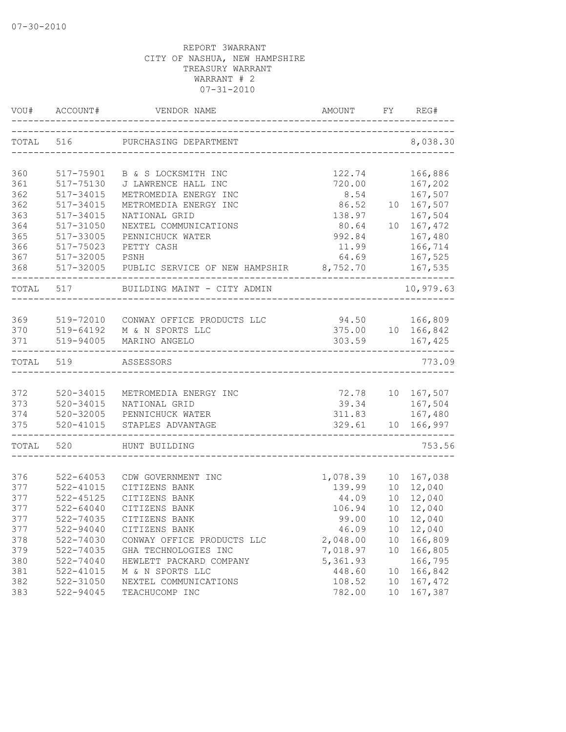07-30-2010

REPORT 3WARRANT
CITY OF NASHUA, NEW HAMPSHIRE
TREASURY WARRANT
WARRANT # 2
07-31-2010

| VOU# | ACCOUNT# | VENDOR NAME | AMOUNT | FY | REG# |
|---|---|---|---|---|---|
| TOTAL | 516 | PURCHASING DEPARTMENT | | | 8,038.30 |
| 360 | 517-75901 | B & S LOCKSMITH INC | 122.74 | | 166,886 |
| 361 | 517-75130 | J LAWRENCE HALL INC | 720.00 | | 167,202 |
| 362 | 517-34015 | METROMEDIA ENERGY INC | 8.54 | | 167,507 |
| 362 | 517-34015 | METROMEDIA ENERGY INC | 86.52 | 10 | 167,507 |
| 363 | 517-34015 | NATIONAL GRID | 138.97 | | 167,504 |
| 364 | 517-31050 | NEXTEL COMMUNICATIONS | 80.64 | 10 | 167,472 |
| 365 | 517-33005 | PENNICHUCK WATER | 992.84 | | 167,480 |
| 366 | 517-75023 | PETTY CASH | 11.99 | | 166,714 |
| 367 | 517-32005 | PSNH | 64.69 | | 167,525 |
| 368 | 517-32005 | PUBLIC SERVICE OF NEW HAMPSHIR | 8,752.70 | | 167,535 |
| TOTAL | 517 | BUILDING MAINT - CITY ADMIN | | | 10,979.63 |
| 369 | 519-72010 | CONWAY OFFICE PRODUCTS LLC | 94.50 | | 166,809 |
| 370 | 519-64192 | M & N SPORTS LLC | 375.00 | 10 | 166,842 |
| 371 | 519-94005 | MARINO ANGELO | 303.59 | | 167,425 |
| TOTAL | 519 | ASSESSORS | | | 773.09 |
| 372 | 520-34015 | METROMEDIA ENERGY INC | 72.78 | 10 | 167,507 |
| 373 | 520-34015 | NATIONAL GRID | 39.34 | | 167,504 |
| 374 | 520-32005 | PENNICHUCK WATER | 311.83 | | 167,480 |
| 375 | 520-41015 | STAPLES ADVANTAGE | 329.61 | 10 | 166,997 |
| TOTAL | 520 | HUNT BUILDING | | | 753.56 |
| 376 | 522-64053 | CDW GOVERNMENT INC | 1,078.39 | 10 | 167,038 |
| 377 | 522-41015 | CITIZENS BANK | 139.99 | 10 | 12,040 |
| 377 | 522-45125 | CITIZENS BANK | 44.09 | 10 | 12,040 |
| 377 | 522-64040 | CITIZENS BANK | 106.94 | 10 | 12,040 |
| 377 | 522-74035 | CITIZENS BANK | 99.00 | 10 | 12,040 |
| 377 | 522-94040 | CITIZENS BANK | 46.09 | 10 | 12,040 |
| 378 | 522-74030 | CONWAY OFFICE PRODUCTS LLC | 2,048.00 | 10 | 166,809 |
| 379 | 522-74035 | GHA TECHNOLOGIES INC | 7,018.97 | 10 | 166,805 |
| 380 | 522-74040 | HEWLETT PACKARD COMPANY | 5,361.93 | | 166,795 |
| 381 | 522-41015 | M & N SPORTS LLC | 448.60 | 10 | 166,842 |
| 382 | 522-31050 | NEXTEL COMMUNICATIONS | 108.52 | 10 | 167,472 |
| 383 | 522-94045 | TEACHUCOMP INC | 782.00 | 10 | 167,387 |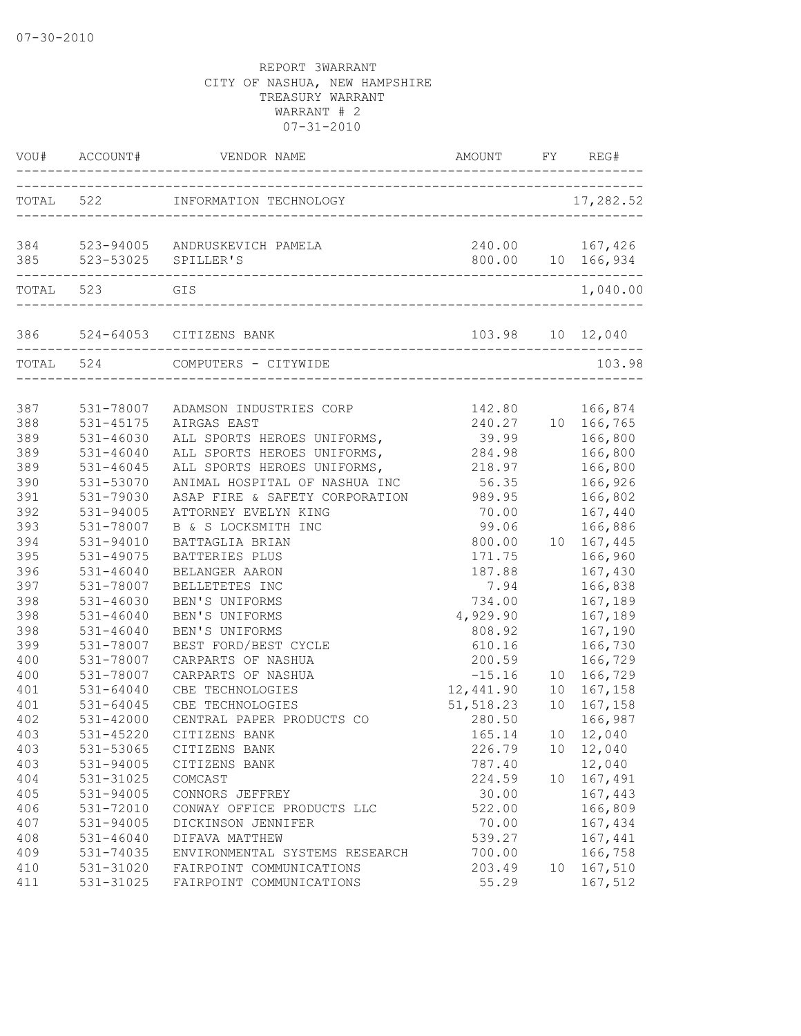07-30-2010

REPORT 3WARRANT
CITY OF NASHUA, NEW HAMPSHIRE
TREASURY WARRANT
WARRANT # 2
07-31-2010

| VOU# | ACCOUNT# | VENDOR NAME | AMOUNT | FY | REG# |
|---|---|---|---|---|---|
| TOTAL | 522 | INFORMATION TECHNOLOGY | | | 17,282.52 |
| 384 | 523-94005 | ANDRUSKEVICH PAMELA | 240.00 | | 167,426 |
| 385 | 523-53025 | SPILLER'S | 800.00 | 10 | 166,934 |
| TOTAL | 523 | GIS | | | 1,040.00 |
| 386 | 524-64053 | CITIZENS BANK | 103.98 | 10 | 12,040 |
| TOTAL | 524 | COMPUTERS - CITYWIDE | | | 103.98 |
| 387 | 531-78007 | ADAMSON INDUSTRIES CORP | 142.80 | | 166,874 |
| 388 | 531-45175 | AIRGAS EAST | 240.27 | 10 | 166,765 |
| 389 | 531-46030 | ALL SPORTS HEROES UNIFORMS, | 39.99 | | 166,800 |
| 389 | 531-46040 | ALL SPORTS HEROES UNIFORMS, | 284.98 | | 166,800 |
| 389 | 531-46045 | ALL SPORTS HEROES UNIFORMS, | 218.97 | | 166,800 |
| 390 | 531-53070 | ANIMAL HOSPITAL OF NASHUA INC | 56.35 | | 166,926 |
| 391 | 531-79030 | ASAP FIRE & SAFETY CORPORATION | 989.95 | | 166,802 |
| 392 | 531-94005 | ATTORNEY EVELYN KING | 70.00 | | 167,440 |
| 393 | 531-78007 | B & S LOCKSMITH INC | 99.06 | | 166,886 |
| 394 | 531-94010 | BATTAGLIA BRIAN | 800.00 | 10 | 167,445 |
| 395 | 531-49075 | BATTERIES PLUS | 171.75 | | 166,960 |
| 396 | 531-46040 | BELANGER AARON | 187.88 | | 167,430 |
| 397 | 531-78007 | BELLETETES INC | 7.94 | | 166,838 |
| 398 | 531-46030 | BEN'S UNIFORMS | 734.00 | | 167,189 |
| 398 | 531-46040 | BEN'S UNIFORMS | 4,929.90 | | 167,189 |
| 398 | 531-46040 | BEN'S UNIFORMS | 808.92 | | 167,190 |
| 399 | 531-78007 | BEST FORD/BEST CYCLE | 610.16 | | 166,730 |
| 400 | 531-78007 | CARPARTS OF NASHUA | 200.59 | | 166,729 |
| 400 | 531-78007 | CARPARTS OF NASHUA | -15.16 | 10 | 166,729 |
| 401 | 531-64040 | CBE TECHNOLOGIES | 12,441.90 | 10 | 167,158 |
| 401 | 531-64045 | CBE TECHNOLOGIES | 51,518.23 | 10 | 167,158 |
| 402 | 531-42000 | CENTRAL PAPER PRODUCTS CO | 280.50 | | 166,987 |
| 403 | 531-45220 | CITIZENS BANK | 165.14 | 10 | 12,040 |
| 403 | 531-53065 | CITIZENS BANK | 226.79 | 10 | 12,040 |
| 403 | 531-94005 | CITIZENS BANK | 787.40 | | 12,040 |
| 404 | 531-31025 | COMCAST | 224.59 | 10 | 167,491 |
| 405 | 531-94005 | CONNORS JEFFREY | 30.00 | | 167,443 |
| 406 | 531-72010 | CONWAY OFFICE PRODUCTS LLC | 522.00 | | 166,809 |
| 407 | 531-94005 | DICKINSON JENNIFER | 70.00 | | 167,434 |
| 408 | 531-46040 | DIFAVA MATTHEW | 539.27 | | 167,441 |
| 409 | 531-74035 | ENVIRONMENTAL SYSTEMS RESEARCH | 700.00 | | 166,758 |
| 410 | 531-31020 | FAIRPOINT COMMUNICATIONS | 203.49 | 10 | 167,510 |
| 411 | 531-31025 | FAIRPOINT COMMUNICATIONS | 55.29 | | 167,512 |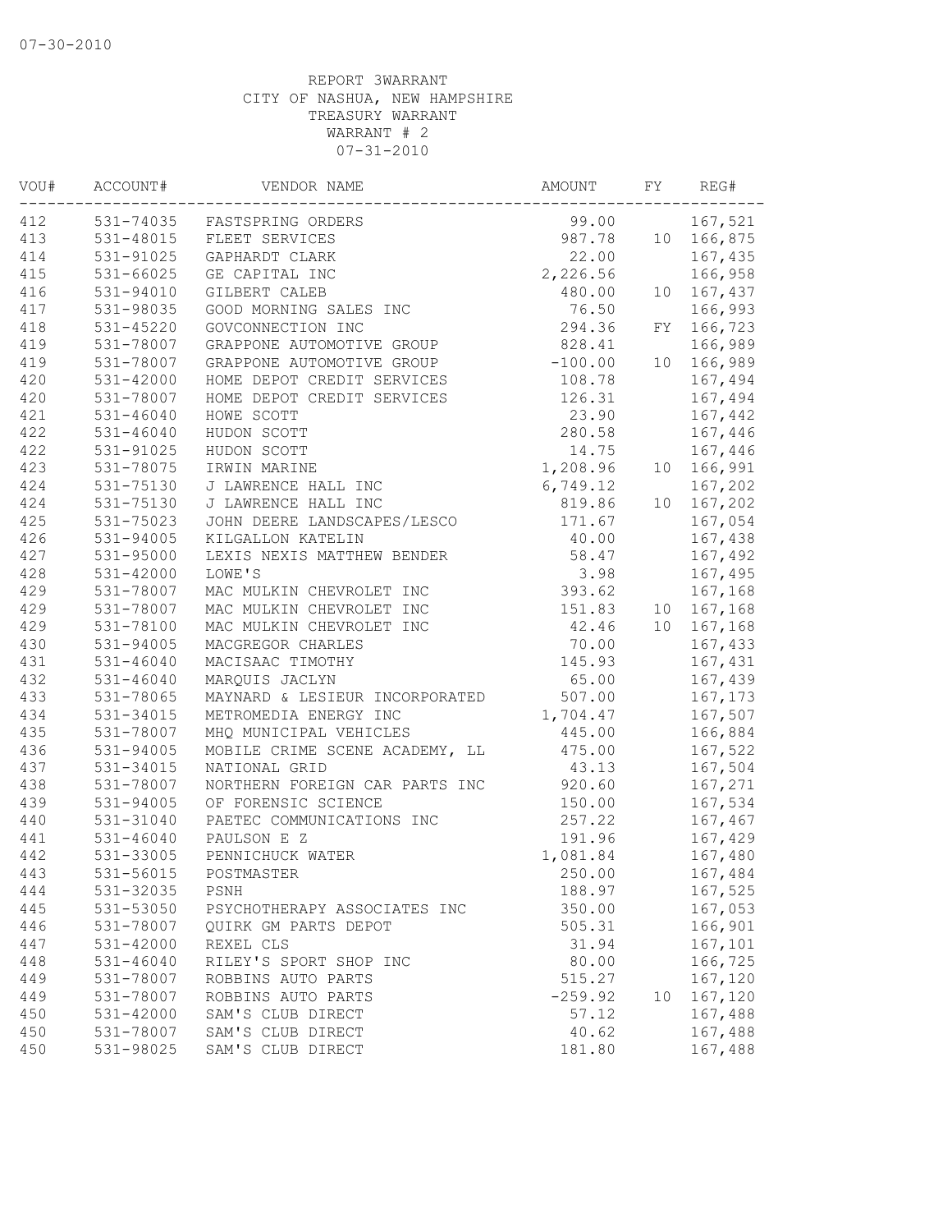07-30-2010

REPORT 3WARRANT
CITY OF NASHUA, NEW HAMPSHIRE
TREASURY WARRANT
WARRANT # 2
07-31-2010

| VOU# | ACCOUNT# | VENDOR NAME | AMOUNT | FY | REG# |
|---|---|---|---|---|---|
| 412 | 531-74035 | FASTSPRING ORDERS | 99.00 | | 167,521 |
| 413 | 531-48015 | FLEET SERVICES | 987.78 | 10 | 166,875 |
| 414 | 531-91025 | GAPHARDT CLARK | 22.00 | | 167,435 |
| 415 | 531-66025 | GE CAPITAL INC | 2,226.56 | | 166,958 |
| 416 | 531-94010 | GILBERT CALEB | 480.00 | 10 | 167,437 |
| 417 | 531-98035 | GOOD MORNING SALES INC | 76.50 | | 166,993 |
| 418 | 531-45220 | GOVCONNECTION INC | 294.36 | FY | 166,723 |
| 419 | 531-78007 | GRAPPONE AUTOMOTIVE GROUP | 828.41 | | 166,989 |
| 419 | 531-78007 | GRAPPONE AUTOMOTIVE GROUP | -100.00 | 10 | 166,989 |
| 420 | 531-42000 | HOME DEPOT CREDIT SERVICES | 108.78 | | 167,494 |
| 420 | 531-78007 | HOME DEPOT CREDIT SERVICES | 126.31 | | 167,494 |
| 421 | 531-46040 | HOWE SCOTT | 23.90 | | 167,442 |
| 422 | 531-46040 | HUDON SCOTT | 280.58 | | 167,446 |
| 422 | 531-91025 | HUDON SCOTT | 14.75 | | 167,446 |
| 423 | 531-78075 | IRWIN MARINE | 1,208.96 | 10 | 166,991 |
| 424 | 531-75130 | J LAWRENCE HALL INC | 6,749.12 | | 167,202 |
| 424 | 531-75130 | J LAWRENCE HALL INC | 819.86 | 10 | 167,202 |
| 425 | 531-75023 | JOHN DEERE LANDSCAPES/LESCO | 171.67 | | 167,054 |
| 426 | 531-94005 | KILGALLON KATELIN | 40.00 | | 167,438 |
| 427 | 531-95000 | LEXIS NEXIS MATTHEW BENDER | 58.47 | | 167,492 |
| 428 | 531-42000 | LOWE'S | 3.98 | | 167,495 |
| 429 | 531-78007 | MAC MULKIN CHEVROLET INC | 393.62 | | 167,168 |
| 429 | 531-78007 | MAC MULKIN CHEVROLET INC | 151.83 | 10 | 167,168 |
| 429 | 531-78100 | MAC MULKIN CHEVROLET INC | 42.46 | 10 | 167,168 |
| 430 | 531-94005 | MACGREGOR CHARLES | 70.00 | | 167,433 |
| 431 | 531-46040 | MACISAAC TIMOTHY | 145.93 | | 167,431 |
| 432 | 531-46040 | MARQUIS JACLYN | 65.00 | | 167,439 |
| 433 | 531-78065 | MAYNARD & LESIEUR INCORPORATED | 507.00 | | 167,173 |
| 434 | 531-34015 | METROMEDIA ENERGY INC | 1,704.47 | | 167,507 |
| 435 | 531-78007 | MHQ MUNICIPAL VEHICLES | 445.00 | | 166,884 |
| 436 | 531-94005 | MOBILE CRIME SCENE ACADEMY, LL | 475.00 | | 167,522 |
| 437 | 531-34015 | NATIONAL GRID | 43.13 | | 167,504 |
| 438 | 531-78007 | NORTHERN FOREIGN CAR PARTS INC | 920.60 | | 167,271 |
| 439 | 531-94005 | OF FORENSIC SCIENCE | 150.00 | | 167,534 |
| 440 | 531-31040 | PAETEC COMMUNICATIONS INC | 257.22 | | 167,467 |
| 441 | 531-46040 | PAULSON E Z | 191.96 | | 167,429 |
| 442 | 531-33005 | PENNICHUCK WATER | 1,081.84 | | 167,480 |
| 443 | 531-56015 | POSTMASTER | 250.00 | | 167,484 |
| 444 | 531-32035 | PSNH | 188.97 | | 167,525 |
| 445 | 531-53050 | PSYCHOTHERAPY ASSOCIATES INC | 350.00 | | 167,053 |
| 446 | 531-78007 | QUIRK GM PARTS DEPOT | 505.31 | | 166,901 |
| 447 | 531-42000 | REXEL CLS | 31.94 | | 167,101 |
| 448 | 531-46040 | RILEY'S SPORT SHOP INC | 80.00 | | 166,725 |
| 449 | 531-78007 | ROBBINS AUTO PARTS | 515.27 | | 167,120 |
| 449 | 531-78007 | ROBBINS AUTO PARTS | -259.92 | 10 | 167,120 |
| 450 | 531-42000 | SAM'S CLUB DIRECT | 57.12 | | 167,488 |
| 450 | 531-78007 | SAM'S CLUB DIRECT | 40.62 | | 167,488 |
| 450 | 531-98025 | SAM'S CLUB DIRECT | 181.80 | | 167,488 |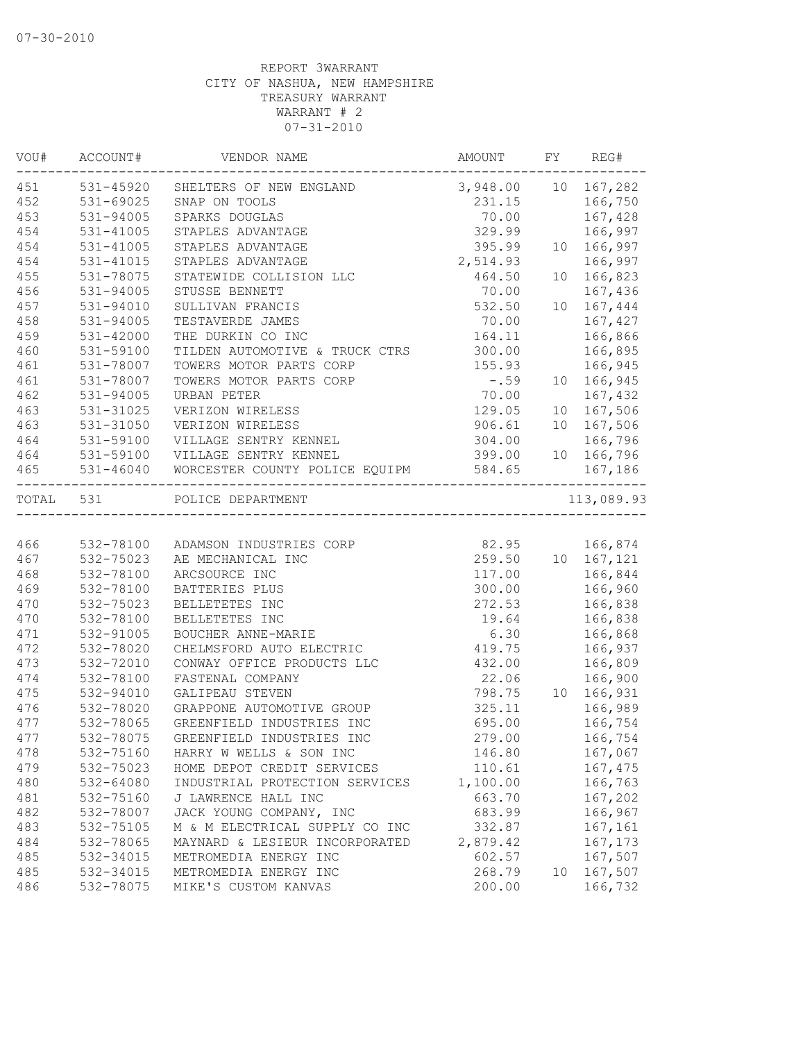07-30-2010

REPORT 3WARRANT
CITY OF NASHUA, NEW HAMPSHIRE
TREASURY WARRANT
WARRANT # 2
07-31-2010

| VOU# | ACCOUNT# | VENDOR NAME | AMOUNT | FY | REG# |
|---|---|---|---|---|---|
| 451 | 531-45920 | SHELTERS OF NEW ENGLAND | 3,948.00 | 10 | 167,282 |
| 452 | 531-69025 | SNAP ON TOOLS | 231.15 | | 166,750 |
| 453 | 531-94005 | SPARKS DOUGLAS | 70.00 | | 167,428 |
| 454 | 531-41005 | STAPLES ADVANTAGE | 329.99 | | 166,997 |
| 454 | 531-41005 | STAPLES ADVANTAGE | 395.99 | 10 | 166,997 |
| 454 | 531-41015 | STAPLES ADVANTAGE | 2,514.93 | | 166,997 |
| 455 | 531-78075 | STATEWIDE COLLISION LLC | 464.50 | 10 | 166,823 |
| 456 | 531-94005 | STUSSE BENNETT | 70.00 | | 167,436 |
| 457 | 531-94010 | SULLIVAN FRANCIS | 532.50 | 10 | 167,444 |
| 458 | 531-94005 | TESTAVERDE JAMES | 70.00 | | 167,427 |
| 459 | 531-42000 | THE DURKIN CO INC | 164.11 | | 166,866 |
| 460 | 531-59100 | TILDEN AUTOMOTIVE & TRUCK CTRS | 300.00 | | 166,895 |
| 461 | 531-78007 | TOWERS MOTOR PARTS CORP | 155.93 | | 166,945 |
| 461 | 531-78007 | TOWERS MOTOR PARTS CORP | -.59 | 10 | 166,945 |
| 462 | 531-94005 | URBAN PETER | 70.00 | | 167,432 |
| 463 | 531-31025 | VERIZON WIRELESS | 129.05 | 10 | 167,506 |
| 463 | 531-31050 | VERIZON WIRELESS | 906.61 | 10 | 167,506 |
| 464 | 531-59100 | VILLAGE SENTRY KENNEL | 304.00 | | 166,796 |
| 464 | 531-59100 | VILLAGE SENTRY KENNEL | 399.00 | 10 | 166,796 |
| 465 | 531-46040 | WORCESTER COUNTY POLICE EQUIPM | 584.65 | | 167,186 |
| TOTAL | 531 | POLICE DEPARTMENT | | | 113,089.93 |
| 466 | 532-78100 | ADAMSON INDUSTRIES CORP | 82.95 | | 166,874 |
| 467 | 532-75023 | AE MECHANICAL INC | 259.50 | 10 | 167,121 |
| 468 | 532-78100 | ARCSOURCE INC | 117.00 | | 166,844 |
| 469 | 532-78100 | BATTERIES PLUS | 300.00 | | 166,960 |
| 470 | 532-75023 | BELLETETES INC | 272.53 | | 166,838 |
| 470 | 532-78100 | BELLETETES INC | 19.64 | | 166,838 |
| 471 | 532-91005 | BOUCHER ANNE-MARIE | 6.30 | | 166,868 |
| 472 | 532-78020 | CHELMSFORD AUTO ELECTRIC | 419.75 | | 166,937 |
| 473 | 532-72010 | CONWAY OFFICE PRODUCTS LLC | 432.00 | | 166,809 |
| 474 | 532-78100 | FASTENAL COMPANY | 22.06 | | 166,900 |
| 475 | 532-94010 | GALIPEAU STEVEN | 798.75 | 10 | 166,931 |
| 476 | 532-78020 | GRAPPONE AUTOMOTIVE GROUP | 325.11 | | 166,989 |
| 477 | 532-78065 | GREENFIELD INDUSTRIES INC | 695.00 | | 166,754 |
| 477 | 532-78075 | GREENFIELD INDUSTRIES INC | 279.00 | | 166,754 |
| 478 | 532-75160 | HARRY W WELLS & SON INC | 146.80 | | 167,067 |
| 479 | 532-75023 | HOME DEPOT CREDIT SERVICES | 110.61 | | 167,475 |
| 480 | 532-64080 | INDUSTRIAL PROTECTION SERVICES | 1,100.00 | | 166,763 |
| 481 | 532-75160 | J LAWRENCE HALL INC | 663.70 | | 167,202 |
| 482 | 532-78007 | JACK YOUNG COMPANY, INC | 683.99 | | 166,967 |
| 483 | 532-75105 | M & M ELECTRICAL SUPPLY CO INC | 332.87 | | 167,161 |
| 484 | 532-78065 | MAYNARD & LESIEUR INCORPORATED | 2,879.42 | | 167,173 |
| 485 | 532-34015 | METROMEDIA ENERGY INC | 602.57 | | 167,507 |
| 485 | 532-34015 | METROMEDIA ENERGY INC | 268.79 | 10 | 167,507 |
| 486 | 532-78075 | MIKE'S CUSTOM KANVAS | 200.00 | | 166,732 |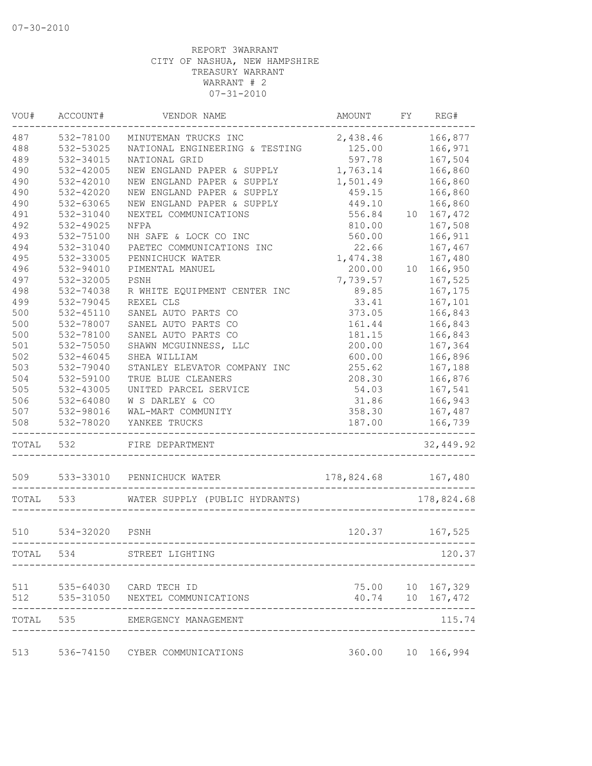07-30-2010

REPORT 3WARRANT
CITY OF NASHUA, NEW HAMPSHIRE
TREASURY WARRANT
WARRANT # 2
07-31-2010

| VOU# | ACCOUNT# | VENDOR NAME | AMOUNT | FY | REG# |
|---|---|---|---|---|---|
| 487 | 532-78100 | MINUTEMAN TRUCKS INC | 2,438.46 | | 166,877 |
| 488 | 532-53025 | NATIONAL ENGINEERING & TESTING | 125.00 | | 166,971 |
| 489 | 532-34015 | NATIONAL GRID | 597.78 | | 167,504 |
| 490 | 532-42005 | NEW ENGLAND PAPER & SUPPLY | 1,763.14 | | 166,860 |
| 490 | 532-42010 | NEW ENGLAND PAPER & SUPPLY | 1,501.49 | | 166,860 |
| 490 | 532-42020 | NEW ENGLAND PAPER & SUPPLY | 459.15 | | 166,860 |
| 490 | 532-63065 | NEW ENGLAND PAPER & SUPPLY | 449.10 | | 166,860 |
| 491 | 532-31040 | NEXTEL COMMUNICATIONS | 556.84 | 10 | 167,472 |
| 492 | 532-49025 | NFPA | 810.00 | | 167,508 |
| 493 | 532-75100 | NH SAFE & LOCK CO INC | 560.00 | | 166,911 |
| 494 | 532-31040 | PAETEC COMMUNICATIONS INC | 22.66 | | 167,467 |
| 495 | 532-33005 | PENNICHUCK WATER | 1,474.38 | | 167,480 |
| 496 | 532-94010 | PIMENTAL MANUEL | 200.00 | 10 | 166,950 |
| 497 | 532-32005 | PSNH | 7,739.57 | | 167,525 |
| 498 | 532-74038 | R WHITE EQUIPMENT CENTER INC | 89.85 | | 167,175 |
| 499 | 532-79045 | REXEL CLS | 33.41 | | 167,101 |
| 500 | 532-45110 | SANEL AUTO PARTS CO | 373.05 | | 166,843 |
| 500 | 532-78007 | SANEL AUTO PARTS CO | 161.44 | | 166,843 |
| 500 | 532-78100 | SANEL AUTO PARTS CO | 181.15 | | 166,843 |
| 501 | 532-75050 | SHAWN MCGUINNESS, LLC | 200.00 | | 167,364 |
| 502 | 532-46045 | SHEA WILLIAM | 600.00 | | 166,896 |
| 503 | 532-79040 | STANLEY ELEVATOR COMPANY INC | 255.62 | | 167,188 |
| 504 | 532-59100 | TRUE BLUE CLEANERS | 208.30 | | 166,876 |
| 505 | 532-43005 | UNITED PARCEL SERVICE | 54.03 | | 167,541 |
| 506 | 532-64080 | W S DARLEY & CO | 31.86 | | 166,943 |
| 507 | 532-98016 | WAL-MART COMMUNITY | 358.30 | | 167,487 |
| 508 | 532-78020 | YANKEE TRUCKS | 187.00 | | 166,739 |
| TOTAL | 532 | FIRE DEPARTMENT | | | 32,449.92 |
| 509 | 533-33010 | PENNICHUCK WATER | 178,824.68 | | 167,480 |
| TOTAL | 533 | WATER SUPPLY (PUBLIC HYDRANTS) | | | 178,824.68 |
| 510 | 534-32020 | PSNH | 120.37 | | 167,525 |
| TOTAL | 534 | STREET LIGHTING | | | 120.37 |
| 511 | 535-64030 | CARD TECH ID | 75.00 | 10 | 167,329 |
| 512 | 535-31050 | NEXTEL COMMUNICATIONS | 40.74 | 10 | 167,472 |
| TOTAL | 535 | EMERGENCY MANAGEMENT | | | 115.74 |
| 513 | 536-74150 | CYBER COMMUNICATIONS | 360.00 | 10 | 166,994 |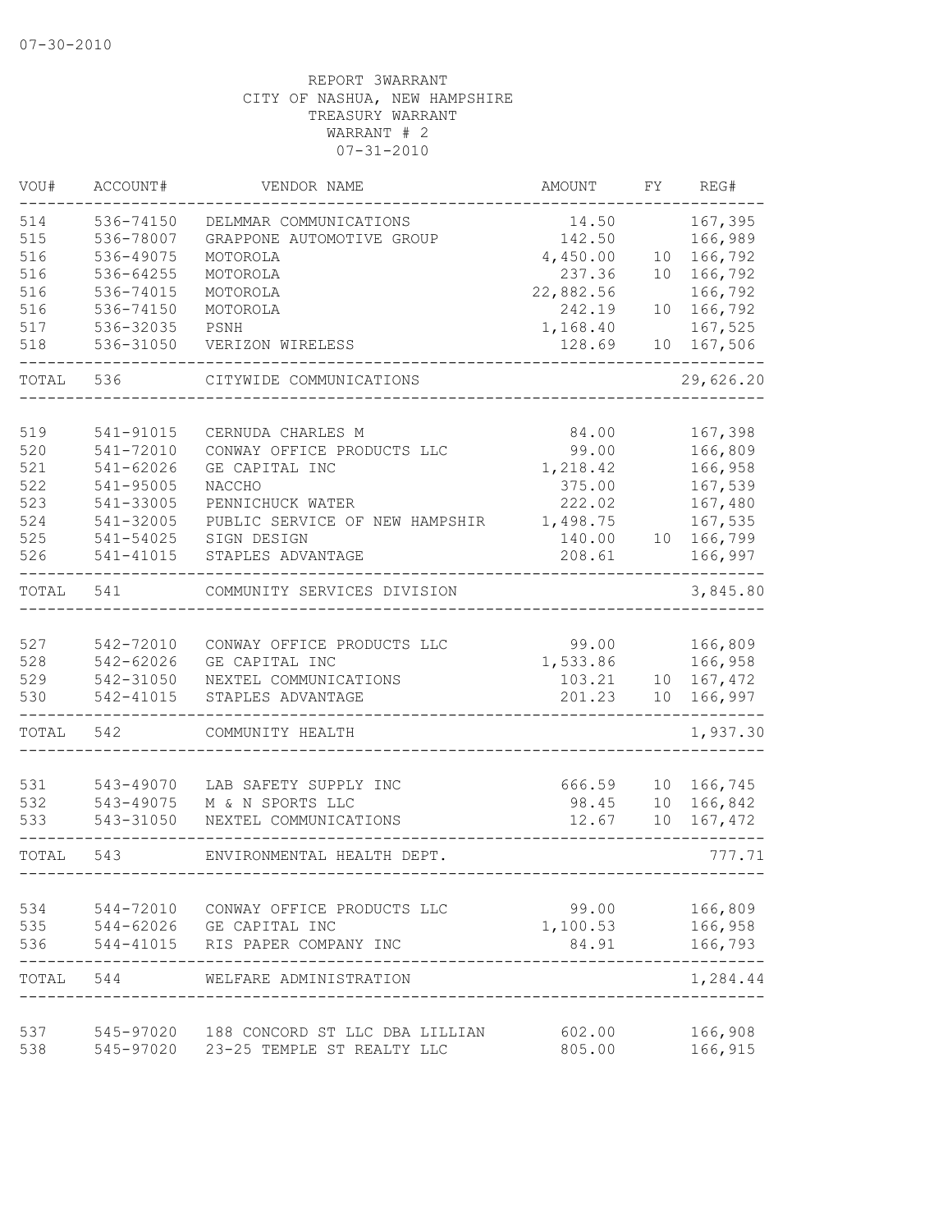07-30-2010

REPORT 3WARRANT
CITY OF NASHUA, NEW HAMPSHIRE
TREASURY WARRANT
WARRANT # 2
07-31-2010

| VOU# | ACCOUNT# | VENDOR NAME | AMOUNT | FY | REG# |
|---|---|---|---|---|---|
| 514 | 536-74150 | DELMMAR COMMUNICATIONS | 14.50 | | 167,395 |
| 515 | 536-78007 | GRAPPONE AUTOMOTIVE GROUP | 142.50 | | 166,989 |
| 516 | 536-49075 | MOTOROLA | 4,450.00 | 10 | 166,792 |
| 516 | 536-64255 | MOTOROLA | 237.36 | 10 | 166,792 |
| 516 | 536-74015 | MOTOROLA | 22,882.56 | | 166,792 |
| 516 | 536-74150 | MOTOROLA | 242.19 | 10 | 166,792 |
| 517 | 536-32035 | PSNH | 1,168.40 | | 167,525 |
| 518 | 536-31050 | VERIZON WIRELESS | 128.69 | 10 | 167,506 |
| TOTAL | 536 | CITYWIDE COMMUNICATIONS | | | 29,626.20 |
| 519 | 541-91015 | CERNUDA CHARLES M | 84.00 | | 167,398 |
| 520 | 541-72010 | CONWAY OFFICE PRODUCTS LLC | 99.00 | | 166,809 |
| 521 | 541-62026 | GE CAPITAL INC | 1,218.42 | | 166,958 |
| 522 | 541-95005 | NACCHO | 375.00 | | 167,539 |
| 523 | 541-33005 | PENNICHUCK WATER | 222.02 | | 167,480 |
| 524 | 541-32005 | PUBLIC SERVICE OF NEW HAMPSHIR | 1,498.75 | | 167,535 |
| 525 | 541-54025 | SIGN DESIGN | 140.00 | 10 | 166,799 |
| 526 | 541-41015 | STAPLES ADVANTAGE | 208.61 | | 166,997 |
| TOTAL | 541 | COMMUNITY SERVICES DIVISION | | | 3,845.80 |
| 527 | 542-72010 | CONWAY OFFICE PRODUCTS LLC | 99.00 | | 166,809 |
| 528 | 542-62026 | GE CAPITAL INC | 1,533.86 | | 166,958 |
| 529 | 542-31050 | NEXTEL COMMUNICATIONS | 103.21 | 10 | 167,472 |
| 530 | 542-41015 | STAPLES ADVANTAGE | 201.23 | 10 | 166,997 |
| TOTAL | 542 | COMMUNITY HEALTH | | | 1,937.30 |
| 531 | 543-49070 | LAB SAFETY SUPPLY INC | 666.59 | 10 | 166,745 |
| 532 | 543-49075 | M & N SPORTS LLC | 98.45 | 10 | 166,842 |
| 533 | 543-31050 | NEXTEL COMMUNICATIONS | 12.67 | 10 | 167,472 |
| TOTAL | 543 | ENVIRONMENTAL HEALTH DEPT. | | | 777.71 |
| 534 | 544-72010 | CONWAY OFFICE PRODUCTS LLC | 99.00 | | 166,809 |
| 535 | 544-62026 | GE CAPITAL INC | 1,100.53 | | 166,958 |
| 536 | 544-41015 | RIS PAPER COMPANY INC | 84.91 | | 166,793 |
| TOTAL | 544 | WELFARE ADMINISTRATION | | | 1,284.44 |
| 537 | 545-97020 | 188 CONCORD ST LLC DBA LILLIAN | 602.00 | | 166,908 |
| 538 | 545-97020 | 23-25 TEMPLE ST REALTY LLC | 805.00 | | 166,915 |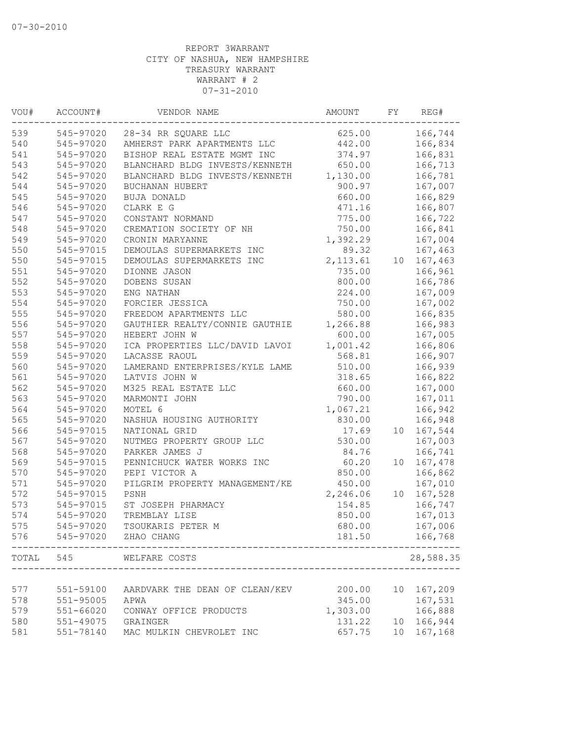07-30-2010

REPORT 3WARRANT
CITY OF NASHUA, NEW HAMPSHIRE
TREASURY WARRANT
WARRANT # 2
07-31-2010

| VOU# | ACCOUNT# | VENDOR NAME | AMOUNT | FY | REG# |
|---|---|---|---|---|---|
| 539 | 545-97020 | 28-34 RR SQUARE LLC | 625.00 | | 166,744 |
| 540 | 545-97020 | AMHERST PARK APARTMENTS LLC | 442.00 | | 166,834 |
| 541 | 545-97020 | BISHOP REAL ESTATE MGMT INC | 374.97 | | 166,831 |
| 543 | 545-97020 | BLANCHARD BLDG INVESTS/KENNETH | 650.00 | | 166,713 |
| 542 | 545-97020 | BLANCHARD BLDG INVESTS/KENNETH | 1,130.00 | | 166,781 |
| 544 | 545-97020 | BUCHANAN HUBERT | 900.97 | | 167,007 |
| 545 | 545-97020 | BUJA DONALD | 660.00 | | 166,829 |
| 546 | 545-97020 | CLARK E G | 471.16 | | 166,807 |
| 547 | 545-97020 | CONSTANT NORMAND | 775.00 | | 166,722 |
| 548 | 545-97020 | CREMATION SOCIETY OF NH | 750.00 | | 166,841 |
| 549 | 545-97020 | CRONIN MARYANNE | 1,392.29 | | 167,004 |
| 550 | 545-97015 | DEMOULAS SUPERMARKETS INC | 89.32 | | 167,463 |
| 550 | 545-97015 | DEMOULAS SUPERMARKETS INC | 2,113.61 | 10 | 167,463 |
| 551 | 545-97020 | DIONNE JASON | 735.00 | | 166,961 |
| 552 | 545-97020 | DOBENS SUSAN | 800.00 | | 166,786 |
| 553 | 545-97020 | ENG NATHAN | 224.00 | | 167,009 |
| 554 | 545-97020 | FORCIER JESSICA | 750.00 | | 167,002 |
| 555 | 545-97020 | FREEDOM APARTMENTS LLC | 580.00 | | 166,835 |
| 556 | 545-97020 | GAUTHIER REALTY/CONNIE GAUTHIE | 1,266.88 | | 166,983 |
| 557 | 545-97020 | HEBERT JOHN W | 600.00 | | 167,005 |
| 558 | 545-97020 | ICA PROPERTIES LLC/DAVID LAVOI | 1,001.42 | | 166,806 |
| 559 | 545-97020 | LACASSE RAOUL | 568.81 | | 166,907 |
| 560 | 545-97020 | LAMERAND ENTERPRISES/KYLE LAME | 510.00 | | 166,939 |
| 561 | 545-97020 | LATVIS JOHN W | 318.65 | | 166,822 |
| 562 | 545-97020 | M325 REAL ESTATE LLC | 660.00 | | 167,000 |
| 563 | 545-97020 | MARMONTI JOHN | 790.00 | | 167,011 |
| 564 | 545-97020 | MOTEL 6 | 1,067.21 | | 166,942 |
| 565 | 545-97020 | NASHUA HOUSING AUTHORITY | 830.00 | | 166,948 |
| 566 | 545-97015 | NATIONAL GRID | 17.69 | 10 | 167,544 |
| 567 | 545-97020 | NUTMEG PROPERTY GROUP LLC | 530.00 | | 167,003 |
| 568 | 545-97020 | PARKER JAMES J | 84.76 | | 166,741 |
| 569 | 545-97015 | PENNICHUCK WATER WORKS INC | 60.20 | 10 | 167,478 |
| 570 | 545-97020 | PEPI VICTOR A | 850.00 | | 166,862 |
| 571 | 545-97020 | PILGRIM PROPERTY MANAGEMENT/KE | 450.00 | | 167,010 |
| 572 | 545-97015 | PSNH | 2,246.06 | 10 | 167,528 |
| 573 | 545-97015 | ST JOSEPH PHARMACY | 154.85 | | 166,747 |
| 574 | 545-97020 | TREMBLAY LISE | 850.00 | | 167,013 |
| 575 | 545-97020 | TSOUKARIS PETER M | 680.00 | | 167,006 |
| 576 | 545-97020 | ZHAO CHANG | 181.50 | | 166,768 |
| TOTAL | 545 | WELFARE COSTS | | | 28,588.35 |
| 577 | 551-59100 | AARDVARK THE DEAN OF CLEAN/KEV | 200.00 | 10 | 167,209 |
| 578 | 551-95005 | APWA | 345.00 | | 167,531 |
| 579 | 551-66020 | CONWAY OFFICE PRODUCTS | 1,303.00 | | 166,888 |
| 580 | 551-49075 | GRAINGER | 131.22 | 10 | 166,944 |
| 581 | 551-78140 | MAC MULKIN CHEVROLET INC | 657.75 | 10 | 167,168 |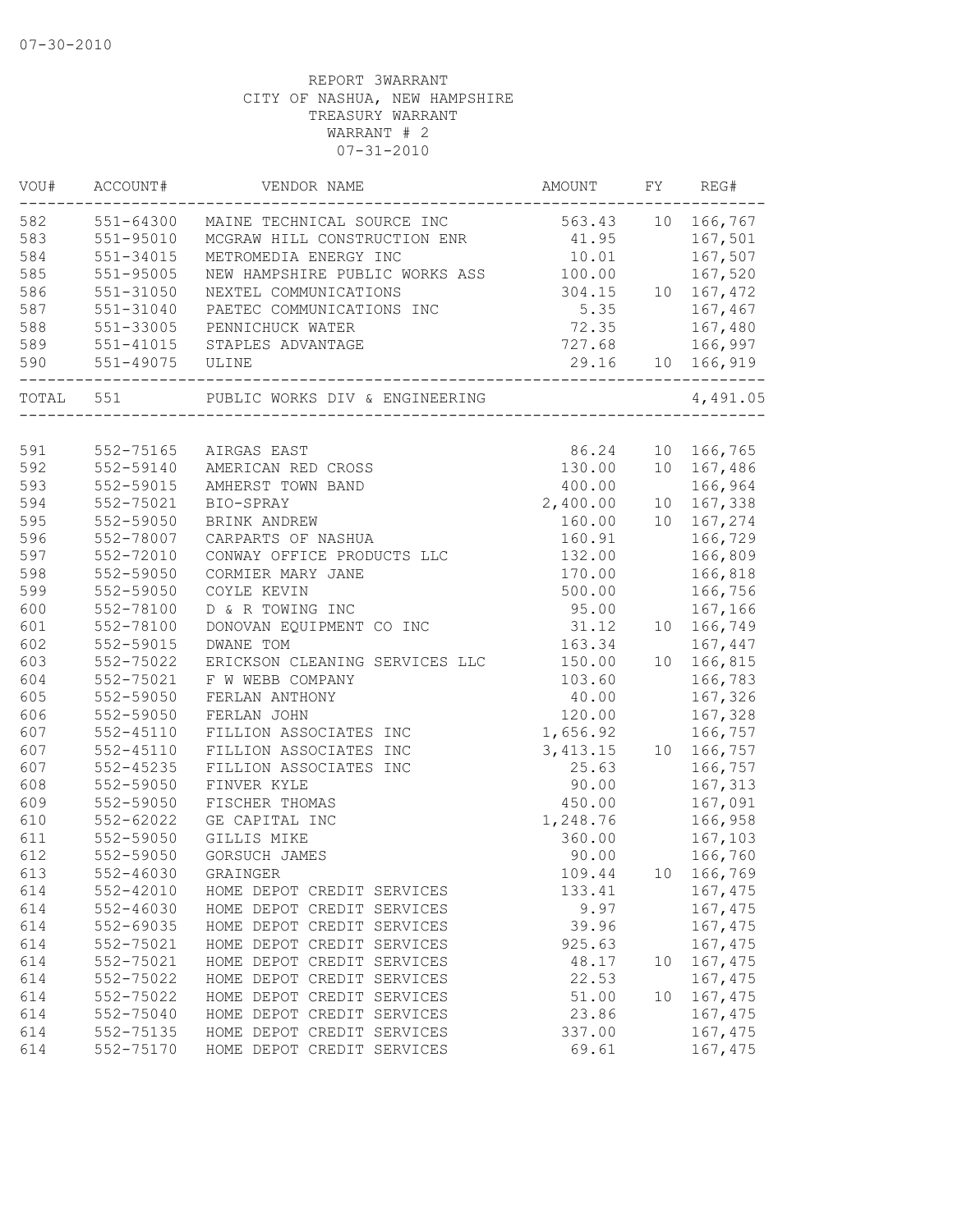07-30-2010

REPORT 3WARRANT
CITY OF NASHUA, NEW HAMPSHIRE
TREASURY WARRANT
WARRANT # 2
07-31-2010

| VOU# | ACCOUNT# | VENDOR NAME | AMOUNT | FY | REG# |
|---|---|---|---|---|---|
| 582 | 551-64300 | MAINE TECHNICAL SOURCE INC | 563.43 | 10 | 166,767 |
| 583 | 551-95010 | MCGRAW HILL CONSTRUCTION ENR | 41.95 | | 167,501 |
| 584 | 551-34015 | METROMEDIA ENERGY INC | 10.01 | | 167,507 |
| 585 | 551-95005 | NEW HAMPSHIRE PUBLIC WORKS ASS | 100.00 | | 167,520 |
| 586 | 551-31050 | NEXTEL COMMUNICATIONS | 304.15 | 10 | 167,472 |
| 587 | 551-31040 | PAETEC COMMUNICATIONS INC | 5.35 | | 167,467 |
| 588 | 551-33005 | PENNICHUCK WATER | 72.35 | | 167,480 |
| 589 | 551-41015 | STAPLES ADVANTAGE | 727.68 | | 166,997 |
| 590 | 551-49075 | ULINE | 29.16 | 10 | 166,919 |
| TOTAL | 551 | PUBLIC WORKS DIV & ENGINEERING | | | 4,491.05 |
| 591 | 552-75165 | AIRGAS EAST | 86.24 | 10 | 166,765 |
| 592 | 552-59140 | AMERICAN RED CROSS | 130.00 | 10 | 167,486 |
| 593 | 552-59015 | AMHERST TOWN BAND | 400.00 | | 166,964 |
| 594 | 552-75021 | BIO-SPRAY | 2,400.00 | 10 | 167,338 |
| 595 | 552-59050 | BRINK ANDREW | 160.00 | 10 | 167,274 |
| 596 | 552-78007 | CARPARTS OF NASHUA | 160.91 | | 166,729 |
| 597 | 552-72010 | CONWAY OFFICE PRODUCTS LLC | 132.00 | | 166,809 |
| 598 | 552-59050 | CORMIER MARY JANE | 170.00 | | 166,818 |
| 599 | 552-59050 | COYLE KEVIN | 500.00 | | 166,756 |
| 600 | 552-78100 | D & R TOWING INC | 95.00 | | 167,166 |
| 601 | 552-78100 | DONOVAN EQUIPMENT CO INC | 31.12 | 10 | 166,749 |
| 602 | 552-59015 | DWANE TOM | 163.34 | | 167,447 |
| 603 | 552-75022 | ERICKSON CLEANING SERVICES LLC | 150.00 | 10 | 166,815 |
| 604 | 552-75021 | F W WEBB COMPANY | 103.60 | | 166,783 |
| 605 | 552-59050 | FERLAN ANTHONY | 40.00 | | 167,326 |
| 606 | 552-59050 | FERLAN JOHN | 120.00 | | 167,328 |
| 607 | 552-45110 | FILLION ASSOCIATES INC | 1,656.92 | | 166,757 |
| 607 | 552-45110 | FILLION ASSOCIATES INC | 3,413.15 | 10 | 166,757 |
| 607 | 552-45235 | FILLION ASSOCIATES INC | 25.63 | | 166,757 |
| 608 | 552-59050 | FINVER KYLE | 90.00 | | 167,313 |
| 609 | 552-59050 | FISCHER THOMAS | 450.00 | | 167,091 |
| 610 | 552-62022 | GE CAPITAL INC | 1,248.76 | | 166,958 |
| 611 | 552-59050 | GILLIS MIKE | 360.00 | | 167,103 |
| 612 | 552-59050 | GORSUCH JAMES | 90.00 | | 166,760 |
| 613 | 552-46030 | GRAINGER | 109.44 | 10 | 166,769 |
| 614 | 552-42010 | HOME DEPOT CREDIT SERVICES | 133.41 | | 167,475 |
| 614 | 552-46030 | HOME DEPOT CREDIT SERVICES | 9.97 | | 167,475 |
| 614 | 552-69035 | HOME DEPOT CREDIT SERVICES | 39.96 | | 167,475 |
| 614 | 552-75021 | HOME DEPOT CREDIT SERVICES | 925.63 | | 167,475 |
| 614 | 552-75021 | HOME DEPOT CREDIT SERVICES | 48.17 | 10 | 167,475 |
| 614 | 552-75022 | HOME DEPOT CREDIT SERVICES | 22.53 | | 167,475 |
| 614 | 552-75022 | HOME DEPOT CREDIT SERVICES | 51.00 | 10 | 167,475 |
| 614 | 552-75040 | HOME DEPOT CREDIT SERVICES | 23.86 | | 167,475 |
| 614 | 552-75135 | HOME DEPOT CREDIT SERVICES | 337.00 | | 167,475 |
| 614 | 552-75170 | HOME DEPOT CREDIT SERVICES | 69.61 | | 167,475 |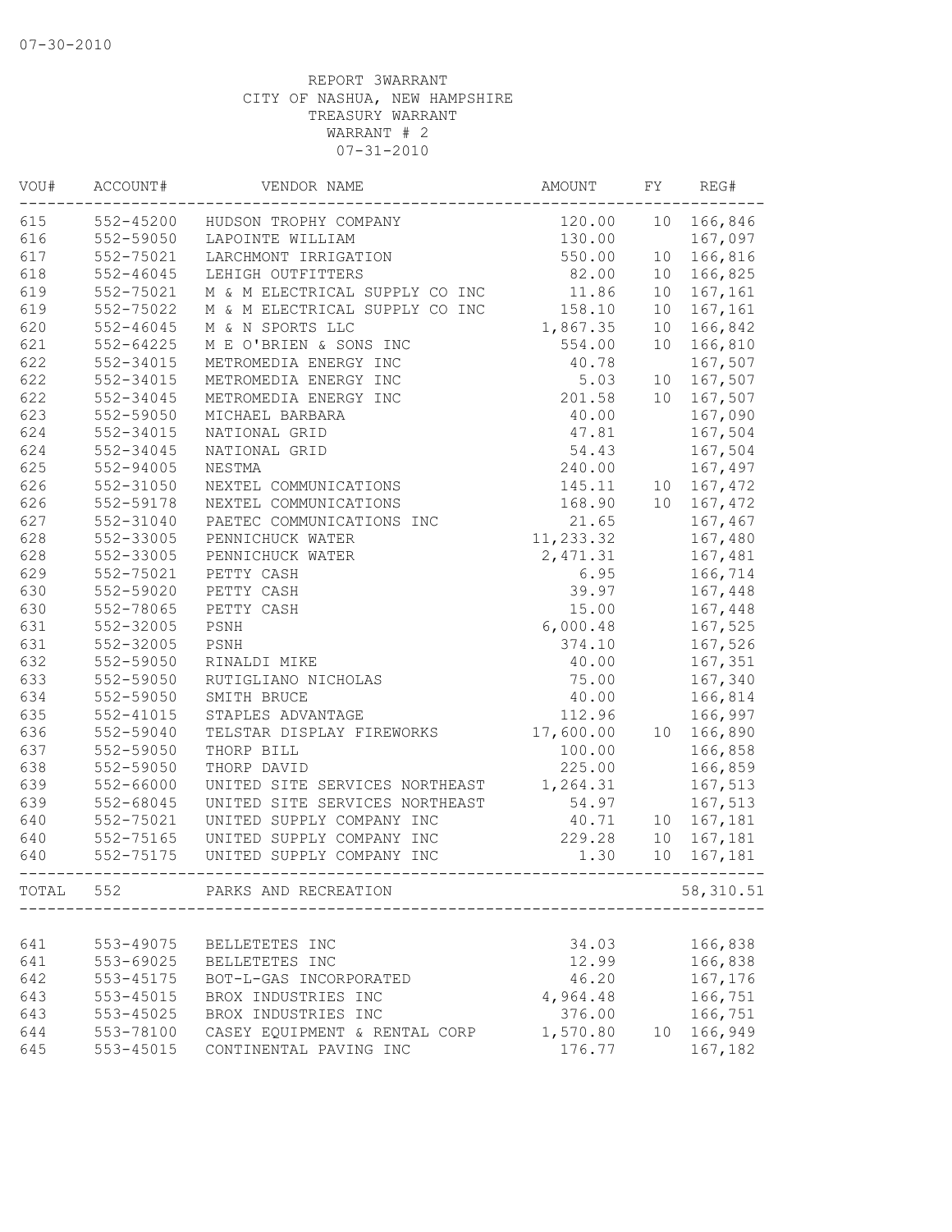07-30-2010

REPORT 3WARRANT
CITY OF NASHUA, NEW HAMPSHIRE
TREASURY WARRANT
WARRANT # 2
07-31-2010

| VOU# | ACCOUNT# | VENDOR NAME | AMOUNT | FY | REG# |
|---|---|---|---|---|---|
| 615 | 552-45200 | HUDSON TROPHY COMPANY | 120.00 | 10 | 166,846 |
| 616 | 552-59050 | LAPOINTE WILLIAM | 130.00 | | 167,097 |
| 617 | 552-75021 | LARCHMONT IRRIGATION | 550.00 | 10 | 166,816 |
| 618 | 552-46045 | LEHIGH OUTFITTERS | 82.00 | 10 | 166,825 |
| 619 | 552-75021 | M & M ELECTRICAL SUPPLY CO INC | 11.86 | 10 | 167,161 |
| 619 | 552-75022 | M & M ELECTRICAL SUPPLY CO INC | 158.10 | 10 | 167,161 |
| 620 | 552-46045 | M & N SPORTS LLC | 1,867.35 | 10 | 166,842 |
| 621 | 552-64225 | M E O'BRIEN & SONS INC | 554.00 | 10 | 166,810 |
| 622 | 552-34015 | METROMEDIA ENERGY INC | 40.78 | | 167,507 |
| 622 | 552-34015 | METROMEDIA ENERGY INC | 5.03 | 10 | 167,507 |
| 622 | 552-34045 | METROMEDIA ENERGY INC | 201.58 | 10 | 167,507 |
| 623 | 552-59050 | MICHAEL BARBARA | 40.00 | | 167,090 |
| 624 | 552-34015 | NATIONAL GRID | 47.81 | | 167,504 |
| 624 | 552-34045 | NATIONAL GRID | 54.43 | | 167,504 |
| 625 | 552-94005 | NESTMA | 240.00 | | 167,497 |
| 626 | 552-31050 | NEXTEL COMMUNICATIONS | 145.11 | 10 | 167,472 |
| 626 | 552-59178 | NEXTEL COMMUNICATIONS | 168.90 | 10 | 167,472 |
| 627 | 552-31040 | PAETEC COMMUNICATIONS INC | 21.65 | | 167,467 |
| 628 | 552-33005 | PENNICHUCK WATER | 11,233.32 | | 167,480 |
| 628 | 552-33005 | PENNICHUCK WATER | 2,471.31 | | 167,481 |
| 629 | 552-75021 | PETTY CASH | 6.95 | | 166,714 |
| 630 | 552-59020 | PETTY CASH | 39.97 | | 167,448 |
| 630 | 552-78065 | PETTY CASH | 15.00 | | 167,448 |
| 631 | 552-32005 | PSNH | 6,000.48 | | 167,525 |
| 631 | 552-32005 | PSNH | 374.10 | | 167,526 |
| 632 | 552-59050 | RINALDI MIKE | 40.00 | | 167,351 |
| 633 | 552-59050 | RUTIGLIANO NICHOLAS | 75.00 | | 167,340 |
| 634 | 552-59050 | SMITH BRUCE | 40.00 | | 166,814 |
| 635 | 552-41015 | STAPLES ADVANTAGE | 112.96 | | 166,997 |
| 636 | 552-59040 | TELSTAR DISPLAY FIREWORKS | 17,600.00 | 10 | 166,890 |
| 637 | 552-59050 | THORP BILL | 100.00 | | 166,858 |
| 638 | 552-59050 | THORP DAVID | 225.00 | | 166,859 |
| 639 | 552-66000 | UNITED SITE SERVICES NORTHEAST | 1,264.31 | | 167,513 |
| 639 | 552-68045 | UNITED SITE SERVICES NORTHEAST | 54.97 | | 167,513 |
| 640 | 552-75021 | UNITED SUPPLY COMPANY INC | 40.71 | 10 | 167,181 |
| 640 | 552-75165 | UNITED SUPPLY COMPANY INC | 229.28 | 10 | 167,181 |
| 640 | 552-75175 | UNITED SUPPLY COMPANY INC | 1.30 | 10 | 167,181 |
| TOTAL | 552 | PARKS AND RECREATION | | | 58,310.51 |
| 641 | 553-49075 | BELLETETES INC | 34.03 | | 166,838 |
| 641 | 553-69025 | BELLETETES INC | 12.99 | | 166,838 |
| 642 | 553-45175 | BOT-L-GAS INCORPORATED | 46.20 | | 167,176 |
| 643 | 553-45015 | BROX INDUSTRIES INC | 4,964.48 | | 166,751 |
| 643 | 553-45025 | BROX INDUSTRIES INC | 376.00 | | 166,751 |
| 644 | 553-78100 | CASEY EQUIPMENT & RENTAL CORP | 1,570.80 | 10 | 166,949 |
| 645 | 553-45015 | CONTINENTAL PAVING INC | 176.77 | | 167,182 |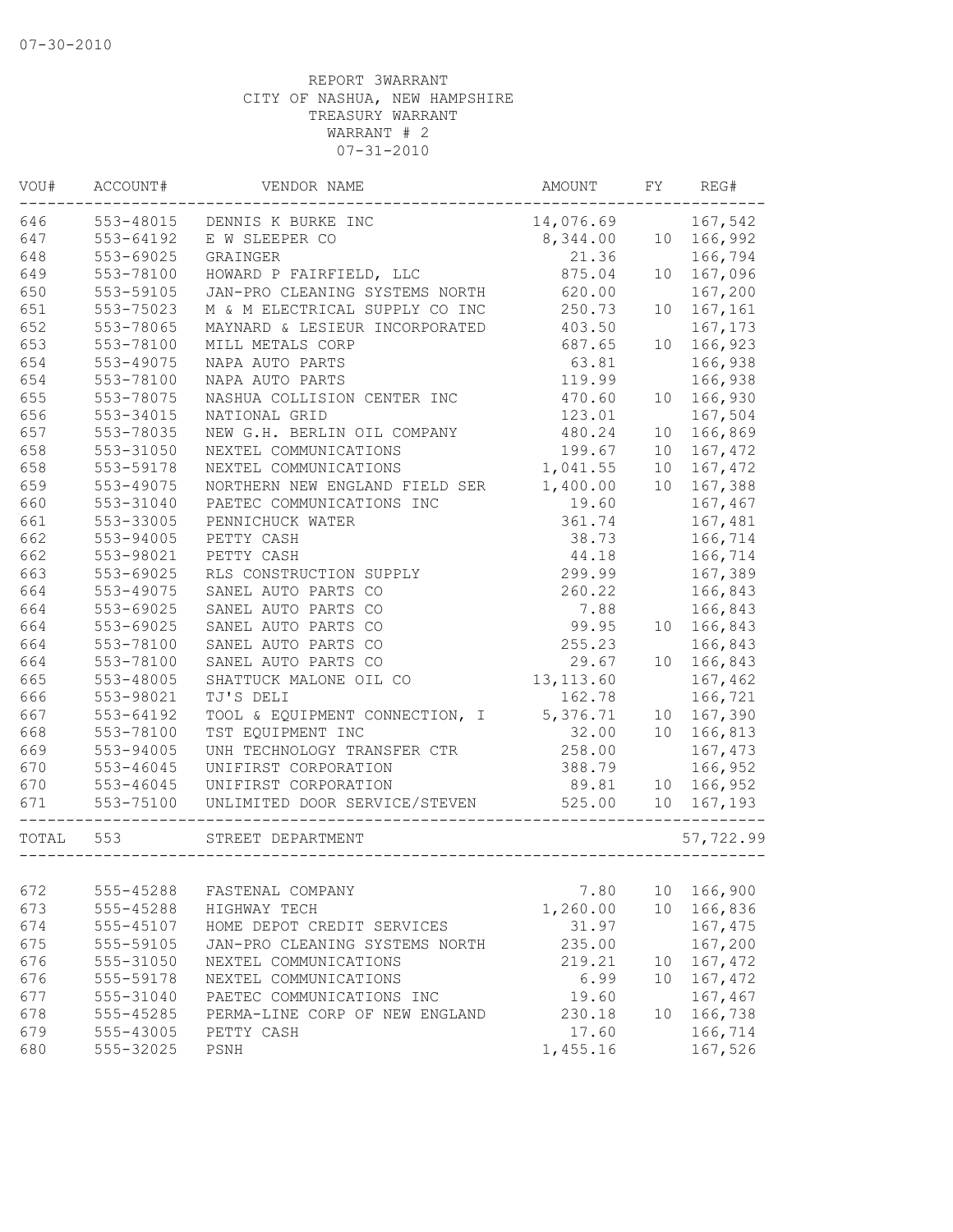07-30-2010

REPORT 3WARRANT
CITY OF NASHUA, NEW HAMPSHIRE
TREASURY WARRANT
WARRANT # 2
07-31-2010

| VOU# | ACCOUNT# | VENDOR NAME | AMOUNT | FY | REG# |
|---|---|---|---|---|---|
| 646 | 553-48015 | DENNIS K BURKE INC | 14,076.69 | | 167,542 |
| 647 | 553-64192 | E W SLEEPER CO | 8,344.00 | 10 | 166,992 |
| 648 | 553-69025 | GRAINGER | 21.36 | | 166,794 |
| 649 | 553-78100 | HOWARD P FAIRFIELD, LLC | 875.04 | 10 | 167,096 |
| 650 | 553-59105 | JAN-PRO CLEANING SYSTEMS NORTH | 620.00 | | 167,200 |
| 651 | 553-75023 | M & M ELECTRICAL SUPPLY CO INC | 250.73 | 10 | 167,161 |
| 652 | 553-78065 | MAYNARD & LESIEUR INCORPORATED | 403.50 | | 167,173 |
| 653 | 553-78100 | MILL METALS CORP | 687.65 | 10 | 166,923 |
| 654 | 553-49075 | NAPA AUTO PARTS | 63.81 | | 166,938 |
| 654 | 553-78100 | NAPA AUTO PARTS | 119.99 | | 166,938 |
| 655 | 553-78075 | NASHUA COLLISION CENTER INC | 470.60 | 10 | 166,930 |
| 656 | 553-34015 | NATIONAL GRID | 123.01 | | 167,504 |
| 657 | 553-78035 | NEW G.H. BERLIN OIL COMPANY | 480.24 | 10 | 166,869 |
| 658 | 553-31050 | NEXTEL COMMUNICATIONS | 199.67 | 10 | 167,472 |
| 658 | 553-59178 | NEXTEL COMMUNICATIONS | 1,041.55 | 10 | 167,472 |
| 659 | 553-49075 | NORTHERN NEW ENGLAND FIELD SER | 1,400.00 | 10 | 167,388 |
| 660 | 553-31040 | PAETEC COMMUNICATIONS INC | 19.60 | | 167,467 |
| 661 | 553-33005 | PENNICHUCK WATER | 361.74 | | 167,481 |
| 662 | 553-94005 | PETTY CASH | 38.73 | | 166,714 |
| 662 | 553-98021 | PETTY CASH | 44.18 | | 166,714 |
| 663 | 553-69025 | RLS CONSTRUCTION SUPPLY | 299.99 | | 167,389 |
| 664 | 553-49075 | SANEL AUTO PARTS CO | 260.22 | | 166,843 |
| 664 | 553-69025 | SANEL AUTO PARTS CO | 7.88 | | 166,843 |
| 664 | 553-69025 | SANEL AUTO PARTS CO | 99.95 | 10 | 166,843 |
| 664 | 553-78100 | SANEL AUTO PARTS CO | 255.23 | | 166,843 |
| 664 | 553-78100 | SANEL AUTO PARTS CO | 29.67 | 10 | 166,843 |
| 665 | 553-48005 | SHATTUCK MALONE OIL CO | 13,113.60 | | 167,462 |
| 666 | 553-98021 | TJ'S DELI | 162.78 | | 166,721 |
| 667 | 553-64192 | TOOL & EQUIPMENT CONNECTION, I | 5,376.71 | 10 | 167,390 |
| 668 | 553-78100 | TST EQUIPMENT INC | 32.00 | 10 | 166,813 |
| 669 | 553-94005 | UNH TECHNOLOGY TRANSFER CTR | 258.00 | | 167,473 |
| 670 | 553-46045 | UNIFIRST CORPORATION | 388.79 | | 166,952 |
| 670 | 553-46045 | UNIFIRST CORPORATION | 89.81 | 10 | 166,952 |
| 671 | 553-75100 | UNLIMITED DOOR SERVICE/STEVEN | 525.00 | 10 | 167,193 |
| TOTAL | 553 | STREET DEPARTMENT | | | 57,722.99 |
| 672 | 555-45288 | FASTENAL COMPANY | 7.80 | 10 | 166,900 |
| 673 | 555-45288 | HIGHWAY TECH | 1,260.00 | 10 | 166,836 |
| 674 | 555-45107 | HOME DEPOT CREDIT SERVICES | 31.97 | | 167,475 |
| 675 | 555-59105 | JAN-PRO CLEANING SYSTEMS NORTH | 235.00 | | 167,200 |
| 676 | 555-31050 | NEXTEL COMMUNICATIONS | 219.21 | 10 | 167,472 |
| 676 | 555-59178 | NEXTEL COMMUNICATIONS | 6.99 | 10 | 167,472 |
| 677 | 555-31040 | PAETEC COMMUNICATIONS INC | 19.60 | | 167,467 |
| 678 | 555-45285 | PERMA-LINE CORP OF NEW ENGLAND | 230.18 | 10 | 166,738 |
| 679 | 555-43005 | PETTY CASH | 17.60 | | 166,714 |
| 680 | 555-32025 | PSNH | 1,455.16 | | 167,526 |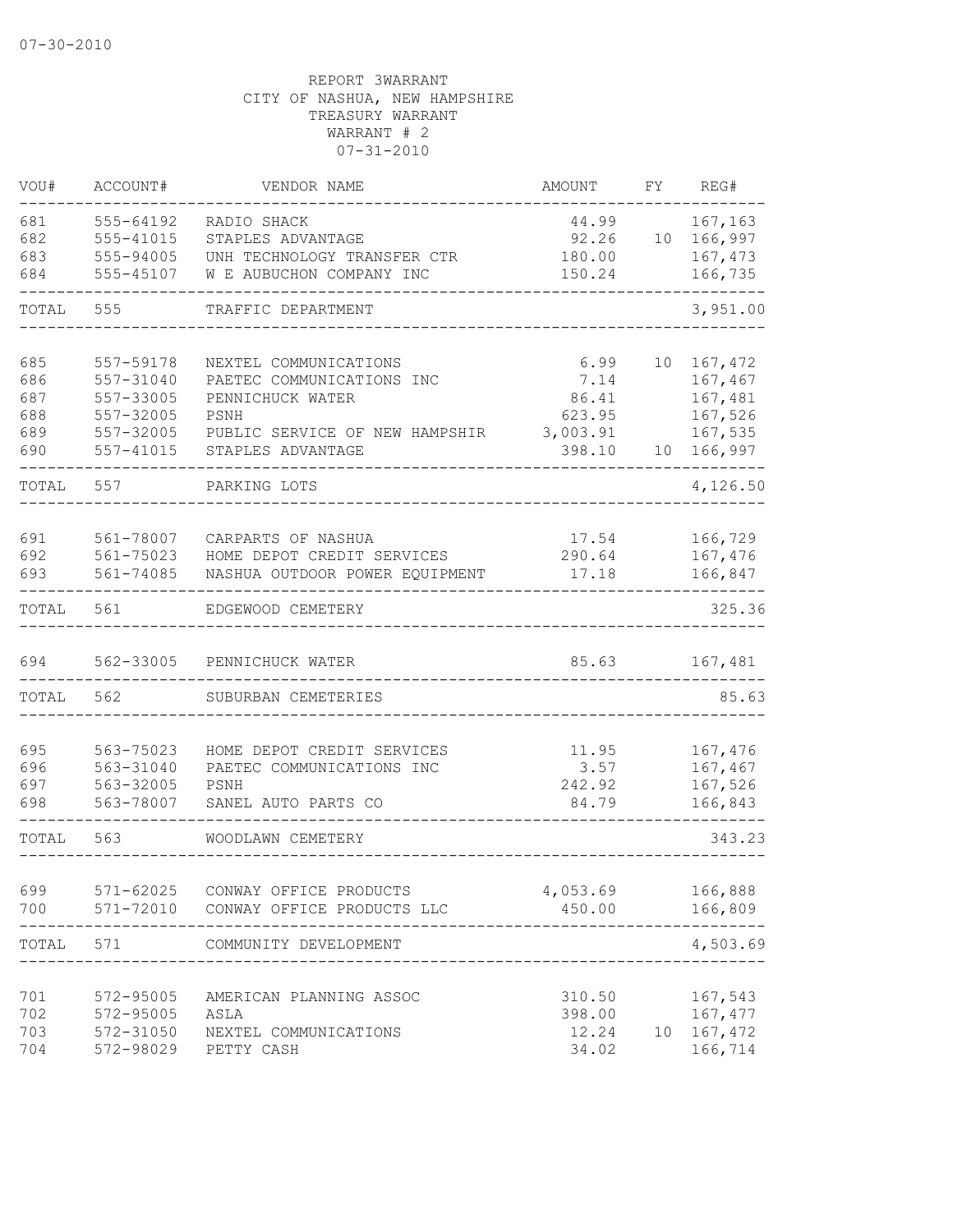07-30-2010

REPORT 3WARRANT
CITY OF NASHUA, NEW HAMPSHIRE
TREASURY WARRANT
WARRANT # 2
07-31-2010

| VOU# | ACCOUNT# | VENDOR NAME | AMOUNT | FY | REG# |
|---|---|---|---|---|---|
| 681 | 555-64192 | RADIO SHACK | 44.99 | | 167,163 |
| 682 | 555-41015 | STAPLES ADVANTAGE | 92.26 | 10 | 166,997 |
| 683 | 555-94005 | UNH TECHNOLOGY TRANSFER CTR | 180.00 | | 167,473 |
| 684 | 555-45107 | W E AUBUCHON COMPANY INC | 150.24 | | 166,735 |
| TOTAL | 555 | TRAFFIC DEPARTMENT | | | 3,951.00 |
| 685 | 557-59178 | NEXTEL COMMUNICATIONS | 6.99 | 10 | 167,472 |
| 686 | 557-31040 | PAETEC COMMUNICATIONS INC | 7.14 | | 167,467 |
| 687 | 557-33005 | PENNICHUCK WATER | 86.41 | | 167,481 |
| 688 | 557-32005 | PSNH | 623.95 | | 167,526 |
| 689 | 557-32005 | PUBLIC SERVICE OF NEW HAMPSHIR | 3,003.91 | | 167,535 |
| 690 | 557-41015 | STAPLES ADVANTAGE | 398.10 | 10 | 166,997 |
| TOTAL | 557 | PARKING LOTS | | | 4,126.50 |
| 691 | 561-78007 | CARPARTS OF NASHUA | 17.54 | | 166,729 |
| 692 | 561-75023 | HOME DEPOT CREDIT SERVICES | 290.64 | | 167,476 |
| 693 | 561-74085 | NASHUA OUTDOOR POWER EQUIPMENT | 17.18 | | 166,847 |
| TOTAL | 561 | EDGEWOOD CEMETERY | | | 325.36 |
| 694 | 562-33005 | PENNICHUCK WATER | 85.63 | | 167,481 |
| TOTAL | 562 | SUBURBAN CEMETERIES | | | 85.63 |
| 695 | 563-75023 | HOME DEPOT CREDIT SERVICES | 11.95 | | 167,476 |
| 696 | 563-31040 | PAETEC COMMUNICATIONS INC | 3.57 | | 167,467 |
| 697 | 563-32005 | PSNH | 242.92 | | 167,526 |
| 698 | 563-78007 | SANEL AUTO PARTS CO | 84.79 | | 166,843 |
| TOTAL | 563 | WOODLAWN CEMETERY | | | 343.23 |
| 699 | 571-62025 | CONWAY OFFICE PRODUCTS | 4,053.69 | | 166,888 |
| 700 | 571-72010 | CONWAY OFFICE PRODUCTS LLC | 450.00 | | 166,809 |
| TOTAL | 571 | COMMUNITY DEVELOPMENT | | | 4,503.69 |
| 701 | 572-95005 | AMERICAN PLANNING ASSOC | 310.50 | | 167,543 |
| 702 | 572-95005 | ASLA | 398.00 | | 167,477 |
| 703 | 572-31050 | NEXTEL COMMUNICATIONS | 12.24 | 10 | 167,472 |
| 704 | 572-98029 | PETTY CASH | 34.02 | | 166,714 |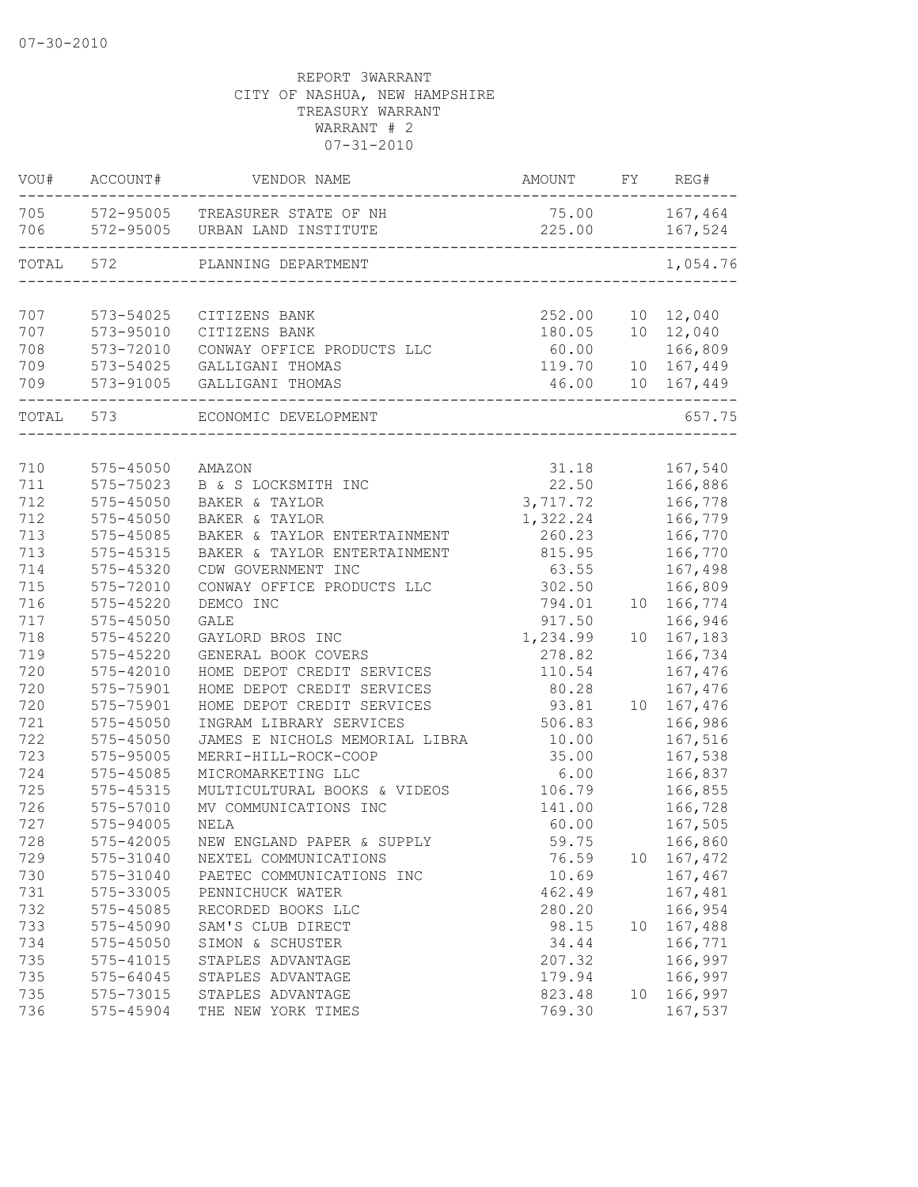07-30-2010

REPORT 3WARRANT
CITY OF NASHUA, NEW HAMPSHIRE
TREASURY WARRANT
WARRANT # 2
07-31-2010

| VOU# | ACCOUNT# | VENDOR NAME | AMOUNT | FY | REG# |
|---|---|---|---|---|---|
| 705 | 572-95005 | TREASURER STATE OF NH | 75.00 | | 167,464 |
| 706 | 572-95005 | URBAN LAND INSTITUTE | 225.00 | | 167,524 |
| TOTAL | 572 | PLANNING DEPARTMENT | | | 1,054.76 |
| 707 | 573-54025 | CITIZENS BANK | 252.00 | 10 | 12,040 |
| 707 | 573-95010 | CITIZENS BANK | 180.05 | 10 | 12,040 |
| 708 | 573-72010 | CONWAY OFFICE PRODUCTS LLC | 60.00 | | 166,809 |
| 709 | 573-54025 | GALLIGANI THOMAS | 119.70 | 10 | 167,449 |
| 709 | 573-91005 | GALLIGANI THOMAS | 46.00 | 10 | 167,449 |
| TOTAL | 573 | ECONOMIC DEVELOPMENT | | | 657.75 |
| 710 | 575-45050 | AMAZON | 31.18 | | 167,540 |
| 711 | 575-75023 | B & S LOCKSMITH INC | 22.50 | | 166,886 |
| 712 | 575-45050 | BAKER & TAYLOR | 3,717.72 | | 166,778 |
| 712 | 575-45050 | BAKER & TAYLOR | 1,322.24 | | 166,779 |
| 713 | 575-45085 | BAKER & TAYLOR ENTERTAINMENT | 260.23 | | 166,770 |
| 713 | 575-45315 | BAKER & TAYLOR ENTERTAINMENT | 815.95 | | 166,770 |
| 714 | 575-45320 | CDW GOVERNMENT INC | 63.55 | | 167,498 |
| 715 | 575-72010 | CONWAY OFFICE PRODUCTS LLC | 302.50 | | 166,809 |
| 716 | 575-45220 | DEMCO INC | 794.01 | 10 | 166,774 |
| 717 | 575-45050 | GALE | 917.50 | | 166,946 |
| 718 | 575-45220 | GAYLORD BROS INC | 1,234.99 | 10 | 167,183 |
| 719 | 575-45220 | GENERAL BOOK COVERS | 278.82 | | 166,734 |
| 720 | 575-42010 | HOME DEPOT CREDIT SERVICES | 110.54 | | 167,476 |
| 720 | 575-75901 | HOME DEPOT CREDIT SERVICES | 80.28 | | 167,476 |
| 720 | 575-75901 | HOME DEPOT CREDIT SERVICES | 93.81 | 10 | 167,476 |
| 721 | 575-45050 | INGRAM LIBRARY SERVICES | 506.83 | | 166,986 |
| 722 | 575-45050 | JAMES E NICHOLS MEMORIAL LIBRA | 10.00 | | 167,516 |
| 723 | 575-95005 | MERRI-HILL-ROCK-COOP | 35.00 | | 167,538 |
| 724 | 575-45085 | MICROMARKETING LLC | 6.00 | | 166,837 |
| 725 | 575-45315 | MULTICULTURAL BOOKS & VIDEOS | 106.79 | | 166,855 |
| 726 | 575-57010 | MV COMMUNICATIONS INC | 141.00 | | 166,728 |
| 727 | 575-94005 | NELA | 60.00 | | 167,505 |
| 728 | 575-42005 | NEW ENGLAND PAPER & SUPPLY | 59.75 | | 166,860 |
| 729 | 575-31040 | NEXTEL COMMUNICATIONS | 76.59 | 10 | 167,472 |
| 730 | 575-31040 | PAETEC COMMUNICATIONS INC | 10.69 | | 167,467 |
| 731 | 575-33005 | PENNICHUCK WATER | 462.49 | | 167,481 |
| 732 | 575-45085 | RECORDED BOOKS LLC | 280.20 | | 166,954 |
| 733 | 575-45090 | SAM'S CLUB DIRECT | 98.15 | 10 | 167,488 |
| 734 | 575-45050 | SIMON & SCHUSTER | 34.44 | | 166,771 |
| 735 | 575-41015 | STAPLES ADVANTAGE | 207.32 | | 166,997 |
| 735 | 575-64045 | STAPLES ADVANTAGE | 179.94 | | 166,997 |
| 735 | 575-73015 | STAPLES ADVANTAGE | 823.48 | 10 | 166,997 |
| 736 | 575-45904 | THE NEW YORK TIMES | 769.30 | | 167,537 |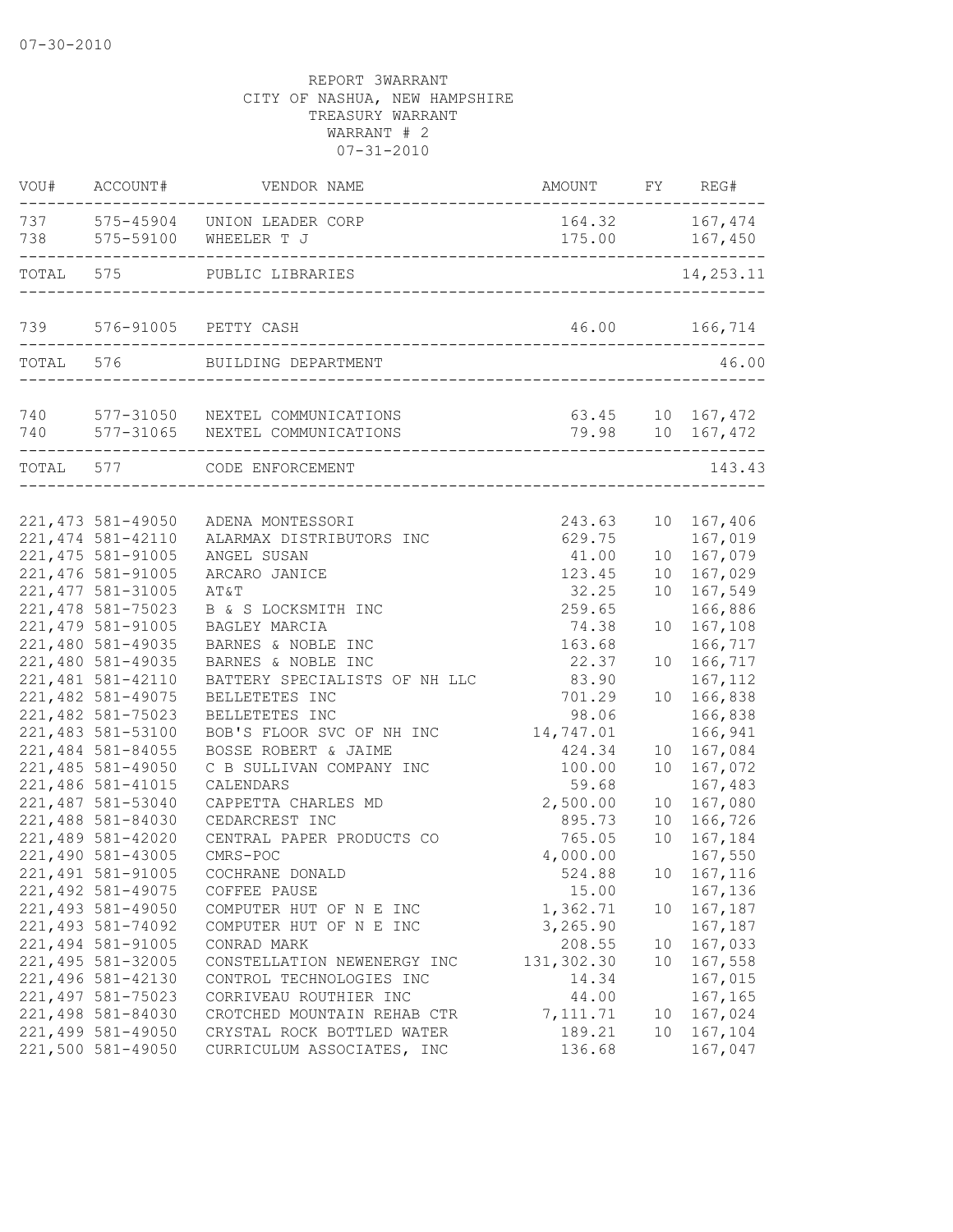07-30-2010

REPORT 3WARRANT
CITY OF NASHUA, NEW HAMPSHIRE
TREASURY WARRANT
WARRANT # 2
07-31-2010

| VOU# | ACCOUNT# | VENDOR NAME | AMOUNT | FY | REG# |
|---|---|---|---|---|---|
| 737 | 575-45904 | UNION LEADER CORP | 164.32 | | 167,474 |
| 738 | 575-59100 | WHEELER T J | 175.00 | | 167,450 |
| TOTAL | 575 | PUBLIC LIBRARIES | | | 14,253.11 |
| 739 | 576-91005 | PETTY CASH | 46.00 | | 166,714 |
| TOTAL | 576 | BUILDING DEPARTMENT | | | 46.00 |
| 740 | 577-31050 | NEXTEL COMMUNICATIONS | 63.45 | 10 | 167,472 |
| 740 | 577-31065 | NEXTEL COMMUNICATIONS | 79.98 | 10 | 167,472 |
| TOTAL | 577 | CODE ENFORCEMENT | | | 143.43 |
| 221,473 | 581-49050 | ADENA MONTESSORI | 243.63 | 10 | 167,406 |
| 221,474 | 581-42110 | ALARMAX DISTRIBUTORS INC | 629.75 | | 167,019 |
| 221,475 | 581-91005 | ANGEL SUSAN | 41.00 | 10 | 167,079 |
| 221,476 | 581-91005 | ARCARO JANICE | 123.45 | 10 | 167,029 |
| 221,477 | 581-31005 | AT&T | 32.25 | 10 | 167,549 |
| 221,478 | 581-75023 | B & S LOCKSMITH INC | 259.65 | | 166,886 |
| 221,479 | 581-91005 | BAGLEY MARCIA | 74.38 | 10 | 167,108 |
| 221,480 | 581-49035 | BARNES & NOBLE INC | 163.68 | | 166,717 |
| 221,480 | 581-49035 | BARNES & NOBLE INC | 22.37 | 10 | 166,717 |
| 221,481 | 581-42110 | BATTERY SPECIALISTS OF NH LLC | 83.90 | | 167,112 |
| 221,482 | 581-49075 | BELLETETES INC | 701.29 | 10 | 166,838 |
| 221,482 | 581-75023 | BELLETETES INC | 98.06 | | 166,838 |
| 221,483 | 581-53100 | BOB'S FLOOR SVC OF NH INC | 14,747.01 | | 166,941 |
| 221,484 | 581-84055 | BOSSE ROBERT & JAIME | 424.34 | 10 | 167,084 |
| 221,485 | 581-49050 | C B SULLIVAN COMPANY INC | 100.00 | 10 | 167,072 |
| 221,486 | 581-41015 | CALENDARS | 59.68 | | 167,483 |
| 221,487 | 581-53040 | CAPPETTA CHARLES MD | 2,500.00 | 10 | 167,080 |
| 221,488 | 581-84030 | CEDARCREST INC | 895.73 | 10 | 166,726 |
| 221,489 | 581-42020 | CENTRAL PAPER PRODUCTS CO | 765.05 | 10 | 167,184 |
| 221,490 | 581-43005 | CMRS-POC | 4,000.00 | | 167,550 |
| 221,491 | 581-91005 | COCHRANE DONALD | 524.88 | 10 | 167,116 |
| 221,492 | 581-49075 | COFFEE PAUSE | 15.00 | | 167,136 |
| 221,493 | 581-49050 | COMPUTER HUT OF N E INC | 1,362.71 | 10 | 167,187 |
| 221,493 | 581-74092 | COMPUTER HUT OF N E INC | 3,265.90 | | 167,187 |
| 221,494 | 581-91005 | CONRAD MARK | 208.55 | 10 | 167,033 |
| 221,495 | 581-32005 | CONSTELLATION NEWENERGY INC | 131,302.30 | 10 | 167,558 |
| 221,496 | 581-42130 | CONTROL TECHNOLOGIES INC | 14.34 | | 167,015 |
| 221,497 | 581-75023 | CORRIVEAU ROUTHIER INC | 44.00 | | 167,165 |
| 221,498 | 581-84030 | CROTCHED MOUNTAIN REHAB CTR | 7,111.71 | 10 | 167,024 |
| 221,499 | 581-49050 | CRYSTAL ROCK BOTTLED WATER | 189.21 | 10 | 167,104 |
| 221,500 | 581-49050 | CURRICULUM ASSOCIATES, INC | 136.68 | | 167,047 |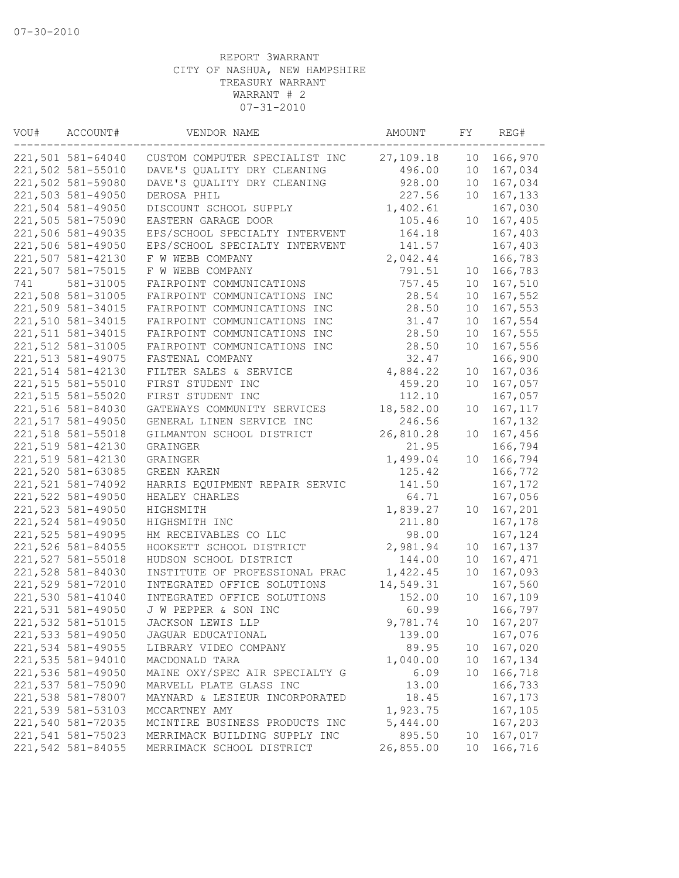07-30-2010

REPORT 3WARRANT
CITY OF NASHUA, NEW HAMPSHIRE
TREASURY WARRANT
WARRANT # 2
07-31-2010

| VOU# | ACCOUNT# | VENDOR NAME | AMOUNT | FY | REG# |
|---|---|---|---|---|---|
| 221,501 | 581-64040 | CUSTOM COMPUTER SPECIALIST INC | 27,109.18 | 10 | 166,970 |
| 221,502 | 581-55010 | DAVE'S QUALITY DRY CLEANING | 496.00 | 10 | 167,034 |
| 221,502 | 581-59080 | DAVE'S QUALITY DRY CLEANING | 928.00 | 10 | 167,034 |
| 221,503 | 581-49050 | DEROSA PHIL | 227.56 | 10 | 167,133 |
| 221,504 | 581-49050 | DISCOUNT SCHOOL SUPPLY | 1,402.61 | | 167,030 |
| 221,505 | 581-75090 | EASTERN GARAGE DOOR | 105.46 | 10 | 167,405 |
| 221,506 | 581-49035 | EPS/SCHOOL SPECIALTY INTERVENT | 164.18 | | 167,403 |
| 221,506 | 581-49050 | EPS/SCHOOL SPECIALTY INTERVENT | 141.57 | | 167,403 |
| 221,507 | 581-42130 | F W WEBB COMPANY | 2,042.44 | | 166,783 |
| 221,507 | 581-75015 | F W WEBB COMPANY | 791.51 | 10 | 166,783 |
| 741 | 581-31005 | FAIRPOINT COMMUNICATIONS | 757.45 | 10 | 167,510 |
| 221,508 | 581-31005 | FAIRPOINT COMMUNICATIONS INC | 28.54 | 10 | 167,552 |
| 221,509 | 581-34015 | FAIRPOINT COMMUNICATIONS INC | 28.50 | 10 | 167,553 |
| 221,510 | 581-34015 | FAIRPOINT COMMUNICATIONS INC | 31.47 | 10 | 167,554 |
| 221,511 | 581-34015 | FAIRPOINT COMMUNICATIONS INC | 28.50 | 10 | 167,555 |
| 221,512 | 581-31005 | FAIRPOINT COMMUNICATIONS INC | 28.50 | 10 | 167,556 |
| 221,513 | 581-49075 | FASTENAL COMPANY | 32.47 | | 166,900 |
| 221,514 | 581-42130 | FILTER SALES & SERVICE | 4,884.22 | 10 | 167,036 |
| 221,515 | 581-55010 | FIRST STUDENT INC | 459.20 | 10 | 167,057 |
| 221,515 | 581-55020 | FIRST STUDENT INC | 112.10 | | 167,057 |
| 221,516 | 581-84030 | GATEWAYS COMMUNITY SERVICES | 18,582.00 | 10 | 167,117 |
| 221,517 | 581-49050 | GENERAL LINEN SERVICE INC | 246.56 | | 167,132 |
| 221,518 | 581-55018 | GILMANTON SCHOOL DISTRICT | 26,810.28 | 10 | 167,456 |
| 221,519 | 581-42130 | GRAINGER | 21.95 | | 166,794 |
| 221,519 | 581-42130 | GRAINGER | 1,499.04 | 10 | 166,794 |
| 221,520 | 581-63085 | GREEN KAREN | 125.42 | | 166,772 |
| 221,521 | 581-74092 | HARRIS EQUIPMENT REPAIR SERVIC | 141.50 | | 167,172 |
| 221,522 | 581-49050 | HEALEY CHARLES | 64.71 | | 167,056 |
| 221,523 | 581-49050 | HIGHSMITH | 1,839.27 | 10 | 167,201 |
| 221,524 | 581-49050 | HIGHSMITH INC | 211.80 | | 167,178 |
| 221,525 | 581-49095 | HM RECEIVABLES CO LLC | 98.00 | | 167,124 |
| 221,526 | 581-84055 | HOOKSETT SCHOOL DISTRICT | 2,981.94 | 10 | 167,137 |
| 221,527 | 581-55018 | HUDSON SCHOOL DISTRICT | 144.00 | 10 | 167,471 |
| 221,528 | 581-84030 | INSTITUTE OF PROFESSIONAL PRAC | 1,422.45 | 10 | 167,093 |
| 221,529 | 581-72010 | INTEGRATED OFFICE SOLUTIONS | 14,549.31 | | 167,560 |
| 221,530 | 581-41040 | INTEGRATED OFFICE SOLUTIONS | 152.00 | 10 | 167,109 |
| 221,531 | 581-49050 | J W PEPPER & SON INC | 60.99 | | 166,797 |
| 221,532 | 581-51015 | JACKSON LEWIS LLP | 9,781.74 | 10 | 167,207 |
| 221,533 | 581-49050 | JAGUAR EDUCATIONAL | 139.00 | | 167,076 |
| 221,534 | 581-49055 | LIBRARY VIDEO COMPANY | 89.95 | 10 | 167,020 |
| 221,535 | 581-94010 | MACDONALD TARA | 1,040.00 | 10 | 167,134 |
| 221,536 | 581-49050 | MAINE OXY/SPEC AIR SPECIALTY G | 6.09 | 10 | 166,718 |
| 221,537 | 581-75090 | MARVELL PLATE GLASS INC | 13.00 | | 166,733 |
| 221,538 | 581-78007 | MAYNARD & LESIEUR INCORPORATED | 18.45 | | 167,173 |
| 221,539 | 581-53103 | MCCARTNEY AMY | 1,923.75 | | 167,105 |
| 221,540 | 581-72035 | MCINTIRE BUSINESS PRODUCTS INC | 5,444.00 | | 167,203 |
| 221,541 | 581-75023 | MERRIMACK BUILDING SUPPLY INC | 895.50 | 10 | 167,017 |
| 221,542 | 581-84055 | MERRIMACK SCHOOL DISTRICT | 26,855.00 | 10 | 166,716 |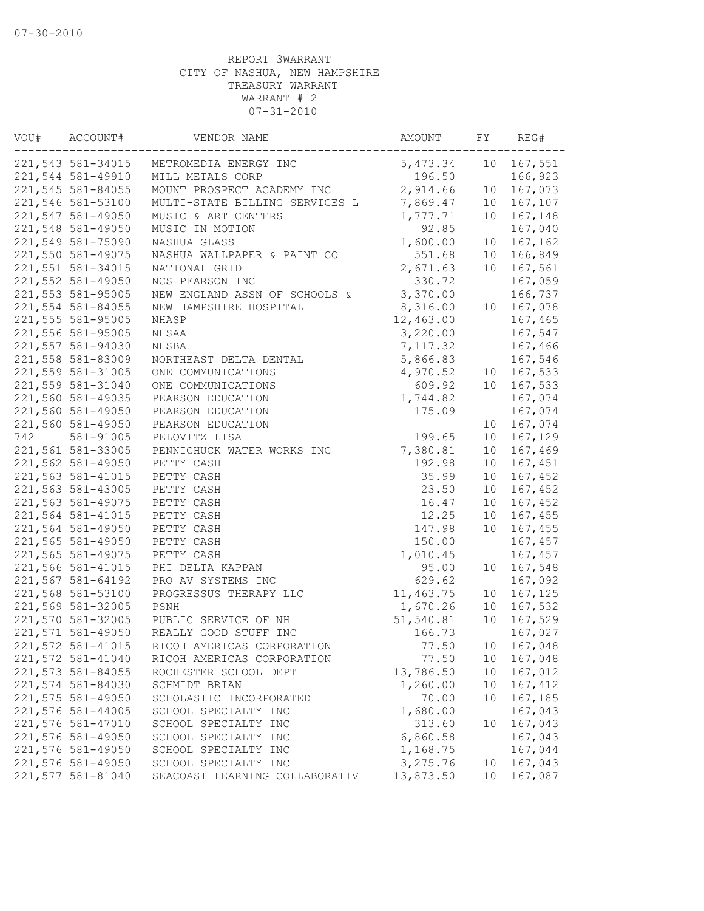07-30-2010

REPORT 3WARRANT
CITY OF NASHUA, NEW HAMPSHIRE
TREASURY WARRANT
WARRANT # 2
07-31-2010

| VOU# | ACCOUNT# | VENDOR NAME | AMOUNT | FY | REG# |
|---|---|---|---|---|---|
| 221,543 | 581-34015 | METROMEDIA ENERGY INC | 5,473.34 | 10 | 167,551 |
| 221,544 | 581-49910 | MILL METALS CORP | 196.50 | | 166,923 |
| 221,545 | 581-84055 | MOUNT PROSPECT ACADEMY INC | 2,914.66 | 10 | 167,073 |
| 221,546 | 581-53100 | MULTI-STATE BILLING SERVICES L | 7,869.47 | 10 | 167,107 |
| 221,547 | 581-49050 | MUSIC & ART CENTERS | 1,777.71 | 10 | 167,148 |
| 221,548 | 581-49050 | MUSIC IN MOTION | 92.85 | | 167,040 |
| 221,549 | 581-75090 | NASHUA GLASS | 1,600.00 | 10 | 167,162 |
| 221,550 | 581-49075 | NASHUA WALLPAPER & PAINT CO | 551.68 | 10 | 166,849 |
| 221,551 | 581-34015 | NATIONAL GRID | 2,671.63 | 10 | 167,561 |
| 221,552 | 581-49050 | NCS PEARSON INC | 330.72 | | 167,059 |
| 221,553 | 581-95005 | NEW ENGLAND ASSN OF SCHOOLS & | 3,370.00 | | 166,737 |
| 221,554 | 581-84055 | NEW HAMPSHIRE HOSPITAL | 8,316.00 | 10 | 167,078 |
| 221,555 | 581-95005 | NHASP | 12,463.00 | | 167,465 |
| 221,556 | 581-95005 | NHSAA | 3,220.00 | | 167,547 |
| 221,557 | 581-94030 | NHSBA | 7,117.32 | | 167,466 |
| 221,558 | 581-83009 | NORTHEAST DELTA DENTAL | 5,866.83 | | 167,546 |
| 221,559 | 581-31005 | ONE COMMUNICATIONS | 4,970.52 | 10 | 167,533 |
| 221,559 | 581-31040 | ONE COMMUNICATIONS | 609.92 | 10 | 167,533 |
| 221,560 | 581-49035 | PEARSON EDUCATION | 1,744.82 | | 167,074 |
| 221,560 | 581-49050 | PEARSON EDUCATION | 175.09 | | 167,074 |
| 221,560 | 581-49050 | PEARSON EDUCATION | | 10 | 167,074 |
| 742 | 581-91005 | PELOVITZ LISA | 199.65 | 10 | 167,129 |
| 221,561 | 581-33005 | PENNICHUCK WATER WORKS INC | 7,380.81 | 10 | 167,469 |
| 221,562 | 581-49050 | PETTY CASH | 192.98 | 10 | 167,451 |
| 221,563 | 581-41015 | PETTY CASH | 35.99 | 10 | 167,452 |
| 221,563 | 581-43005 | PETTY CASH | 23.50 | 10 | 167,452 |
| 221,563 | 581-49075 | PETTY CASH | 16.47 | 10 | 167,452 |
| 221,564 | 581-41015 | PETTY CASH | 12.25 | 10 | 167,455 |
| 221,564 | 581-49050 | PETTY CASH | 147.98 | 10 | 167,455 |
| 221,565 | 581-49050 | PETTY CASH | 150.00 | | 167,457 |
| 221,565 | 581-49075 | PETTY CASH | 1,010.45 | | 167,457 |
| 221,566 | 581-41015 | PHI DELTA KAPPAN | 95.00 | 10 | 167,548 |
| 221,567 | 581-64192 | PRO AV SYSTEMS INC | 629.62 | | 167,092 |
| 221,568 | 581-53100 | PROGRESSUS THERAPY LLC | 11,463.75 | 10 | 167,125 |
| 221,569 | 581-32005 | PSNH | 1,670.26 | 10 | 167,532 |
| 221,570 | 581-32005 | PUBLIC SERVICE OF NH | 51,540.81 | 10 | 167,529 |
| 221,571 | 581-49050 | REALLY GOOD STUFF INC | 166.73 | | 167,027 |
| 221,572 | 581-41015 | RICOH AMERICAS CORPORATION | 77.50 | 10 | 167,048 |
| 221,572 | 581-41040 | RICOH AMERICAS CORPORATION | 77.50 | 10 | 167,048 |
| 221,573 | 581-84055 | ROCHESTER SCHOOL DEPT | 13,786.50 | 10 | 167,012 |
| 221,574 | 581-84030 | SCHMIDT BRIAN | 1,260.00 | 10 | 167,412 |
| 221,575 | 581-49050 | SCHOLASTIC INCORPORATED | 70.00 | 10 | 167,185 |
| 221,576 | 581-44005 | SCHOOL SPECIALTY INC | 1,680.00 | | 167,043 |
| 221,576 | 581-47010 | SCHOOL SPECIALTY INC | 313.60 | 10 | 167,043 |
| 221,576 | 581-49050 | SCHOOL SPECIALTY INC | 6,860.58 | | 167,043 |
| 221,576 | 581-49050 | SCHOOL SPECIALTY INC | 1,168.75 | | 167,044 |
| 221,576 | 581-49050 | SCHOOL SPECIALTY INC | 3,275.76 | 10 | 167,043 |
| 221,577 | 581-81040 | SEACOAST LEARNING COLLABORATIV | 13,873.50 | 10 | 167,087 |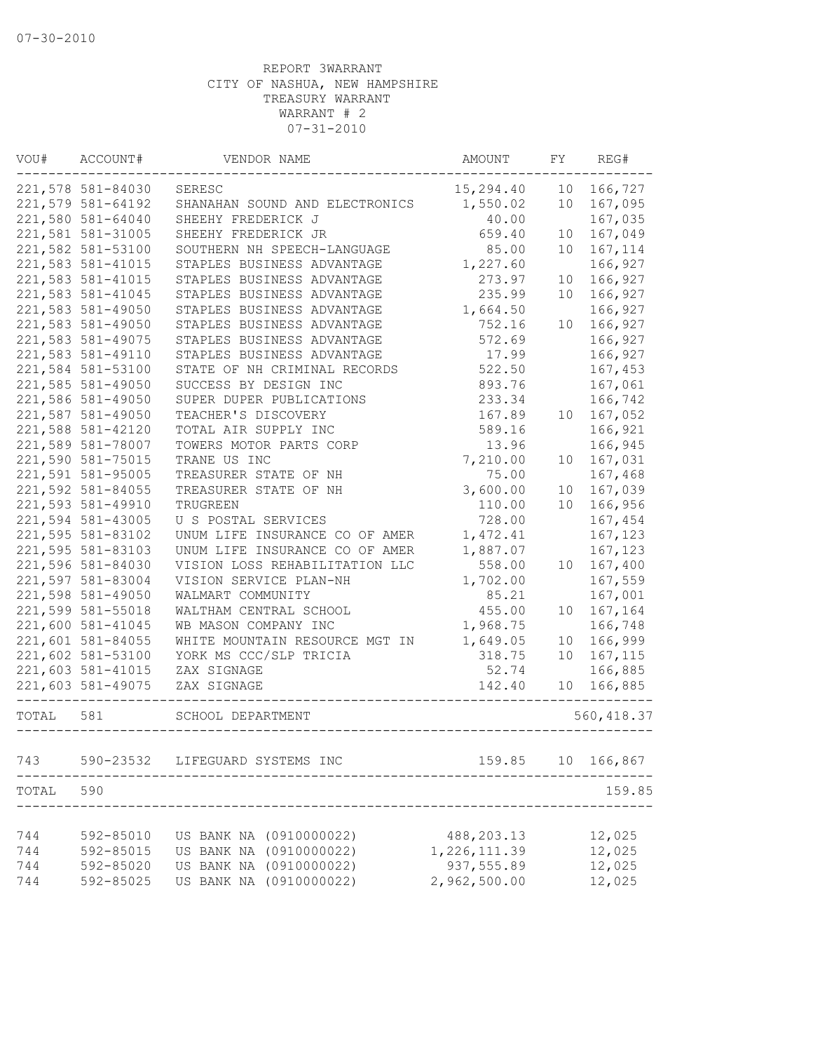07-30-2010

REPORT 3WARRANT
CITY OF NASHUA, NEW HAMPSHIRE
TREASURY WARRANT
WARRANT # 2
07-31-2010

| VOU# | ACCOUNT# | VENDOR NAME | AMOUNT | FY | REG# |
|---|---|---|---|---|---|
| 221,578 | 581-84030 | SERESC | 15,294.40 | 10 | 166,727 |
| 221,579 | 581-64192 | SHANAHAN SOUND AND ELECTRONICS | 1,550.02 | 10 | 167,095 |
| 221,580 | 581-64040 | SHEEHY FREDERICK J | 40.00 | | 167,035 |
| 221,581 | 581-31005 | SHEEHY FREDERICK JR | 659.40 | 10 | 167,049 |
| 221,582 | 581-53100 | SOUTHERN NH SPEECH-LANGUAGE | 85.00 | 10 | 167,114 |
| 221,583 | 581-41015 | STAPLES BUSINESS ADVANTAGE | 1,227.60 | | 166,927 |
| 221,583 | 581-41015 | STAPLES BUSINESS ADVANTAGE | 273.97 | 10 | 166,927 |
| 221,583 | 581-41045 | STAPLES BUSINESS ADVANTAGE | 235.99 | 10 | 166,927 |
| 221,583 | 581-49050 | STAPLES BUSINESS ADVANTAGE | 1,664.50 | | 166,927 |
| 221,583 | 581-49050 | STAPLES BUSINESS ADVANTAGE | 752.16 | 10 | 166,927 |
| 221,583 | 581-49075 | STAPLES BUSINESS ADVANTAGE | 572.69 | | 166,927 |
| 221,583 | 581-49110 | STAPLES BUSINESS ADVANTAGE | 17.99 | | 166,927 |
| 221,584 | 581-53100 | STATE OF NH CRIMINAL RECORDS | 522.50 | | 167,453 |
| 221,585 | 581-49050 | SUCCESS BY DESIGN INC | 893.76 | | 167,061 |
| 221,586 | 581-49050 | SUPER DUPER PUBLICATIONS | 233.34 | | 166,742 |
| 221,587 | 581-49050 | TEACHER'S DISCOVERY | 167.89 | 10 | 167,052 |
| 221,588 | 581-42120 | TOTAL AIR SUPPLY INC | 589.16 | | 166,921 |
| 221,589 | 581-78007 | TOWERS MOTOR PARTS CORP | 13.96 | | 166,945 |
| 221,590 | 581-75015 | TRANE US INC | 7,210.00 | 10 | 167,031 |
| 221,591 | 581-95005 | TREASURER STATE OF NH | 75.00 | | 167,468 |
| 221,592 | 581-84055 | TREASURER STATE OF NH | 3,600.00 | 10 | 167,039 |
| 221,593 | 581-49910 | TRUGREEN | 110.00 | 10 | 166,956 |
| 221,594 | 581-43005 | U S POSTAL SERVICES | 728.00 | | 167,454 |
| 221,595 | 581-83102 | UNUM LIFE INSURANCE CO OF AMER | 1,472.41 | | 167,123 |
| 221,595 | 581-83103 | UNUM LIFE INSURANCE CO OF AMER | 1,887.07 | | 167,123 |
| 221,596 | 581-84030 | VISION LOSS REHABILITATION LLC | 558.00 | 10 | 167,400 |
| 221,597 | 581-83004 | VISION SERVICE PLAN-NH | 1,702.00 | | 167,559 |
| 221,598 | 581-49050 | WALMART COMMUNITY | 85.21 | | 167,001 |
| 221,599 | 581-55018 | WALTHAM CENTRAL SCHOOL | 455.00 | 10 | 167,164 |
| 221,600 | 581-41045 | WB MASON COMPANY INC | 1,968.75 | | 166,748 |
| 221,601 | 581-84055 | WHITE MOUNTAIN RESOURCE MGT IN | 1,649.05 | 10 | 166,999 |
| 221,602 | 581-53100 | YORK MS CCC/SLP TRICIA | 318.75 | 10 | 167,115 |
| 221,603 | 581-41015 | ZAX SIGNAGE | 52.74 | | 166,885 |
| 221,603 | 581-49075 | ZAX SIGNAGE | 142.40 | 10 | 166,885 |
| TOTAL | 581 | SCHOOL DEPARTMENT | | | 560,418.37 |
| 743 | 590-23532 | LIFEGUARD SYSTEMS INC | 159.85 | 10 | 166,867 |
| TOTAL | 590 | | | | 159.85 |
| 744 | 592-85010 | US BANK NA (0910000022) | 488,203.13 | | 12,025 |
| 744 | 592-85015 | US BANK NA (0910000022) | 1,226,111.39 | | 12,025 |
| 744 | 592-85020 | US BANK NA (0910000022) | 937,555.89 | | 12,025 |
| 744 | 592-85025 | US BANK NA (0910000022) | 2,962,500.00 | | 12,025 |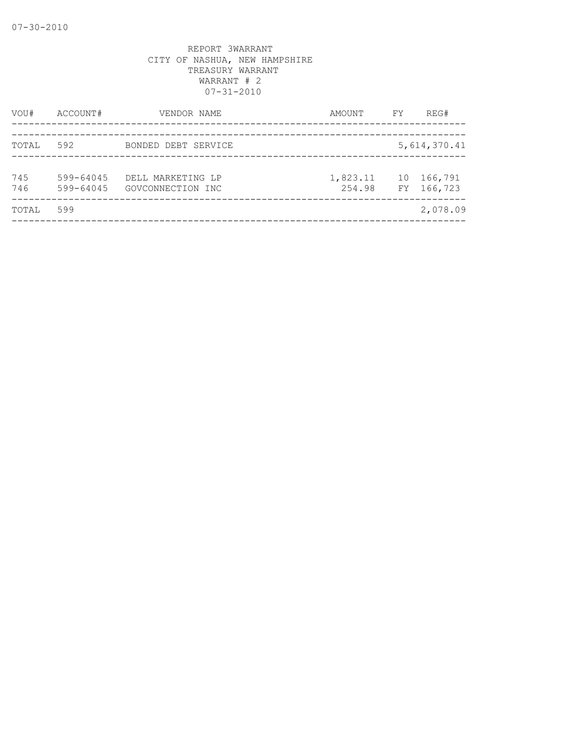REPORT 3WARRANT
CITY OF NASHUA, NEW HAMPSHIRE
TREASURY WARRANT
WARRANT # 2
07-31-2010

| VOU# | ACCOUNT# | VENDOR NAME | AMOUNT | FY | REG# |
|---|---|---|---|---|---|
| TOTAL | 592 | BONDED DEBT SERVICE | | | 5,614,370.41 |
| 745 | 599-64045 | DELL MARKETING LP | 1,823.11 | 10 | 166,791 |
| 746 | 599-64045 | GOVCONNECTION INC | 254.98 | FY | 166,723 |
| TOTAL | 599 | | | | 2,078.09 |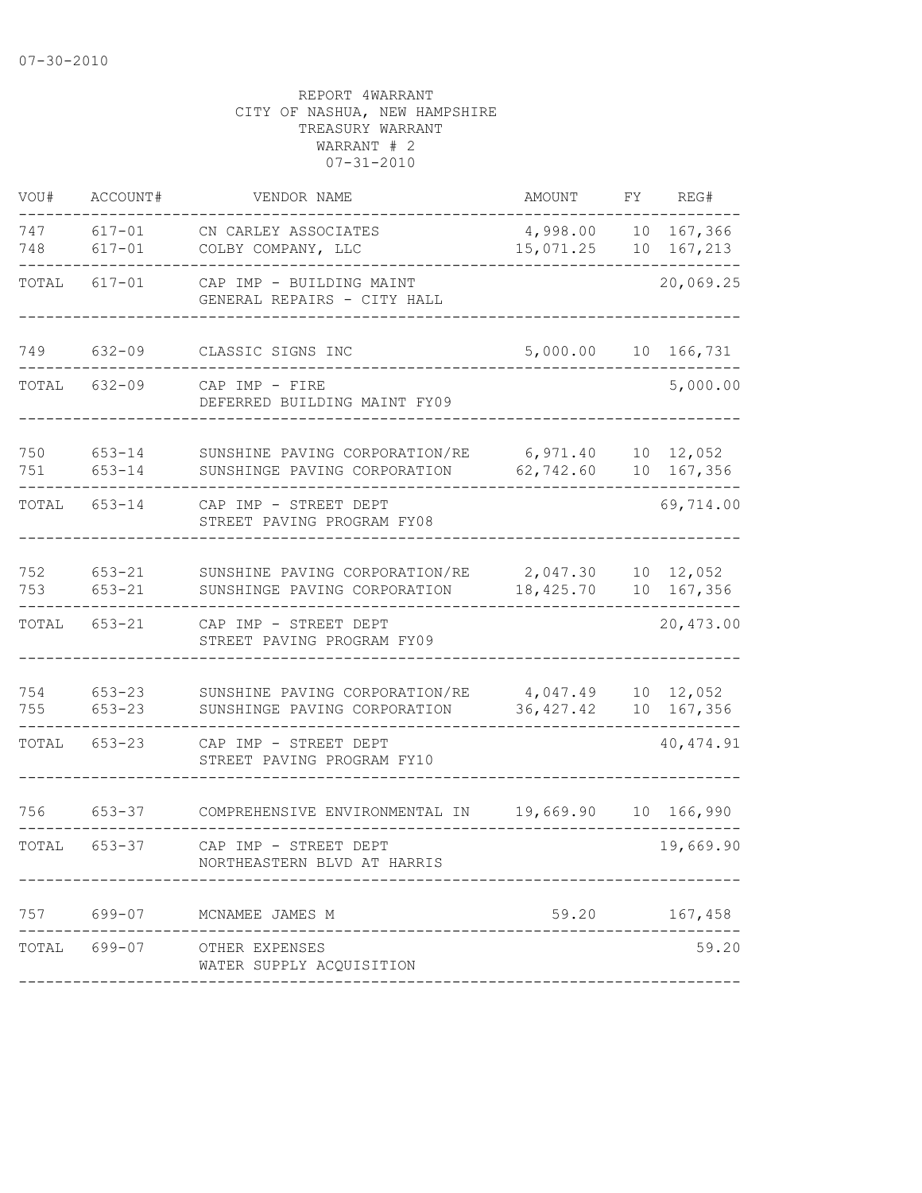07-30-2010

REPORT 4WARRANT
CITY OF NASHUA, NEW HAMPSHIRE
TREASURY WARRANT
WARRANT # 2
07-31-2010

| VOU# | ACCOUNT# | VENDOR NAME | AMOUNT | FY | REG# |
|---|---|---|---|---|---|
| 747 | 617-01 | CN CARLEY ASSOCIATES | 4,998.00 | 10 | 167,366 |
| 748 | 617-01 | COLBY COMPANY, LLC | 15,071.25 | 10 | 167,213 |
| TOTAL | 617-01 | CAP IMP - BUILDING MAINT<br>GENERAL REPAIRS - CITY HALL | | | 20,069.25 |
| 749 | 632-09 | CLASSIC SIGNS INC | 5,000.00 | 10 | 166,731 |
| TOTAL | 632-09 | CAP IMP - FIRE<br>DEFERRED BUILDING MAINT FY09 | | | 5,000.00 |
| 750 | 653-14 | SUNSHINE PAVING CORPORATION/RE | 6,971.40 | 10 | 12,052 |
| 751 | 653-14 | SUNSHINGE PAVING CORPORATION | 62,742.60 | 10 | 167,356 |
| TOTAL | 653-14 | CAP IMP - STREET DEPT<br>STREET PAVING PROGRAM FY08 | | | 69,714.00 |
| 752 | 653-21 | SUNSHINE PAVING CORPORATION/RE | 2,047.30 | 10 | 12,052 |
| 753 | 653-21 | SUNSHINGE PAVING CORPORATION | 18,425.70 | 10 | 167,356 |
| TOTAL | 653-21 | CAP IMP - STREET DEPT<br>STREET PAVING PROGRAM FY09 | | | 20,473.00 |
| 754 | 653-23 | SUNSHINE PAVING CORPORATION/RE | 4,047.49 | 10 | 12,052 |
| 755 | 653-23 | SUNSHINGE PAVING CORPORATION | 36,427.42 | 10 | 167,356 |
| TOTAL | 653-23 | CAP IMP - STREET DEPT<br>STREET PAVING PROGRAM FY10 | | | 40,474.91 |
| 756 | 653-37 | COMPREHENSIVE ENVIRONMENTAL IN | 19,669.90 | 10 | 166,990 |
| TOTAL | 653-37 | CAP IMP - STREET DEPT<br>NORTHEASTERN BLVD AT HARRIS | | | 19,669.90 |
| 757 | 699-07 | MCNAMEE JAMES M | 59.20 | | 167,458 |
| TOTAL | 699-07 | OTHER EXPENSES<br>WATER SUPPLY ACQUISITION | | | 59.20 |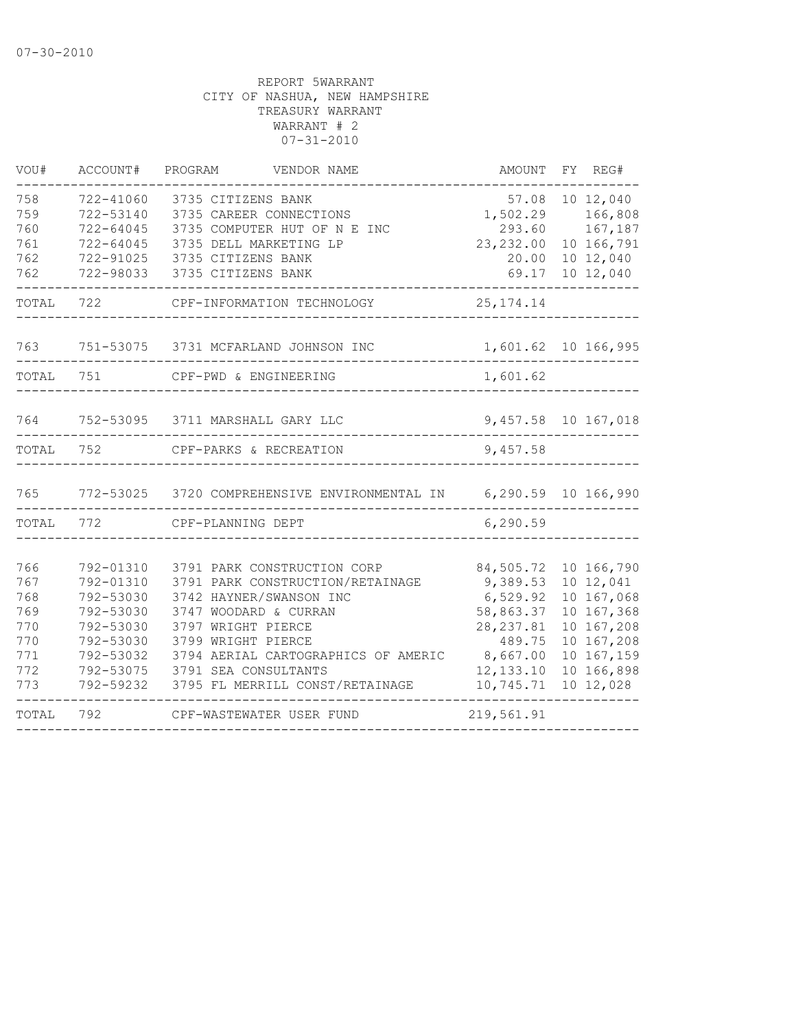07-30-2010

REPORT 5WARRANT
CITY OF NASHUA, NEW HAMPSHIRE
TREASURY WARRANT
WARRANT # 2
07-31-2010

| VOU# | ACCOUNT# | PROGRAM | VENDOR NAME | AMOUNT | FY | REG# |
|---|---|---|---|---|---|---|
| 758 | 722-41060 | 3735 | CITIZENS BANK | 57.08 | 10 | 12,040 |
| 759 | 722-53140 | 3735 | CAREER CONNECTIONS | 1,502.29 | | 166,808 |
| 760 | 722-64045 | 3735 | COMPUTER HUT OF N E INC | 293.60 | | 167,187 |
| 761 | 722-64045 | 3735 | DELL MARKETING LP | 23,232.00 | 10 | 166,791 |
| 762 | 722-91025 | 3735 | CITIZENS BANK | 20.00 | 10 | 12,040 |
| 762 | 722-98033 | 3735 | CITIZENS BANK | 69.17 | 10 | 12,040 |
| TOTAL | 722 | | CPF-INFORMATION TECHNOLOGY | 25,174.14 | | |
| 763 | 751-53075 | 3731 | MCFARLAND JOHNSON INC | 1,601.62 | 10 | 166,995 |
| TOTAL | 751 | | CPF-PWD & ENGINEERING | 1,601.62 | | |
| 764 | 752-53095 | 3711 | MARSHALL GARY LLC | 9,457.58 | 10 | 167,018 |
| TOTAL | 752 | | CPF-PARKS & RECREATION | 9,457.58 | | |
| 765 | 772-53025 | 3720 | COMPREHENSIVE ENVIRONMENTAL IN | 6,290.59 | 10 | 166,990 |
| TOTAL | 772 | | CPF-PLANNING DEPT | 6,290.59 | | |
| 766 | 792-01310 | 3791 | PARK CONSTRUCTION CORP | 84,505.72 | 10 | 166,790 |
| 767 | 792-01310 | 3791 | PARK CONSTRUCTION/RETAINAGE | 9,389.53 | 10 | 12,041 |
| 768 | 792-53030 | 3742 | HAYNER/SWANSON INC | 6,529.92 | 10 | 167,068 |
| 769 | 792-53030 | 3747 | WOODARD & CURRAN | 58,863.37 | 10 | 167,368 |
| 770 | 792-53030 | 3797 | WRIGHT PIERCE | 28,237.81 | 10 | 167,208 |
| 770 | 792-53030 | 3799 | WRIGHT PIERCE | 489.75 | 10 | 167,208 |
| 771 | 792-53032 | 3794 | AERIAL CARTOGRAPHICS OF AMERIC | 8,667.00 | 10 | 167,159 |
| 772 | 792-53075 | 3791 | SEA CONSULTANTS | 12,133.10 | 10 | 166,898 |
| 773 | 792-59232 | 3795 | FL MERRILL CONST/RETAINAGE | 10,745.71 | 10 | 12,028 |
| TOTAL | 792 | | CPF-WASTEWATER USER FUND | 219,561.91 | | |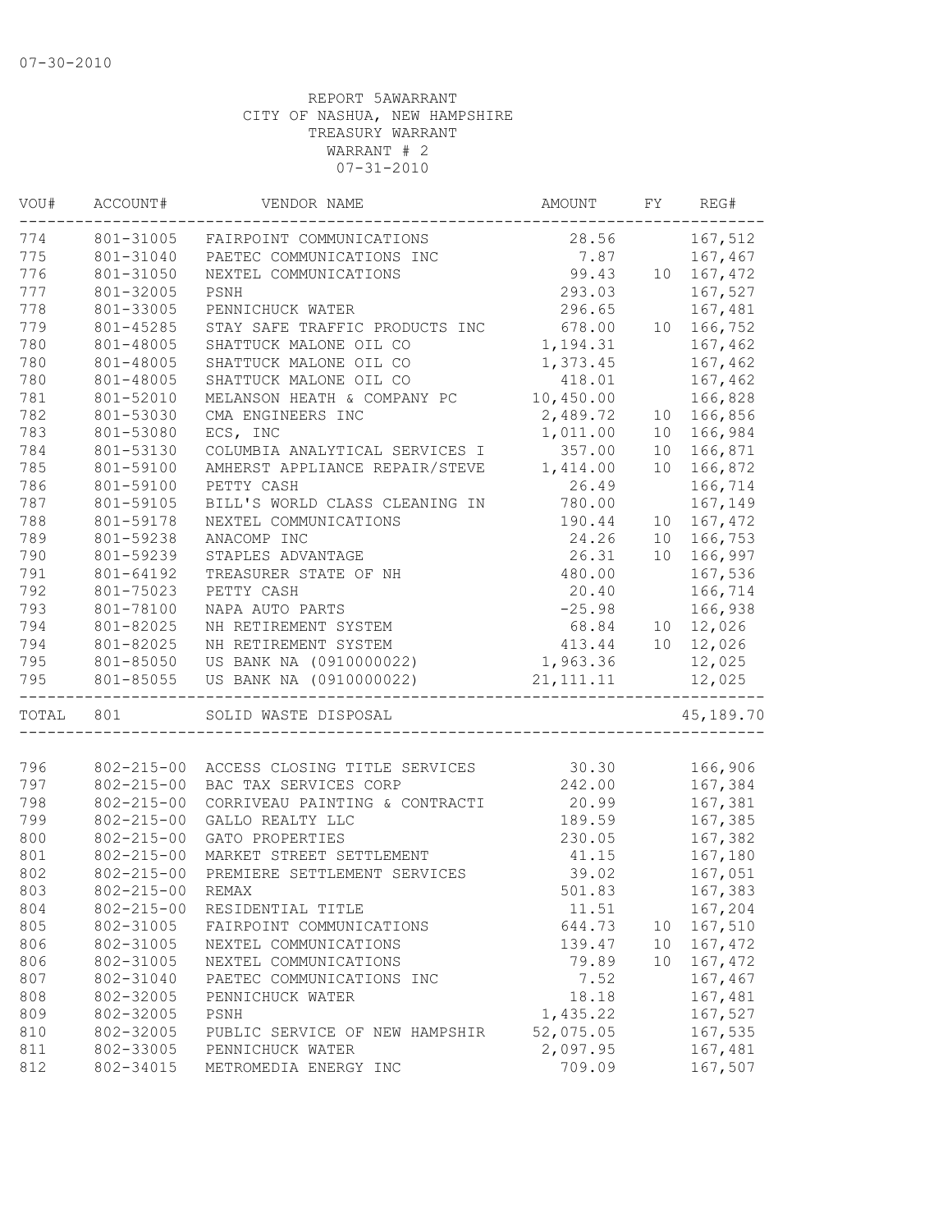07-30-2010

REPORT 5AWARRANT
CITY OF NASHUA, NEW HAMPSHIRE
TREASURY WARRANT
WARRANT # 2
07-31-2010

| VOU# | ACCOUNT# | VENDOR NAME | AMOUNT | FY | REG# |
|---|---|---|---|---|---|
| 774 | 801-31005 | FAIRPOINT COMMUNICATIONS | 28.56 | | 167,512 |
| 775 | 801-31040 | PAETEC COMMUNICATIONS INC | 7.87 | | 167,467 |
| 776 | 801-31050 | NEXTEL COMMUNICATIONS | 99.43 | 10 | 167,472 |
| 777 | 801-32005 | PSNH | 293.03 | | 167,527 |
| 778 | 801-33005 | PENNICHUCK WATER | 296.65 | | 167,481 |
| 779 | 801-45285 | STAY SAFE TRAFFIC PRODUCTS INC | 678.00 | 10 | 166,752 |
| 780 | 801-48005 | SHATTUCK MALONE OIL CO | 1,194.31 | | 167,462 |
| 780 | 801-48005 | SHATTUCK MALONE OIL CO | 1,373.45 | | 167,462 |
| 780 | 801-48005 | SHATTUCK MALONE OIL CO | 418.01 | | 167,462 |
| 781 | 801-52010 | MELANSON HEATH & COMPANY PC | 10,450.00 | | 166,828 |
| 782 | 801-53030 | CMA ENGINEERS INC | 2,489.72 | 10 | 166,856 |
| 783 | 801-53080 | ECS, INC | 1,011.00 | 10 | 166,984 |
| 784 | 801-53130 | COLUMBIA ANALYTICAL SERVICES I | 357.00 | 10 | 166,871 |
| 785 | 801-59100 | AMHERST APPLIANCE REPAIR/STEVE | 1,414.00 | 10 | 166,872 |
| 786 | 801-59100 | PETTY CASH | 26.49 | | 166,714 |
| 787 | 801-59105 | BILL'S WORLD CLASS CLEANING IN | 780.00 | | 167,149 |
| 788 | 801-59178 | NEXTEL COMMUNICATIONS | 190.44 | 10 | 167,472 |
| 789 | 801-59238 | ANACOMP INC | 24.26 | 10 | 166,753 |
| 790 | 801-59239 | STAPLES ADVANTAGE | 26.31 | 10 | 166,997 |
| 791 | 801-64192 | TREASURER STATE OF NH | 480.00 | | 167,536 |
| 792 | 801-75023 | PETTY CASH | 20.40 | | 166,714 |
| 793 | 801-78100 | NAPA AUTO PARTS | -25.98 | | 166,938 |
| 794 | 801-82025 | NH RETIREMENT SYSTEM | 68.84 | 10 | 12,026 |
| 794 | 801-82025 | NH RETIREMENT SYSTEM | 413.44 | 10 | 12,026 |
| 795 | 801-85050 | US BANK NA (0910000022) | 1,963.36 | | 12,025 |
| 795 | 801-85055 | US BANK NA (0910000022) | 21,111.11 | | 12,025 |
| TOTAL | 801 | SOLID WASTE DISPOSAL | | | 45,189.70 |
| 796 | 802-215-00 | ACCESS CLOSING TITLE SERVICES | 30.30 | | 166,906 |
| 797 | 802-215-00 | BAC TAX SERVICES CORP | 242.00 | | 167,384 |
| 798 | 802-215-00 | CORRIVEAU PAINTING & CONTRACTI | 20.99 | | 167,381 |
| 799 | 802-215-00 | GALLO REALTY LLC | 189.59 | | 167,385 |
| 800 | 802-215-00 | GATO PROPERTIES | 230.05 | | 167,382 |
| 801 | 802-215-00 | MARKET STREET SETTLEMENT | 41.15 | | 167,180 |
| 802 | 802-215-00 | PREMIERE SETTLEMENT SERVICES | 39.02 | | 167,051 |
| 803 | 802-215-00 | REMAX | 501.83 | | 167,383 |
| 804 | 802-215-00 | RESIDENTIAL TITLE | 11.51 | | 167,204 |
| 805 | 802-31005 | FAIRPOINT COMMUNICATIONS | 644.73 | 10 | 167,510 |
| 806 | 802-31005 | NEXTEL COMMUNICATIONS | 139.47 | 10 | 167,472 |
| 806 | 802-31005 | NEXTEL COMMUNICATIONS | 79.89 | 10 | 167,472 |
| 807 | 802-31040 | PAETEC COMMUNICATIONS INC | 7.52 | | 167,467 |
| 808 | 802-32005 | PENNICHUCK WATER | 18.18 | | 167,481 |
| 809 | 802-32005 | PSNH | 1,435.22 | | 167,527 |
| 810 | 802-32005 | PUBLIC SERVICE OF NEW HAMPSHIR | 52,075.05 | | 167,535 |
| 811 | 802-33005 | PENNICHUCK WATER | 2,097.95 | | 167,481 |
| 812 | 802-34015 | METROMEDIA ENERGY INC | 709.09 | | 167,507 |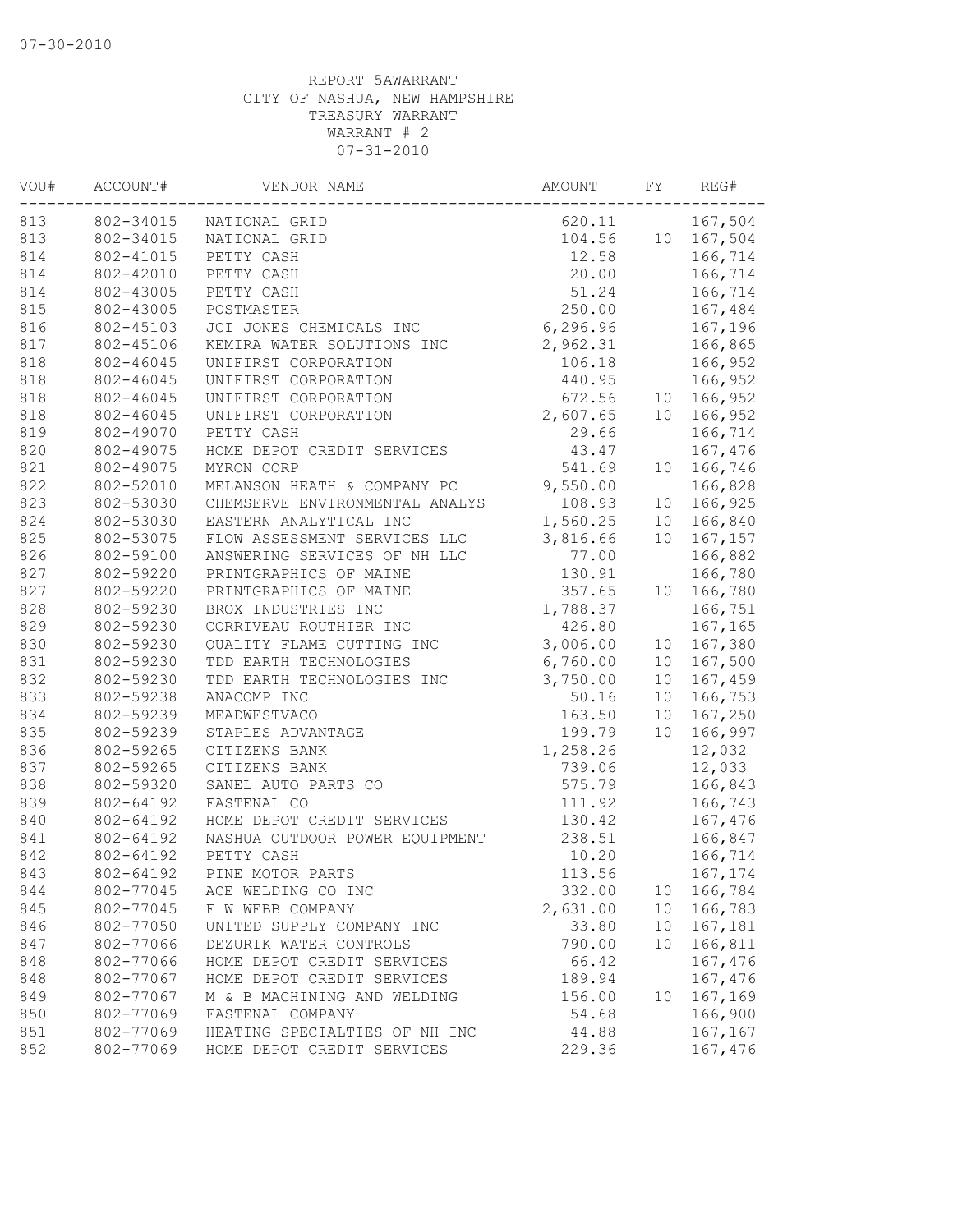07-30-2010

REPORT 5AWARRANT
CITY OF NASHUA, NEW HAMPSHIRE
TREASURY WARRANT
WARRANT # 2
07-31-2010

| VOU# | ACCOUNT# | VENDOR NAME | AMOUNT | FY | REG# |
|---|---|---|---|---|---|
| 813 | 802-34015 | NATIONAL GRID | 620.11 | | 167,504 |
| 813 | 802-34015 | NATIONAL GRID | 104.56 | 10 | 167,504 |
| 814 | 802-41015 | PETTY CASH | 12.58 | | 166,714 |
| 814 | 802-42010 | PETTY CASH | 20.00 | | 166,714 |
| 814 | 802-43005 | PETTY CASH | 51.24 | | 166,714 |
| 815 | 802-43005 | POSTMASTER | 250.00 | | 167,484 |
| 816 | 802-45103 | JCI JONES CHEMICALS INC | 6,296.96 | | 167,196 |
| 817 | 802-45106 | KEMIRA WATER SOLUTIONS INC | 2,962.31 | | 166,865 |
| 818 | 802-46045 | UNIFIRST CORPORATION | 106.18 | | 166,952 |
| 818 | 802-46045 | UNIFIRST CORPORATION | 440.95 | | 166,952 |
| 818 | 802-46045 | UNIFIRST CORPORATION | 672.56 | 10 | 166,952 |
| 818 | 802-46045 | UNIFIRST CORPORATION | 2,607.65 | 10 | 166,952 |
| 819 | 802-49070 | PETTY CASH | 29.66 | | 166,714 |
| 820 | 802-49075 | HOME DEPOT CREDIT SERVICES | 43.47 | | 167,476 |
| 821 | 802-49075 | MYRON CORP | 541.69 | 10 | 166,746 |
| 822 | 802-52010 | MELANSON HEATH & COMPANY PC | 9,550.00 | | 166,828 |
| 823 | 802-53030 | CHEMSERVE ENVIRONMENTAL ANALYS | 108.93 | 10 | 166,925 |
| 824 | 802-53030 | EASTERN ANALYTICAL INC | 1,560.25 | 10 | 166,840 |
| 825 | 802-53075 | FLOW ASSESSMENT SERVICES LLC | 3,816.66 | 10 | 167,157 |
| 826 | 802-59100 | ANSWERING SERVICES OF NH LLC | 77.00 | | 166,882 |
| 827 | 802-59220 | PRINTGRAPHICS OF MAINE | 130.91 | | 166,780 |
| 827 | 802-59220 | PRINTGRAPHICS OF MAINE | 357.65 | 10 | 166,780 |
| 828 | 802-59230 | BROX INDUSTRIES INC | 1,788.37 | | 166,751 |
| 829 | 802-59230 | CORRIVEAU ROUTHIER INC | 426.80 | | 167,165 |
| 830 | 802-59230 | QUALITY FLAME CUTTING INC | 3,006.00 | 10 | 167,380 |
| 831 | 802-59230 | TDD EARTH TECHNOLOGIES | 6,760.00 | 10 | 167,500 |
| 832 | 802-59230 | TDD EARTH TECHNOLOGIES INC | 3,750.00 | 10 | 167,459 |
| 833 | 802-59238 | ANACOMP INC | 50.16 | 10 | 166,753 |
| 834 | 802-59239 | MEADWESTVACO | 163.50 | 10 | 167,250 |
| 835 | 802-59239 | STAPLES ADVANTAGE | 199.79 | 10 | 166,997 |
| 836 | 802-59265 | CITIZENS BANK | 1,258.26 | | 12,032 |
| 837 | 802-59265 | CITIZENS BANK | 739.06 | | 12,033 |
| 838 | 802-59320 | SANEL AUTO PARTS CO | 575.79 | | 166,843 |
| 839 | 802-64192 | FASTENAL CO | 111.92 | | 166,743 |
| 840 | 802-64192 | HOME DEPOT CREDIT SERVICES | 130.42 | | 167,476 |
| 841 | 802-64192 | NASHUA OUTDOOR POWER EQUIPMENT | 238.51 | | 166,847 |
| 842 | 802-64192 | PETTY CASH | 10.20 | | 166,714 |
| 843 | 802-64192 | PINE MOTOR PARTS | 113.56 | | 167,174 |
| 844 | 802-77045 | ACE WELDING CO INC | 332.00 | 10 | 166,784 |
| 845 | 802-77045 | F W WEBB COMPANY | 2,631.00 | 10 | 166,783 |
| 846 | 802-77050 | UNITED SUPPLY COMPANY INC | 33.80 | 10 | 167,181 |
| 847 | 802-77066 | DEZURIK WATER CONTROLS | 790.00 | 10 | 166,811 |
| 848 | 802-77066 | HOME DEPOT CREDIT SERVICES | 66.42 | | 167,476 |
| 848 | 802-77067 | HOME DEPOT CREDIT SERVICES | 189.94 | | 167,476 |
| 849 | 802-77067 | M & B MACHINING AND WELDING | 156.00 | 10 | 167,169 |
| 850 | 802-77069 | FASTENAL COMPANY | 54.68 | | 166,900 |
| 851 | 802-77069 | HEATING SPECIALTIES OF NH INC | 44.88 | | 167,167 |
| 852 | 802-77069 | HOME DEPOT CREDIT SERVICES | 229.36 | | 167,476 |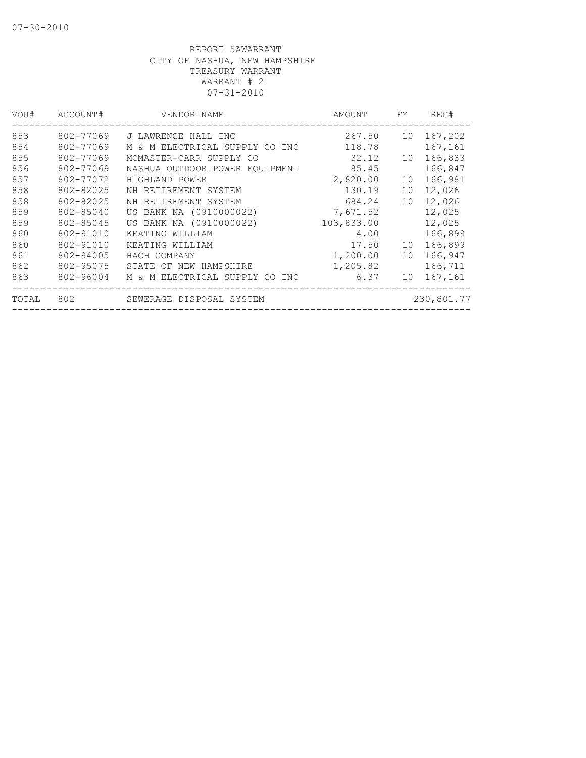07-30-2010

REPORT 5AWARRANT
CITY OF NASHUA, NEW HAMPSHIRE
TREASURY WARRANT
WARRANT # 2
07-31-2010

| VOU# | ACCOUNT# | VENDOR NAME | AMOUNT | FY | REG# |
|---|---|---|---|---|---|
| 853 | 802-77069 | J LAWRENCE HALL INC | 267.50 | 10 | 167,202 |
| 854 | 802-77069 | M & M ELECTRICAL SUPPLY CO INC | 118.78 | | 167,161 |
| 855 | 802-77069 | MCMASTER-CARR SUPPLY CO | 32.12 | 10 | 166,833 |
| 856 | 802-77069 | NASHUA OUTDOOR POWER EQUIPMENT | 85.45 | | 166,847 |
| 857 | 802-77072 | HIGHLAND POWER | 2,820.00 | 10 | 166,981 |
| 858 | 802-82025 | NH RETIREMENT SYSTEM | 130.19 | 10 | 12,026 |
| 858 | 802-82025 | NH RETIREMENT SYSTEM | 684.24 | 10 | 12,026 |
| 859 | 802-85040 | US BANK NA (0910000022) | 7,671.52 | | 12,025 |
| 859 | 802-85045 | US BANK NA (0910000022) | 103,833.00 | | 12,025 |
| 860 | 802-91010 | KEATING WILLIAM | 4.00 | | 166,899 |
| 860 | 802-91010 | KEATING WILLIAM | 17.50 | 10 | 166,899 |
| 861 | 802-94005 | HACH COMPANY | 1,200.00 | 10 | 166,947 |
| 862 | 802-95075 | STATE OF NEW HAMPSHIRE | 1,205.82 | | 166,711 |
| 863 | 802-96004 | M & M ELECTRICAL SUPPLY CO INC | 6.37 | 10 | 167,161 |
| TOTAL | 802 | SEWERAGE DISPOSAL SYSTEM | | | 230,801.77 |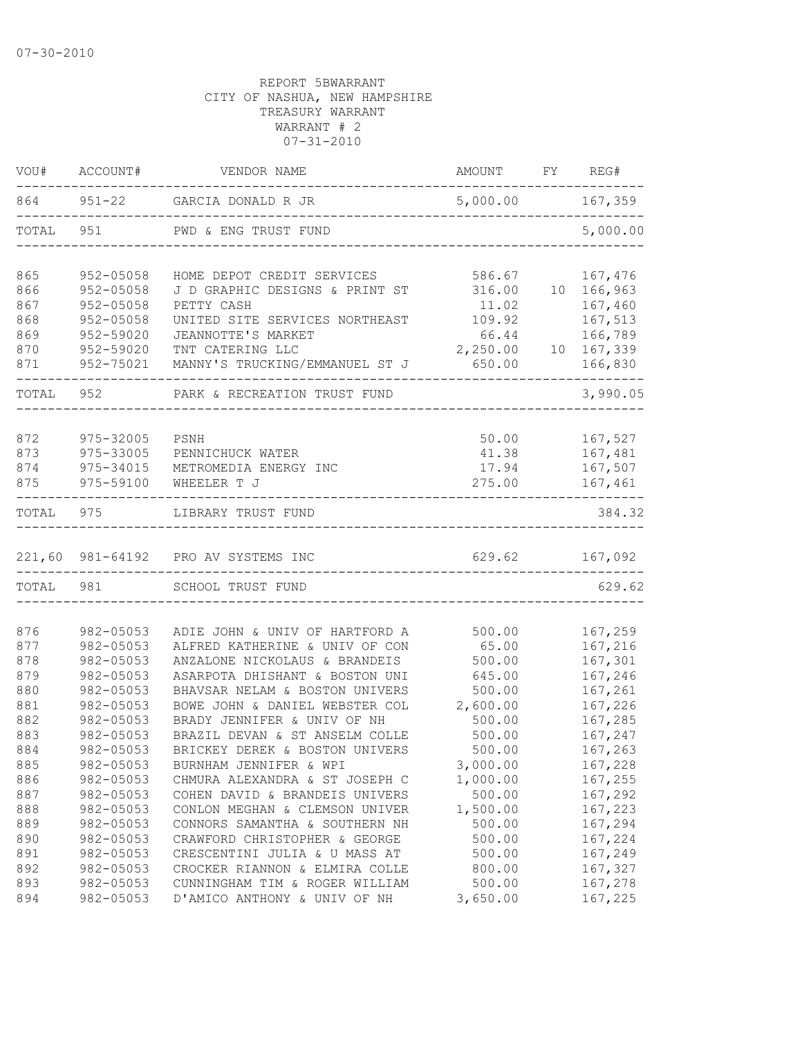07-30-2010

REPORT 5BWARRANT
CITY OF NASHUA, NEW HAMPSHIRE
TREASURY WARRANT
WARRANT # 2
07-31-2010

| VOU# | ACCOUNT# | VENDOR NAME | AMOUNT | FY | REG# |
|---|---|---|---|---|---|
| 864 | 951-22 | GARCIA DONALD R JR | 5,000.00 | | 167,359 |
| TOTAL | 951 | PWD & ENG TRUST FUND | | | 5,000.00 |
| 865 | 952-05058 | HOME DEPOT CREDIT SERVICES | 586.67 | | 167,476 |
| 866 | 952-05058 | J D GRAPHIC DESIGNS & PRINT ST | 316.00 | 10 | 166,963 |
| 867 | 952-05058 | PETTY CASH | 11.02 | | 167,460 |
| 868 | 952-05058 | UNITED SITE SERVICES NORTHEAST | 109.92 | | 167,513 |
| 869 | 952-59020 | JEANNOTTE'S MARKET | 66.44 | | 166,789 |
| 870 | 952-59020 | TNT CATERING LLC | 2,250.00 | 10 | 167,339 |
| 871 | 952-75021 | MANNY'S TRUCKING/EMMANUEL ST J | 650.00 | | 166,830 |
| TOTAL | 952 | PARK & RECREATION TRUST FUND | | | 3,990.05 |
| 872 | 975-32005 | PSNH | 50.00 | | 167,527 |
| 873 | 975-33005 | PENNICHUCK WATER | 41.38 | | 167,481 |
| 874 | 975-34015 | METROMEDIA ENERGY INC | 17.94 | | 167,507 |
| 875 | 975-59100 | WHEELER T J | 275.00 | | 167,461 |
| TOTAL | 975 | LIBRARY TRUST FUND | | | 384.32 |
| 221,60 | 981-64192 | PRO AV SYSTEMS INC | 629.62 | | 167,092 |
| TOTAL | 981 | SCHOOL TRUST FUND | | | 629.62 |
| 876 | 982-05053 | ADIE JOHN & UNIV OF HARTFORD A | 500.00 | | 167,259 |
| 877 | 982-05053 | ALFRED KATHERINE & UNIV OF CON | 65.00 | | 167,216 |
| 878 | 982-05053 | ANZALONE NICKOLAUS & BRANDEIS | 500.00 | | 167,301 |
| 879 | 982-05053 | ASARPOTA DHISHANT & BOSTON UNI | 645.00 | | 167,246 |
| 880 | 982-05053 | BHAVSAR NELAM & BOSTON UNIVERS | 500.00 | | 167,261 |
| 881 | 982-05053 | BOWE JOHN & DANIEL WEBSTER COL | 2,600.00 | | 167,226 |
| 882 | 982-05053 | BRADY JENNIFER & UNIV OF NH | 500.00 | | 167,285 |
| 883 | 982-05053 | BRAZIL DEVAN & ST ANSELM COLLE | 500.00 | | 167,247 |
| 884 | 982-05053 | BRICKEY DEREK & BOSTON UNIVERS | 500.00 | | 167,263 |
| 885 | 982-05053 | BURNHAM JENNIFER & WPI | 3,000.00 | | 167,228 |
| 886 | 982-05053 | CHMURA ALEXANDRA & ST JOSEPH C | 1,000.00 | | 167,255 |
| 887 | 982-05053 | COHEN DAVID & BRANDEIS UNIVERS | 500.00 | | 167,292 |
| 888 | 982-05053 | CONLON MEGHAN & CLEMSON UNIVER | 1,500.00 | | 167,223 |
| 889 | 982-05053 | CONNORS SAMANTHA & SOUTHERN NH | 500.00 | | 167,294 |
| 890 | 982-05053 | CRAWFORD CHRISTOPHER & GEORGE | 500.00 | | 167,224 |
| 891 | 982-05053 | CRESCENTINI JULIA & U MASS AT | 500.00 | | 167,249 |
| 892 | 982-05053 | CROCKER RIANNON & ELMIRA COLLE | 800.00 | | 167,327 |
| 893 | 982-05053 | CUNNINGHAM TIM & ROGER WILLIAM | 500.00 | | 167,278 |
| 894 | 982-05053 | D'AMICO ANTHONY & UNIV OF NH | 3,650.00 | | 167,225 |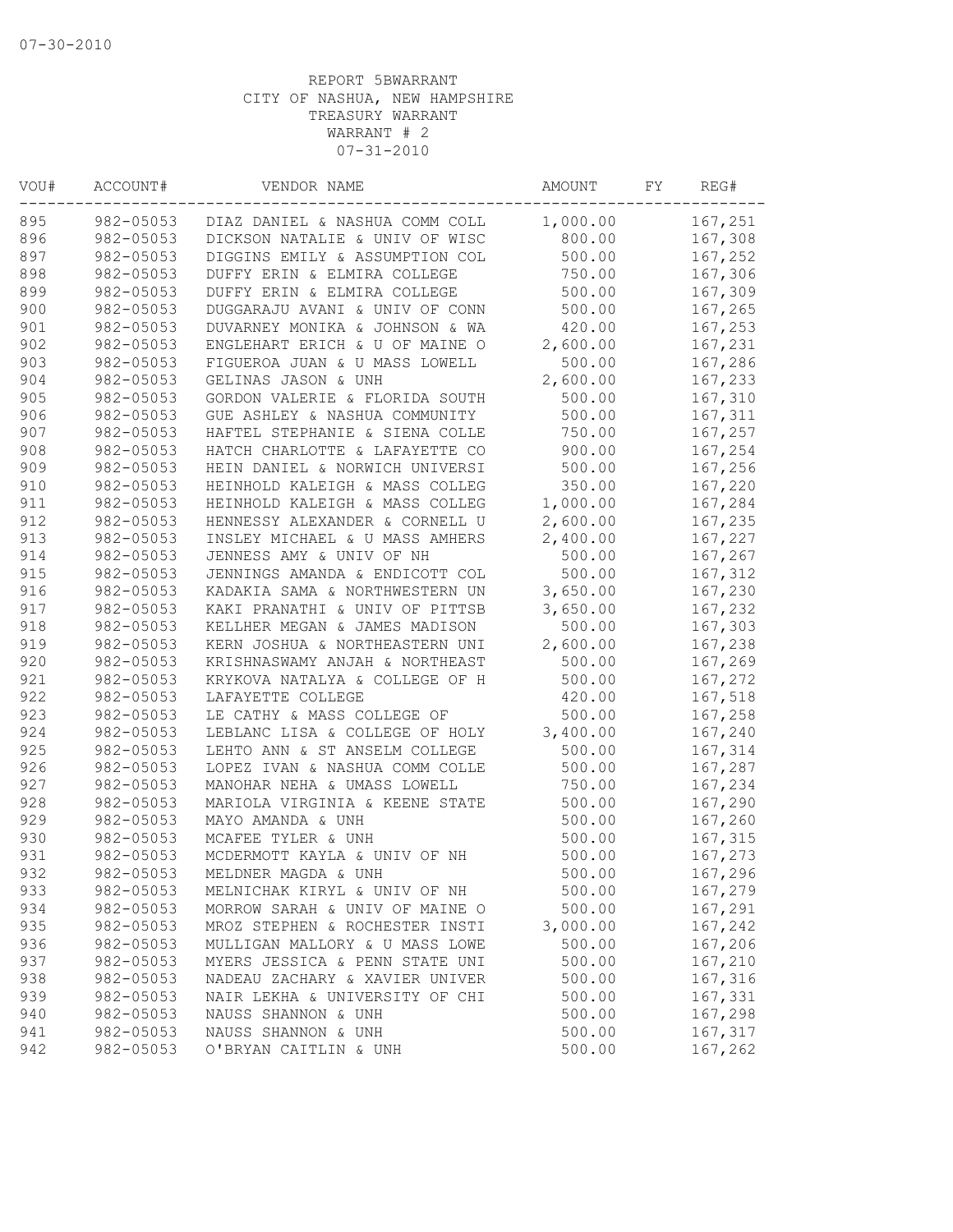07-30-2010

REPORT 5BWARRANT
CITY OF NASHUA, NEW HAMPSHIRE
TREASURY WARRANT
WARRANT # 2
07-31-2010

| VOU# | ACCOUNT# | VENDOR NAME | AMOUNT | FY | REG# |
|---|---|---|---|---|---|
| 895 | 982-05053 | DIAZ DANIEL & NASHUA COMM COLL | 1,000.00 | | 167,251 |
| 896 | 982-05053 | DICKSON NATALIE & UNIV OF WISC | 800.00 | | 167,308 |
| 897 | 982-05053 | DIGGINS EMILY & ASSUMPTION COL | 500.00 | | 167,252 |
| 898 | 982-05053 | DUFFY ERIN & ELMIRA COLLEGE | 750.00 | | 167,306 |
| 899 | 982-05053 | DUFFY ERIN & ELMIRA COLLEGE | 500.00 | | 167,309 |
| 900 | 982-05053 | DUGGARAJU AVANI & UNIV OF CONN | 500.00 | | 167,265 |
| 901 | 982-05053 | DUVARNEY MONIKA & JOHNSON & WA | 420.00 | | 167,253 |
| 902 | 982-05053 | ENGLEHART ERICH & U OF MAINE O | 2,600.00 | | 167,231 |
| 903 | 982-05053 | FIGUEROA JUAN & U MASS LOWELL | 500.00 | | 167,286 |
| 904 | 982-05053 | GELINAS JASON & UNH | 2,600.00 | | 167,233 |
| 905 | 982-05053 | GORDON VALERIE & FLORIDA SOUTH | 500.00 | | 167,310 |
| 906 | 982-05053 | GUE ASHLEY & NASHUA COMMUNITY | 500.00 | | 167,311 |
| 907 | 982-05053 | HAFTEL STEPHANIE & SIENA COLLE | 750.00 | | 167,257 |
| 908 | 982-05053 | HATCH CHARLOTTE & LAFAYETTE CO | 900.00 | | 167,254 |
| 909 | 982-05053 | HEIN DANIEL & NORWICH UNIVERSI | 500.00 | | 167,256 |
| 910 | 982-05053 | HEINHOLD KALEIGH & MASS COLLEG | 350.00 | | 167,220 |
| 911 | 982-05053 | HEINHOLD KALEIGH & MASS COLLEG | 1,000.00 | | 167,284 |
| 912 | 982-05053 | HENNESSY ALEXANDER & CORNELL U | 2,600.00 | | 167,235 |
| 913 | 982-05053 | INSLEY MICHAEL & U MASS AMHERS | 2,400.00 | | 167,227 |
| 914 | 982-05053 | JENNESS AMY & UNIV OF NH | 500.00 | | 167,267 |
| 915 | 982-05053 | JENNINGS AMANDA & ENDICOTT COL | 500.00 | | 167,312 |
| 916 | 982-05053 | KADAKIA SAMA & NORTHWESTERN UN | 3,650.00 | | 167,230 |
| 917 | 982-05053 | KAKI PRANATHI & UNIV OF PITTSB | 3,650.00 | | 167,232 |
| 918 | 982-05053 | KELLHER MEGAN & JAMES MADISON | 500.00 | | 167,303 |
| 919 | 982-05053 | KERN JOSHUA & NORTHEASTERN UNI | 2,600.00 | | 167,238 |
| 920 | 982-05053 | KRISHNASWAMY ANJAH & NORTHEAST | 500.00 | | 167,269 |
| 921 | 982-05053 | KRYKOVA NATALYA & COLLEGE OF H | 500.00 | | 167,272 |
| 922 | 982-05053 | LAFAYETTE COLLEGE | 420.00 | | 167,518 |
| 923 | 982-05053 | LE CATHY & MASS COLLEGE OF | 500.00 | | 167,258 |
| 924 | 982-05053 | LEBLANC LISA & COLLEGE OF HOLY | 3,400.00 | | 167,240 |
| 925 | 982-05053 | LEHTO ANN & ST ANSELM COLLEGE | 500.00 | | 167,314 |
| 926 | 982-05053 | LOPEZ IVAN & NASHUA COMM COLLE | 500.00 | | 167,287 |
| 927 | 982-05053 | MANOHAR NEHA & UMASS LOWELL | 750.00 | | 167,234 |
| 928 | 982-05053 | MARIOLA VIRGINIA & KEENE STATE | 500.00 | | 167,290 |
| 929 | 982-05053 | MAYO AMANDA & UNH | 500.00 | | 167,260 |
| 930 | 982-05053 | MCAFEE TYLER & UNH | 500.00 | | 167,315 |
| 931 | 982-05053 | MCDERMOTT KAYLA & UNIV OF NH | 500.00 | | 167,273 |
| 932 | 982-05053 | MELDNER MAGDA & UNH | 500.00 | | 167,296 |
| 933 | 982-05053 | MELNICHAK KIRYL & UNIV OF NH | 500.00 | | 167,279 |
| 934 | 982-05053 | MORROW SARAH & UNIV OF MAINE O | 500.00 | | 167,291 |
| 935 | 982-05053 | MROZ STEPHEN & ROCHESTER INSTI | 3,000.00 | | 167,242 |
| 936 | 982-05053 | MULLIGAN MALLORY & U MASS LOWE | 500.00 | | 167,206 |
| 937 | 982-05053 | MYERS JESSICA & PENN STATE UNI | 500.00 | | 167,210 |
| 938 | 982-05053 | NADEAU ZACHARY & XAVIER UNIVER | 500.00 | | 167,316 |
| 939 | 982-05053 | NAIR LEKHA & UNIVERSITY OF CHI | 500.00 | | 167,331 |
| 940 | 982-05053 | NAUSS SHANNON & UNH | 500.00 | | 167,298 |
| 941 | 982-05053 | NAUSS SHANNON & UNH | 500.00 | | 167,317 |
| 942 | 982-05053 | O'BRYAN CAITLIN & UNH | 500.00 | | 167,262 |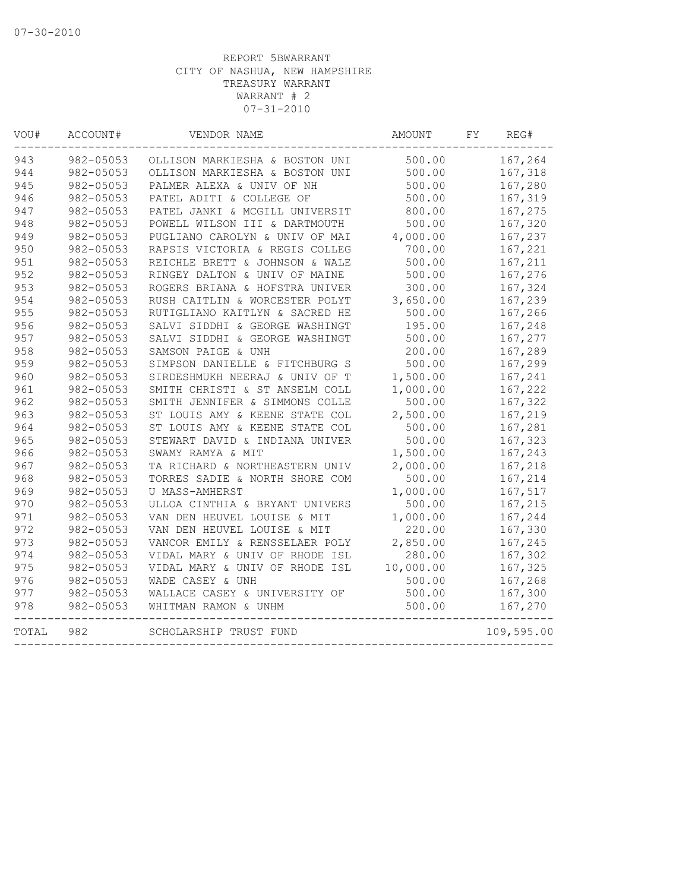07-30-2010

REPORT 5BWARRANT
CITY OF NASHUA, NEW HAMPSHIRE
TREASURY WARRANT
WARRANT # 2
07-31-2010

| VOU# | ACCOUNT# | VENDOR NAME | AMOUNT | FY | REG# |
|---|---|---|---|---|---|
| 943 | 982-05053 | OLLISON MARKIESHA & BOSTON UNI | 500.00 | | 167,264 |
| 944 | 982-05053 | OLLISON MARKIESHA & BOSTON UNI | 500.00 | | 167,318 |
| 945 | 982-05053 | PALMER ALEXA & UNIV OF NH | 500.00 | | 167,280 |
| 946 | 982-05053 | PATEL ADITI & COLLEGE OF | 500.00 | | 167,319 |
| 947 | 982-05053 | PATEL JANKI & MCGILL UNIVERSIT | 800.00 | | 167,275 |
| 948 | 982-05053 | POWELL WILSON III & DARTMOUTH | 500.00 | | 167,320 |
| 949 | 982-05053 | PUGLIANO CAROLYN & UNIV OF MAI | 4,000.00 | | 167,237 |
| 950 | 982-05053 | RAPSIS VICTORIA & REGIS COLLEG | 700.00 | | 167,221 |
| 951 | 982-05053 | REICHLE BRETT & JOHNSON & WALE | 500.00 | | 167,211 |
| 952 | 982-05053 | RINGEY DALTON & UNIV OF MAINE | 500.00 | | 167,276 |
| 953 | 982-05053 | ROGERS BRIANA & HOFSTRA UNIVER | 300.00 | | 167,324 |
| 954 | 982-05053 | RUSH CAITLIN & WORCESTER POLYT | 3,650.00 | | 167,239 |
| 955 | 982-05053 | RUTIGLIANO KAITLYN & SACRED HE | 500.00 | | 167,266 |
| 956 | 982-05053 | SALVI SIDDHI & GEORGE WASHINGT | 195.00 | | 167,248 |
| 957 | 982-05053 | SALVI SIDDHI & GEORGE WASHINGT | 500.00 | | 167,277 |
| 958 | 982-05053 | SAMSON PAIGE & UNH | 200.00 | | 167,289 |
| 959 | 982-05053 | SIMPSON DANIELLE & FITCHBURG S | 500.00 | | 167,299 |
| 960 | 982-05053 | SIRDESHMUKH NEERAJ & UNIV OF T | 1,500.00 | | 167,241 |
| 961 | 982-05053 | SMITH CHRISTI & ST ANSELM COLL | 1,000.00 | | 167,222 |
| 962 | 982-05053 | SMITH JENNIFER & SIMMONS COLLE | 500.00 | | 167,322 |
| 963 | 982-05053 | ST LOUIS AMY & KEENE STATE COL | 2,500.00 | | 167,219 |
| 964 | 982-05053 | ST LOUIS AMY & KEENE STATE COL | 500.00 | | 167,281 |
| 965 | 982-05053 | STEWART DAVID & INDIANA UNIVER | 500.00 | | 167,323 |
| 966 | 982-05053 | SWAMY RAMYA & MIT | 1,500.00 | | 167,243 |
| 967 | 982-05053 | TA RICHARD & NORTHEASTERN UNIV | 2,000.00 | | 167,218 |
| 968 | 982-05053 | TORRES SADIE & NORTH SHORE COM | 500.00 | | 167,214 |
| 969 | 982-05053 | U MASS-AMHERST | 1,000.00 | | 167,517 |
| 970 | 982-05053 | ULLOA CINTHIA & BRYANT UNIVERS | 500.00 | | 167,215 |
| 971 | 982-05053 | VAN DEN HEUVEL LOUISE & MIT | 1,000.00 | | 167,244 |
| 972 | 982-05053 | VAN DEN HEUVEL LOUISE & MIT | 220.00 | | 167,330 |
| 973 | 982-05053 | VANCOR EMILY & RENSSELAER POLY | 2,850.00 | | 167,245 |
| 974 | 982-05053 | VIDAL MARY & UNIV OF RHODE ISL | 280.00 | | 167,302 |
| 975 | 982-05053 | VIDAL MARY & UNIV OF RHODE ISL | 10,000.00 | | 167,325 |
| 976 | 982-05053 | WADE CASEY & UNH | 500.00 | | 167,268 |
| 977 | 982-05053 | WALLACE CASEY & UNIVERSITY OF | 500.00 | | 167,300 |
| 978 | 982-05053 | WHITMAN RAMON & UNHM | 500.00 | | 167,270 |
| TOTAL | 982 | SCHOLARSHIP TRUST FUND | | | 109,595.00 |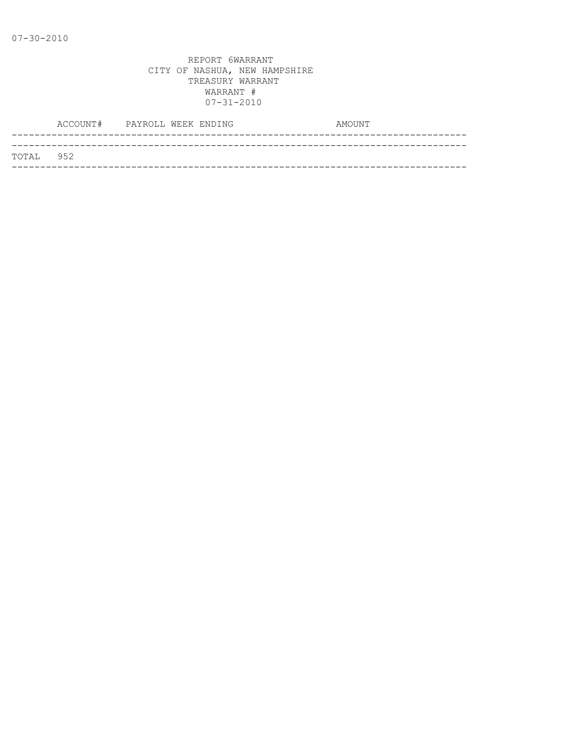07-30-2010

REPORT 6WARRANT
CITY OF NASHUA, NEW HAMPSHIRE
TREASURY WARRANT
WARRANT #
07-31-2010

| | ACCOUNT# | PAYROLL WEEK ENDING | AMOUNT |
|---|---|---|---|
| TOTAL | 952 | | |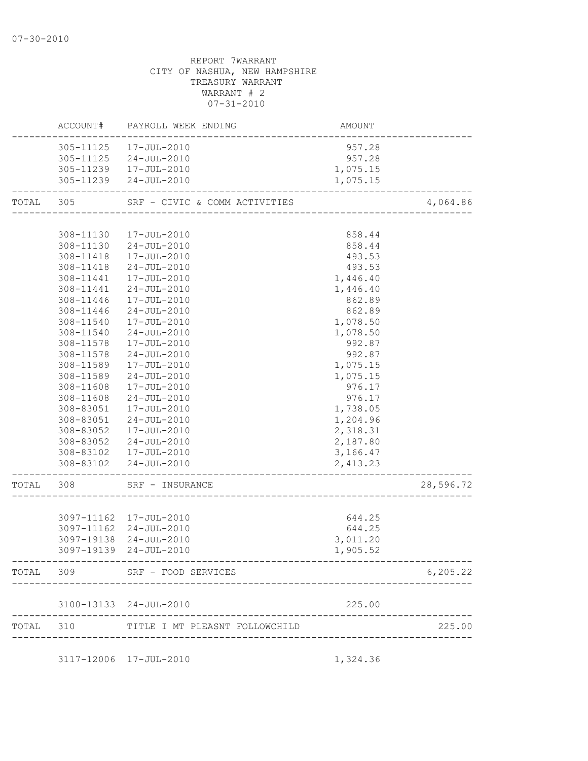07-30-2010

REPORT 7WARRANT
CITY OF NASHUA, NEW HAMPSHIRE
TREASURY WARRANT
WARRANT # 2
07-31-2010

| | ACCOUNT# | PAYROLL WEEK ENDING | AMOUNT | |
|---|---|---|---|---|
| | 305-11125 | 17-JUL-2010 | 957.28 | |
| | 305-11125 | 24-JUL-2010 | 957.28 | |
| | 305-11239 | 17-JUL-2010 | 1,075.15 | |
| | 305-11239 | 24-JUL-2010 | 1,075.15 | |
| TOTAL | 305 | SRF - CIVIC & COMM ACTIVITIES | | 4,064.86 |
| | 308-11130 | 17-JUL-2010 | 858.44 | |
| | 308-11130 | 24-JUL-2010 | 858.44 | |
| | 308-11418 | 17-JUL-2010 | 493.53 | |
| | 308-11418 | 24-JUL-2010 | 493.53 | |
| | 308-11441 | 17-JUL-2010 | 1,446.40 | |
| | 308-11441 | 24-JUL-2010 | 1,446.40 | |
| | 308-11446 | 17-JUL-2010 | 862.89 | |
| | 308-11446 | 24-JUL-2010 | 862.89 | |
| | 308-11540 | 17-JUL-2010 | 1,078.50 | |
| | 308-11540 | 24-JUL-2010 | 1,078.50 | |
| | 308-11578 | 17-JUL-2010 | 992.87 | |
| | 308-11578 | 24-JUL-2010 | 992.87 | |
| | 308-11589 | 17-JUL-2010 | 1,075.15 | |
| | 308-11589 | 24-JUL-2010 | 1,075.15 | |
| | 308-11608 | 17-JUL-2010 | 976.17 | |
| | 308-11608 | 24-JUL-2010 | 976.17 | |
| | 308-83051 | 17-JUL-2010 | 1,738.05 | |
| | 308-83051 | 24-JUL-2010 | 1,204.96 | |
| | 308-83052 | 17-JUL-2010 | 2,318.31 | |
| | 308-83052 | 24-JUL-2010 | 2,187.80 | |
| | 308-83102 | 17-JUL-2010 | 3,166.47 | |
| | 308-83102 | 24-JUL-2010 | 2,413.23 | |
| TOTAL | 308 | SRF - INSURANCE | | 28,596.72 |
| | 3097-11162 | 17-JUL-2010 | 644.25 | |
| | 3097-11162 | 24-JUL-2010 | 644.25 | |
| | 3097-19138 | 24-JUL-2010 | 3,011.20 | |
| | 3097-19139 | 24-JUL-2010 | 1,905.52 | |
| TOTAL | 309 | SRF - FOOD SERVICES | | 6,205.22 |
| | 3100-13133 | 24-JUL-2010 | 225.00 | |
| TOTAL | 310 | TITLE I MT PLEASNT FOLLOWCHILD | | 225.00 |
| | 3117-12006 | 17-JUL-2010 | 1,324.36 | |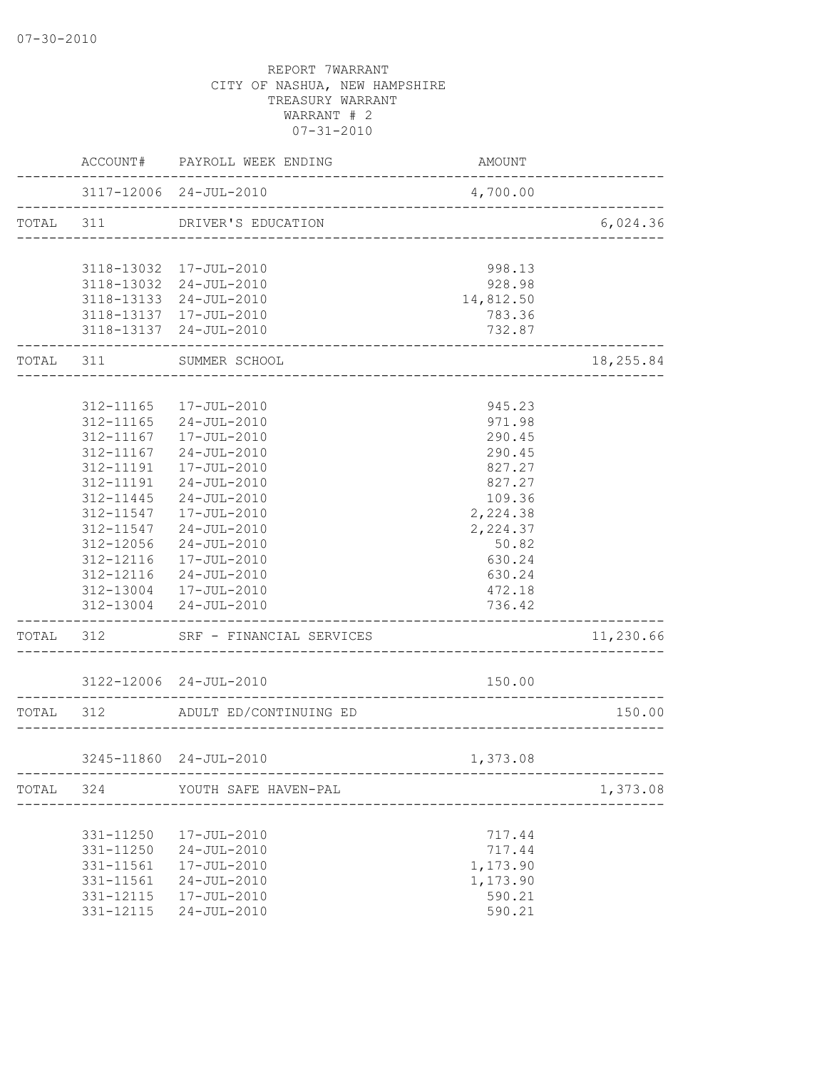REPORT 7WARRANT
CITY OF NASHUA, NEW HAMPSHIRE
TREASURY WARRANT
WARRANT # 2
07-31-2010

| ACCOUNT# | PAYROLL WEEK ENDING | AMOUNT | |
|---|---|---|---|
| 3117-12006 | 24-JUL-2010 | 4,700.00 | |
| TOTAL 311 | DRIVER'S EDUCATION | | 6,024.36 |
| 3118-13032 | 17-JUL-2010 | 998.13 | |
| 3118-13032 | 24-JUL-2010 | 928.98 | |
| 3118-13133 | 24-JUL-2010 | 14,812.50 | |
| 3118-13137 | 17-JUL-2010 | 783.36 | |
| 3118-13137 | 24-JUL-2010 | 732.87 | |
| TOTAL 311 | SUMMER SCHOOL | | 18,255.84 |
| 312-11165 | 17-JUL-2010 | 945.23 | |
| 312-11165 | 24-JUL-2010 | 971.98 | |
| 312-11167 | 17-JUL-2010 | 290.45 | |
| 312-11167 | 24-JUL-2010 | 290.45 | |
| 312-11191 | 17-JUL-2010 | 827.27 | |
| 312-11191 | 24-JUL-2010 | 827.27 | |
| 312-11445 | 24-JUL-2010 | 109.36 | |
| 312-11547 | 17-JUL-2010 | 2,224.38 | |
| 312-11547 | 24-JUL-2010 | 2,224.37 | |
| 312-12056 | 24-JUL-2010 | 50.82 | |
| 312-12116 | 17-JUL-2010 | 630.24 | |
| 312-12116 | 24-JUL-2010 | 630.24 | |
| 312-13004 | 17-JUL-2010 | 472.18 | |
| 312-13004 | 24-JUL-2010 | 736.42 | |
| TOTAL 312 | SRF - FINANCIAL SERVICES | | 11,230.66 |
| 3122-12006 | 24-JUL-2010 | 150.00 | |
| TOTAL 312 | ADULT ED/CONTINUING ED | | 150.00 |
| 3245-11860 | 24-JUL-2010 | 1,373.08 | |
| TOTAL 324 | YOUTH SAFE HAVEN-PAL | | 1,373.08 |
| 331-11250 | 17-JUL-2010 | 717.44 | |
| 331-11250 | 24-JUL-2010 | 717.44 | |
| 331-11561 | 17-JUL-2010 | 1,173.90 | |
| 331-11561 | 24-JUL-2010 | 1,173.90 | |
| 331-12115 | 17-JUL-2010 | 590.21 | |
| 331-12115 | 24-JUL-2010 | 590.21 | |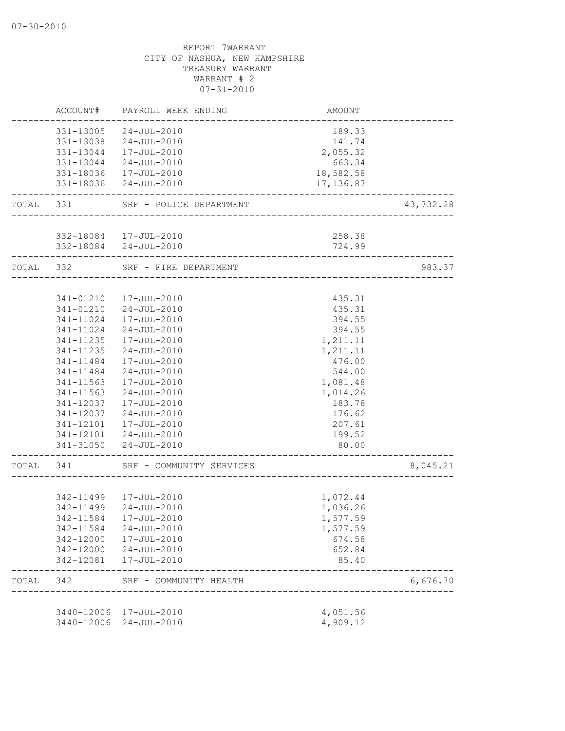07-30-2010

REPORT 7WARRANT
CITY OF NASHUA, NEW HAMPSHIRE
TREASURY WARRANT
WARRANT # 2
07-31-2010

| ACCOUNT# | PAYROLL WEEK ENDING | AMOUNT | |
|---|---|---|---|
| 331-13005 | 24-JUL-2010 | 189.33 | |
| 331-13038 | 24-JUL-2010 | 141.74 | |
| 331-13044 | 17-JUL-2010 | 2,055.32 | |
| 331-13044 | 24-JUL-2010 | 663.34 | |
| 331-18036 | 17-JUL-2010 | 18,582.58 | |
| 331-18036 | 24-JUL-2010 | 17,136.87 | |
| TOTAL 331 | SRF - POLICE DEPARTMENT | | 43,732.28 |
| 332-18084 | 17-JUL-2010 | 258.38 | |
| 332-18084 | 24-JUL-2010 | 724.99 | |
| TOTAL 332 | SRF - FIRE DEPARTMENT | | 983.37 |
| 341-01210 | 17-JUL-2010 | 435.31 | |
| 341-01210 | 24-JUL-2010 | 435.31 | |
| 341-11024 | 17-JUL-2010 | 394.55 | |
| 341-11024 | 24-JUL-2010 | 394.55 | |
| 341-11235 | 17-JUL-2010 | 1,211.11 | |
| 341-11235 | 24-JUL-2010 | 1,211.11 | |
| 341-11484 | 17-JUL-2010 | 476.00 | |
| 341-11484 | 24-JUL-2010 | 544.00 | |
| 341-11563 | 17-JUL-2010 | 1,081.48 | |
| 341-11563 | 24-JUL-2010 | 1,014.26 | |
| 341-12037 | 17-JUL-2010 | 183.78 | |
| 341-12037 | 24-JUL-2010 | 176.62 | |
| 341-12101 | 17-JUL-2010 | 207.61 | |
| 341-12101 | 24-JUL-2010 | 199.52 | |
| 341-31050 | 24-JUL-2010 | 80.00 | |
| TOTAL 341 | SRF - COMMUNITY SERVICES | | 8,045.21 |
| 342-11499 | 17-JUL-2010 | 1,072.44 | |
| 342-11499 | 24-JUL-2010 | 1,036.26 | |
| 342-11584 | 17-JUL-2010 | 1,577.59 | |
| 342-11584 | 24-JUL-2010 | 1,577.59 | |
| 342-12000 | 17-JUL-2010 | 674.58 | |
| 342-12000 | 24-JUL-2010 | 652.84 | |
| 342-12081 | 17-JUL-2010 | 85.40 | |
| TOTAL 342 | SRF - COMMUNITY HEALTH | | 6,676.70 |
| 3440-12006 | 17-JUL-2010 | 4,051.56 | |
| 3440-12006 | 24-JUL-2010 | 4,909.12 | |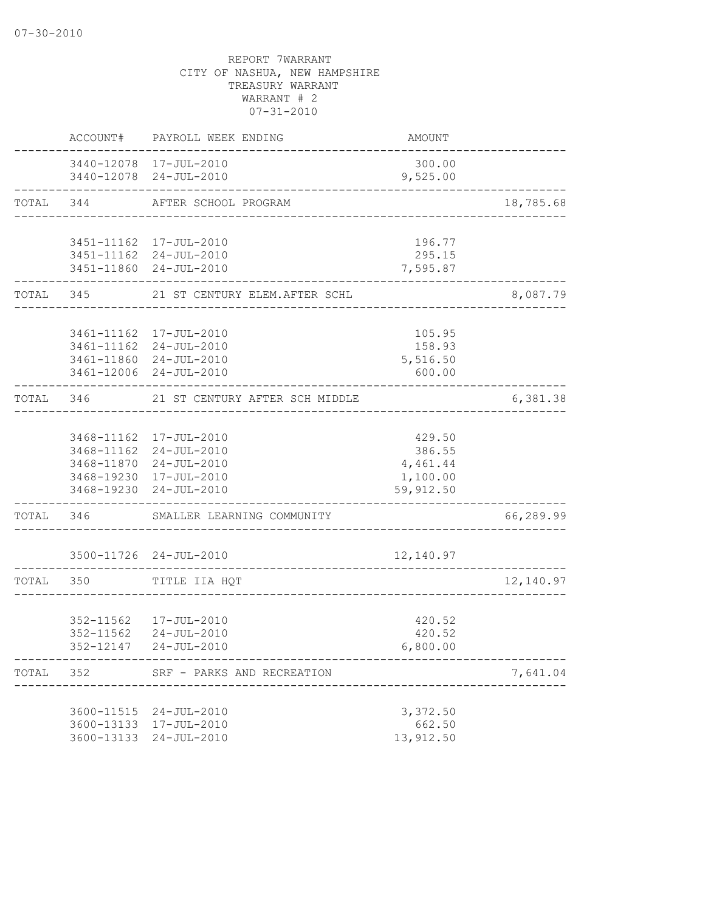07-30-2010

REPORT 7WARRANT
CITY OF NASHUA, NEW HAMPSHIRE
TREASURY WARRANT
WARRANT # 2
07-31-2010

| | ACCOUNT# | PAYROLL WEEK ENDING | AMOUNT | |
|---|---|---|---|---|
| | 3440-12078 | 17-JUL-2010 | 300.00 | |
| | 3440-12078 | 24-JUL-2010 | 9,525.00 | |
| TOTAL | 344 | AFTER SCHOOL PROGRAM | | 18,785.68 |
| | 3451-11162 | 17-JUL-2010 | 196.77 | |
| | 3451-11162 | 24-JUL-2010 | 295.15 | |
| | 3451-11860 | 24-JUL-2010 | 7,595.87 | |
| TOTAL | 345 | 21 ST CENTURY ELEM.AFTER SCHL | | 8,087.79 |
| | 3461-11162 | 17-JUL-2010 | 105.95 | |
| | 3461-11162 | 24-JUL-2010 | 158.93 | |
| | 3461-11860 | 24-JUL-2010 | 5,516.50 | |
| | 3461-12006 | 24-JUL-2010 | 600.00 | |
| TOTAL | 346 | 21 ST CENTURY AFTER SCH MIDDLE | | 6,381.38 |
| | 3468-11162 | 17-JUL-2010 | 429.50 | |
| | 3468-11162 | 24-JUL-2010 | 386.55 | |
| | 3468-11870 | 24-JUL-2010 | 4,461.44 | |
| | 3468-19230 | 17-JUL-2010 | 1,100.00 | |
| | 3468-19230 | 24-JUL-2010 | 59,912.50 | |
| TOTAL | 346 | SMALLER LEARNING COMMUNITY | | 66,289.99 |
| | 3500-11726 | 24-JUL-2010 | 12,140.97 | |
| TOTAL | 350 | TITLE IIA HQT | | 12,140.97 |
| | 352-11562 | 17-JUL-2010 | 420.52 | |
| | 352-11562 | 24-JUL-2010 | 420.52 | |
| | 352-12147 | 24-JUL-2010 | 6,800.00 | |
| TOTAL | 352 | SRF - PARKS AND RECREATION | | 7,641.04 |
| | 3600-11515 | 24-JUL-2010 | 3,372.50 | |
| | 3600-13133 | 17-JUL-2010 | 662.50 | |
| | 3600-13133 | 24-JUL-2010 | 13,912.50 | |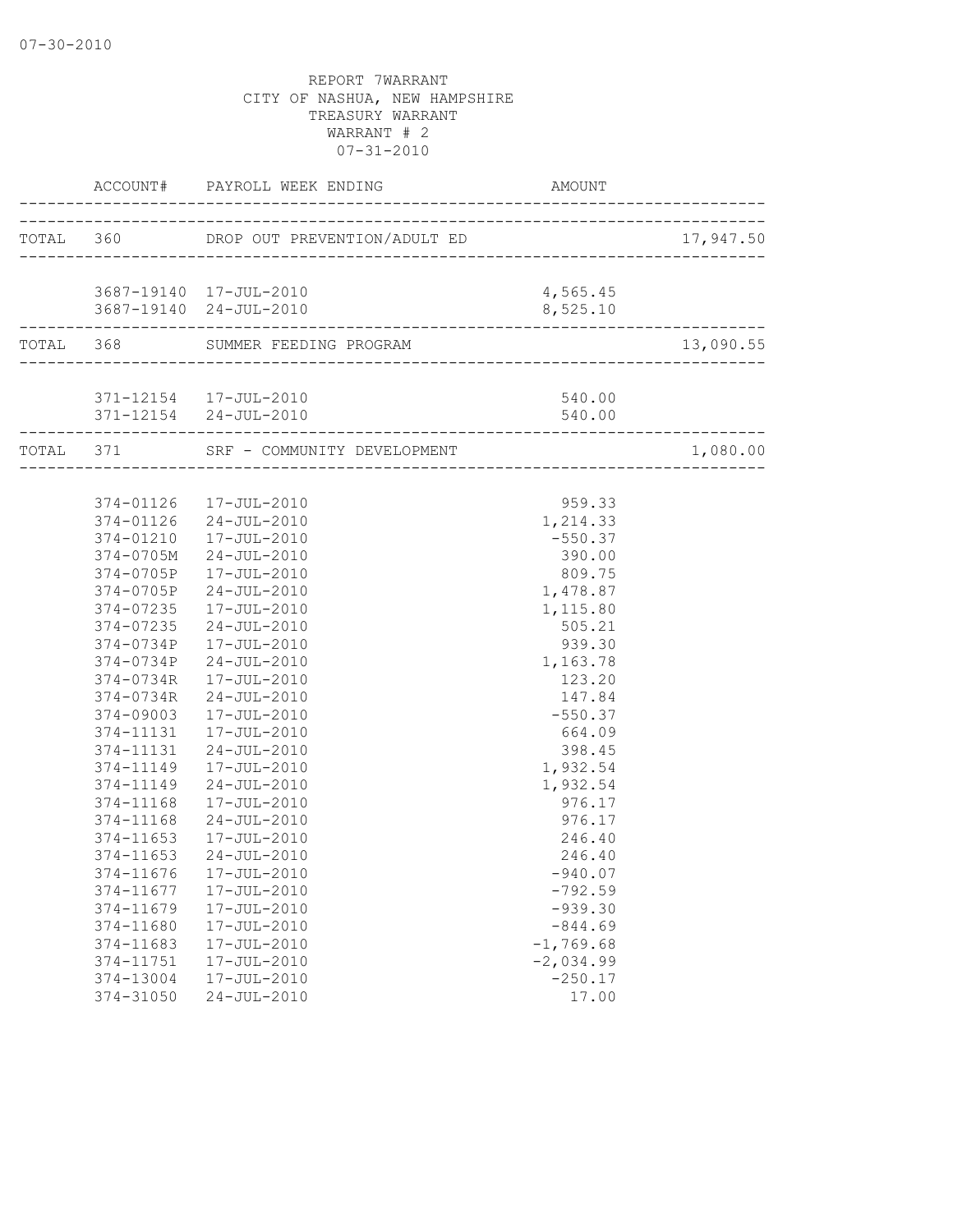07-30-2010

REPORT 7WARRANT
CITY OF NASHUA, NEW HAMPSHIRE
TREASURY WARRANT
WARRANT # 2
07-31-2010

| | ACCOUNT# | PAYROLL WEEK ENDING | AMOUNT | |
|---|---|---|---|---|
| TOTAL | 360 | DROP OUT PREVENTION/ADULT ED | | 17,947.50 |
| | 3687-19140 | 17-JUL-2010 | 4,565.45 | |
| | 3687-19140 | 24-JUL-2010 | 8,525.10 | |
| TOTAL | 368 | SUMMER FEEDING PROGRAM | | 13,090.55 |
| | 371-12154 | 17-JUL-2010 | 540.00 | |
| | 371-12154 | 24-JUL-2010 | 540.00 | |
| TOTAL | 371 | SRF - COMMUNITY DEVELOPMENT | | 1,080.00 |
| | 374-01126 | 17-JUL-2010 | 959.33 | |
| | 374-01126 | 24-JUL-2010 | 1,214.33 | |
| | 374-01210 | 17-JUL-2010 | -550.37 | |
| | 374-0705M | 24-JUL-2010 | 390.00 | |
| | 374-0705P | 17-JUL-2010 | 809.75 | |
| | 374-0705P | 24-JUL-2010 | 1,478.87 | |
| | 374-07235 | 17-JUL-2010 | 1,115.80 | |
| | 374-07235 | 24-JUL-2010 | 505.21 | |
| | 374-0734P | 17-JUL-2010 | 939.30 | |
| | 374-0734P | 24-JUL-2010 | 1,163.78 | |
| | 374-0734R | 17-JUL-2010 | 123.20 | |
| | 374-0734R | 24-JUL-2010 | 147.84 | |
| | 374-09003 | 17-JUL-2010 | -550.37 | |
| | 374-11131 | 17-JUL-2010 | 664.09 | |
| | 374-11131 | 24-JUL-2010 | 398.45 | |
| | 374-11149 | 17-JUL-2010 | 1,932.54 | |
| | 374-11149 | 24-JUL-2010 | 1,932.54 | |
| | 374-11168 | 17-JUL-2010 | 976.17 | |
| | 374-11168 | 24-JUL-2010 | 976.17 | |
| | 374-11653 | 17-JUL-2010 | 246.40 | |
| | 374-11653 | 24-JUL-2010 | 246.40 | |
| | 374-11676 | 17-JUL-2010 | -940.07 | |
| | 374-11677 | 17-JUL-2010 | -792.59 | |
| | 374-11679 | 17-JUL-2010 | -939.30 | |
| | 374-11680 | 17-JUL-2010 | -844.69 | |
| | 374-11683 | 17-JUL-2010 | -1,769.68 | |
| | 374-11751 | 17-JUL-2010 | -2,034.99 | |
| | 374-13004 | 17-JUL-2010 | -250.17 | |
| | 374-31050 | 24-JUL-2010 | 17.00 | |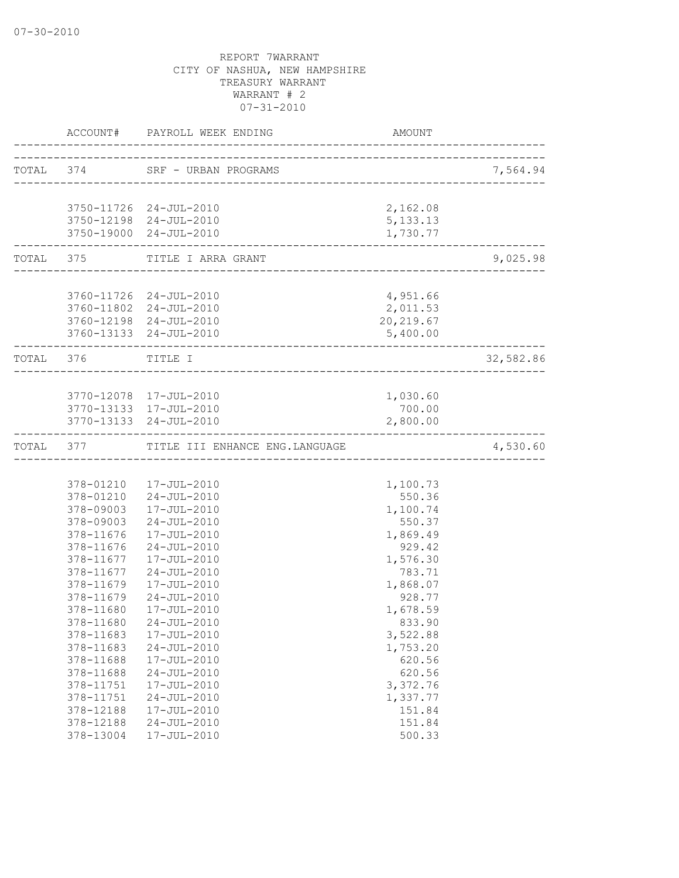REPORT 7WARRANT
CITY OF NASHUA, NEW HAMPSHIRE
TREASURY WARRANT
WARRANT # 2
07-31-2010

| | ACCOUNT# | PAYROLL WEEK ENDING | AMOUNT | |
|---|---|---|---|---|
| TOTAL | 374 | SRF - URBAN PROGRAMS | | 7,564.94 |
| | 3750-11726 | 24-JUL-2010 | 2,162.08 | |
| | 3750-12198 | 24-JUL-2010 | 5,133.13 | |
| | 3750-19000 | 24-JUL-2010 | 1,730.77 | |
| TOTAL | 375 | TITLE I ARRA GRANT | | 9,025.98 |
| | 3760-11726 | 24-JUL-2010 | 4,951.66 | |
| | 3760-11802 | 24-JUL-2010 | 2,011.53 | |
| | 3760-12198 | 24-JUL-2010 | 20,219.67 | |
| | 3760-13133 | 24-JUL-2010 | 5,400.00 | |
| TOTAL | 376 | TITLE I | | 32,582.86 |
| | 3770-12078 | 17-JUL-2010 | 1,030.60 | |
| | 3770-13133 | 17-JUL-2010 | 700.00 | |
| | 3770-13133 | 24-JUL-2010 | 2,800.00 | |
| TOTAL | 377 | TITLE III ENHANCE ENG.LANGUAGE | | 4,530.60 |
| | 378-01210 | 17-JUL-2010 | 1,100.73 | |
| | 378-01210 | 24-JUL-2010 | 550.36 | |
| | 378-09003 | 17-JUL-2010 | 1,100.74 | |
| | 378-09003 | 24-JUL-2010 | 550.37 | |
| | 378-11676 | 17-JUL-2010 | 1,869.49 | |
| | 378-11676 | 24-JUL-2010 | 929.42 | |
| | 378-11677 | 17-JUL-2010 | 1,576.30 | |
| | 378-11677 | 24-JUL-2010 | 783.71 | |
| | 378-11679 | 17-JUL-2010 | 1,868.07 | |
| | 378-11679 | 24-JUL-2010 | 928.77 | |
| | 378-11680 | 17-JUL-2010 | 1,678.59 | |
| | 378-11680 | 24-JUL-2010 | 833.90 | |
| | 378-11683 | 17-JUL-2010 | 3,522.88 | |
| | 378-11683 | 24-JUL-2010 | 1,753.20 | |
| | 378-11688 | 17-JUL-2010 | 620.56 | |
| | 378-11688 | 24-JUL-2010 | 620.56 | |
| | 378-11751 | 17-JUL-2010 | 3,372.76 | |
| | 378-11751 | 24-JUL-2010 | 1,337.77 | |
| | 378-12188 | 17-JUL-2010 | 151.84 | |
| | 378-12188 | 24-JUL-2010 | 151.84 | |
| | 378-13004 | 17-JUL-2010 | 500.33 | |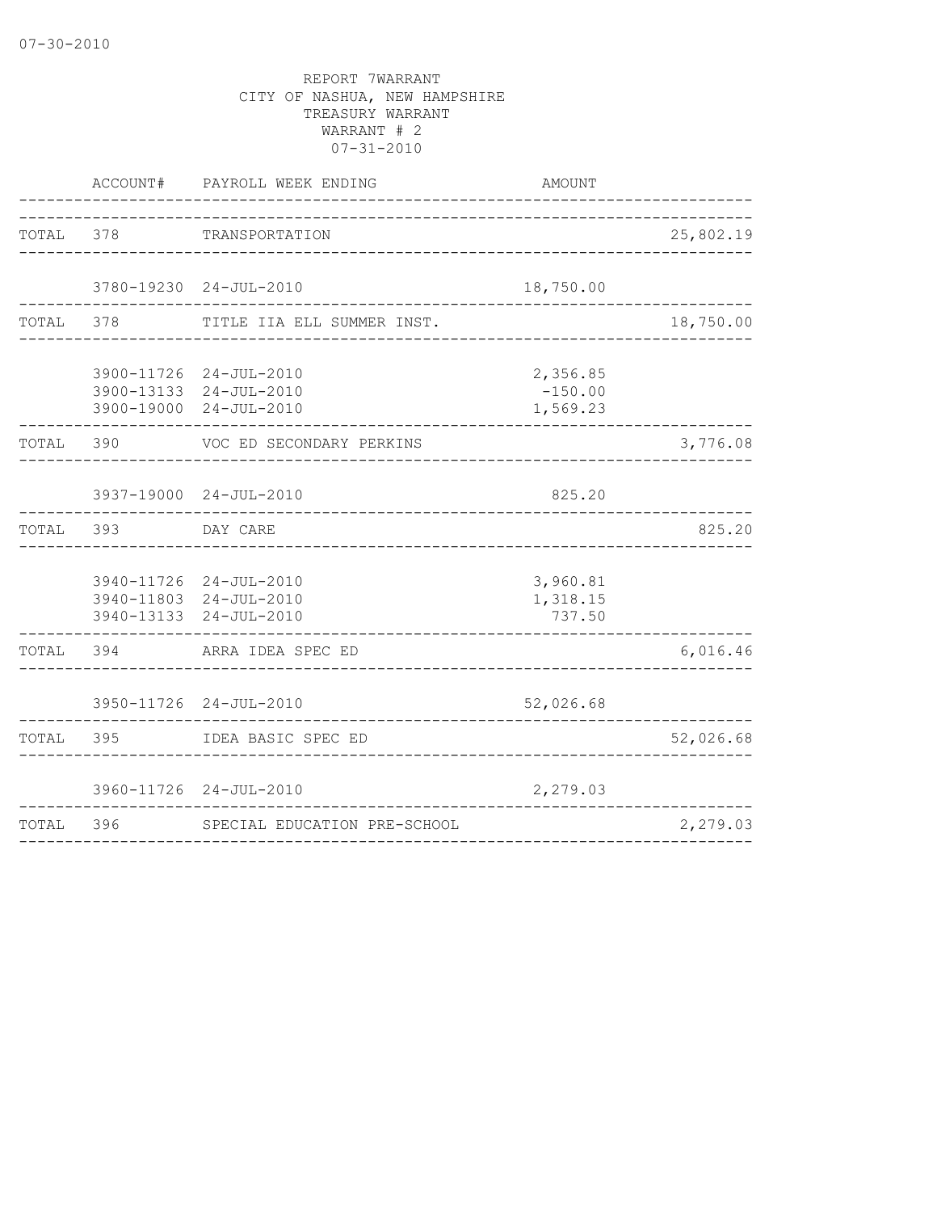07-30-2010

REPORT 7WARRANT
CITY OF NASHUA, NEW HAMPSHIRE
TREASURY WARRANT
WARRANT # 2
07-31-2010

| | ACCOUNT# | PAYROLL WEEK ENDING | AMOUNT | |
|---|---|---|---|---|
| TOTAL | 378 | TRANSPORTATION | | 25,802.19 |
| | 3780-19230 | 24-JUL-2010 | 18,750.00 | |
| TOTAL | 378 | TITLE IIA ELL SUMMER INST. | | 18,750.00 |
| | 3900-11726 | 24-JUL-2010 | 2,356.85 | |
| | 3900-13133 | 24-JUL-2010 | -150.00 | |
| | 3900-19000 | 24-JUL-2010 | 1,569.23 | |
| TOTAL | 390 | VOC ED SECONDARY PERKINS | | 3,776.08 |
| | 3937-19000 | 24-JUL-2010 | 825.20 | |
| TOTAL | 393 | DAY CARE | | 825.20 |
| | 3940-11726 | 24-JUL-2010 | 3,960.81 | |
| | 3940-11803 | 24-JUL-2010 | 1,318.15 | |
| | 3940-13133 | 24-JUL-2010 | 737.50 | |
| TOTAL | 394 | ARRA IDEA SPEC ED | | 6,016.46 |
| | 3950-11726 | 24-JUL-2010 | 52,026.68 | |
| TOTAL | 395 | IDEA BASIC SPEC ED | | 52,026.68 |
| | 3960-11726 | 24-JUL-2010 | 2,279.03 | |
| TOTAL | 396 | SPECIAL EDUCATION PRE-SCHOOL | | 2,279.03 |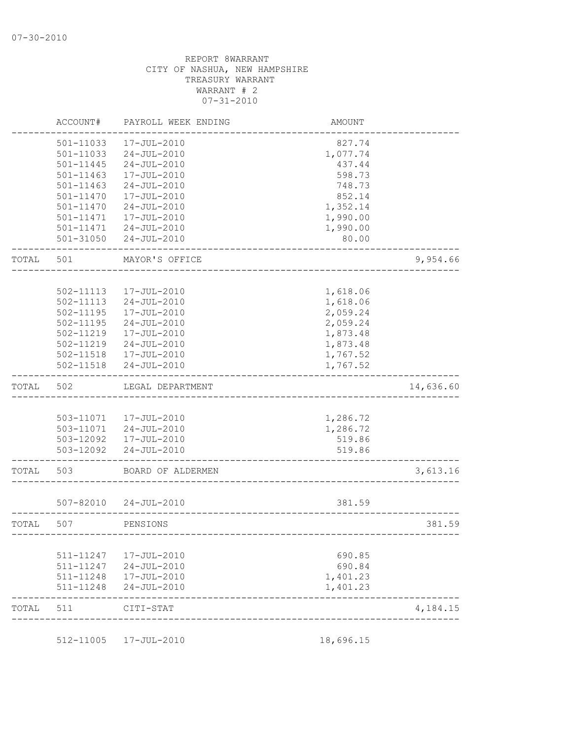07-30-2010

REPORT 8WARRANT
CITY OF NASHUA, NEW HAMPSHIRE
TREASURY WARRANT
WARRANT # 2
07-31-2010

| | ACCOUNT# | PAYROLL WEEK ENDING | AMOUNT | |
|---|---|---|---|---|
| | 501-11033 | 17-JUL-2010 | 827.74 | |
| | 501-11033 | 24-JUL-2010 | 1,077.74 | |
| | 501-11445 | 24-JUL-2010 | 437.44 | |
| | 501-11463 | 17-JUL-2010 | 598.73 | |
| | 501-11463 | 24-JUL-2010 | 748.73 | |
| | 501-11470 | 17-JUL-2010 | 852.14 | |
| | 501-11470 | 24-JUL-2010 | 1,352.14 | |
| | 501-11471 | 17-JUL-2010 | 1,990.00 | |
| | 501-11471 | 24-JUL-2010 | 1,990.00 | |
| | 501-31050 | 24-JUL-2010 | 80.00 | |
| TOTAL | 501 | MAYOR'S OFFICE | | 9,954.66 |
| | 502-11113 | 17-JUL-2010 | 1,618.06 | |
| | 502-11113 | 24-JUL-2010 | 1,618.06 | |
| | 502-11195 | 17-JUL-2010 | 2,059.24 | |
| | 502-11195 | 24-JUL-2010 | 2,059.24 | |
| | 502-11219 | 17-JUL-2010 | 1,873.48 | |
| | 502-11219 | 24-JUL-2010 | 1,873.48 | |
| | 502-11518 | 17-JUL-2010 | 1,767.52 | |
| | 502-11518 | 24-JUL-2010 | 1,767.52 | |
| TOTAL | 502 | LEGAL DEPARTMENT | | 14,636.60 |
| | 503-11071 | 17-JUL-2010 | 1,286.72 | |
| | 503-11071 | 24-JUL-2010 | 1,286.72 | |
| | 503-12092 | 17-JUL-2010 | 519.86 | |
| | 503-12092 | 24-JUL-2010 | 519.86 | |
| TOTAL | 503 | BOARD OF ALDERMEN | | 3,613.16 |
| | 507-82010 | 24-JUL-2010 | 381.59 | |
| TOTAL | 507 | PENSIONS | | 381.59 |
| | 511-11247 | 17-JUL-2010 | 690.85 | |
| | 511-11247 | 24-JUL-2010 | 690.84 | |
| | 511-11248 | 17-JUL-2010 | 1,401.23 | |
| | 511-11248 | 24-JUL-2010 | 1,401.23 | |
| TOTAL | 511 | CITI-STAT | | 4,184.15 |
| | 512-11005 | 17-JUL-2010 | 18,696.15 | |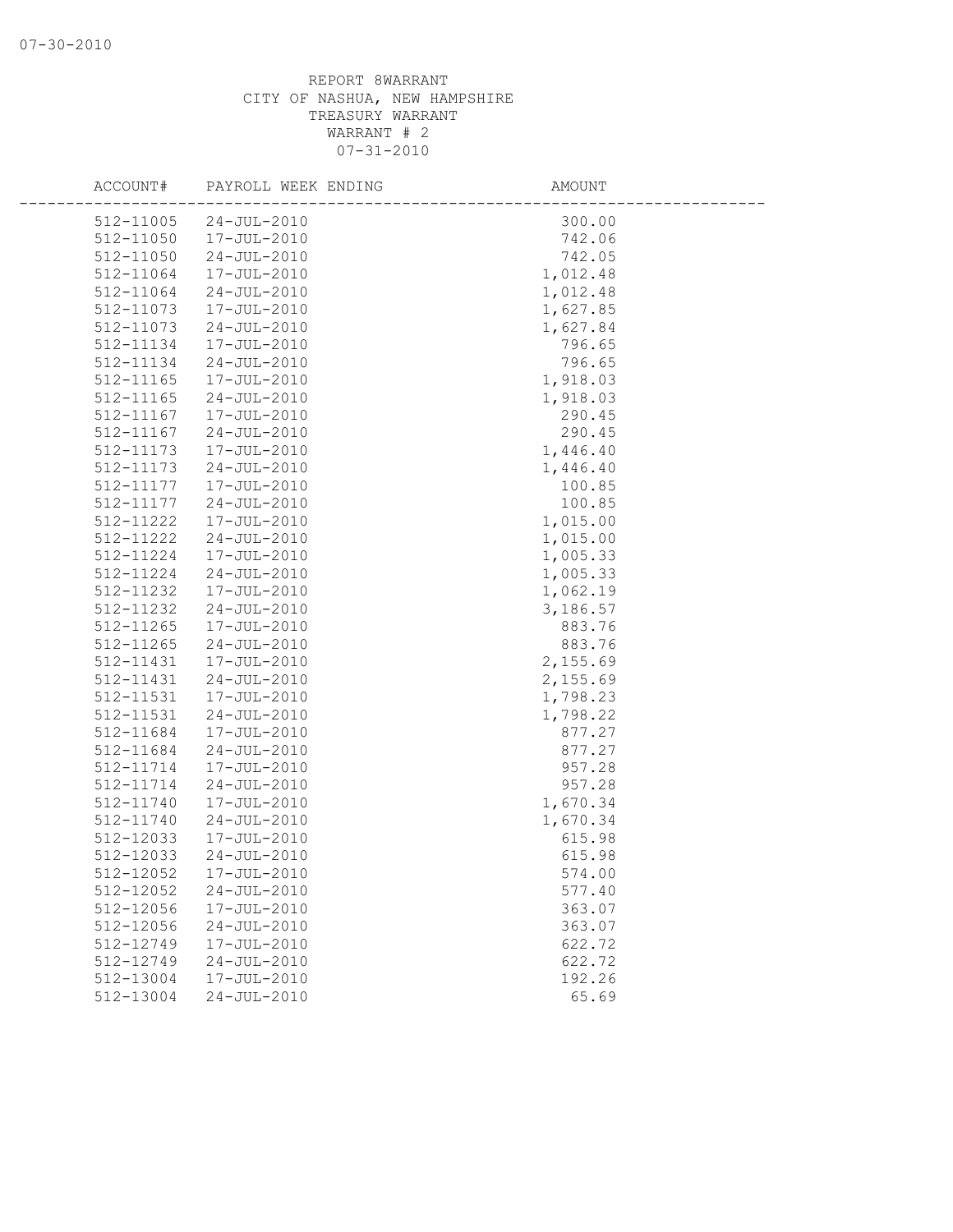07-30-2010

REPORT 8WARRANT
CITY OF NASHUA, NEW HAMPSHIRE
TREASURY WARRANT
WARRANT # 2
07-31-2010

| ACCOUNT# | PAYROLL WEEK ENDING | AMOUNT |
|---|---|---|
| 512-11005 | 24-JUL-2010 | 300.00 |
| 512-11050 | 17-JUL-2010 | 742.06 |
| 512-11050 | 24-JUL-2010 | 742.05 |
| 512-11064 | 17-JUL-2010 | 1,012.48 |
| 512-11064 | 24-JUL-2010 | 1,012.48 |
| 512-11073 | 17-JUL-2010 | 1,627.85 |
| 512-11073 | 24-JUL-2010 | 1,627.84 |
| 512-11134 | 17-JUL-2010 | 796.65 |
| 512-11134 | 24-JUL-2010 | 796.65 |
| 512-11165 | 17-JUL-2010 | 1,918.03 |
| 512-11165 | 24-JUL-2010 | 1,918.03 |
| 512-11167 | 17-JUL-2010 | 290.45 |
| 512-11167 | 24-JUL-2010 | 290.45 |
| 512-11173 | 17-JUL-2010 | 1,446.40 |
| 512-11173 | 24-JUL-2010 | 1,446.40 |
| 512-11177 | 17-JUL-2010 | 100.85 |
| 512-11177 | 24-JUL-2010 | 100.85 |
| 512-11222 | 17-JUL-2010 | 1,015.00 |
| 512-11222 | 24-JUL-2010 | 1,015.00 |
| 512-11224 | 17-JUL-2010 | 1,005.33 |
| 512-11224 | 24-JUL-2010 | 1,005.33 |
| 512-11232 | 17-JUL-2010 | 1,062.19 |
| 512-11232 | 24-JUL-2010 | 3,186.57 |
| 512-11265 | 17-JUL-2010 | 883.76 |
| 512-11265 | 24-JUL-2010 | 883.76 |
| 512-11431 | 17-JUL-2010 | 2,155.69 |
| 512-11431 | 24-JUL-2010 | 2,155.69 |
| 512-11531 | 17-JUL-2010 | 1,798.23 |
| 512-11531 | 24-JUL-2010 | 1,798.22 |
| 512-11684 | 17-JUL-2010 | 877.27 |
| 512-11684 | 24-JUL-2010 | 877.27 |
| 512-11714 | 17-JUL-2010 | 957.28 |
| 512-11714 | 24-JUL-2010 | 957.28 |
| 512-11740 | 17-JUL-2010 | 1,670.34 |
| 512-11740 | 24-JUL-2010 | 1,670.34 |
| 512-12033 | 17-JUL-2010 | 615.98 |
| 512-12033 | 24-JUL-2010 | 615.98 |
| 512-12052 | 17-JUL-2010 | 574.00 |
| 512-12052 | 24-JUL-2010 | 577.40 |
| 512-12056 | 17-JUL-2010 | 363.07 |
| 512-12056 | 24-JUL-2010 | 363.07 |
| 512-12749 | 17-JUL-2010 | 622.72 |
| 512-12749 | 24-JUL-2010 | 622.72 |
| 512-13004 | 17-JUL-2010 | 192.26 |
| 512-13004 | 24-JUL-2010 | 65.69 |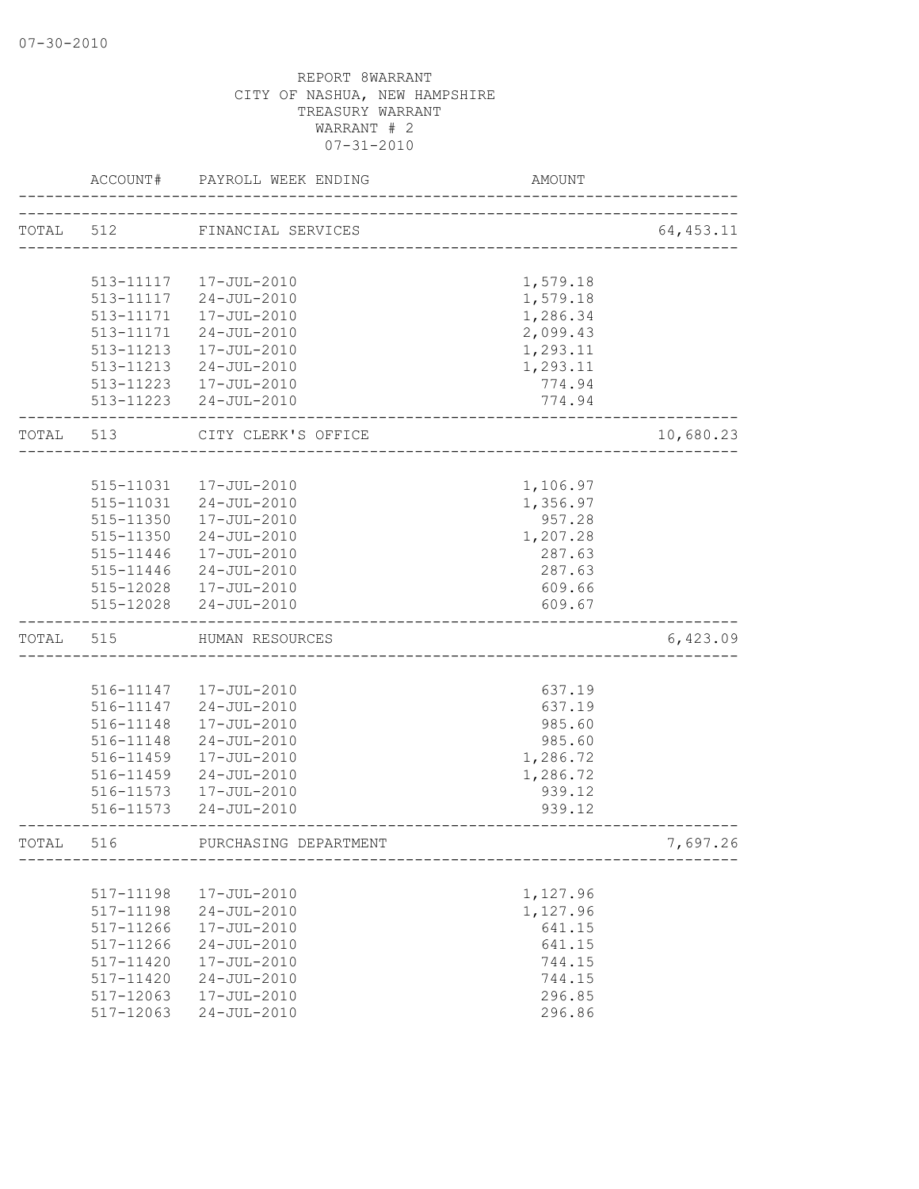REPORT 8WARRANT
CITY OF NASHUA, NEW HAMPSHIRE
TREASURY WARRANT
WARRANT # 2
07-31-2010

| | ACCOUNT# | PAYROLL WEEK ENDING | AMOUNT | |
|---|---|---|---|---|
| TOTAL | 512 | FINANCIAL SERVICES | | 64,453.11 |
| | 513-11117 | 17-JUL-2010 | 1,579.18 | |
| | 513-11117 | 24-JUL-2010 | 1,579.18 | |
| | 513-11171 | 17-JUL-2010 | 1,286.34 | |
| | 513-11171 | 24-JUL-2010 | 2,099.43 | |
| | 513-11213 | 17-JUL-2010 | 1,293.11 | |
| | 513-11213 | 24-JUL-2010 | 1,293.11 | |
| | 513-11223 | 17-JUL-2010 | 774.94 | |
| | 513-11223 | 24-JUL-2010 | 774.94 | |
| TOTAL | 513 | CITY CLERK'S OFFICE | | 10,680.23 |
| | 515-11031 | 17-JUL-2010 | 1,106.97 | |
| | 515-11031 | 24-JUL-2010 | 1,356.97 | |
| | 515-11350 | 17-JUL-2010 | 957.28 | |
| | 515-11350 | 24-JUL-2010 | 1,207.28 | |
| | 515-11446 | 17-JUL-2010 | 287.63 | |
| | 515-11446 | 24-JUL-2010 | 287.63 | |
| | 515-12028 | 17-JUL-2010 | 609.66 | |
| | 515-12028 | 24-JUL-2010 | 609.67 | |
| TOTAL | 515 | HUMAN RESOURCES | | 6,423.09 |
| | 516-11147 | 17-JUL-2010 | 637.19 | |
| | 516-11147 | 24-JUL-2010 | 637.19 | |
| | 516-11148 | 17-JUL-2010 | 985.60 | |
| | 516-11148 | 24-JUL-2010 | 985.60 | |
| | 516-11459 | 17-JUL-2010 | 1,286.72 | |
| | 516-11459 | 24-JUL-2010 | 1,286.72 | |
| | 516-11573 | 17-JUL-2010 | 939.12 | |
| | 516-11573 | 24-JUL-2010 | 939.12 | |
| TOTAL | 516 | PURCHASING DEPARTMENT | | 7,697.26 |
| | 517-11198 | 17-JUL-2010 | 1,127.96 | |
| | 517-11198 | 24-JUL-2010 | 1,127.96 | |
| | 517-11266 | 17-JUL-2010 | 641.15 | |
| | 517-11266 | 24-JUL-2010 | 641.15 | |
| | 517-11420 | 17-JUL-2010 | 744.15 | |
| | 517-11420 | 24-JUL-2010 | 744.15 | |
| | 517-12063 | 17-JUL-2010 | 296.85 | |
| | 517-12063 | 24-JUL-2010 | 296.86 | |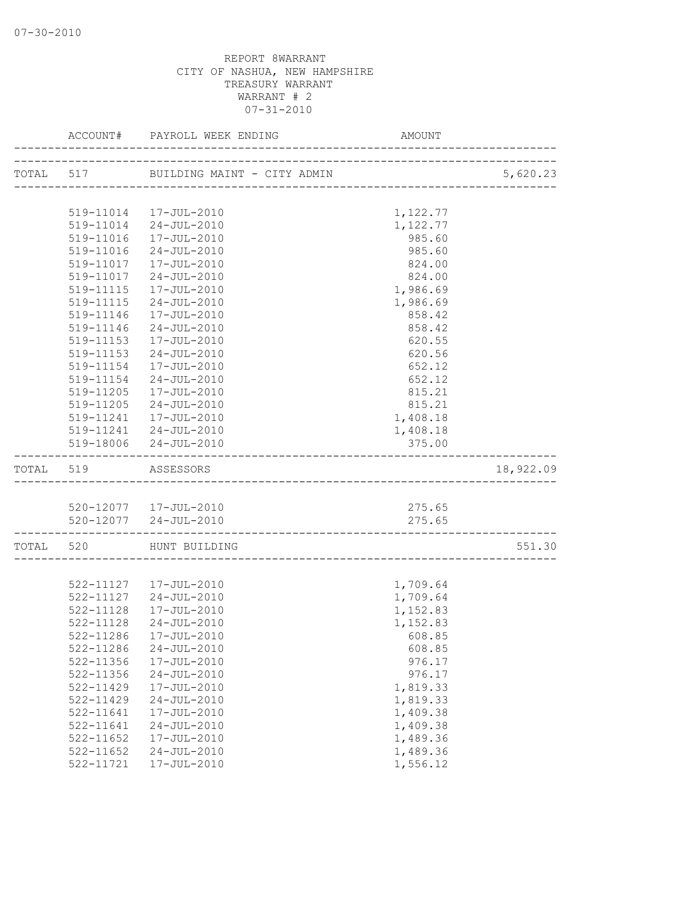07-30-2010

REPORT 8WARRANT
CITY OF NASHUA, NEW HAMPSHIRE
TREASURY WARRANT
WARRANT # 2
07-31-2010

| | ACCOUNT# | PAYROLL WEEK ENDING | AMOUNT | |
|---|---|---|---|---|
| TOTAL | 517 | BUILDING MAINT - CITY ADMIN | | 5,620.23 |
| | 519-11014 | 17-JUL-2010 | 1,122.77 | |
| | 519-11014 | 24-JUL-2010 | 1,122.77 | |
| | 519-11016 | 17-JUL-2010 | 985.60 | |
| | 519-11016 | 24-JUL-2010 | 985.60 | |
| | 519-11017 | 17-JUL-2010 | 824.00 | |
| | 519-11017 | 24-JUL-2010 | 824.00 | |
| | 519-11115 | 17-JUL-2010 | 1,986.69 | |
| | 519-11115 | 24-JUL-2010 | 1,986.69 | |
| | 519-11146 | 17-JUL-2010 | 858.42 | |
| | 519-11146 | 24-JUL-2010 | 858.42 | |
| | 519-11153 | 17-JUL-2010 | 620.55 | |
| | 519-11153 | 24-JUL-2010 | 620.56 | |
| | 519-11154 | 17-JUL-2010 | 652.12 | |
| | 519-11154 | 24-JUL-2010 | 652.12 | |
| | 519-11205 | 17-JUL-2010 | 815.21 | |
| | 519-11205 | 24-JUL-2010 | 815.21 | |
| | 519-11241 | 17-JUL-2010 | 1,408.18 | |
| | 519-11241 | 24-JUL-2010 | 1,408.18 | |
| | 519-18006 | 24-JUL-2010 | 375.00 | |
| TOTAL | 519 | ASSESSORS | | 18,922.09 |
| | 520-12077 | 17-JUL-2010 | 275.65 | |
| | 520-12077 | 24-JUL-2010 | 275.65 | |
| TOTAL | 520 | HUNT BUILDING | | 551.30 |
| | 522-11127 | 17-JUL-2010 | 1,709.64 | |
| | 522-11127 | 24-JUL-2010 | 1,709.64 | |
| | 522-11128 | 17-JUL-2010 | 1,152.83 | |
| | 522-11128 | 24-JUL-2010 | 1,152.83 | |
| | 522-11286 | 17-JUL-2010 | 608.85 | |
| | 522-11286 | 24-JUL-2010 | 608.85 | |
| | 522-11356 | 17-JUL-2010 | 976.17 | |
| | 522-11356 | 24-JUL-2010 | 976.17 | |
| | 522-11429 | 17-JUL-2010 | 1,819.33 | |
| | 522-11429 | 24-JUL-2010 | 1,819.33 | |
| | 522-11641 | 17-JUL-2010 | 1,409.38 | |
| | 522-11641 | 24-JUL-2010 | 1,409.38 | |
| | 522-11652 | 17-JUL-2010 | 1,489.36 | |
| | 522-11652 | 24-JUL-2010 | 1,489.36 | |
| | 522-11721 | 17-JUL-2010 | 1,556.12 | |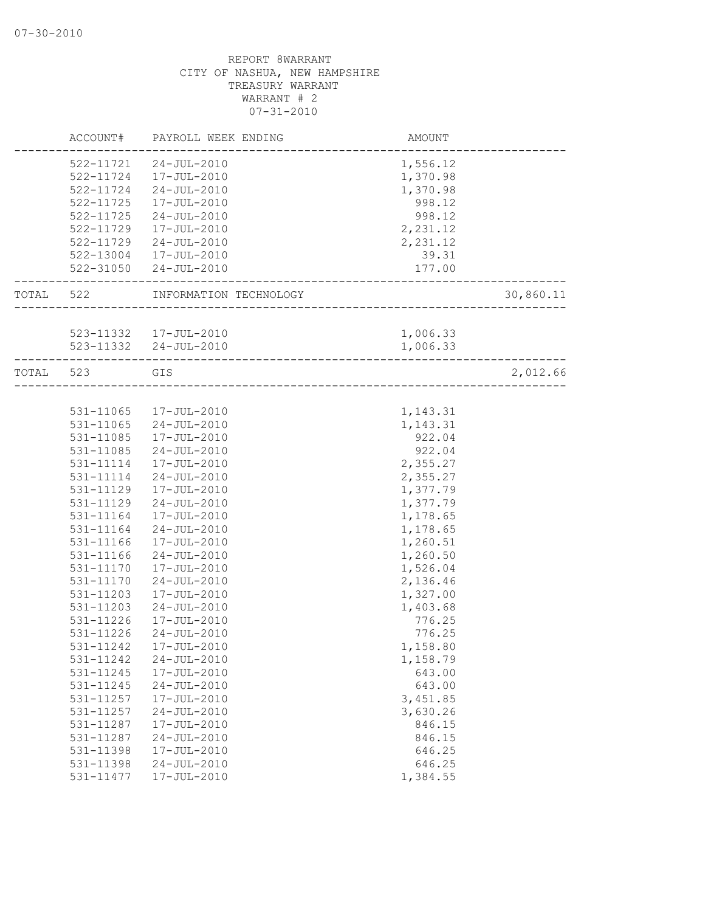07-30-2010

REPORT 8WARRANT
CITY OF NASHUA, NEW HAMPSHIRE
TREASURY WARRANT
WARRANT # 2
07-31-2010

| | ACCOUNT# | PAYROLL WEEK ENDING | AMOUNT | |
|---|---|---|---|---|
| | 522-11721 | 24-JUL-2010 | 1,556.12 | |
| | 522-11724 | 17-JUL-2010 | 1,370.98 | |
| | 522-11724 | 24-JUL-2010 | 1,370.98 | |
| | 522-11725 | 17-JUL-2010 | 998.12 | |
| | 522-11725 | 24-JUL-2010 | 998.12 | |
| | 522-11729 | 17-JUL-2010 | 2,231.12 | |
| | 522-11729 | 24-JUL-2010 | 2,231.12 | |
| | 522-13004 | 17-JUL-2010 | 39.31 | |
| | 522-31050 | 24-JUL-2010 | 177.00 | |
| TOTAL | 522 | INFORMATION TECHNOLOGY | | 30,860.11 |
| | 523-11332 | 17-JUL-2010 | 1,006.33 | |
| | 523-11332 | 24-JUL-2010 | 1,006.33 | |
| TOTAL | 523 | GIS | | 2,012.66 |
| | 531-11065 | 17-JUL-2010 | 1,143.31 | |
| | 531-11065 | 24-JUL-2010 | 1,143.31 | |
| | 531-11085 | 17-JUL-2010 | 922.04 | |
| | 531-11085 | 24-JUL-2010 | 922.04 | |
| | 531-11114 | 17-JUL-2010 | 2,355.27 | |
| | 531-11114 | 24-JUL-2010 | 2,355.27 | |
| | 531-11129 | 17-JUL-2010 | 1,377.79 | |
| | 531-11129 | 24-JUL-2010 | 1,377.79 | |
| | 531-11164 | 17-JUL-2010 | 1,178.65 | |
| | 531-11164 | 24-JUL-2010 | 1,178.65 | |
| | 531-11166 | 17-JUL-2010 | 1,260.51 | |
| | 531-11166 | 24-JUL-2010 | 1,260.50 | |
| | 531-11170 | 17-JUL-2010 | 1,526.04 | |
| | 531-11170 | 24-JUL-2010 | 2,136.46 | |
| | 531-11203 | 17-JUL-2010 | 1,327.00 | |
| | 531-11203 | 24-JUL-2010 | 1,403.68 | |
| | 531-11226 | 17-JUL-2010 | 776.25 | |
| | 531-11226 | 24-JUL-2010 | 776.25 | |
| | 531-11242 | 17-JUL-2010 | 1,158.80 | |
| | 531-11242 | 24-JUL-2010 | 1,158.79 | |
| | 531-11245 | 17-JUL-2010 | 643.00 | |
| | 531-11245 | 24-JUL-2010 | 643.00 | |
| | 531-11257 | 17-JUL-2010 | 3,451.85 | |
| | 531-11257 | 24-JUL-2010 | 3,630.26 | |
| | 531-11287 | 17-JUL-2010 | 846.15 | |
| | 531-11287 | 24-JUL-2010 | 846.15 | |
| | 531-11398 | 17-JUL-2010 | 646.25 | |
| | 531-11398 | 24-JUL-2010 | 646.25 | |
| | 531-11477 | 17-JUL-2010 | 1,384.55 | |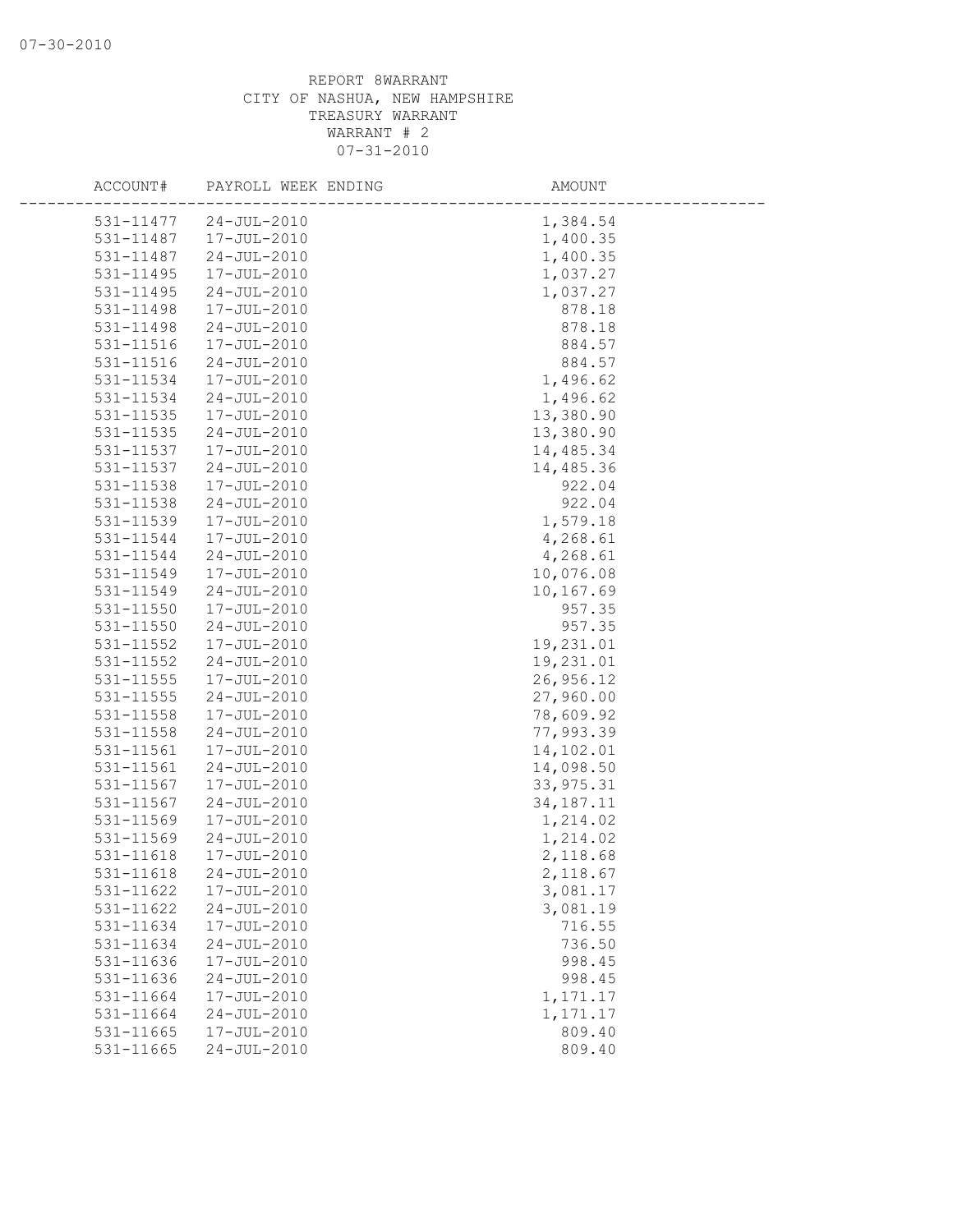REPORT 8WARRANT
CITY OF NASHUA, NEW HAMPSHIRE
TREASURY WARRANT
WARRANT # 2
07-31-2010

| ACCOUNT# | PAYROLL WEEK ENDING | AMOUNT |
|---|---|---|
| 531-11477 | 24-JUL-2010 | 1,384.54 |
| 531-11487 | 17-JUL-2010 | 1,400.35 |
| 531-11487 | 24-JUL-2010 | 1,400.35 |
| 531-11495 | 17-JUL-2010 | 1,037.27 |
| 531-11495 | 24-JUL-2010 | 1,037.27 |
| 531-11498 | 17-JUL-2010 | 878.18 |
| 531-11498 | 24-JUL-2010 | 878.18 |
| 531-11516 | 17-JUL-2010 | 884.57 |
| 531-11516 | 24-JUL-2010 | 884.57 |
| 531-11534 | 17-JUL-2010 | 1,496.62 |
| 531-11534 | 24-JUL-2010 | 1,496.62 |
| 531-11535 | 17-JUL-2010 | 13,380.90 |
| 531-11535 | 24-JUL-2010 | 13,380.90 |
| 531-11537 | 17-JUL-2010 | 14,485.34 |
| 531-11537 | 24-JUL-2010 | 14,485.36 |
| 531-11538 | 17-JUL-2010 | 922.04 |
| 531-11538 | 24-JUL-2010 | 922.04 |
| 531-11539 | 17-JUL-2010 | 1,579.18 |
| 531-11544 | 17-JUL-2010 | 4,268.61 |
| 531-11544 | 24-JUL-2010 | 4,268.61 |
| 531-11549 | 17-JUL-2010 | 10,076.08 |
| 531-11549 | 24-JUL-2010 | 10,167.69 |
| 531-11550 | 17-JUL-2010 | 957.35 |
| 531-11550 | 24-JUL-2010 | 957.35 |
| 531-11552 | 17-JUL-2010 | 19,231.01 |
| 531-11552 | 24-JUL-2010 | 19,231.01 |
| 531-11555 | 17-JUL-2010 | 26,956.12 |
| 531-11555 | 24-JUL-2010 | 27,960.00 |
| 531-11558 | 17-JUL-2010 | 78,609.92 |
| 531-11558 | 24-JUL-2010 | 77,993.39 |
| 531-11561 | 17-JUL-2010 | 14,102.01 |
| 531-11561 | 24-JUL-2010 | 14,098.50 |
| 531-11567 | 17-JUL-2010 | 33,975.31 |
| 531-11567 | 24-JUL-2010 | 34,187.11 |
| 531-11569 | 17-JUL-2010 | 1,214.02 |
| 531-11569 | 24-JUL-2010 | 1,214.02 |
| 531-11618 | 17-JUL-2010 | 2,118.68 |
| 531-11618 | 24-JUL-2010 | 2,118.67 |
| 531-11622 | 17-JUL-2010 | 3,081.17 |
| 531-11622 | 24-JUL-2010 | 3,081.19 |
| 531-11634 | 17-JUL-2010 | 716.55 |
| 531-11634 | 24-JUL-2010 | 736.50 |
| 531-11636 | 17-JUL-2010 | 998.45 |
| 531-11636 | 24-JUL-2010 | 998.45 |
| 531-11664 | 17-JUL-2010 | 1,171.17 |
| 531-11664 | 24-JUL-2010 | 1,171.17 |
| 531-11665 | 17-JUL-2010 | 809.40 |
| 531-11665 | 24-JUL-2010 | 809.40 |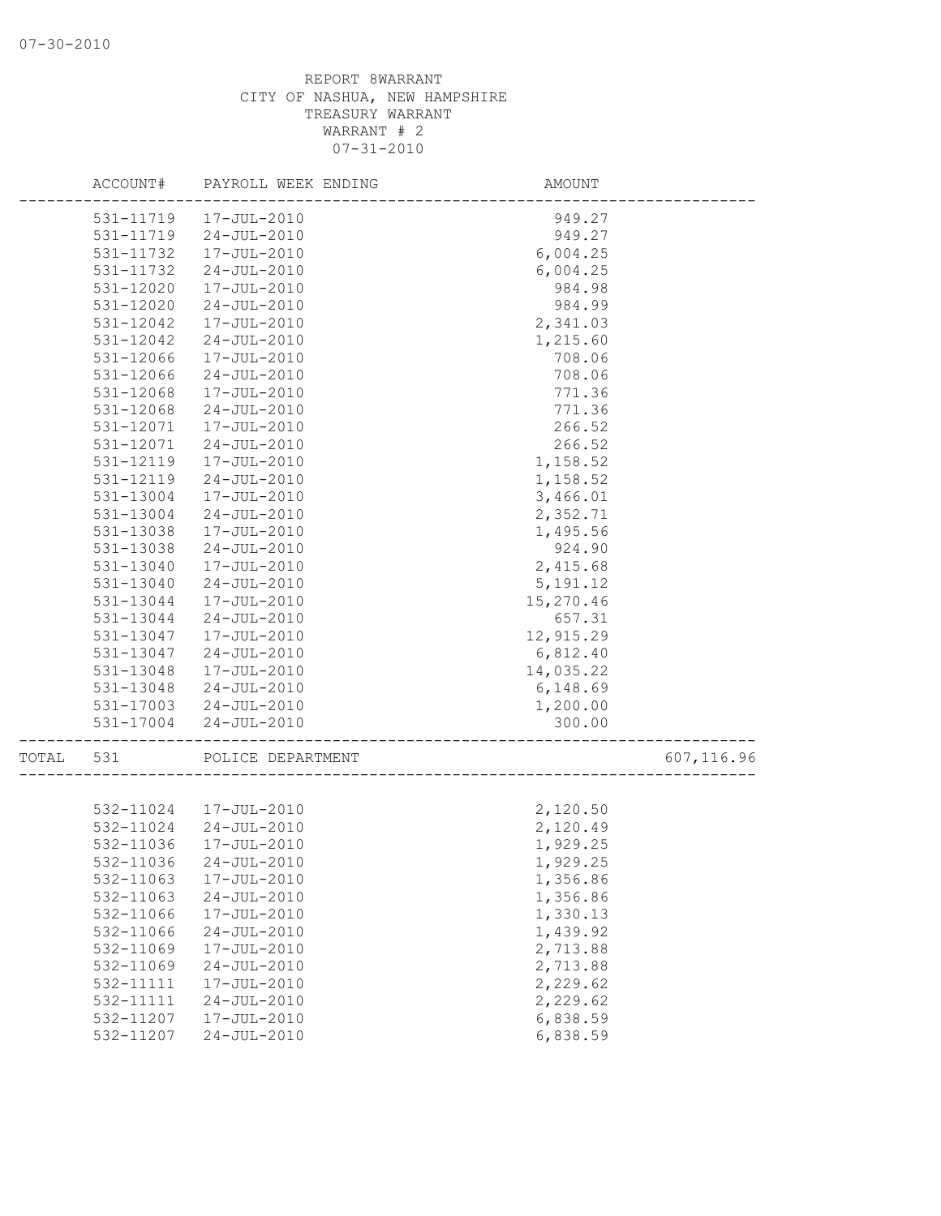07-30-2010

REPORT 8WARRANT
CITY OF NASHUA, NEW HAMPSHIRE
TREASURY WARRANT
WARRANT # 2
07-31-2010

| | ACCOUNT# | PAYROLL WEEK ENDING | AMOUNT | |
|---|---|---|---|---|
| | 531-11719 | 17-JUL-2010 | 949.27 | |
| | 531-11719 | 24-JUL-2010 | 949.27 | |
| | 531-11732 | 17-JUL-2010 | 6,004.25 | |
| | 531-11732 | 24-JUL-2010 | 6,004.25 | |
| | 531-12020 | 17-JUL-2010 | 984.98 | |
| | 531-12020 | 24-JUL-2010 | 984.99 | |
| | 531-12042 | 17-JUL-2010 | 2,341.03 | |
| | 531-12042 | 24-JUL-2010 | 1,215.60 | |
| | 531-12066 | 17-JUL-2010 | 708.06 | |
| | 531-12066 | 24-JUL-2010 | 708.06 | |
| | 531-12068 | 17-JUL-2010 | 771.36 | |
| | 531-12068 | 24-JUL-2010 | 771.36 | |
| | 531-12071 | 17-JUL-2010 | 266.52 | |
| | 531-12071 | 24-JUL-2010 | 266.52 | |
| | 531-12119 | 17-JUL-2010 | 1,158.52 | |
| | 531-12119 | 24-JUL-2010 | 1,158.52 | |
| | 531-13004 | 17-JUL-2010 | 3,466.01 | |
| | 531-13004 | 24-JUL-2010 | 2,352.71 | |
| | 531-13038 | 17-JUL-2010 | 1,495.56 | |
| | 531-13038 | 24-JUL-2010 | 924.90 | |
| | 531-13040 | 17-JUL-2010 | 2,415.68 | |
| | 531-13040 | 24-JUL-2010 | 5,191.12 | |
| | 531-13044 | 17-JUL-2010 | 15,270.46 | |
| | 531-13044 | 24-JUL-2010 | 657.31 | |
| | 531-13047 | 17-JUL-2010 | 12,915.29 | |
| | 531-13047 | 24-JUL-2010 | 6,812.40 | |
| | 531-13048 | 17-JUL-2010 | 14,035.22 | |
| | 531-13048 | 24-JUL-2010 | 6,148.69 | |
| | 531-17003 | 24-JUL-2010 | 1,200.00 | |
| | 531-17004 | 24-JUL-2010 | 300.00 | |
| TOTAL | 531 | POLICE DEPARTMENT | | 607,116.96 |
| | 532-11024 | 17-JUL-2010 | 2,120.50 | |
| | 532-11024 | 24-JUL-2010 | 2,120.49 | |
| | 532-11036 | 17-JUL-2010 | 1,929.25 | |
| | 532-11036 | 24-JUL-2010 | 1,929.25 | |
| | 532-11063 | 17-JUL-2010 | 1,356.86 | |
| | 532-11063 | 24-JUL-2010 | 1,356.86 | |
| | 532-11066 | 17-JUL-2010 | 1,330.13 | |
| | 532-11066 | 24-JUL-2010 | 1,439.92 | |
| | 532-11069 | 17-JUL-2010 | 2,713.88 | |
| | 532-11069 | 24-JUL-2010 | 2,713.88 | |
| | 532-11111 | 17-JUL-2010 | 2,229.62 | |
| | 532-11111 | 24-JUL-2010 | 2,229.62 | |
| | 532-11207 | 17-JUL-2010 | 6,838.59 | |
| | 532-11207 | 24-JUL-2010 | 6,838.59 | |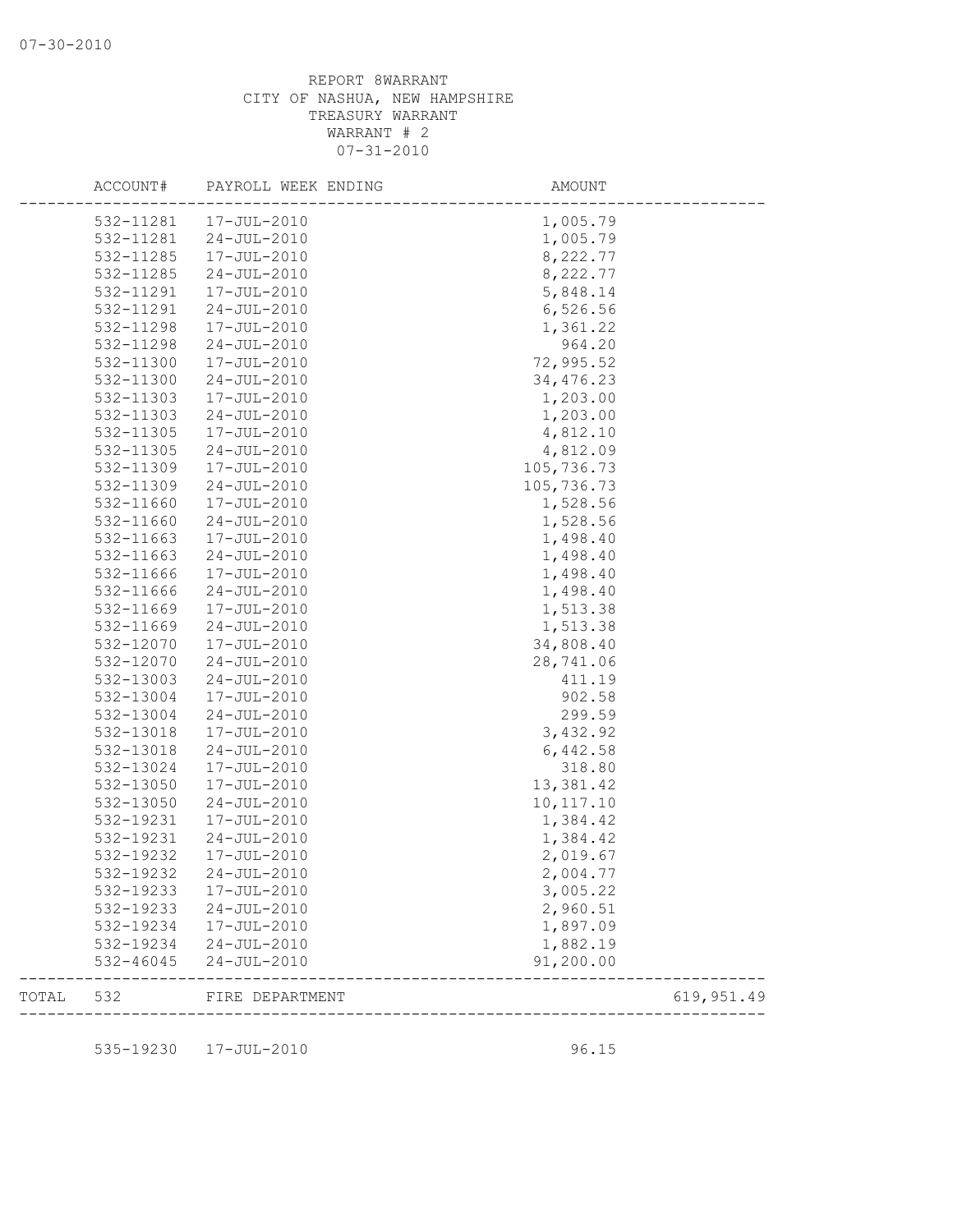07-30-2010

REPORT 8WARRANT
CITY OF NASHUA, NEW HAMPSHIRE
TREASURY WARRANT
WARRANT # 2
07-31-2010

| ACCOUNT# | PAYROLL WEEK ENDING | AMOUNT | |
|---|---|---|---|
| 532-11281 | 17-JUL-2010 | 1,005.79 | |
| 532-11281 | 24-JUL-2010 | 1,005.79 | |
| 532-11285 | 17-JUL-2010 | 8,222.77 | |
| 532-11285 | 24-JUL-2010 | 8,222.77 | |
| 532-11291 | 17-JUL-2010 | 5,848.14 | |
| 532-11291 | 24-JUL-2010 | 6,526.56 | |
| 532-11298 | 17-JUL-2010 | 1,361.22 | |
| 532-11298 | 24-JUL-2010 | 964.20 | |
| 532-11300 | 17-JUL-2010 | 72,995.52 | |
| 532-11300 | 24-JUL-2010 | 34,476.23 | |
| 532-11303 | 17-JUL-2010 | 1,203.00 | |
| 532-11303 | 24-JUL-2010 | 1,203.00 | |
| 532-11305 | 17-JUL-2010 | 4,812.10 | |
| 532-11305 | 24-JUL-2010 | 4,812.09 | |
| 532-11309 | 17-JUL-2010 | 105,736.73 | |
| 532-11309 | 24-JUL-2010 | 105,736.73 | |
| 532-11660 | 17-JUL-2010 | 1,528.56 | |
| 532-11660 | 24-JUL-2010 | 1,528.56 | |
| 532-11663 | 17-JUL-2010 | 1,498.40 | |
| 532-11663 | 24-JUL-2010 | 1,498.40 | |
| 532-11666 | 17-JUL-2010 | 1,498.40 | |
| 532-11666 | 24-JUL-2010 | 1,498.40 | |
| 532-11669 | 17-JUL-2010 | 1,513.38 | |
| 532-11669 | 24-JUL-2010 | 1,513.38 | |
| 532-12070 | 17-JUL-2010 | 34,808.40 | |
| 532-12070 | 24-JUL-2010 | 28,741.06 | |
| 532-13003 | 24-JUL-2010 | 411.19 | |
| 532-13004 | 17-JUL-2010 | 902.58 | |
| 532-13004 | 24-JUL-2010 | 299.59 | |
| 532-13018 | 17-JUL-2010 | 3,432.92 | |
| 532-13018 | 24-JUL-2010 | 6,442.58 | |
| 532-13024 | 17-JUL-2010 | 318.80 | |
| 532-13050 | 17-JUL-2010 | 13,381.42 | |
| 532-13050 | 24-JUL-2010 | 10,117.10 | |
| 532-19231 | 17-JUL-2010 | 1,384.42 | |
| 532-19231 | 24-JUL-2010 | 1,384.42 | |
| 532-19232 | 17-JUL-2010 | 2,019.67 | |
| 532-19232 | 24-JUL-2010 | 2,004.77 | |
| 532-19233 | 17-JUL-2010 | 3,005.22 | |
| 532-19233 | 24-JUL-2010 | 2,960.51 | |
| 532-19234 | 17-JUL-2010 | 1,897.09 | |
| 532-19234 | 24-JUL-2010 | 1,882.19 | |
| 532-46045 | 24-JUL-2010 | 91,200.00 | |
| TOTAL 532 | FIRE DEPARTMENT | | 619,951.49 |
| 535-19230 | 17-JUL-2010 | 96.15 | |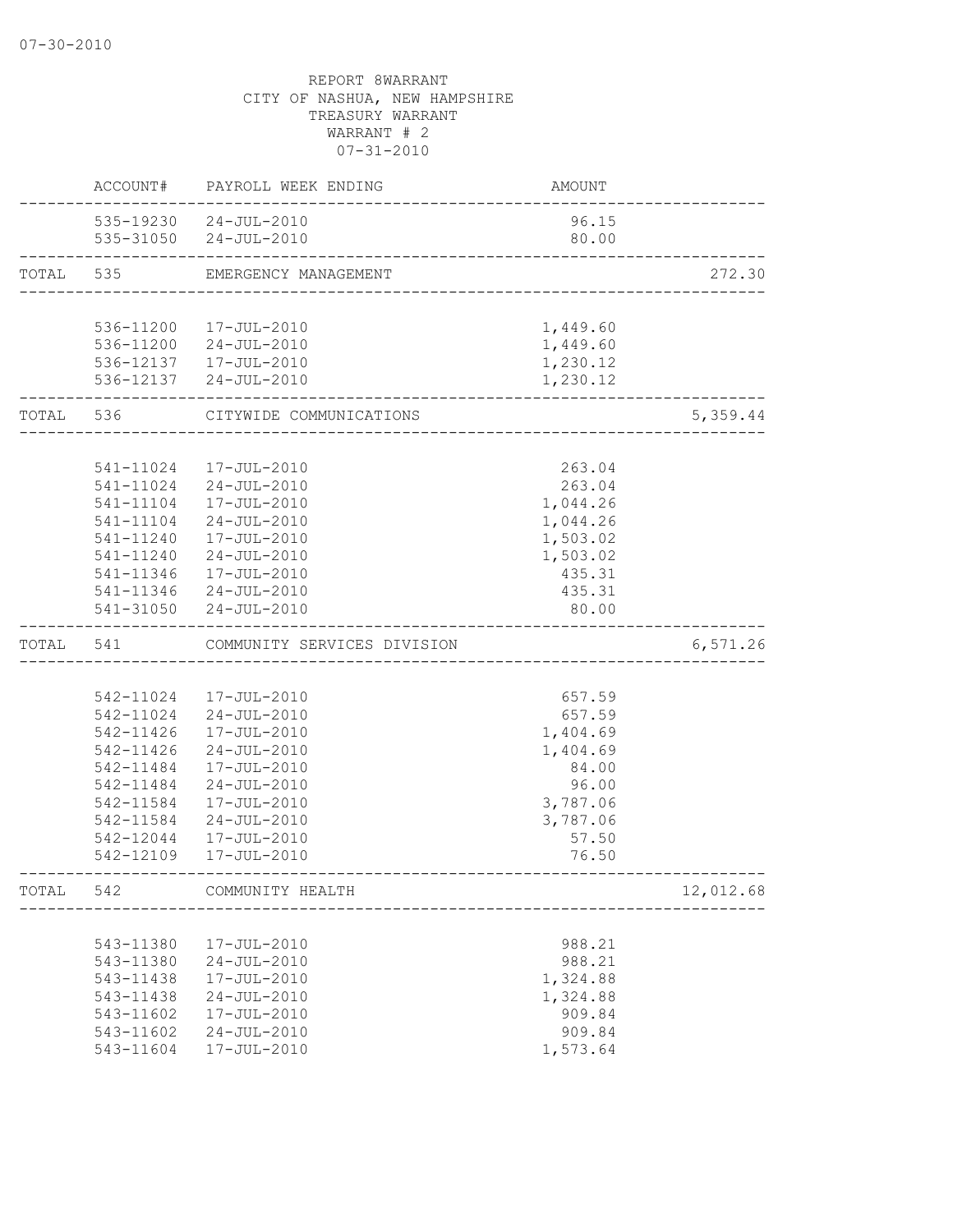07-30-2010

REPORT 8WARRANT
CITY OF NASHUA, NEW HAMPSHIRE
TREASURY WARRANT
WARRANT # 2
07-31-2010

| | ACCOUNT# | PAYROLL WEEK ENDING | AMOUNT | |
|---|---|---|---|---|
| | 535-19230 | 24-JUL-2010 | 96.15 | |
| | 535-31050 | 24-JUL-2010 | 80.00 | |
| TOTAL | 535 | EMERGENCY MANAGEMENT | | 272.30 |
| | 536-11200 | 17-JUL-2010 | 1,449.60 | |
| | 536-11200 | 24-JUL-2010 | 1,449.60 | |
| | 536-12137 | 17-JUL-2010 | 1,230.12 | |
| | 536-12137 | 24-JUL-2010 | 1,230.12 | |
| TOTAL | 536 | CITYWIDE COMMUNICATIONS | | 5,359.44 |
| | 541-11024 | 17-JUL-2010 | 263.04 | |
| | 541-11024 | 24-JUL-2010 | 263.04 | |
| | 541-11104 | 17-JUL-2010 | 1,044.26 | |
| | 541-11104 | 24-JUL-2010 | 1,044.26 | |
| | 541-11240 | 17-JUL-2010 | 1,503.02 | |
| | 541-11240 | 24-JUL-2010 | 1,503.02 | |
| | 541-11346 | 17-JUL-2010 | 435.31 | |
| | 541-11346 | 24-JUL-2010 | 435.31 | |
| | 541-31050 | 24-JUL-2010 | 80.00 | |
| TOTAL | 541 | COMMUNITY SERVICES DIVISION | | 6,571.26 |
| | 542-11024 | 17-JUL-2010 | 657.59 | |
| | 542-11024 | 24-JUL-2010 | 657.59 | |
| | 542-11426 | 17-JUL-2010 | 1,404.69 | |
| | 542-11426 | 24-JUL-2010 | 1,404.69 | |
| | 542-11484 | 17-JUL-2010 | 84.00 | |
| | 542-11484 | 24-JUL-2010 | 96.00 | |
| | 542-11584 | 17-JUL-2010 | 3,787.06 | |
| | 542-11584 | 24-JUL-2010 | 3,787.06 | |
| | 542-12044 | 17-JUL-2010 | 57.50 | |
| | 542-12109 | 17-JUL-2010 | 76.50 | |
| TOTAL | 542 | COMMUNITY HEALTH | | 12,012.68 |
| | 543-11380 | 17-JUL-2010 | 988.21 | |
| | 543-11380 | 24-JUL-2010 | 988.21 | |
| | 543-11438 | 17-JUL-2010 | 1,324.88 | |
| | 543-11438 | 24-JUL-2010 | 1,324.88 | |
| | 543-11602 | 17-JUL-2010 | 909.84 | |
| | 543-11602 | 24-JUL-2010 | 909.84 | |
| | 543-11604 | 17-JUL-2010 | 1,573.64 | |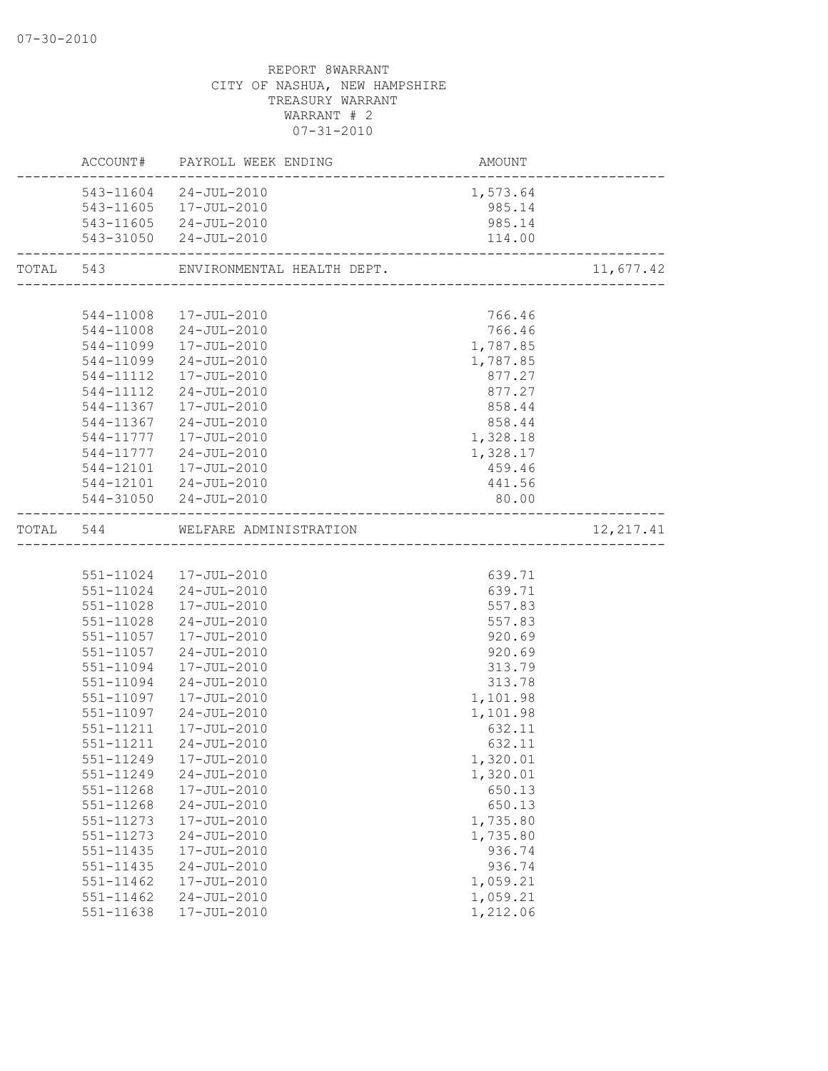07-30-2010

REPORT 8WARRANT
CITY OF NASHUA, NEW HAMPSHIRE
TREASURY WARRANT
WARRANT # 2
07-31-2010

| | ACCOUNT# | PAYROLL WEEK ENDING | AMOUNT | |
|---|---|---|---|---|
| | 543-11604 | 24-JUL-2010 | 1,573.64 | |
| | 543-11605 | 17-JUL-2010 | 985.14 | |
| | 543-11605 | 24-JUL-2010 | 985.14 | |
| | 543-31050 | 24-JUL-2010 | 114.00 | |
| TOTAL | 543 | ENVIRONMENTAL HEALTH DEPT. | | 11,677.42 |
| | 544-11008 | 17-JUL-2010 | 766.46 | |
| | 544-11008 | 24-JUL-2010 | 766.46 | |
| | 544-11099 | 17-JUL-2010 | 1,787.85 | |
| | 544-11099 | 24-JUL-2010 | 1,787.85 | |
| | 544-11112 | 17-JUL-2010 | 877.27 | |
| | 544-11112 | 24-JUL-2010 | 877.27 | |
| | 544-11367 | 17-JUL-2010 | 858.44 | |
| | 544-11367 | 24-JUL-2010 | 858.44 | |
| | 544-11777 | 17-JUL-2010 | 1,328.18 | |
| | 544-11777 | 24-JUL-2010 | 1,328.17 | |
| | 544-12101 | 17-JUL-2010 | 459.46 | |
| | 544-12101 | 24-JUL-2010 | 441.56 | |
| | 544-31050 | 24-JUL-2010 | 80.00 | |
| TOTAL | 544 | WELFARE ADMINISTRATION | | 12,217.41 |
| | 551-11024 | 17-JUL-2010 | 639.71 | |
| | 551-11024 | 24-JUL-2010 | 639.71 | |
| | 551-11028 | 17-JUL-2010 | 557.83 | |
| | 551-11028 | 24-JUL-2010 | 557.83 | |
| | 551-11057 | 17-JUL-2010 | 920.69 | |
| | 551-11057 | 24-JUL-2010 | 920.69 | |
| | 551-11094 | 17-JUL-2010 | 313.79 | |
| | 551-11094 | 24-JUL-2010 | 313.78 | |
| | 551-11097 | 17-JUL-2010 | 1,101.98 | |
| | 551-11097 | 24-JUL-2010 | 1,101.98 | |
| | 551-11211 | 17-JUL-2010 | 632.11 | |
| | 551-11211 | 24-JUL-2010 | 632.11 | |
| | 551-11249 | 17-JUL-2010 | 1,320.01 | |
| | 551-11249 | 24-JUL-2010 | 1,320.01 | |
| | 551-11268 | 17-JUL-2010 | 650.13 | |
| | 551-11268 | 24-JUL-2010 | 650.13 | |
| | 551-11273 | 17-JUL-2010 | 1,735.80 | |
| | 551-11273 | 24-JUL-2010 | 1,735.80 | |
| | 551-11435 | 17-JUL-2010 | 936.74 | |
| | 551-11435 | 24-JUL-2010 | 936.74 | |
| | 551-11462 | 17-JUL-2010 | 1,059.21 | |
| | 551-11462 | 24-JUL-2010 | 1,059.21 | |
| | 551-11638 | 17-JUL-2010 | 1,212.06 | |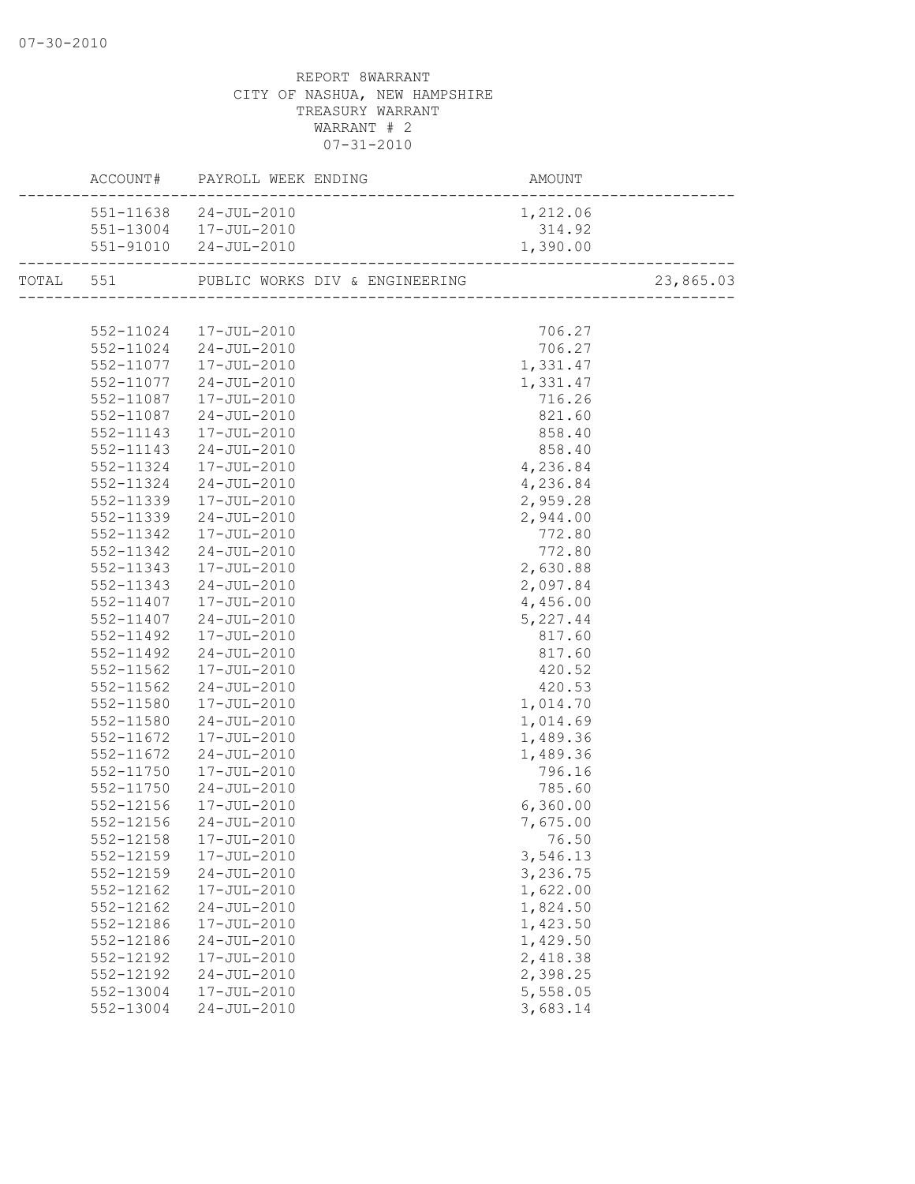07-30-2010

REPORT 8WARRANT
CITY OF NASHUA, NEW HAMPSHIRE
TREASURY WARRANT
WARRANT # 2
07-31-2010

| | ACCOUNT# | PAYROLL WEEK ENDING | AMOUNT | |
|---|---|---|---|---|
| | 551-11638 | 24-JUL-2010 | 1,212.06 | |
| | 551-13004 | 17-JUL-2010 | 314.92 | |
| | 551-91010 | 24-JUL-2010 | 1,390.00 | |
| TOTAL | 551 | PUBLIC WORKS DIV & ENGINEERING | | 23,865.03 |
| | 552-11024 | 17-JUL-2010 | 706.27 | |
| | 552-11024 | 24-JUL-2010 | 706.27 | |
| | 552-11077 | 17-JUL-2010 | 1,331.47 | |
| | 552-11077 | 24-JUL-2010 | 1,331.47 | |
| | 552-11087 | 17-JUL-2010 | 716.26 | |
| | 552-11087 | 24-JUL-2010 | 821.60 | |
| | 552-11143 | 17-JUL-2010 | 858.40 | |
| | 552-11143 | 24-JUL-2010 | 858.40 | |
| | 552-11324 | 17-JUL-2010 | 4,236.84 | |
| | 552-11324 | 24-JUL-2010 | 4,236.84 | |
| | 552-11339 | 17-JUL-2010 | 2,959.28 | |
| | 552-11339 | 24-JUL-2010 | 2,944.00 | |
| | 552-11342 | 17-JUL-2010 | 772.80 | |
| | 552-11342 | 24-JUL-2010 | 772.80 | |
| | 552-11343 | 17-JUL-2010 | 2,630.88 | |
| | 552-11343 | 24-JUL-2010 | 2,097.84 | |
| | 552-11407 | 17-JUL-2010 | 4,456.00 | |
| | 552-11407 | 24-JUL-2010 | 5,227.44 | |
| | 552-11492 | 17-JUL-2010 | 817.60 | |
| | 552-11492 | 24-JUL-2010 | 817.60 | |
| | 552-11562 | 17-JUL-2010 | 420.52 | |
| | 552-11562 | 24-JUL-2010 | 420.53 | |
| | 552-11580 | 17-JUL-2010 | 1,014.70 | |
| | 552-11580 | 24-JUL-2010 | 1,014.69 | |
| | 552-11672 | 17-JUL-2010 | 1,489.36 | |
| | 552-11672 | 24-JUL-2010 | 1,489.36 | |
| | 552-11750 | 17-JUL-2010 | 796.16 | |
| | 552-11750 | 24-JUL-2010 | 785.60 | |
| | 552-12156 | 17-JUL-2010 | 6,360.00 | |
| | 552-12156 | 24-JUL-2010 | 7,675.00 | |
| | 552-12158 | 17-JUL-2010 | 76.50 | |
| | 552-12159 | 17-JUL-2010 | 3,546.13 | |
| | 552-12159 | 24-JUL-2010 | 3,236.75 | |
| | 552-12162 | 17-JUL-2010 | 1,622.00 | |
| | 552-12162 | 24-JUL-2010 | 1,824.50 | |
| | 552-12186 | 17-JUL-2010 | 1,423.50 | |
| | 552-12186 | 24-JUL-2010 | 1,429.50 | |
| | 552-12192 | 17-JUL-2010 | 2,418.38 | |
| | 552-12192 | 24-JUL-2010 | 2,398.25 | |
| | 552-13004 | 17-JUL-2010 | 5,558.05 | |
| | 552-13004 | 24-JUL-2010 | 3,683.14 | |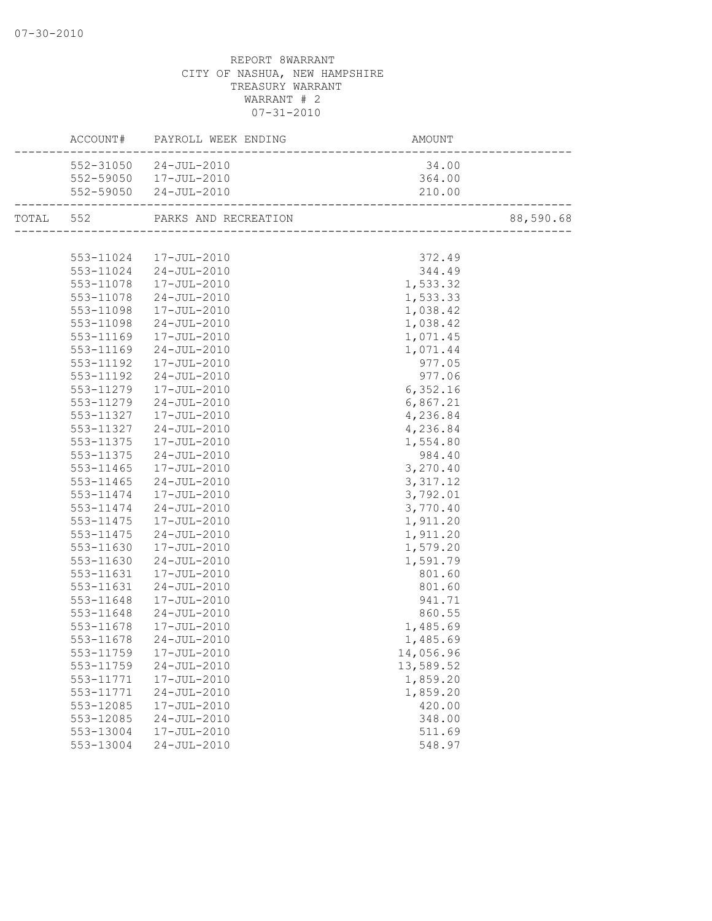REPORT 8WARRANT
CITY OF NASHUA, NEW HAMPSHIRE
TREASURY WARRANT
WARRANT # 2
07-31-2010

| | ACCOUNT# | PAYROLL WEEK ENDING | AMOUNT | |
|---|---|---|---|---|
| | 552-31050 | 24-JUL-2010 | 34.00 | |
| | 552-59050 | 17-JUL-2010 | 364.00 | |
| | 552-59050 | 24-JUL-2010 | 210.00 | |
| TOTAL | 552 | PARKS AND RECREATION | | 88,590.68 |
| | 553-11024 | 17-JUL-2010 | 372.49 | |
| | 553-11024 | 24-JUL-2010 | 344.49 | |
| | 553-11078 | 17-JUL-2010 | 1,533.32 | |
| | 553-11078 | 24-JUL-2010 | 1,533.33 | |
| | 553-11098 | 17-JUL-2010 | 1,038.42 | |
| | 553-11098 | 24-JUL-2010 | 1,038.42 | |
| | 553-11169 | 17-JUL-2010 | 1,071.45 | |
| | 553-11169 | 24-JUL-2010 | 1,071.44 | |
| | 553-11192 | 17-JUL-2010 | 977.05 | |
| | 553-11192 | 24-JUL-2010 | 977.06 | |
| | 553-11279 | 17-JUL-2010 | 6,352.16 | |
| | 553-11279 | 24-JUL-2010 | 6,867.21 | |
| | 553-11327 | 17-JUL-2010 | 4,236.84 | |
| | 553-11327 | 24-JUL-2010 | 4,236.84 | |
| | 553-11375 | 17-JUL-2010 | 1,554.80 | |
| | 553-11375 | 24-JUL-2010 | 984.40 | |
| | 553-11465 | 17-JUL-2010 | 3,270.40 | |
| | 553-11465 | 24-JUL-2010 | 3,317.12 | |
| | 553-11474 | 17-JUL-2010 | 3,792.01 | |
| | 553-11474 | 24-JUL-2010 | 3,770.40 | |
| | 553-11475 | 17-JUL-2010 | 1,911.20 | |
| | 553-11475 | 24-JUL-2010 | 1,911.20 | |
| | 553-11630 | 17-JUL-2010 | 1,579.20 | |
| | 553-11630 | 24-JUL-2010 | 1,591.79 | |
| | 553-11631 | 17-JUL-2010 | 801.60 | |
| | 553-11631 | 24-JUL-2010 | 801.60 | |
| | 553-11648 | 17-JUL-2010 | 941.71 | |
| | 553-11648 | 24-JUL-2010 | 860.55 | |
| | 553-11678 | 17-JUL-2010 | 1,485.69 | |
| | 553-11678 | 24-JUL-2010 | 1,485.69 | |
| | 553-11759 | 17-JUL-2010 | 14,056.96 | |
| | 553-11759 | 24-JUL-2010 | 13,589.52 | |
| | 553-11771 | 17-JUL-2010 | 1,859.20 | |
| | 553-11771 | 24-JUL-2010 | 1,859.20 | |
| | 553-12085 | 17-JUL-2010 | 420.00 | |
| | 553-12085 | 24-JUL-2010 | 348.00 | |
| | 553-13004 | 17-JUL-2010 | 511.69 | |
| | 553-13004 | 24-JUL-2010 | 548.97 | |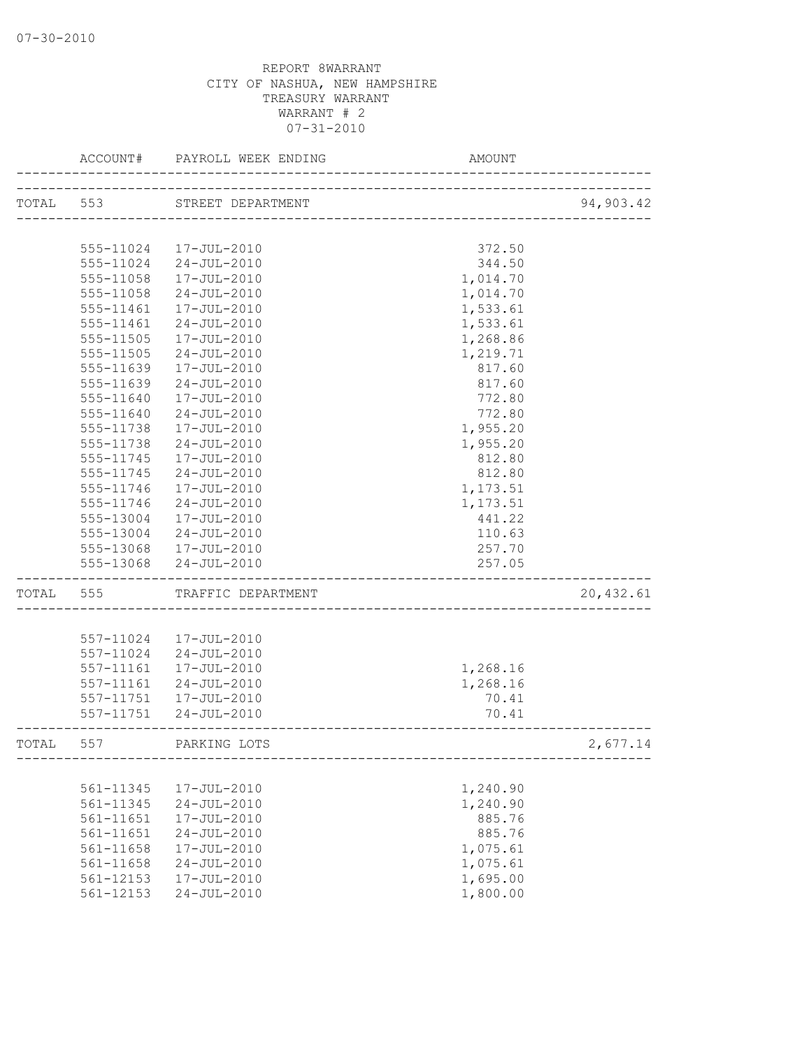07-30-2010

REPORT 8WARRANT
CITY OF NASHUA, NEW HAMPSHIRE
TREASURY WARRANT
WARRANT # 2
07-31-2010

| ACCOUNT# | PAYROLL WEEK ENDING | AMOUNT | |
|---|---|---|---|
| TOTAL 553 | STREET DEPARTMENT | | 94,903.42 |
| 555-11024 | 17-JUL-2010 | 372.50 | |
| 555-11024 | 24-JUL-2010 | 344.50 | |
| 555-11058 | 17-JUL-2010 | 1,014.70 | |
| 555-11058 | 24-JUL-2010 | 1,014.70 | |
| 555-11461 | 17-JUL-2010 | 1,533.61 | |
| 555-11461 | 24-JUL-2010 | 1,533.61 | |
| 555-11505 | 17-JUL-2010 | 1,268.86 | |
| 555-11505 | 24-JUL-2010 | 1,219.71 | |
| 555-11639 | 17-JUL-2010 | 817.60 | |
| 555-11639 | 24-JUL-2010 | 817.60 | |
| 555-11640 | 17-JUL-2010 | 772.80 | |
| 555-11640 | 24-JUL-2010 | 772.80 | |
| 555-11738 | 17-JUL-2010 | 1,955.20 | |
| 555-11738 | 24-JUL-2010 | 1,955.20 | |
| 555-11745 | 17-JUL-2010 | 812.80 | |
| 555-11745 | 24-JUL-2010 | 812.80 | |
| 555-11746 | 17-JUL-2010 | 1,173.51 | |
| 555-11746 | 24-JUL-2010 | 1,173.51 | |
| 555-13004 | 17-JUL-2010 | 441.22 | |
| 555-13004 | 24-JUL-2010 | 110.63 | |
| 555-13068 | 17-JUL-2010 | 257.70 | |
| 555-13068 | 24-JUL-2010 | 257.05 | |
| TOTAL 555 | TRAFFIC DEPARTMENT | | 20,432.61 |
| 557-11024 | 17-JUL-2010 | | |
| 557-11024 | 24-JUL-2010 | | |
| 557-11161 | 17-JUL-2010 | 1,268.16 | |
| 557-11161 | 24-JUL-2010 | 1,268.16 | |
| 557-11751 | 17-JUL-2010 | 70.41 | |
| 557-11751 | 24-JUL-2010 | 70.41 | |
| TOTAL 557 | PARKING LOTS | | 2,677.14 |
| 561-11345 | 17-JUL-2010 | 1,240.90 | |
| 561-11345 | 24-JUL-2010 | 1,240.90 | |
| 561-11651 | 17-JUL-2010 | 885.76 | |
| 561-11651 | 24-JUL-2010 | 885.76 | |
| 561-11658 | 17-JUL-2010 | 1,075.61 | |
| 561-11658 | 24-JUL-2010 | 1,075.61 | |
| 561-12153 | 17-JUL-2010 | 1,695.00 | |
| 561-12153 | 24-JUL-2010 | 1,800.00 | |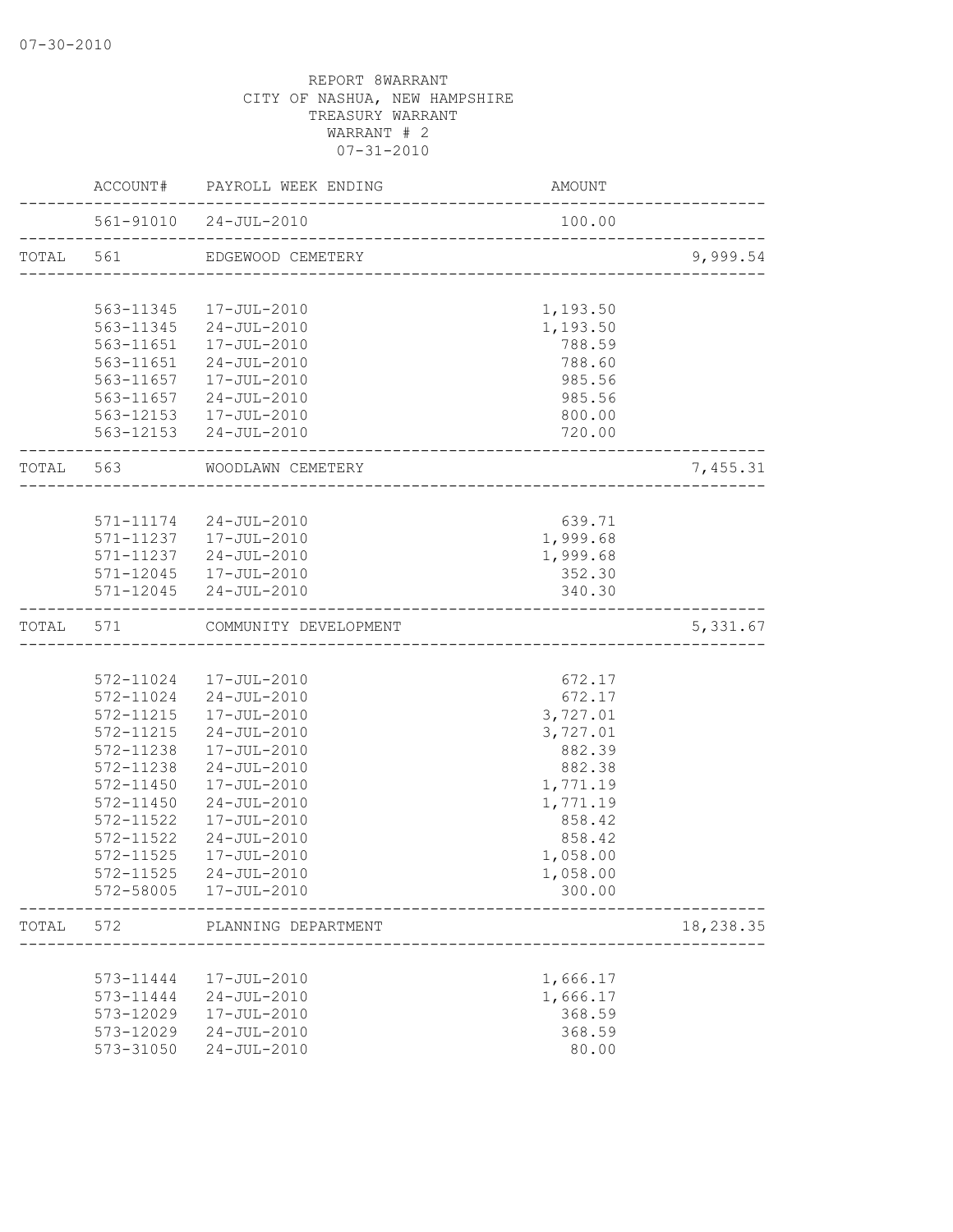07-30-2010

REPORT 8WARRANT
CITY OF NASHUA, NEW HAMPSHIRE
TREASURY WARRANT
WARRANT # 2
07-31-2010

| | ACCOUNT# | PAYROLL WEEK ENDING | AMOUNT | |
|---|---|---|---|---|
| | 561-91010 | 24-JUL-2010 | 100.00 | |
| TOTAL | 561 | EDGEWOOD CEMETERY | | 9,999.54 |
| | 563-11345 | 17-JUL-2010 | 1,193.50 | |
| | 563-11345 | 24-JUL-2010 | 1,193.50 | |
| | 563-11651 | 17-JUL-2010 | 788.59 | |
| | 563-11651 | 24-JUL-2010 | 788.60 | |
| | 563-11657 | 17-JUL-2010 | 985.56 | |
| | 563-11657 | 24-JUL-2010 | 985.56 | |
| | 563-12153 | 17-JUL-2010 | 800.00 | |
| | 563-12153 | 24-JUL-2010 | 720.00 | |
| TOTAL | 563 | WOODLAWN CEMETERY | | 7,455.31 |
| | 571-11174 | 24-JUL-2010 | 639.71 | |
| | 571-11237 | 17-JUL-2010 | 1,999.68 | |
| | 571-11237 | 24-JUL-2010 | 1,999.68 | |
| | 571-12045 | 17-JUL-2010 | 352.30 | |
| | 571-12045 | 24-JUL-2010 | 340.30 | |
| TOTAL | 571 | COMMUNITY DEVELOPMENT | | 5,331.67 |
| | 572-11024 | 17-JUL-2010 | 672.17 | |
| | 572-11024 | 24-JUL-2010 | 672.17 | |
| | 572-11215 | 17-JUL-2010 | 3,727.01 | |
| | 572-11215 | 24-JUL-2010 | 3,727.01 | |
| | 572-11238 | 17-JUL-2010 | 882.39 | |
| | 572-11238 | 24-JUL-2010 | 882.38 | |
| | 572-11450 | 17-JUL-2010 | 1,771.19 | |
| | 572-11450 | 24-JUL-2010 | 1,771.19 | |
| | 572-11522 | 17-JUL-2010 | 858.42 | |
| | 572-11522 | 24-JUL-2010 | 858.42 | |
| | 572-11525 | 17-JUL-2010 | 1,058.00 | |
| | 572-11525 | 24-JUL-2010 | 1,058.00 | |
| | 572-58005 | 17-JUL-2010 | 300.00 | |
| TOTAL | 572 | PLANNING DEPARTMENT | | 18,238.35 |
| | 573-11444 | 17-JUL-2010 | 1,666.17 | |
| | 573-11444 | 24-JUL-2010 | 1,666.17 | |
| | 573-12029 | 17-JUL-2010 | 368.59 | |
| | 573-12029 | 24-JUL-2010 | 368.59 | |
| | 573-31050 | 24-JUL-2010 | 80.00 | |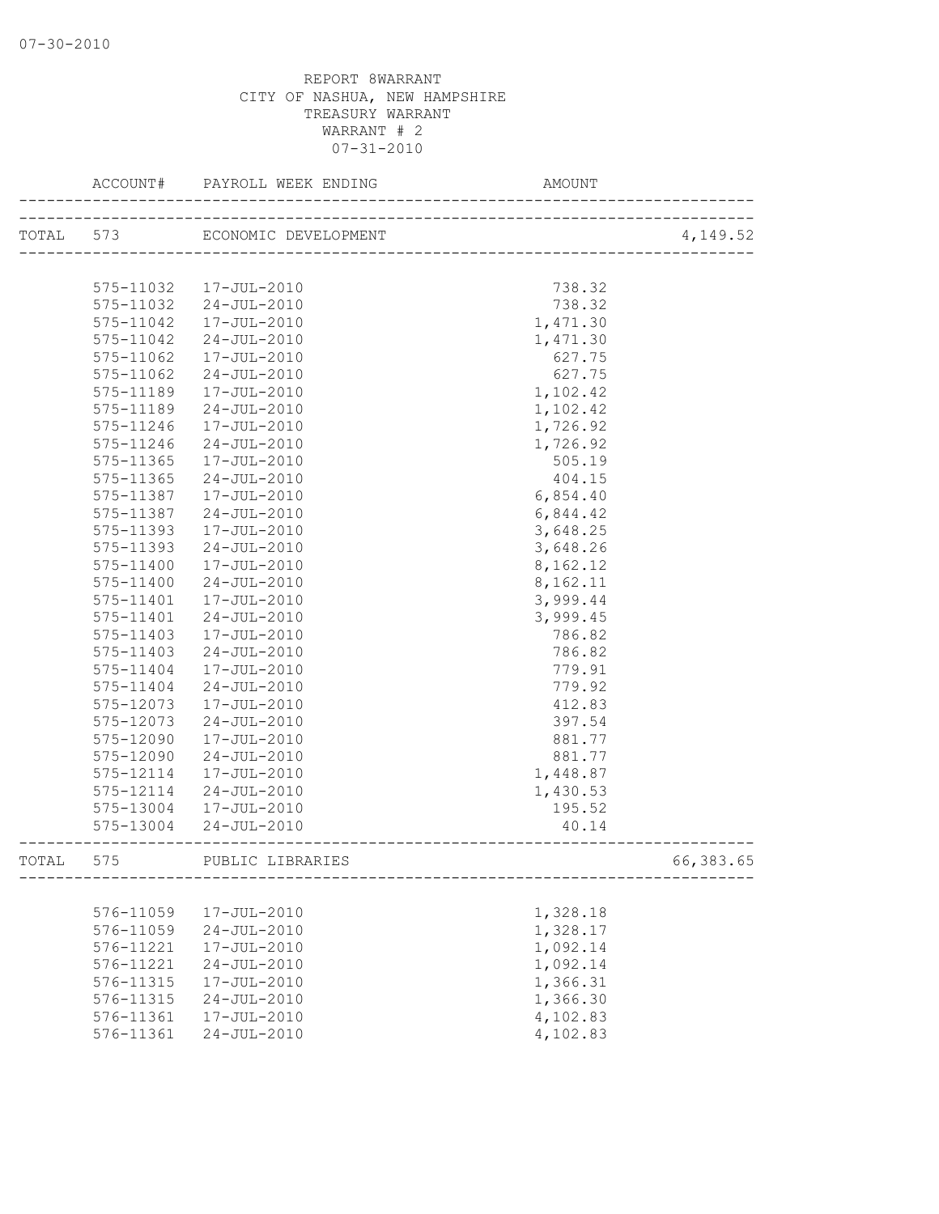07-30-2010

REPORT 8WARRANT
CITY OF NASHUA, NEW HAMPSHIRE
TREASURY WARRANT
WARRANT # 2
07-31-2010

| | ACCOUNT# | PAYROLL WEEK ENDING | AMOUNT | |
|---|---|---|---|---|
| TOTAL | 573 | ECONOMIC DEVELOPMENT | | 4,149.52 |
| | 575-11032 | 17-JUL-2010 | 738.32 | |
| | 575-11032 | 24-JUL-2010 | 738.32 | |
| | 575-11042 | 17-JUL-2010 | 1,471.30 | |
| | 575-11042 | 24-JUL-2010 | 1,471.30 | |
| | 575-11062 | 17-JUL-2010 | 627.75 | |
| | 575-11062 | 24-JUL-2010 | 627.75 | |
| | 575-11189 | 17-JUL-2010 | 1,102.42 | |
| | 575-11189 | 24-JUL-2010 | 1,102.42 | |
| | 575-11246 | 17-JUL-2010 | 1,726.92 | |
| | 575-11246 | 24-JUL-2010 | 1,726.92 | |
| | 575-11365 | 17-JUL-2010 | 505.19 | |
| | 575-11365 | 24-JUL-2010 | 404.15 | |
| | 575-11387 | 17-JUL-2010 | 6,854.40 | |
| | 575-11387 | 24-JUL-2010 | 6,844.42 | |
| | 575-11393 | 17-JUL-2010 | 3,648.25 | |
| | 575-11393 | 24-JUL-2010 | 3,648.26 | |
| | 575-11400 | 17-JUL-2010 | 8,162.12 | |
| | 575-11400 | 24-JUL-2010 | 8,162.11 | |
| | 575-11401 | 17-JUL-2010 | 3,999.44 | |
| | 575-11401 | 24-JUL-2010 | 3,999.45 | |
| | 575-11403 | 17-JUL-2010 | 786.82 | |
| | 575-11403 | 24-JUL-2010 | 786.82 | |
| | 575-11404 | 17-JUL-2010 | 779.91 | |
| | 575-11404 | 24-JUL-2010 | 779.92 | |
| | 575-12073 | 17-JUL-2010 | 412.83 | |
| | 575-12073 | 24-JUL-2010 | 397.54 | |
| | 575-12090 | 17-JUL-2010 | 881.77 | |
| | 575-12090 | 24-JUL-2010 | 881.77 | |
| | 575-12114 | 17-JUL-2010 | 1,448.87 | |
| | 575-12114 | 24-JUL-2010 | 1,430.53 | |
| | 575-13004 | 17-JUL-2010 | 195.52 | |
| | 575-13004 | 24-JUL-2010 | 40.14 | |
| TOTAL | 575 | PUBLIC LIBRARIES | | 66,383.65 |
| | 576-11059 | 17-JUL-2010 | 1,328.18 | |
| | 576-11059 | 24-JUL-2010 | 1,328.17 | |
| | 576-11221 | 17-JUL-2010 | 1,092.14 | |
| | 576-11221 | 24-JUL-2010 | 1,092.14 | |
| | 576-11315 | 17-JUL-2010 | 1,366.31 | |
| | 576-11315 | 24-JUL-2010 | 1,366.30 | |
| | 576-11361 | 17-JUL-2010 | 4,102.83 | |
| | 576-11361 | 24-JUL-2010 | 4,102.83 | |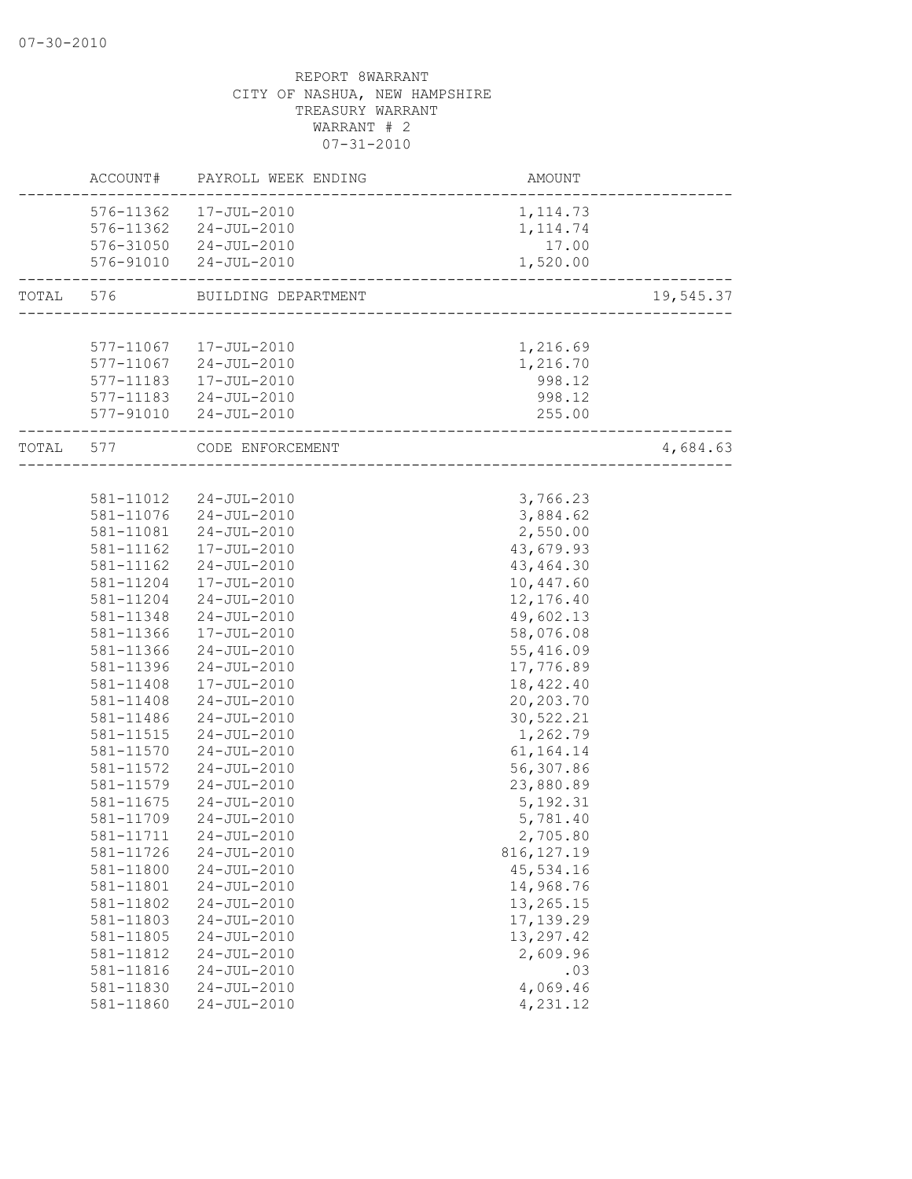REPORT 8WARRANT
CITY OF NASHUA, NEW HAMPSHIRE
TREASURY WARRANT
WARRANT # 2
07-31-2010

| ACCOUNT# | PAYROLL WEEK ENDING | AMOUNT | |
|---|---|---|---|
| 576-11362 | 17-JUL-2010 | 1,114.73 | |
| 576-11362 | 24-JUL-2010 | 1,114.74 | |
| 576-31050 | 24-JUL-2010 | 17.00 | |
| 576-91010 | 24-JUL-2010 | 1,520.00 | |
| TOTAL 576 | BUILDING DEPARTMENT | | 19,545.37 |
| 577-11067 | 17-JUL-2010 | 1,216.69 | |
| 577-11067 | 24-JUL-2010 | 1,216.70 | |
| 577-11183 | 17-JUL-2010 | 998.12 | |
| 577-11183 | 24-JUL-2010 | 998.12 | |
| 577-91010 | 24-JUL-2010 | 255.00 | |
| TOTAL 577 | CODE ENFORCEMENT | | 4,684.63 |
| 581-11012 | 24-JUL-2010 | 3,766.23 | |
| 581-11076 | 24-JUL-2010 | 3,884.62 | |
| 581-11081 | 24-JUL-2010 | 2,550.00 | |
| 581-11162 | 17-JUL-2010 | 43,679.93 | |
| 581-11162 | 24-JUL-2010 | 43,464.30 | |
| 581-11204 | 17-JUL-2010 | 10,447.60 | |
| 581-11204 | 24-JUL-2010 | 12,176.40 | |
| 581-11348 | 24-JUL-2010 | 49,602.13 | |
| 581-11366 | 17-JUL-2010 | 58,076.08 | |
| 581-11366 | 24-JUL-2010 | 55,416.09 | |
| 581-11396 | 24-JUL-2010 | 17,776.89 | |
| 581-11408 | 17-JUL-2010 | 18,422.40 | |
| 581-11408 | 24-JUL-2010 | 20,203.70 | |
| 581-11486 | 24-JUL-2010 | 30,522.21 | |
| 581-11515 | 24-JUL-2010 | 1,262.79 | |
| 581-11570 | 24-JUL-2010 | 61,164.14 | |
| 581-11572 | 24-JUL-2010 | 56,307.86 | |
| 581-11579 | 24-JUL-2010 | 23,880.89 | |
| 581-11675 | 24-JUL-2010 | 5,192.31 | |
| 581-11709 | 24-JUL-2010 | 5,781.40 | |
| 581-11711 | 24-JUL-2010 | 2,705.80 | |
| 581-11726 | 24-JUL-2010 | 816,127.19 | |
| 581-11800 | 24-JUL-2010 | 45,534.16 | |
| 581-11801 | 24-JUL-2010 | 14,968.76 | |
| 581-11802 | 24-JUL-2010 | 13,265.15 | |
| 581-11803 | 24-JUL-2010 | 17,139.29 | |
| 581-11805 | 24-JUL-2010 | 13,297.42 | |
| 581-11812 | 24-JUL-2010 | 2,609.96 | |
| 581-11816 | 24-JUL-2010 | .03 | |
| 581-11830 | 24-JUL-2010 | 4,069.46 | |
| 581-11860 | 24-JUL-2010 | 4,231.12 | |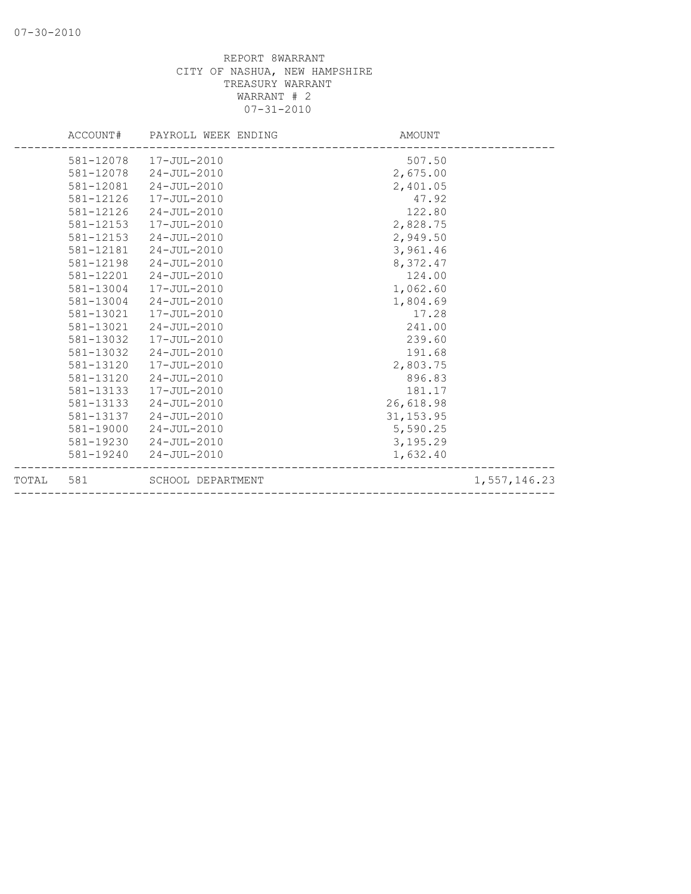REPORT 8WARRANT
CITY OF NASHUA, NEW HAMPSHIRE
TREASURY WARRANT
WARRANT # 2
07-31-2010

| ACCOUNT# | PAYROLL WEEK ENDING | AMOUNT | |
|---|---|---|---|
| 581-12078 | 17-JUL-2010 | 507.50 | |
| 581-12078 | 24-JUL-2010 | 2,675.00 | |
| 581-12081 | 24-JUL-2010 | 2,401.05 | |
| 581-12126 | 17-JUL-2010 | 47.92 | |
| 581-12126 | 24-JUL-2010 | 122.80 | |
| 581-12153 | 17-JUL-2010 | 2,828.75 | |
| 581-12153 | 24-JUL-2010 | 2,949.50 | |
| 581-12181 | 24-JUL-2010 | 3,961.46 | |
| 581-12198 | 24-JUL-2010 | 8,372.47 | |
| 581-12201 | 24-JUL-2010 | 124.00 | |
| 581-13004 | 17-JUL-2010 | 1,062.60 | |
| 581-13004 | 24-JUL-2010 | 1,804.69 | |
| 581-13021 | 17-JUL-2010 | 17.28 | |
| 581-13021 | 24-JUL-2010 | 241.00 | |
| 581-13032 | 17-JUL-2010 | 239.60 | |
| 581-13032 | 24-JUL-2010 | 191.68 | |
| 581-13120 | 17-JUL-2010 | 2,803.75 | |
| 581-13120 | 24-JUL-2010 | 896.83 | |
| 581-13133 | 17-JUL-2010 | 181.17 | |
| 581-13133 | 24-JUL-2010 | 26,618.98 | |
| 581-13137 | 24-JUL-2010 | 31,153.95 | |
| 581-19000 | 24-JUL-2010 | 5,590.25 | |
| 581-19230 | 24-JUL-2010 | 3,195.29 | |
| 581-19240 | 24-JUL-2010 | 1,632.40 | |
| TOTAL 581 | SCHOOL DEPARTMENT | | 1,557,146.23 |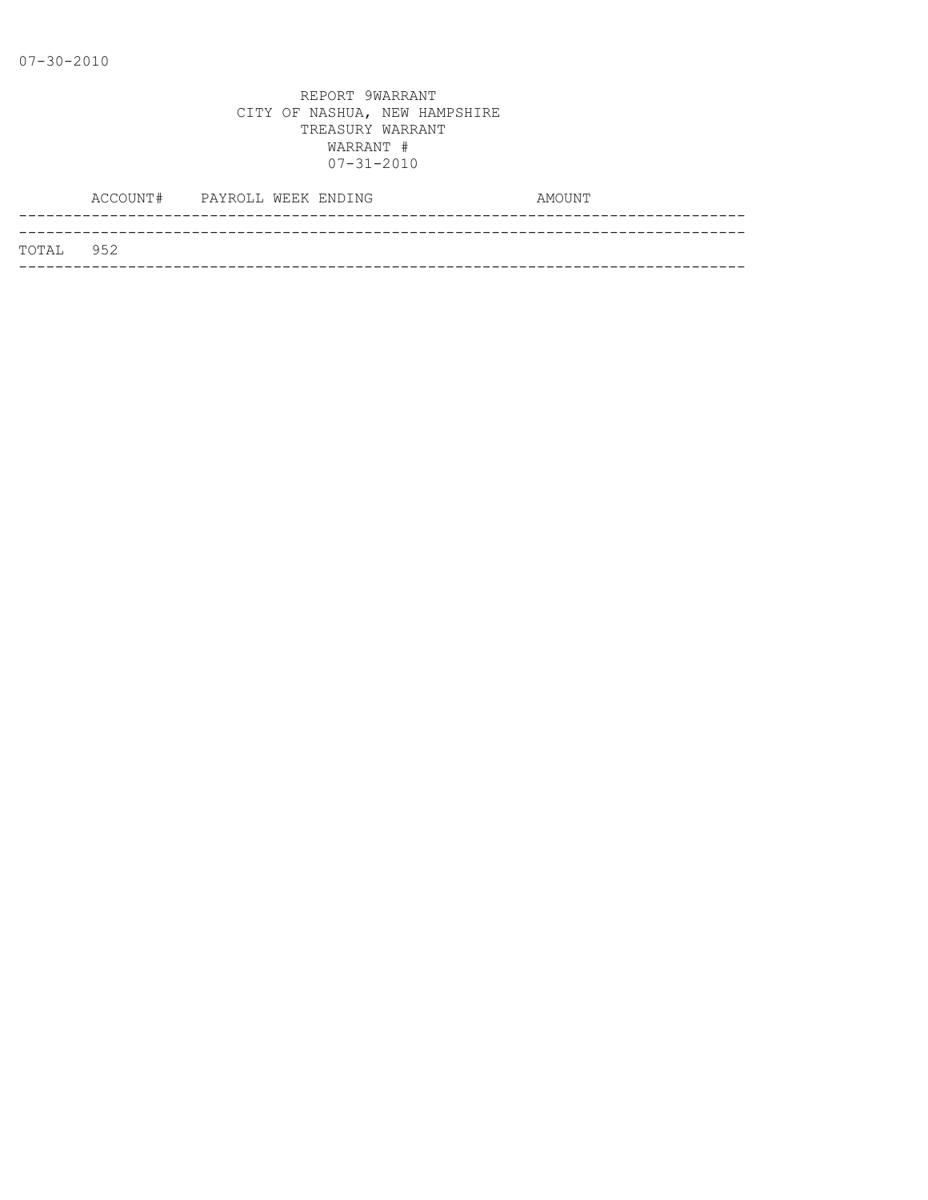07-30-2010

REPORT 9WARRANT
CITY OF NASHUA, NEW HAMPSHIRE
TREASURY WARRANT
WARRANT #
07-31-2010

| | ACCOUNT# | PAYROLL WEEK ENDING | AMOUNT |
|---|---|---|---|
| TOTAL | 952 | | |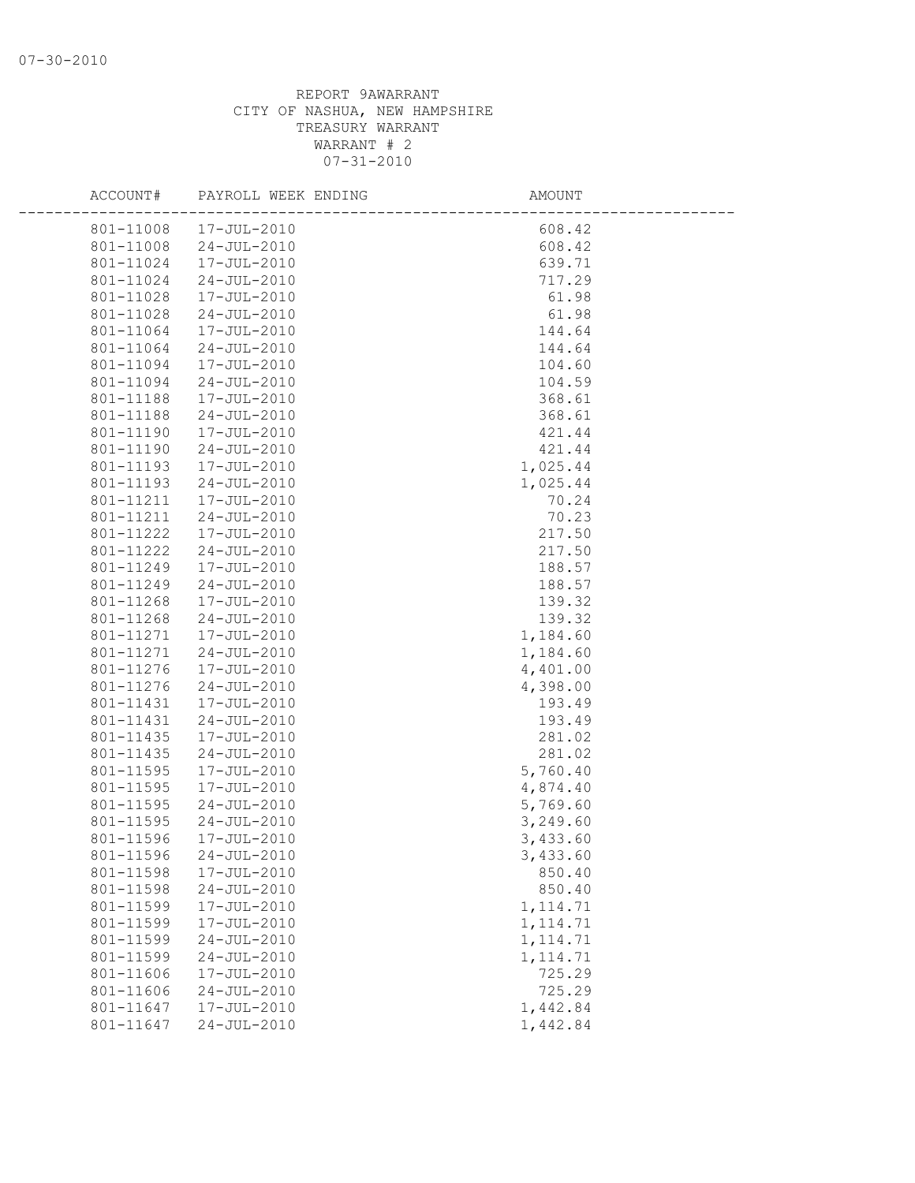REPORT 9AWARRANT
CITY OF NASHUA, NEW HAMPSHIRE
TREASURY WARRANT
WARRANT # 2
07-31-2010

| ACCOUNT# | PAYROLL WEEK ENDING | AMOUNT |
|---|---|---|
| 801-11008 | 17-JUL-2010 | 608.42 |
| 801-11008 | 24-JUL-2010 | 608.42 |
| 801-11024 | 17-JUL-2010 | 639.71 |
| 801-11024 | 24-JUL-2010 | 717.29 |
| 801-11028 | 17-JUL-2010 | 61.98 |
| 801-11028 | 24-JUL-2010 | 61.98 |
| 801-11064 | 17-JUL-2010 | 144.64 |
| 801-11064 | 24-JUL-2010 | 144.64 |
| 801-11094 | 17-JUL-2010 | 104.60 |
| 801-11094 | 24-JUL-2010 | 104.59 |
| 801-11188 | 17-JUL-2010 | 368.61 |
| 801-11188 | 24-JUL-2010 | 368.61 |
| 801-11190 | 17-JUL-2010 | 421.44 |
| 801-11190 | 24-JUL-2010 | 421.44 |
| 801-11193 | 17-JUL-2010 | 1,025.44 |
| 801-11193 | 24-JUL-2010 | 1,025.44 |
| 801-11211 | 17-JUL-2010 | 70.24 |
| 801-11211 | 24-JUL-2010 | 70.23 |
| 801-11222 | 17-JUL-2010 | 217.50 |
| 801-11222 | 24-JUL-2010 | 217.50 |
| 801-11249 | 17-JUL-2010 | 188.57 |
| 801-11249 | 24-JUL-2010 | 188.57 |
| 801-11268 | 17-JUL-2010 | 139.32 |
| 801-11268 | 24-JUL-2010 | 139.32 |
| 801-11271 | 17-JUL-2010 | 1,184.60 |
| 801-11271 | 24-JUL-2010 | 1,184.60 |
| 801-11276 | 17-JUL-2010 | 4,401.00 |
| 801-11276 | 24-JUL-2010 | 4,398.00 |
| 801-11431 | 17-JUL-2010 | 193.49 |
| 801-11431 | 24-JUL-2010 | 193.49 |
| 801-11435 | 17-JUL-2010 | 281.02 |
| 801-11435 | 24-JUL-2010 | 281.02 |
| 801-11595 | 17-JUL-2010 | 5,760.40 |
| 801-11595 | 17-JUL-2010 | 4,874.40 |
| 801-11595 | 24-JUL-2010 | 5,769.60 |
| 801-11595 | 24-JUL-2010 | 3,249.60 |
| 801-11596 | 17-JUL-2010 | 3,433.60 |
| 801-11596 | 24-JUL-2010 | 3,433.60 |
| 801-11598 | 17-JUL-2010 | 850.40 |
| 801-11598 | 24-JUL-2010 | 850.40 |
| 801-11599 | 17-JUL-2010 | 1,114.71 |
| 801-11599 | 17-JUL-2010 | 1,114.71 |
| 801-11599 | 24-JUL-2010 | 1,114.71 |
| 801-11599 | 24-JUL-2010 | 1,114.71 |
| 801-11606 | 17-JUL-2010 | 725.29 |
| 801-11606 | 24-JUL-2010 | 725.29 |
| 801-11647 | 17-JUL-2010 | 1,442.84 |
| 801-11647 | 24-JUL-2010 | 1,442.84 |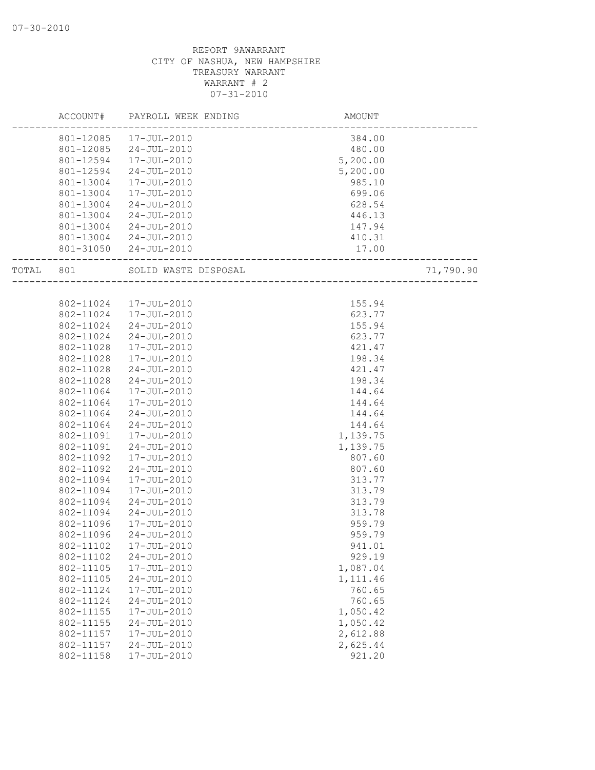07-30-2010

REPORT 9AWARRANT
CITY OF NASHUA, NEW HAMPSHIRE
TREASURY WARRANT
WARRANT # 2
07-31-2010

| ACCOUNT# | PAYROLL WEEK ENDING | AMOUNT | |
|---|---|---|---|
| 801-12085 | 17-JUL-2010 | 384.00 | |
| 801-12085 | 24-JUL-2010 | 480.00 | |
| 801-12594 | 17-JUL-2010 | 5,200.00 | |
| 801-12594 | 24-JUL-2010 | 5,200.00 | |
| 801-13004 | 17-JUL-2010 | 985.10 | |
| 801-13004 | 17-JUL-2010 | 699.06 | |
| 801-13004 | 24-JUL-2010 | 628.54 | |
| 801-13004 | 24-JUL-2010 | 446.13 | |
| 801-13004 | 24-JUL-2010 | 147.94 | |
| 801-13004 | 24-JUL-2010 | 410.31 | |
| 801-31050 | 24-JUL-2010 | 17.00 | |
| TOTAL 801 | SOLID WASTE DISPOSAL | | 71,790.90 |
| 802-11024 | 17-JUL-2010 | 155.94 | |
| 802-11024 | 17-JUL-2010 | 623.77 | |
| 802-11024 | 24-JUL-2010 | 155.94 | |
| 802-11024 | 24-JUL-2010 | 623.77 | |
| 802-11028 | 17-JUL-2010 | 421.47 | |
| 802-11028 | 17-JUL-2010 | 198.34 | |
| 802-11028 | 24-JUL-2010 | 421.47 | |
| 802-11028 | 24-JUL-2010 | 198.34 | |
| 802-11064 | 17-JUL-2010 | 144.64 | |
| 802-11064 | 17-JUL-2010 | 144.64 | |
| 802-11064 | 24-JUL-2010 | 144.64 | |
| 802-11064 | 24-JUL-2010 | 144.64 | |
| 802-11091 | 17-JUL-2010 | 1,139.75 | |
| 802-11091 | 24-JUL-2010 | 1,139.75 | |
| 802-11092 | 17-JUL-2010 | 807.60 | |
| 802-11092 | 24-JUL-2010 | 807.60 | |
| 802-11094 | 17-JUL-2010 | 313.77 | |
| 802-11094 | 17-JUL-2010 | 313.79 | |
| 802-11094 | 24-JUL-2010 | 313.79 | |
| 802-11094 | 24-JUL-2010 | 313.78 | |
| 802-11096 | 17-JUL-2010 | 959.79 | |
| 802-11096 | 24-JUL-2010 | 959.79 | |
| 802-11102 | 17-JUL-2010 | 941.01 | |
| 802-11102 | 24-JUL-2010 | 929.19 | |
| 802-11105 | 17-JUL-2010 | 1,087.04 | |
| 802-11105 | 24-JUL-2010 | 1,111.46 | |
| 802-11124 | 17-JUL-2010 | 760.65 | |
| 802-11124 | 24-JUL-2010 | 760.65 | |
| 802-11155 | 17-JUL-2010 | 1,050.42 | |
| 802-11155 | 24-JUL-2010 | 1,050.42 | |
| 802-11157 | 17-JUL-2010 | 2,612.88 | |
| 802-11157 | 24-JUL-2010 | 2,625.44 | |
| 802-11158 | 17-JUL-2010 | 921.20 | |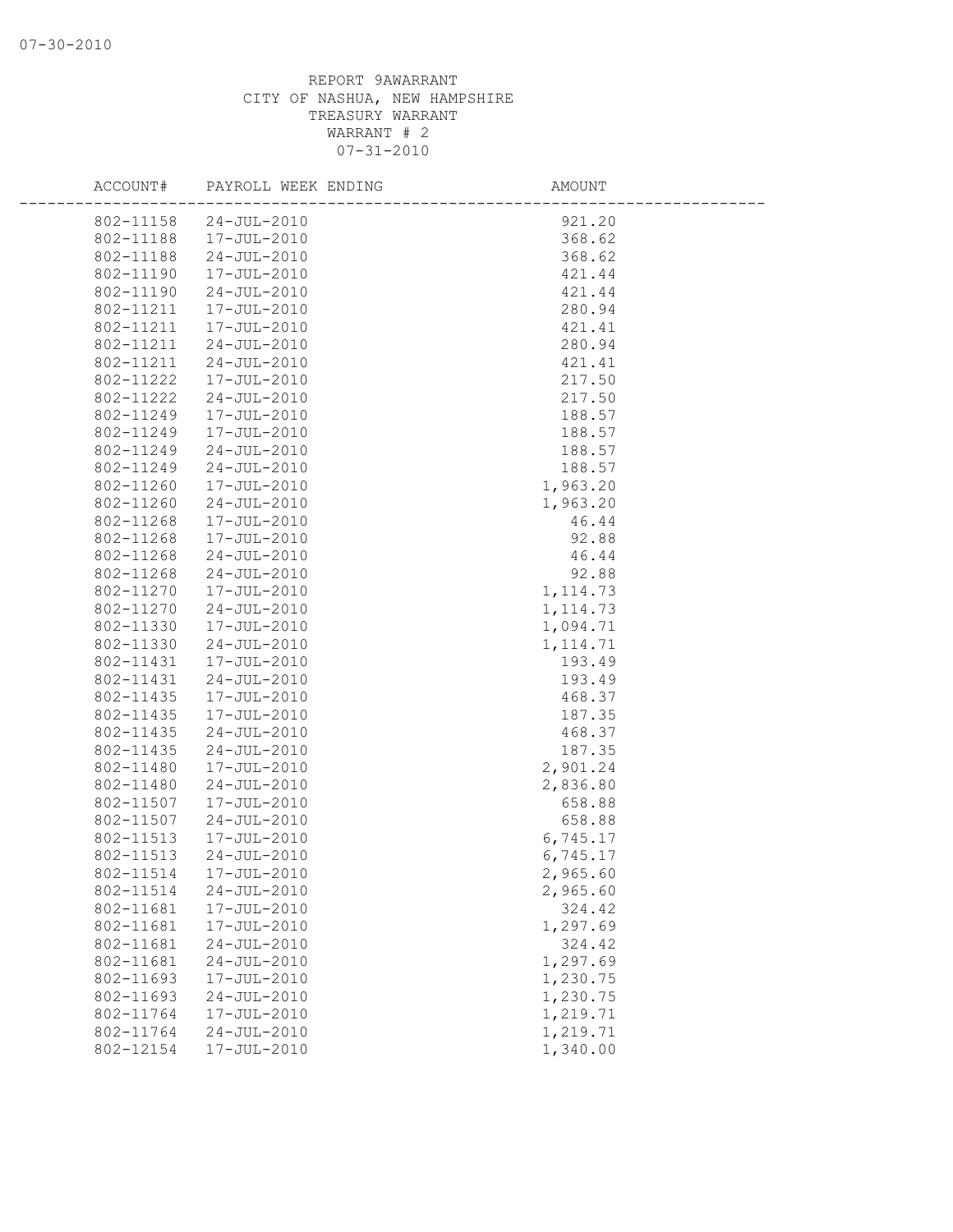07-30-2010

REPORT 9AWARRANT
CITY OF NASHUA, NEW HAMPSHIRE
TREASURY WARRANT
WARRANT # 2
07-31-2010

| ACCOUNT# | PAYROLL WEEK ENDING | AMOUNT |
|---|---|---|
| 802-11158 | 24-JUL-2010 | 921.20 |
| 802-11188 | 17-JUL-2010 | 368.62 |
| 802-11188 | 24-JUL-2010 | 368.62 |
| 802-11190 | 17-JUL-2010 | 421.44 |
| 802-11190 | 24-JUL-2010 | 421.44 |
| 802-11211 | 17-JUL-2010 | 280.94 |
| 802-11211 | 17-JUL-2010 | 421.41 |
| 802-11211 | 24-JUL-2010 | 280.94 |
| 802-11211 | 24-JUL-2010 | 421.41 |
| 802-11222 | 17-JUL-2010 | 217.50 |
| 802-11222 | 24-JUL-2010 | 217.50 |
| 802-11249 | 17-JUL-2010 | 188.57 |
| 802-11249 | 17-JUL-2010 | 188.57 |
| 802-11249 | 24-JUL-2010 | 188.57 |
| 802-11249 | 24-JUL-2010 | 188.57 |
| 802-11260 | 17-JUL-2010 | 1,963.20 |
| 802-11260 | 24-JUL-2010 | 1,963.20 |
| 802-11268 | 17-JUL-2010 | 46.44 |
| 802-11268 | 17-JUL-2010 | 92.88 |
| 802-11268 | 24-JUL-2010 | 46.44 |
| 802-11268 | 24-JUL-2010 | 92.88 |
| 802-11270 | 17-JUL-2010 | 1,114.73 |
| 802-11270 | 24-JUL-2010 | 1,114.73 |
| 802-11330 | 17-JUL-2010 | 1,094.71 |
| 802-11330 | 24-JUL-2010 | 1,114.71 |
| 802-11431 | 17-JUL-2010 | 193.49 |
| 802-11431 | 24-JUL-2010 | 193.49 |
| 802-11435 | 17-JUL-2010 | 468.37 |
| 802-11435 | 17-JUL-2010 | 187.35 |
| 802-11435 | 24-JUL-2010 | 468.37 |
| 802-11435 | 24-JUL-2010 | 187.35 |
| 802-11480 | 17-JUL-2010 | 2,901.24 |
| 802-11480 | 24-JUL-2010 | 2,836.80 |
| 802-11507 | 17-JUL-2010 | 658.88 |
| 802-11507 | 24-JUL-2010 | 658.88 |
| 802-11513 | 17-JUL-2010 | 6,745.17 |
| 802-11513 | 24-JUL-2010 | 6,745.17 |
| 802-11514 | 17-JUL-2010 | 2,965.60 |
| 802-11514 | 24-JUL-2010 | 2,965.60 |
| 802-11681 | 17-JUL-2010 | 324.42 |
| 802-11681 | 17-JUL-2010 | 1,297.69 |
| 802-11681 | 24-JUL-2010 | 324.42 |
| 802-11681 | 24-JUL-2010 | 1,297.69 |
| 802-11693 | 17-JUL-2010 | 1,230.75 |
| 802-11693 | 24-JUL-2010 | 1,230.75 |
| 802-11764 | 17-JUL-2010 | 1,219.71 |
| 802-11764 | 24-JUL-2010 | 1,219.71 |
| 802-12154 | 17-JUL-2010 | 1,340.00 |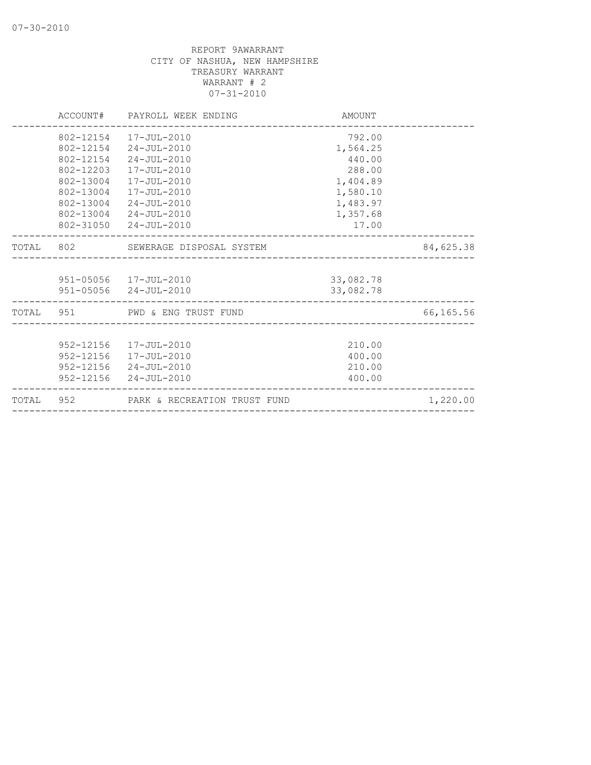REPORT 9AWARRANT
CITY OF NASHUA, NEW HAMPSHIRE
TREASURY WARRANT
WARRANT # 2
07-31-2010

| | ACCOUNT# | PAYROLL WEEK ENDING | AMOUNT | |
|---|---|---|---|---|
| | 802-12154 | 17-JUL-2010 | 792.00 | |
| | 802-12154 | 24-JUL-2010 | 1,564.25 | |
| | 802-12154 | 24-JUL-2010 | 440.00 | |
| | 802-12203 | 17-JUL-2010 | 288.00 | |
| | 802-13004 | 17-JUL-2010 | 1,404.89 | |
| | 802-13004 | 17-JUL-2010 | 1,580.10 | |
| | 802-13004 | 24-JUL-2010 | 1,483.97 | |
| | 802-13004 | 24-JUL-2010 | 1,357.68 | |
| | 802-31050 | 24-JUL-2010 | 17.00 | |
| TOTAL | 802 | SEWERAGE DISPOSAL SYSTEM | | 84,625.38 |
| | 951-05056 | 17-JUL-2010 | 33,082.78 | |
| | 951-05056 | 24-JUL-2010 | 33,082.78 | |
| TOTAL | 951 | PWD & ENG TRUST FUND | | 66,165.56 |
| | 952-12156 | 17-JUL-2010 | 210.00 | |
| | 952-12156 | 17-JUL-2010 | 400.00 | |
| | 952-12156 | 24-JUL-2010 | 210.00 | |
| | 952-12156 | 24-JUL-2010 | 400.00 | |
| TOTAL | 952 | PARK & RECREATION TRUST FUND | | 1,220.00 |